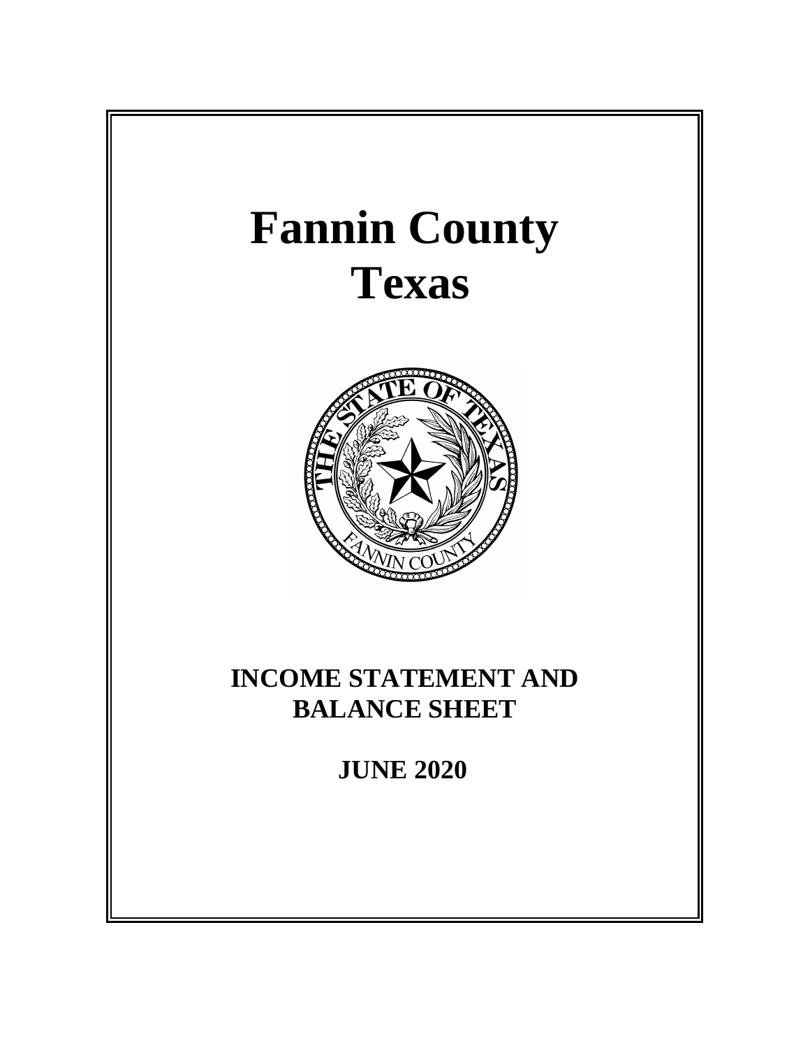# Fannin County
# Texas

## INCOME STATEMENT AND BALANCE SHEET

## JUNE 2020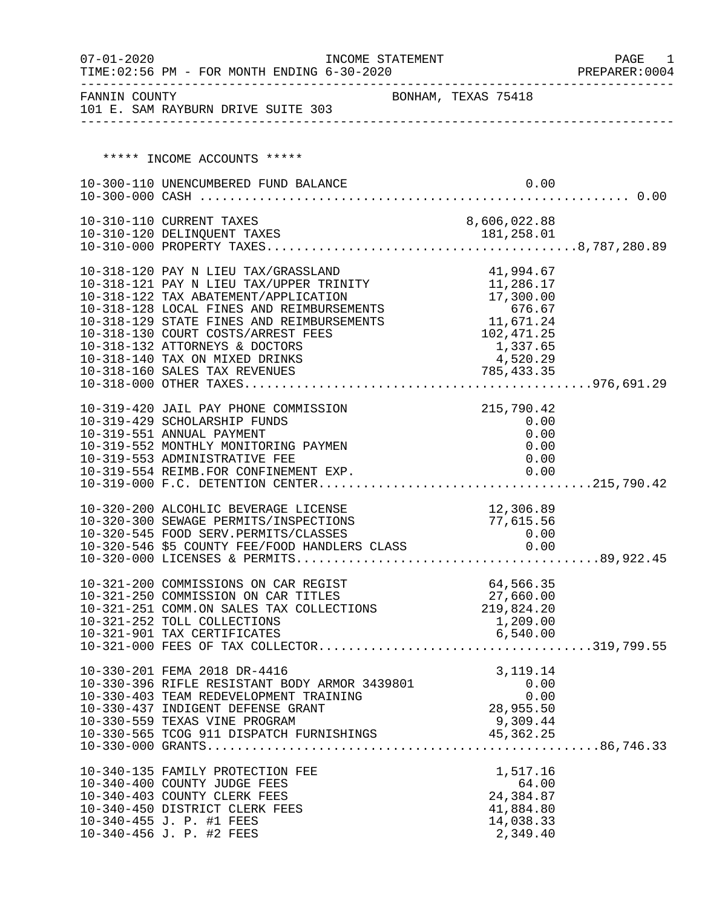07-01-2020 INCOME STATEMENT PAGE 1
TIME:02:56 PM - FOR MONTH ENDING 6-30-2020 PREPARER:0004

FANNIN COUNTY BONHAM, TEXAS 75418
101 E. SAM RAYBURN DRIVE SUITE 303

***** INCOME ACCOUNTS *****

| Account | Description | Amount | Total |
|---|---|---|---|
| 10-300-110 | UNENCUMBERED FUND BALANCE | 0.00 | |
| 10-300-000 | CASH | | 0.00 |
| 10-310-110 | CURRENT TAXES | 8,606,022.88 | |
| 10-310-120 | DELINQUENT TAXES | 181,258.01 | |
| 10-310-000 | PROPERTY TAXES | | 8,787,280.89 |
| 10-318-120 | PAY N LIEU TAX/GRASSLAND | 41,994.67 | |
| 10-318-121 | PAY N LIEU TAX/UPPER TRINITY | 11,286.17 | |
| 10-318-122 | TAX ABATEMENT/APPLICATION | 17,300.00 | |
| 10-318-128 | LOCAL FINES AND REIMBURSEMENTS | 676.67 | |
| 10-318-129 | STATE FINES AND REIMBURSEMENTS | 11,671.24 | |
| 10-318-130 | COURT COSTS/ARREST FEES | 102,471.25 | |
| 10-318-132 | ATTORNEYS & DOCTORS | 1,337.65 | |
| 10-318-140 | TAX ON MIXED DRINKS | 4,520.29 | |
| 10-318-160 | SALES TAX REVENUES | 785,433.35 | |
| 10-318-000 | OTHER TAXES | | 976,691.29 |
| 10-319-420 | JAIL PAY PHONE COMMISSION | 215,790.42 | |
| 10-319-429 | SCHOLARSHIP FUNDS | 0.00 | |
| 10-319-551 | ANNUAL PAYMENT | 0.00 | |
| 10-319-552 | MONTHLY MONITORING PAYMEN | 0.00 | |
| 10-319-553 | ADMINISTRATIVE FEE | 0.00 | |
| 10-319-554 | REIMB.FOR CONFINEMENT EXP. | 0.00 | |
| 10-319-000 | F.C. DETENTION CENTER | | 215,790.42 |
| 10-320-200 | ALCOHLIC BEVERAGE LICENSE | 12,306.89 | |
| 10-320-300 | SEWAGE PERMITS/INSPECTIONS | 77,615.56 | |
| 10-320-545 | FOOD SERV.PERMITS/CLASSES | 0.00 | |
| 10-320-546 | $5 COUNTY FEE/FOOD HANDLERS CLASS | 0.00 | |
| 10-320-000 | LICENSES & PERMITS | | 89,922.45 |
| 10-321-200 | COMMISSIONS ON CAR REGIST | 64,566.35 | |
| 10-321-250 | COMMISSION ON CAR TITLES | 27,660.00 | |
| 10-321-251 | COMM.ON SALES TAX COLLECTIONS | 219,824.20 | |
| 10-321-252 | TOLL COLLECTIONS | 1,209.00 | |
| 10-321-901 | TAX CERTIFICATES | 6,540.00 | |
| 10-321-000 | FEES OF TAX COLLECTOR | | 319,799.55 |
| 10-330-201 | FEMA 2018 DR-4416 | 3,119.14 | |
| 10-330-396 | RIFLE RESISTANT BODY ARMOR 3439801 | 0.00 | |
| 10-330-403 | TEAM REDEVELOPMENT TRAINING | 0.00 | |
| 10-330-437 | INDIGENT DEFENSE GRANT | 28,955.50 | |
| 10-330-559 | TEXAS VINE PROGRAM | 9,309.44 | |
| 10-330-565 | TCOG 911 DISPATCH FURNISHINGS | 45,362.25 | |
| 10-330-000 | GRANTS | | 86,746.33 |
| 10-340-135 | FAMILY PROTECTION FEE | 1,517.16 | |
| 10-340-400 | COUNTY JUDGE FEES | 64.00 | |
| 10-340-403 | COUNTY CLERK FEES | 24,384.87 | |
| 10-340-450 | DISTRICT CLERK FEES | 41,884.80 | |
| 10-340-455 | J. P. #1 FEES | 14,038.33 | |
| 10-340-456 | J. P. #2 FEES | 2,349.40 | |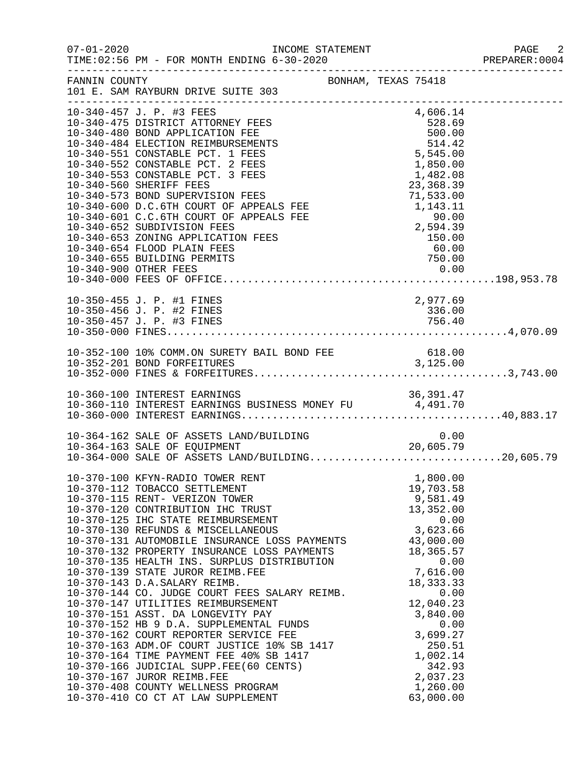FANNIN COUNTY — BONHAM, TEXAS 75418
101 E. SAM RAYBURN DRIVE SUITE 303

INCOME STATEMENT
TIME:02:56 PM - FOR MONTH ENDING 6-30-2020

| Account | Description | Amount | Total |
|---|---|---|---|
| 10-340-457 | J. P. #3 FEES | 4,606.14 | |
| 10-340-475 | DISTRICT ATTORNEY FEES | 528.69 | |
| 10-340-480 | BOND APPLICATION FEE | 500.00 | |
| 10-340-484 | ELECTION REIMBURSEMENTS | 514.42 | |
| 10-340-551 | CONSTABLE PCT. 1 FEES | 5,545.00 | |
| 10-340-552 | CONSTABLE PCT. 2 FEES | 1,850.00 | |
| 10-340-553 | CONSTABLE PCT. 3 FEES | 1,482.08 | |
| 10-340-560 | SHERIFF FEES | 23,368.39 | |
| 10-340-573 | BOND SUPERVISION FEES | 71,533.00 | |
| 10-340-600 | D.C.6TH COURT OF APPEALS FEE | 1,143.11 | |
| 10-340-601 | C.C.6TH COURT OF APPEALS FEE | 90.00 | |
| 10-340-652 | SUBDIVISION FEES | 2,594.39 | |
| 10-340-653 | ZONING APPLICATION FEES | 150.00 | |
| 10-340-654 | FLOOD PLAIN FEES | 60.00 | |
| 10-340-655 | BUILDING PERMITS | 750.00 | |
| 10-340-900 | OTHER FEES | 0.00 | |
| 10-340-000 | FEES OF OFFICE | | 198,953.78 |
| 10-350-455 | J. P. #1 FINES | 2,977.69 | |
| 10-350-456 | J. P. #2 FINES | 336.00 | |
| 10-350-457 | J. P. #3 FINES | 756.40 | |
| 10-350-000 | FINES | | 4,070.09 |
| 10-352-100 | 10% COMM.ON SURETY BAIL BOND FEE | 618.00 | |
| 10-352-201 | BOND FORFEITURES | 3,125.00 | |
| 10-352-000 | FINES & FORFEITURES | | 3,743.00 |
| 10-360-100 | INTEREST EARNINGS | 36,391.47 | |
| 10-360-110 | INTEREST EARNINGS BUSINESS MONEY FU | 4,491.70 | |
| 10-360-000 | INTEREST EARNINGS | | 40,883.17 |
| 10-364-162 | SALE OF ASSETS LAND/BUILDING | 0.00 | |
| 10-364-163 | SALE OF EQUIPMENT | 20,605.79 | |
| 10-364-000 | SALE OF ASSETS LAND/BUILDING | | 20,605.79 |
| 10-370-100 | KFYN-RADIO TOWER RENT | 1,800.00 | |
| 10-370-112 | TOBACCO SETTLEMENT | 19,703.58 | |
| 10-370-115 | RENT- VERIZON TOWER | 9,581.49 | |
| 10-370-120 | CONTRIBUTION IHC TRUST | 13,352.00 | |
| 10-370-125 | IHC STATE REIMBURSEMENT | 0.00 | |
| 10-370-130 | REFUNDS & MISCELLANEOUS | 3,623.66 | |
| 10-370-131 | AUTOMOBILE INSURANCE LOSS PAYMENTS | 43,000.00 | |
| 10-370-132 | PROPERTY INSURANCE LOSS PAYMENTS | 18,365.57 | |
| 10-370-135 | HEALTH INS. SURPLUS DISTRIBUTION | 0.00 | |
| 10-370-139 | STATE JUROR REIMB.FEE | 7,616.00 | |
| 10-370-143 | D.A.SALARY REIMB. | 18,333.33 | |
| 10-370-144 | CO. JUDGE COURT FEES SALARY REIMB. | 0.00 | |
| 10-370-147 | UTILITIES REIMBURSEMENT | 12,040.23 | |
| 10-370-151 | ASST. DA LONGEVITY PAY | 3,840.00 | |
| 10-370-152 | HB 9 D.A. SUPPLEMENTAL FUNDS | 0.00 | |
| 10-370-162 | COURT REPORTER SERVICE FEE | 3,699.27 | |
| 10-370-163 | ADM.OF COURT JUSTICE 10% SB 1417 | 250.51 | |
| 10-370-164 | TIME PAYMENT FEE 40% SB 1417 | 1,002.14 | |
| 10-370-166 | JUDICIAL SUPP.FEE(60 CENTS) | 342.93 | |
| 10-370-167 | JUROR REIMB.FEE | 2,037.23 | |
| 10-370-408 | COUNTY WELLNESS PROGRAM | 1,260.00 | |
| 10-370-410 | CO CT AT LAW SUPPLEMENT | 63,000.00 | |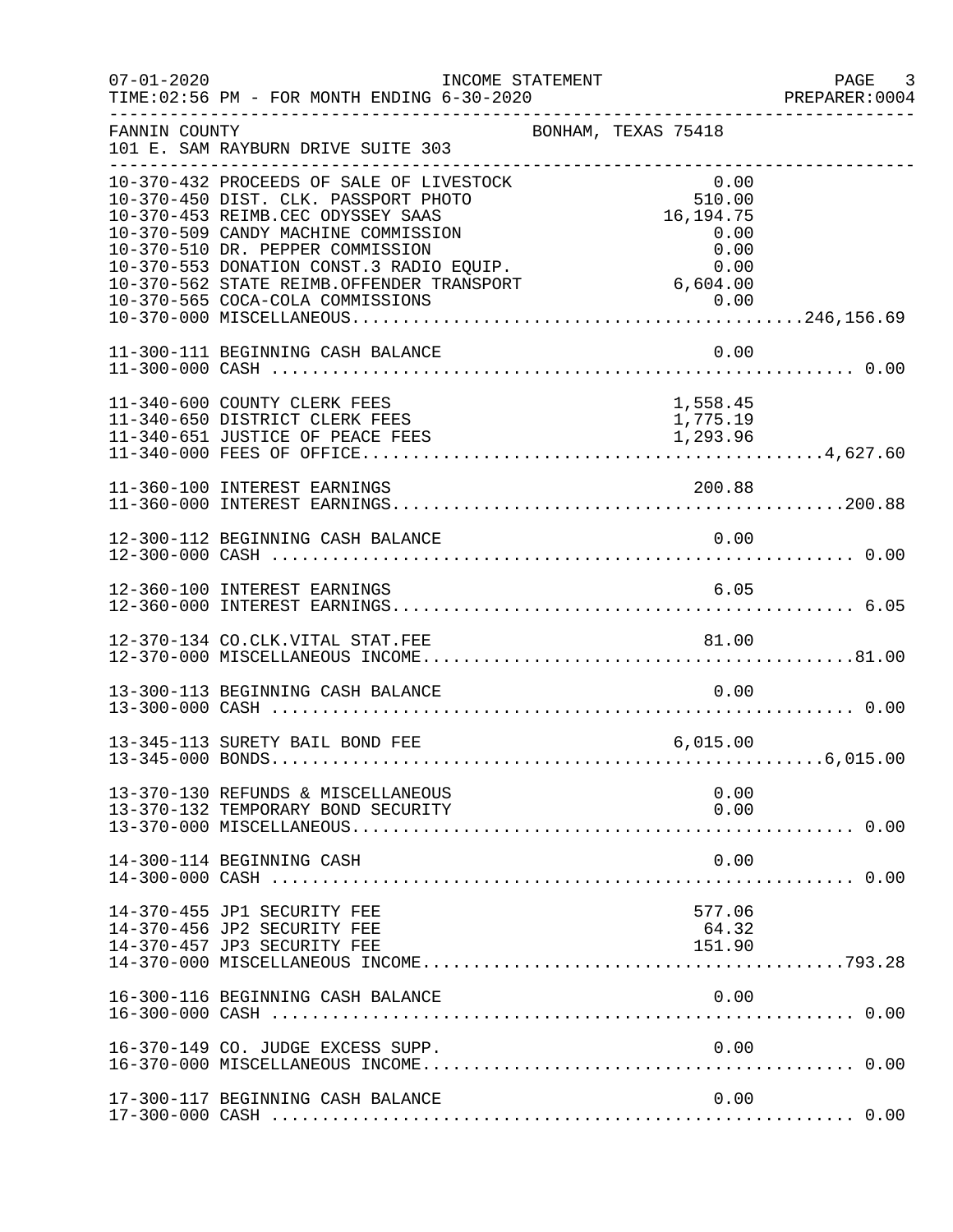FANNIN COUNTY — BONHAM, TEXAS 75418
101 E. SAM RAYBURN DRIVE SUITE 303

INCOME STATEMENT — FOR MONTH ENDING 6-30-2020

| Account | Description | Amount | Total |
|---|---|---|---|
| 10-370-432 | PROCEEDS OF SALE OF LIVESTOCK | 0.00 | |
| 10-370-450 | DIST. CLK. PASSPORT PHOTO | 510.00 | |
| 10-370-453 | REIMB.CEC ODYSSEY SAAS | 16,194.75 | |
| 10-370-509 | CANDY MACHINE COMMISSION | 0.00 | |
| 10-370-510 | DR. PEPPER COMMISSION | 0.00 | |
| 10-370-553 | DONATION CONST.3 RADIO EQUIP. | 0.00 | |
| 10-370-562 | STATE REIMB.OFFENDER TRANSPORT | 6,604.00 | |
| 10-370-565 | COCA-COLA COMMISSIONS | 0.00 | |
| 10-370-000 | MISCELLANEOUS | | 246,156.69 |
| 11-300-111 | BEGINNING CASH BALANCE | 0.00 | |
| 11-300-000 | CASH | | 0.00 |
| 11-340-600 | COUNTY CLERK FEES | 1,558.45 | |
| 11-340-650 | DISTRICT CLERK FEES | 1,775.19 | |
| 11-340-651 | JUSTICE OF PEACE FEES | 1,293.96 | |
| 11-340-000 | FEES OF OFFICE | | 4,627.60 |
| 11-360-100 | INTEREST EARNINGS | 200.88 | |
| 11-360-000 | INTEREST EARNINGS | | 200.88 |
| 12-300-112 | BEGINNING CASH BALANCE | 0.00 | |
| 12-300-000 | CASH | | 0.00 |
| 12-360-100 | INTEREST EARNINGS | 6.05 | |
| 12-360-000 | INTEREST EARNINGS | | 6.05 |
| 12-370-134 | CO.CLK.VITAL STAT.FEE | 81.00 | |
| 12-370-000 | MISCELLANEOUS INCOME | | 81.00 |
| 13-300-113 | BEGINNING CASH BALANCE | 0.00 | |
| 13-300-000 | CASH | | 0.00 |
| 13-345-113 | SURETY BAIL BOND FEE | 6,015.00 | |
| 13-345-000 | BONDS | | 6,015.00 |
| 13-370-130 | REFUNDS & MISCELLANEOUS | 0.00 | |
| 13-370-132 | TEMPORARY BOND SECURITY | 0.00 | |
| 13-370-000 | MISCELLANEOUS | | 0.00 |
| 14-300-114 | BEGINNING CASH | 0.00 | |
| 14-300-000 | CASH | | 0.00 |
| 14-370-455 | JP1 SECURITY FEE | 577.06 | |
| 14-370-456 | JP2 SECURITY FEE | 64.32 | |
| 14-370-457 | JP3 SECURITY FEE | 151.90 | |
| 14-370-000 | MISCELLANEOUS INCOME | | 793.28 |
| 16-300-116 | BEGINNING CASH BALANCE | 0.00 | |
| 16-300-000 | CASH | | 0.00 |
| 16-370-149 | CO. JUDGE EXCESS SUPP. | 0.00 | |
| 16-370-000 | MISCELLANEOUS INCOME | | 0.00 |
| 17-300-117 | BEGINNING CASH BALANCE | 0.00 | |
| 17-300-000 | CASH | | 0.00 |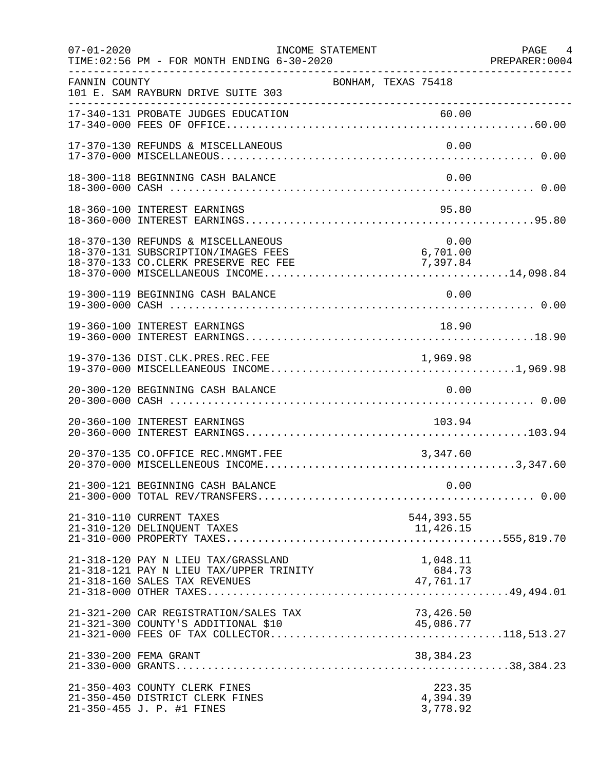FANNIN COUNTY BONHAM, TEXAS 75418
101 E. SAM RAYBURN DRIVE SUITE 303

| Account | Description | Amount | Total |
|---|---|---|---|
| 17-340-131 | PROBATE JUDGES EDUCATION | 60.00 | |
| 17-340-000 | FEES OF OFFICE | | 60.00 |
| 17-370-130 | REFUNDS & MISCELLANEOUS | 0.00 | |
| 17-370-000 | MISCELLANEOUS | | 0.00 |
| 18-300-118 | BEGINNING CASH BALANCE | 0.00 | |
| 18-300-000 | CASH | | 0.00 |
| 18-360-100 | INTEREST EARNINGS | 95.80 | |
| 18-360-000 | INTEREST EARNINGS | | 95.80 |
| 18-370-130 | REFUNDS & MISCELLANEOUS | 0.00 | |
| 18-370-131 | SUBSCRIPTION/IMAGES FEES | 6,701.00 | |
| 18-370-133 | CO.CLERK PRESERVE REC FEE | 7,397.84 | |
| 18-370-000 | MISCELLANEOUS INCOME | | 14,098.84 |
| 19-300-119 | BEGINNING CASH BALANCE | 0.00 | |
| 19-300-000 | CASH | | 0.00 |
| 19-360-100 | INTEREST EARNINGS | 18.90 | |
| 19-360-000 | INTEREST EARNINGS | | 18.90 |
| 19-370-136 | DIST.CLK.PRES.REC.FEE | 1,969.98 | |
| 19-370-000 | MISCELLEANEOUS INCOME | | 1,969.98 |
| 20-300-120 | BEGINNING CASH BALANCE | 0.00 | |
| 20-300-000 | CASH | | 0.00 |
| 20-360-100 | INTEREST EARNINGS | 103.94 | |
| 20-360-000 | INTEREST EARNINGS | | 103.94 |
| 20-370-135 | CO.OFFICE REC.MNGMT.FEE | 3,347.60 | |
| 20-370-000 | MISCELLENEOUS INCOME | | 3,347.60 |
| 21-300-121 | BEGINNING CASH BALANCE | 0.00 | |
| 21-300-000 | TOTAL REV/TRANSFERS | | 0.00 |
| 21-310-110 | CURRENT TAXES | 544,393.55 | |
| 21-310-120 | DELINQUENT TAXES | 11,426.15 | |
| 21-310-000 | PROPERTY TAXES | | 555,819.70 |
| 21-318-120 | PAY N LIEU TAX/GRASSLAND | 1,048.11 | |
| 21-318-121 | PAY N LIEU TAX/UPPER TRINITY | 684.73 | |
| 21-318-160 | SALES TAX REVENUES | 47,761.17 | |
| 21-318-000 | OTHER TAXES | | 49,494.01 |
| 21-321-200 | CAR REGISTRATION/SALES TAX | 73,426.50 | |
| 21-321-300 | COUNTY'S ADDITIONAL $10 | 45,086.77 | |
| 21-321-000 | FEES OF TAX COLLECTOR | | 118,513.27 |
| 21-330-200 | FEMA GRANT | 38,384.23 | |
| 21-330-000 | GRANTS | | 38,384.23 |
| 21-350-403 | COUNTY CLERK FINES | 223.35 | |
| 21-350-450 | DISTRICT CLERK FINES | 4,394.39 | |
| 21-350-455 | J. P. #1 FINES | 3,778.92 | |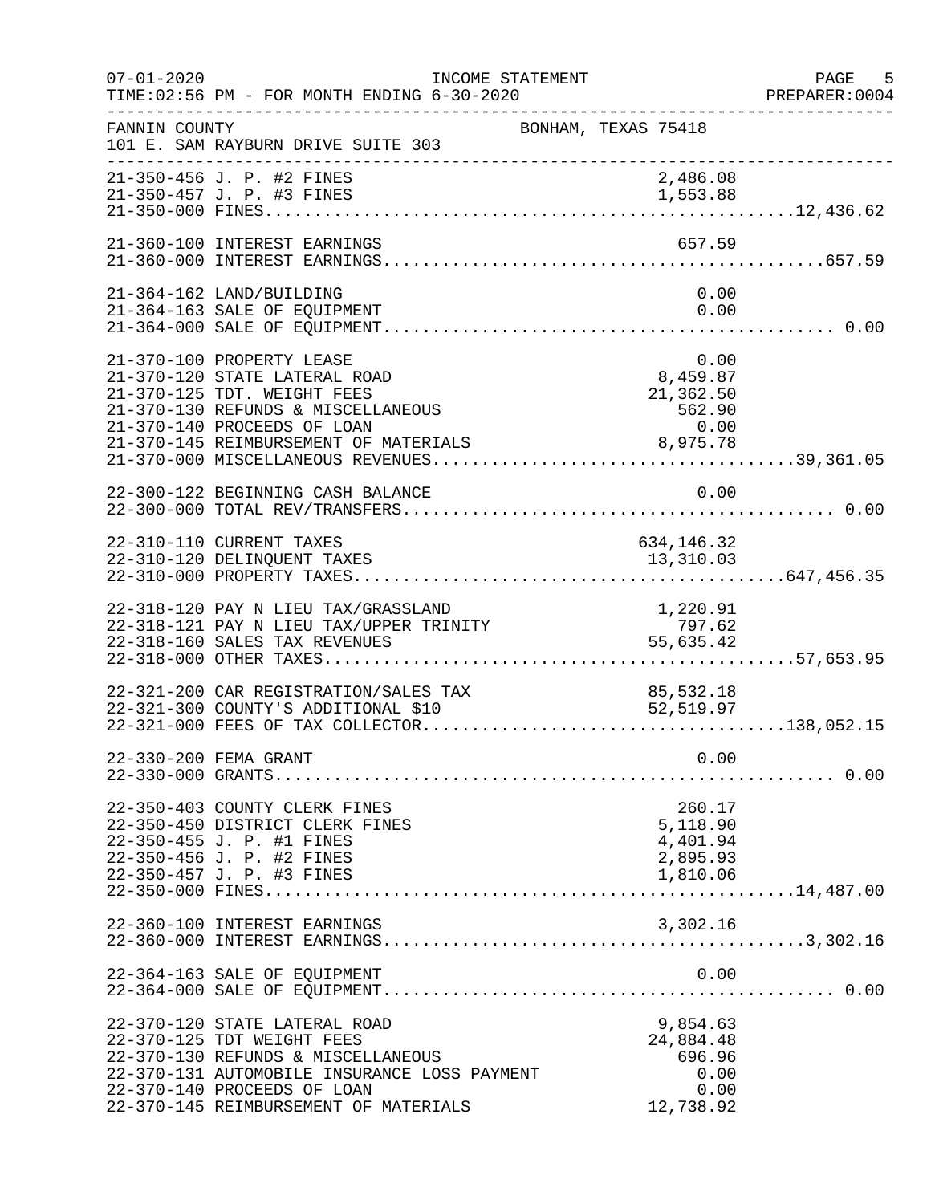FANNIN COUNTY — BONHAM, TEXAS 75418
101 E. SAM RAYBURN DRIVE SUITE 303

INCOME STATEMENT
FOR MONTH ENDING 6-30-2020

| Account | Description | Amount | Total |
|---|---|---|---|
| 21-350-456 | J. P. #2 FINES | 2,486.08 | |
| 21-350-457 | J. P. #3 FINES | 1,553.88 | |
| 21-350-000 | FINES | | 12,436.62 |
| 21-360-100 | INTEREST EARNINGS | 657.59 | |
| 21-360-000 | INTEREST EARNINGS | | 657.59 |
| 21-364-162 | LAND/BUILDING | 0.00 | |
| 21-364-163 | SALE OF EQUIPMENT | 0.00 | |
| 21-364-000 | SALE OF EQUIPMENT | | 0.00 |
| 21-370-100 | PROPERTY LEASE | 0.00 | |
| 21-370-120 | STATE LATERAL ROAD | 8,459.87 | |
| 21-370-125 | TDT. WEIGHT FEES | 21,362.50 | |
| 21-370-130 | REFUNDS & MISCELLANEOUS | 562.90 | |
| 21-370-140 | PROCEEDS OF LOAN | 0.00 | |
| 21-370-145 | REIMBURSEMENT OF MATERIALS | 8,975.78 | |
| 21-370-000 | MISCELLANEOUS REVENUES | | 39,361.05 |
| 22-300-122 | BEGINNING CASH BALANCE | 0.00 | |
| 22-300-000 | TOTAL REV/TRANSFERS | | 0.00 |
| 22-310-110 | CURRENT TAXES | 634,146.32 | |
| 22-310-120 | DELINQUENT TAXES | 13,310.03 | |
| 22-310-000 | PROPERTY TAXES | | 647,456.35 |
| 22-318-120 | PAY N LIEU TAX/GRASSLAND | 1,220.91 | |
| 22-318-121 | PAY N LIEU TAX/UPPER TRINITY | 797.62 | |
| 22-318-160 | SALES TAX REVENUES | 55,635.42 | |
| 22-318-000 | OTHER TAXES | | 57,653.95 |
| 22-321-200 | CAR REGISTRATION/SALES TAX | 85,532.18 | |
| 22-321-300 | COUNTY'S ADDITIONAL $10 | 52,519.97 | |
| 22-321-000 | FEES OF TAX COLLECTOR | | 138,052.15 |
| 22-330-200 | FEMA GRANT | 0.00 | |
| 22-330-000 | GRANTS | | 0.00 |
| 22-350-403 | COUNTY CLERK FINES | 260.17 | |
| 22-350-450 | DISTRICT CLERK FINES | 5,118.90 | |
| 22-350-455 | J. P. #1 FINES | 4,401.94 | |
| 22-350-456 | J. P. #2 FINES | 2,895.93 | |
| 22-350-457 | J. P. #3 FINES | 1,810.06 | |
| 22-350-000 | FINES | | 14,487.00 |
| 22-360-100 | INTEREST EARNINGS | 3,302.16 | |
| 22-360-000 | INTEREST EARNINGS | | 3,302.16 |
| 22-364-163 | SALE OF EQUIPMENT | 0.00 | |
| 22-364-000 | SALE OF EQUIPMENT | | 0.00 |
| 22-370-120 | STATE LATERAL ROAD | 9,854.63 | |
| 22-370-125 | TDT WEIGHT FEES | 24,884.48 | |
| 22-370-130 | REFUNDS & MISCELLANEOUS | 696.96 | |
| 22-370-131 | AUTOMOBILE INSURANCE LOSS PAYMENT | 0.00 | |
| 22-370-140 | PROCEEDS OF LOAN | 0.00 | |
| 22-370-145 | REIMBURSEMENT OF MATERIALS | 12,738.92 | |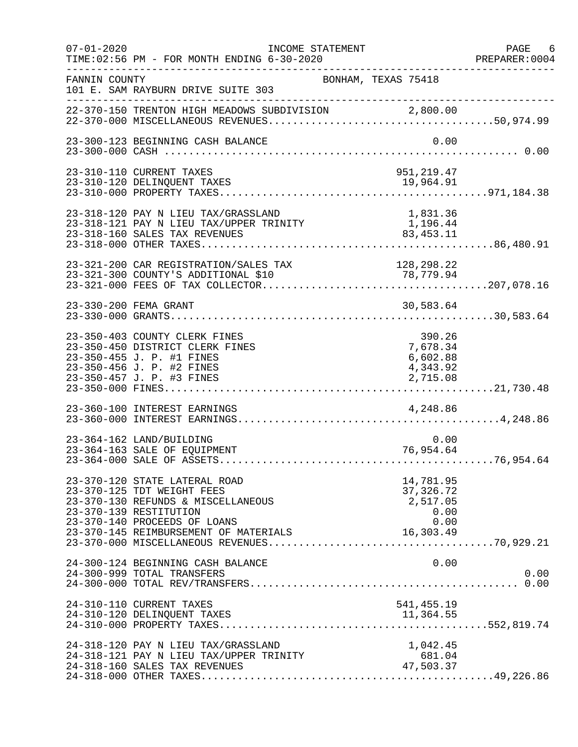FANNIN COUNTY — BONHAM, TEXAS 75418
101 E. SAM RAYBURN DRIVE SUITE 303

INCOME STATEMENT — TIME:02:56 PM - FOR MONTH ENDING 6-30-2020

| Account | Description | Amount | Total |
|---|---|---|---|
| 22-370-150 | TRENTON HIGH MEADOWS SUBDIVISION | 2,800.00 | |
| 22-370-000 | MISCELLANEOUS REVENUES | | 50,974.99 |
| 23-300-123 | BEGINNING CASH BALANCE | 0.00 | |
| 23-300-000 | CASH | | 0.00 |
| 23-310-110 | CURRENT TAXES | 951,219.47 | |
| 23-310-120 | DELINQUENT TAXES | 19,964.91 | |
| 23-310-000 | PROPERTY TAXES | | 971,184.38 |
| 23-318-120 | PAY N LIEU TAX/GRASSLAND | 1,831.36 | |
| 23-318-121 | PAY N LIEU TAX/UPPER TRINITY | 1,196.44 | |
| 23-318-160 | SALES TAX REVENUES | 83,453.11 | |
| 23-318-000 | OTHER TAXES | | 86,480.91 |
| 23-321-200 | CAR REGISTRATION/SALES TAX | 128,298.22 | |
| 23-321-300 | COUNTY'S ADDITIONAL $10 | 78,779.94 | |
| 23-321-000 | FEES OF TAX COLLECTOR | | 207,078.16 |
| 23-330-200 | FEMA GRANT | 30,583.64 | |
| 23-330-000 | GRANTS | | 30,583.64 |
| 23-350-403 | COUNTY CLERK FINES | 390.26 | |
| 23-350-450 | DISTRICT CLERK FINES | 7,678.34 | |
| 23-350-455 | J. P. #1 FINES | 6,602.88 | |
| 23-350-456 | J. P. #2 FINES | 4,343.92 | |
| 23-350-457 | J. P. #3 FINES | 2,715.08 | |
| 23-350-000 | FINES | | 21,730.48 |
| 23-360-100 | INTEREST EARNINGS | 4,248.86 | |
| 23-360-000 | INTEREST EARNINGS | | 4,248.86 |
| 23-364-162 | LAND/BUILDING | 0.00 | |
| 23-364-163 | SALE OF EQUIPMENT | 76,954.64 | |
| 23-364-000 | SALE OF ASSETS | | 76,954.64 |
| 23-370-120 | STATE LATERAL ROAD | 14,781.95 | |
| 23-370-125 | TDT WEIGHT FEES | 37,326.72 | |
| 23-370-130 | REFUNDS & MISCELLANEOUS | 2,517.05 | |
| 23-370-139 | RESTITUTION | 0.00 | |
| 23-370-140 | PROCEEDS OF LOANS | 0.00 | |
| 23-370-145 | REIMBURSEMENT OF MATERIALS | 16,303.49 | |
| 23-370-000 | MISCELLANEOUS REVENUES | | 70,929.21 |
| 24-300-124 | BEGINNING CASH BALANCE | 0.00 | |
| 24-300-999 | TOTAL TRANSFERS | | 0.00 |
| 24-300-000 | TOTAL REV/TRANSFERS | | 0.00 |
| 24-310-110 | CURRENT TAXES | 541,455.19 | |
| 24-310-120 | DELINQUENT TAXES | 11,364.55 | |
| 24-310-000 | PROPERTY TAXES | | 552,819.74 |
| 24-318-120 | PAY N LIEU TAX/GRASSLAND | 1,042.45 | |
| 24-318-121 | PAY N LIEU TAX/UPPER TRINITY | 681.04 | |
| 24-318-160 | SALES TAX REVENUES | 47,503.37 | |
| 24-318-000 | OTHER TAXES | | 49,226.86 |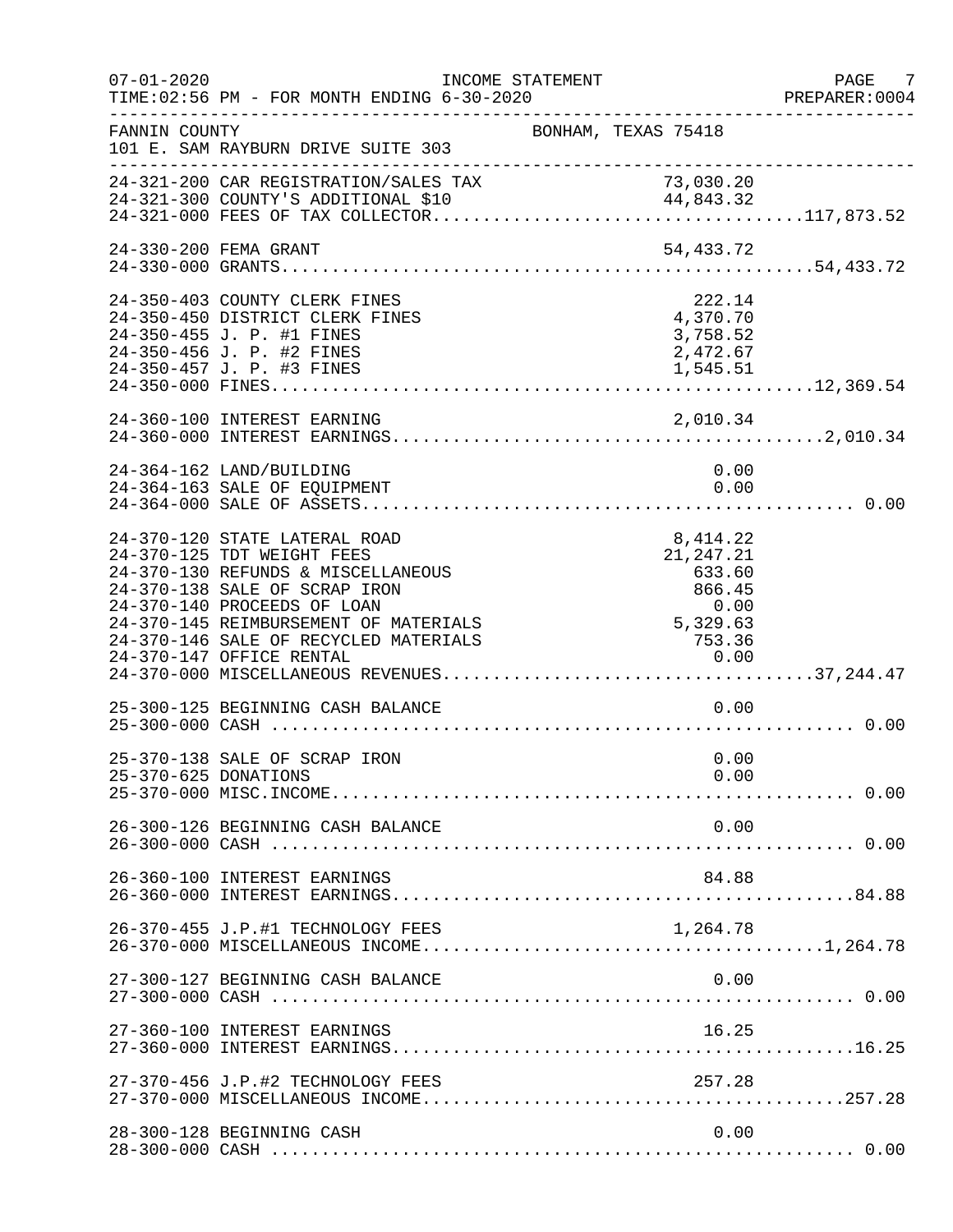INCOME STATEMENT

TIME:02:56 PM - FOR MONTH ENDING 6-30-2020

FANNIN COUNTY — BONHAM, TEXAS 75418
101 E. SAM RAYBURN DRIVE SUITE 303

| Account | Description | Amount | Total |
|---|---|---|---|
| 24-321-200 | CAR REGISTRATION/SALES TAX | 73,030.20 | |
| 24-321-300 | COUNTY'S ADDITIONAL $10 | 44,843.32 | |
| 24-321-000 | FEES OF TAX COLLECTOR | | 117,873.52 |
| 24-330-200 | FEMA GRANT | 54,433.72 | |
| 24-330-000 | GRANTS | | 54,433.72 |
| 24-350-403 | COUNTY CLERK FINES | 222.14 | |
| 24-350-450 | DISTRICT CLERK FINES | 4,370.70 | |
| 24-350-455 | J. P. #1 FINES | 3,758.52 | |
| 24-350-456 | J. P. #2 FINES | 2,472.67 | |
| 24-350-457 | J. P. #3 FINES | 1,545.51 | |
| 24-350-000 | FINES | | 12,369.54 |
| 24-360-100 | INTEREST EARNING | 2,010.34 | |
| 24-360-000 | INTEREST EARNINGS | | 2,010.34 |
| 24-364-162 | LAND/BUILDING | 0.00 | |
| 24-364-163 | SALE OF EQUIPMENT | 0.00 | |
| 24-364-000 | SALE OF ASSETS | | 0.00 |
| 24-370-120 | STATE LATERAL ROAD | 8,414.22 | |
| 24-370-125 | TDT WEIGHT FEES | 21,247.21 | |
| 24-370-130 | REFUNDS & MISCELLANEOUS | 633.60 | |
| 24-370-138 | SALE OF SCRAP IRON | 866.45 | |
| 24-370-140 | PROCEEDS OF LOAN | 0.00 | |
| 24-370-145 | REIMBURSEMENT OF MATERIALS | 5,329.63 | |
| 24-370-146 | SALE OF RECYCLED MATERIALS | 753.36 | |
| 24-370-147 | OFFICE RENTAL | 0.00 | |
| 24-370-000 | MISCELLANEOUS REVENUES | | 37,244.47 |
| 25-300-125 | BEGINNING CASH BALANCE | 0.00 | |
| 25-300-000 | CASH | | 0.00 |
| 25-370-138 | SALE OF SCRAP IRON | 0.00 | |
| 25-370-625 | DONATIONS | 0.00 | |
| 25-370-000 | MISC.INCOME | | 0.00 |
| 26-300-126 | BEGINNING CASH BALANCE | 0.00 | |
| 26-300-000 | CASH | | 0.00 |
| 26-360-100 | INTEREST EARNINGS | 84.88 | |
| 26-360-000 | INTEREST EARNINGS | | 84.88 |
| 26-370-455 | J.P.#1 TECHNOLOGY FEES | 1,264.78 | |
| 26-370-000 | MISCELLANEOUS INCOME | | 1,264.78 |
| 27-300-127 | BEGINNING CASH BALANCE | 0.00 | |
| 27-300-000 | CASH | | 0.00 |
| 27-360-100 | INTEREST EARNINGS | 16.25 | |
| 27-360-000 | INTEREST EARNINGS | | 16.25 |
| 27-370-456 | J.P.#2 TECHNOLOGY FEES | 257.28 | |
| 27-370-000 | MISCELLANEOUS INCOME | | 257.28 |
| 28-300-128 | BEGINNING CASH | 0.00 | |
| 28-300-000 | CASH | | 0.00 |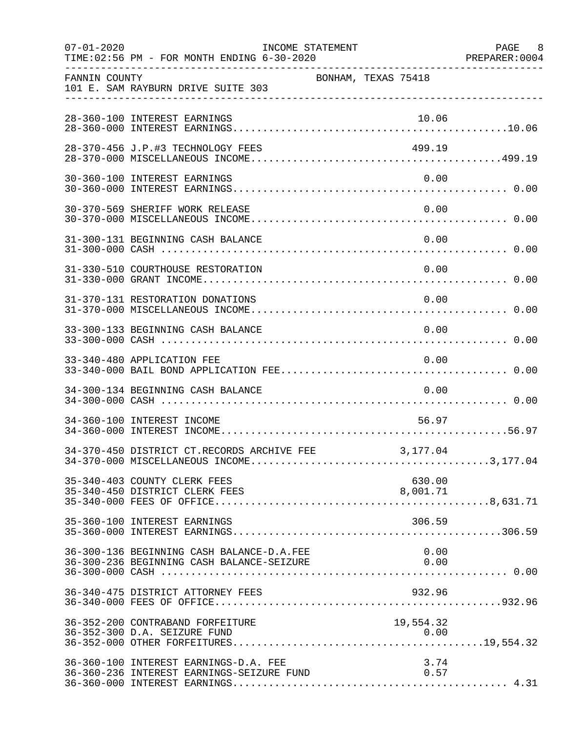FANNIN COUNTY — BONHAM, TEXAS 75418
101 E. SAM RAYBURN DRIVE SUITE 303

INCOME STATEMENT — TIME:02:56 PM - FOR MONTH ENDING 6-30-2020

| Account | Description | Amount | Total |
|---|---|---|---|
| 28-360-100 | INTEREST EARNINGS | 10.06 | |
| 28-360-000 | INTEREST EARNINGS | | 10.06 |
| 28-370-456 | J.P.#3 TECHNOLOGY FEES | 499.19 | |
| 28-370-000 | MISCELLANEOUS INCOME | | 499.19 |
| 30-360-100 | INTEREST EARNINGS | 0.00 | |
| 30-360-000 | INTEREST EARNINGS | | 0.00 |
| 30-370-569 | SHERIFF WORK RELEASE | 0.00 | |
| 30-370-000 | MISCELLANEOUS INCOME | | 0.00 |
| 31-300-131 | BEGINNING CASH BALANCE | 0.00 | |
| 31-300-000 | CASH | | 0.00 |
| 31-330-510 | COURTHOUSE RESTORATION | 0.00 | |
| 31-330-000 | GRANT INCOME | | 0.00 |
| 31-370-131 | RESTORATION DONATIONS | 0.00 | |
| 31-370-000 | MISCELLANEOUS INCOME | | 0.00 |
| 33-300-133 | BEGINNING CASH BALANCE | 0.00 | |
| 33-300-000 | CASH | | 0.00 |
| 33-340-480 | APPLICATION FEE | 0.00 | |
| 33-340-000 | BAIL BOND APPLICATION FEE | | 0.00 |
| 34-300-134 | BEGINNING CASH BALANCE | 0.00 | |
| 34-300-000 | CASH | | 0.00 |
| 34-360-100 | INTEREST INCOME | 56.97 | |
| 34-360-000 | INTEREST INCOME | | 56.97 |
| 34-370-450 | DISTRICT CT.RECORDS ARCHIVE FEE | 3,177.04 | |
| 34-370-000 | MISCELLANEOUS INCOME | | 3,177.04 |
| 35-340-403 | COUNTY CLERK FEES | 630.00 | |
| 35-340-450 | DISTRICT CLERK FEES | 8,001.71 | |
| 35-340-000 | FEES OF OFFICE | | 8,631.71 |
| 35-360-100 | INTEREST EARNINGS | 306.59 | |
| 35-360-000 | INTEREST EARNINGS | | 306.59 |
| 36-300-136 | BEGINNING CASH BALANCE-D.A.FEE | 0.00 | |
| 36-300-236 | BEGINNING CASH BALANCE-SEIZURE | 0.00 | |
| 36-300-000 | CASH | | 0.00 |
| 36-340-475 | DISTRICT ATTORNEY FEES | 932.96 | |
| 36-340-000 | FEES OF OFFICE | | 932.96 |
| 36-352-200 | CONTRABAND FORFEITURE | 19,554.32 | |
| 36-352-300 | D.A. SEIZURE FUND | 0.00 | |
| 36-352-000 | OTHER FORFEITURES | | 19,554.32 |
| 36-360-100 | INTEREST EARNINGS-D.A. FEE | 3.74 | |
| 36-360-236 | INTEREST EARNINGS-SEIZURE FUND | 0.57 | |
| 36-360-000 | INTEREST EARNINGS | | 4.31 |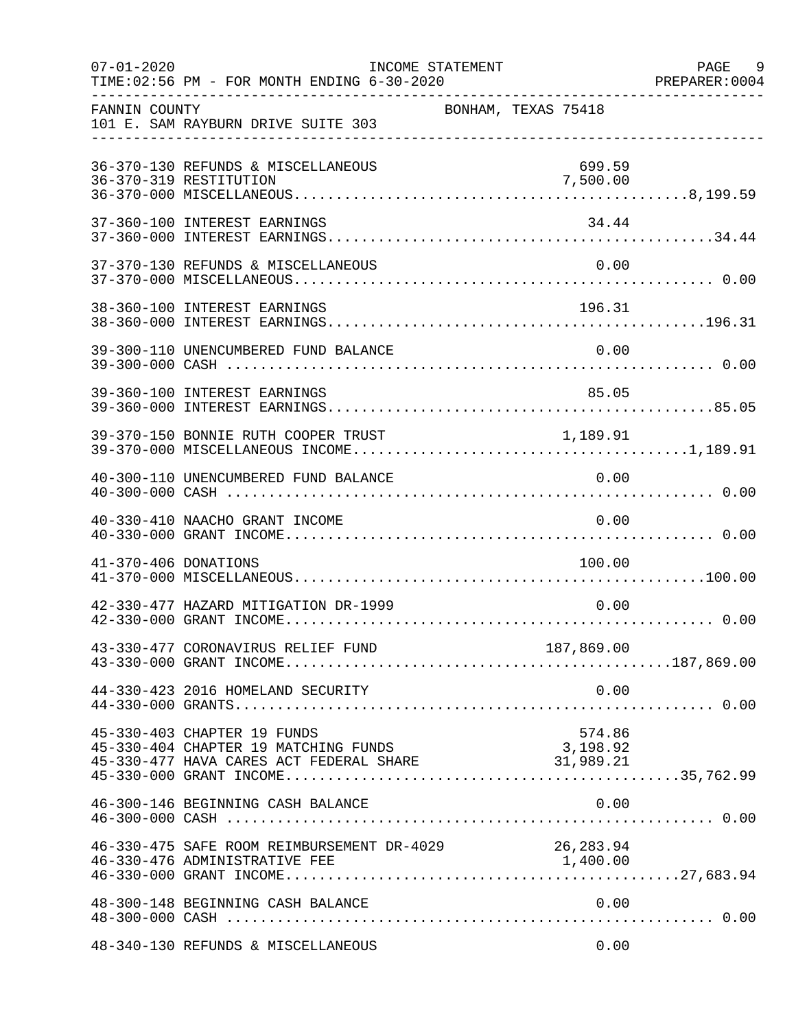FANNIN COUNTY — BONHAM, TEXAS 75418
101 E. SAM RAYBURN DRIVE SUITE 303

INCOME STATEMENT — FOR MONTH ENDING 6-30-2020

| Account | Description | Amount | Total |
|---|---|---|---|
| 36-370-130 | REFUNDS & MISCELLANEOUS | 699.59 | |
| 36-370-319 | RESTITUTION | 7,500.00 | |
| 36-370-000 | MISCELLANEOUS | | 8,199.59 |
| 37-360-100 | INTEREST EARNINGS | 34.44 | |
| 37-360-000 | INTEREST EARNINGS | | 34.44 |
| 37-370-130 | REFUNDS & MISCELLANEOUS | 0.00 | |
| 37-370-000 | MISCELLANEOUS | | 0.00 |
| 38-360-100 | INTEREST EARNINGS | 196.31 | |
| 38-360-000 | INTEREST EARNINGS | | 196.31 |
| 39-300-110 | UNENCUMBERED FUND BALANCE | 0.00 | |
| 39-300-000 | CASH | | 0.00 |
| 39-360-100 | INTEREST EARNINGS | 85.05 | |
| 39-360-000 | INTEREST EARNINGS | | 85.05 |
| 39-370-150 | BONNIE RUTH COOPER TRUST | 1,189.91 | |
| 39-370-000 | MISCELLANEOUS INCOME | | 1,189.91 |
| 40-300-110 | UNENCUMBERED FUND BALANCE | 0.00 | |
| 40-300-000 | CASH | | 0.00 |
| 40-330-410 | NAACHO GRANT INCOME | 0.00 | |
| 40-330-000 | GRANT INCOME | | 0.00 |
| 41-370-406 | DONATIONS | 100.00 | |
| 41-370-000 | MISCELLANEOUS | | 100.00 |
| 42-330-477 | HAZARD MITIGATION DR-1999 | 0.00 | |
| 42-330-000 | GRANT INCOME | | 0.00 |
| 43-330-477 | CORONAVIRUS RELIEF FUND | 187,869.00 | |
| 43-330-000 | GRANT INCOME | | 187,869.00 |
| 44-330-423 | 2016 HOMELAND SECURITY | 0.00 | |
| 44-330-000 | GRANTS | | 0.00 |
| 45-330-403 | CHAPTER 19 FUNDS | 574.86 | |
| 45-330-404 | CHAPTER 19 MATCHING FUNDS | 3,198.92 | |
| 45-330-477 | HAVA CARES ACT FEDERAL SHARE | 31,989.21 | |
| 45-330-000 | GRANT INCOME | | 35,762.99 |
| 46-300-146 | BEGINNING CASH BALANCE | 0.00 | |
| 46-300-000 | CASH | | 0.00 |
| 46-330-475 | SAFE ROOM REIMBURSEMENT DR-4029 | 26,283.94 | |
| 46-330-476 | ADMINISTRATIVE FEE | 1,400.00 | |
| 46-330-000 | GRANT INCOME | | 27,683.94 |
| 48-300-148 | BEGINNING CASH BALANCE | 0.00 | |
| 48-300-000 | CASH | | 0.00 |
| 48-340-130 | REFUNDS & MISCELLANEOUS | 0.00 | |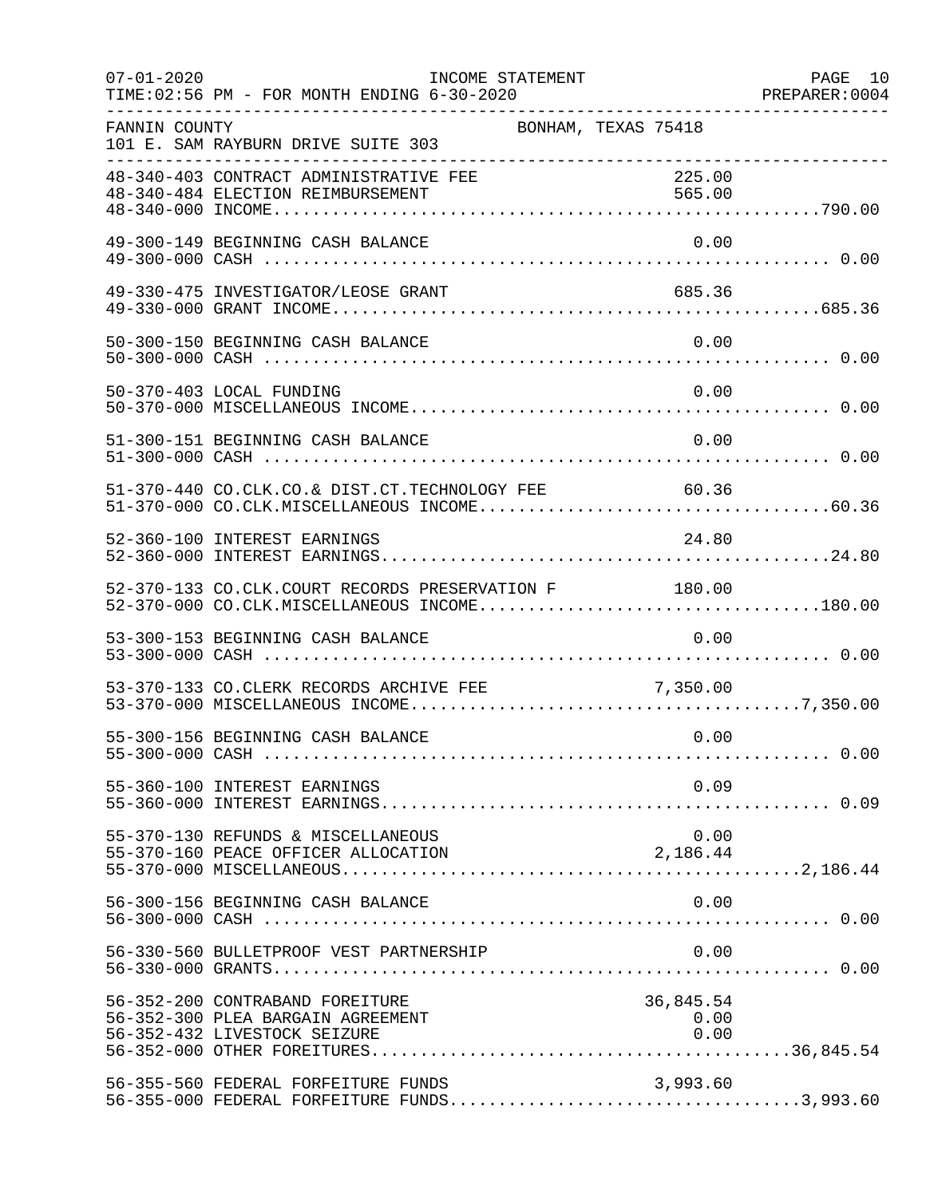FANNIN COUNTY — BONHAM, TEXAS 75418
101 E. SAM RAYBURN DRIVE SUITE 303

INCOME STATEMENT — FOR MONTH ENDING 6-30-2020

| Account | Description | Amount | Total |
|---|---|---|---|
| 48-340-403 | CONTRACT ADMINISTRATIVE FEE | 225.00 | |
| 48-340-484 | ELECTION REIMBURSEMENT | 565.00 | |
| 48-340-000 | INCOME | | 790.00 |
| 49-300-149 | BEGINNING CASH BALANCE | 0.00 | |
| 49-300-000 | CASH | | 0.00 |
| 49-330-475 | INVESTIGATOR/LEOSE GRANT | 685.36 | |
| 49-330-000 | GRANT INCOME | | 685.36 |
| 50-300-150 | BEGINNING CASH BALANCE | 0.00 | |
| 50-300-000 | CASH | | 0.00 |
| 50-370-403 | LOCAL FUNDING | 0.00 | |
| 50-370-000 | MISCELLANEOUS INCOME | | 0.00 |
| 51-300-151 | BEGINNING CASH BALANCE | 0.00 | |
| 51-300-000 | CASH | | 0.00 |
| 51-370-440 | CO.CLK.CO.& DIST.CT.TECHNOLOGY FEE | 60.36 | |
| 51-370-000 | CO.CLK.MISCELLANEOUS INCOME | | 60.36 |
| 52-360-100 | INTEREST EARNINGS | 24.80 | |
| 52-360-000 | INTEREST EARNINGS | | 24.80 |
| 52-370-133 | CO.CLK.COURT RECORDS PRESERVATION F | 180.00 | |
| 52-370-000 | CO.CLK.MISCELLANEOUS INCOME | | 180.00 |
| 53-300-153 | BEGINNING CASH BALANCE | 0.00 | |
| 53-300-000 | CASH | | 0.00 |
| 53-370-133 | CO.CLERK RECORDS ARCHIVE FEE | 7,350.00 | |
| 53-370-000 | MISCELLANEOUS INCOME | | 7,350.00 |
| 55-300-156 | BEGINNING CASH BALANCE | 0.00 | |
| 55-300-000 | CASH | | 0.00 |
| 55-360-100 | INTEREST EARNINGS | 0.09 | |
| 55-360-000 | INTEREST EARNINGS | | 0.09 |
| 55-370-130 | REFUNDS & MISCELLANEOUS | 0.00 | |
| 55-370-160 | PEACE OFFICER ALLOCATION | 2,186.44 | |
| 55-370-000 | MISCELLANEOUS | | 2,186.44 |
| 56-300-156 | BEGINNING CASH BALANCE | 0.00 | |
| 56-300-000 | CASH | | 0.00 |
| 56-330-560 | BULLETPROOF VEST PARTNERSHIP | 0.00 | |
| 56-330-000 | GRANTS | | 0.00 |
| 56-352-200 | CONTRABAND FOREITURE | 36,845.54 | |
| 56-352-300 | PLEA BARGAIN AGREEMENT | 0.00 | |
| 56-352-432 | LIVESTOCK SEIZURE | 0.00 | |
| 56-352-000 | OTHER FOREITURES | | 36,845.54 |
| 56-355-560 | FEDERAL FORFEITURE FUNDS | 3,993.60 | |
| 56-355-000 | FEDERAL FORFEITURE FUNDS | | 3,993.60 |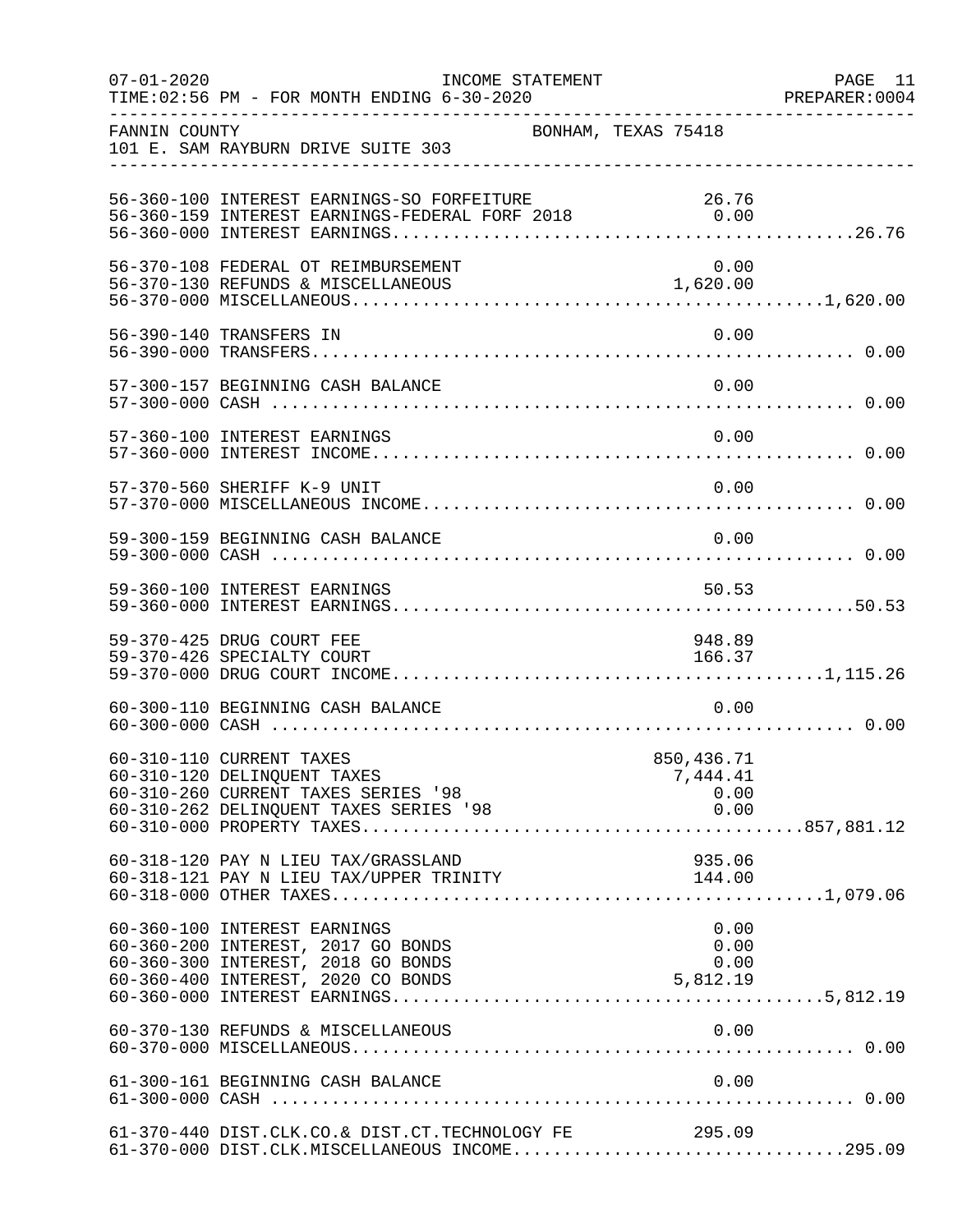FANNIN COUNTY BONHAM, TEXAS 75418
101 E. SAM RAYBURN DRIVE SUITE 303

INCOME STATEMENT
TIME:02:56 PM - FOR MONTH ENDING 6-30-2020

| Account | Description | Amount | Total |
|---|---|---|---|
| 56-360-100 | INTEREST EARNINGS-SO FORFEITURE | 26.76 | |
| 56-360-159 | INTEREST EARNINGS-FEDERAL FORF 2018 | 0.00 | |
| 56-360-000 | INTEREST EARNINGS | | 26.76 |
| 56-370-108 | FEDERAL OT REIMBURSEMENT | 0.00 | |
| 56-370-130 | REFUNDS & MISCELLANEOUS | 1,620.00 | |
| 56-370-000 | MISCELLANEOUS | | 1,620.00 |
| 56-390-140 | TRANSFERS IN | 0.00 | |
| 56-390-000 | TRANSFERS | | 0.00 |
| 57-300-157 | BEGINNING CASH BALANCE | 0.00 | |
| 57-300-000 | CASH | | 0.00 |
| 57-360-100 | INTEREST EARNINGS | 0.00 | |
| 57-360-000 | INTEREST INCOME | | 0.00 |
| 57-370-560 | SHERIFF K-9 UNIT | 0.00 | |
| 57-370-000 | MISCELLANEOUS INCOME | | 0.00 |
| 59-300-159 | BEGINNING CASH BALANCE | 0.00 | |
| 59-300-000 | CASH | | 0.00 |
| 59-360-100 | INTEREST EARNINGS | 50.53 | |
| 59-360-000 | INTEREST EARNINGS | | 50.53 |
| 59-370-425 | DRUG COURT FEE | 948.89 | |
| 59-370-426 | SPECIALTY COURT | 166.37 | |
| 59-370-000 | DRUG COURT INCOME | | 1,115.26 |
| 60-300-110 | BEGINNING CASH BALANCE | 0.00 | |
| 60-300-000 | CASH | | 0.00 |
| 60-310-110 | CURRENT TAXES | 850,436.71 | |
| 60-310-120 | DELINQUENT TAXES | 7,444.41 | |
| 60-310-260 | CURRENT TAXES SERIES '98 | 0.00 | |
| 60-310-262 | DELINQUENT TAXES SERIES '98 | 0.00 | |
| 60-310-000 | PROPERTY TAXES | | 857,881.12 |
| 60-318-120 | PAY N LIEU TAX/GRASSLAND | 935.06 | |
| 60-318-121 | PAY N LIEU TAX/UPPER TRINITY | 144.00 | |
| 60-318-000 | OTHER TAXES | | 1,079.06 |
| 60-360-100 | INTEREST EARNINGS | 0.00 | |
| 60-360-200 | INTEREST, 2017 GO BONDS | 0.00 | |
| 60-360-300 | INTEREST, 2018 GO BONDS | 0.00 | |
| 60-360-400 | INTEREST, 2020 CO BONDS | 5,812.19 | |
| 60-360-000 | INTEREST EARNINGS | | 5,812.19 |
| 60-370-130 | REFUNDS & MISCELLANEOUS | 0.00 | |
| 60-370-000 | MISCELLANEOUS | | 0.00 |
| 61-300-161 | BEGINNING CASH BALANCE | 0.00 | |
| 61-300-000 | CASH | | 0.00 |
| 61-370-440 | DIST.CLK.CO.& DIST.CT.TECHNOLOGY FE | 295.09 | |
| 61-370-000 | DIST.CLK.MISCELLANEOUS INCOME | | 295.09 |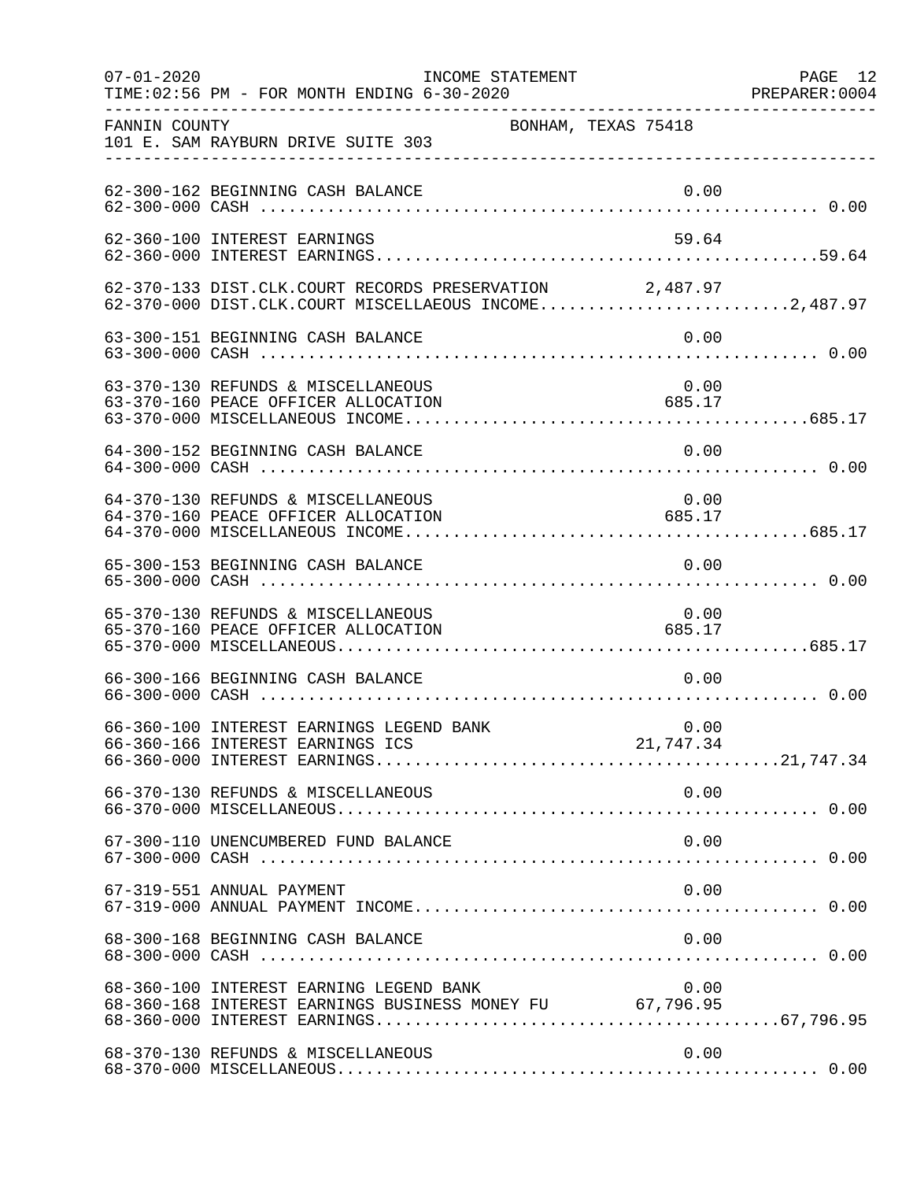FANNIN COUNTY — BONHAM, TEXAS 75418
101 E. SAM RAYBURN DRIVE SUITE 303

INCOME STATEMENT — FOR MONTH ENDING 6-30-2020

| Account | Description | Amount | Total |
|---|---|---|---|
| 62-300-162 | BEGINNING CASH BALANCE | 0.00 | |
| 62-300-000 | CASH | | 0.00 |
| 62-360-100 | INTEREST EARNINGS | 59.64 | |
| 62-360-000 | INTEREST EARNINGS | | 59.64 |
| 62-370-133 | DIST.CLK.COURT RECORDS PRESERVATION | 2,487.97 | |
| 62-370-000 | DIST.CLK.COURT MISCELLAEOUS INCOME | | 2,487.97 |
| 63-300-151 | BEGINNING CASH BALANCE | 0.00 | |
| 63-300-000 | CASH | | 0.00 |
| 63-370-130 | REFUNDS & MISCELLANEOUS | 0.00 | |
| 63-370-160 | PEACE OFFICER ALLOCATION | 685.17 | |
| 63-370-000 | MISCELLANEOUS INCOME | | 685.17 |
| 64-300-152 | BEGINNING CASH BALANCE | 0.00 | |
| 64-300-000 | CASH | | 0.00 |
| 64-370-130 | REFUNDS & MISCELLANEOUS | 0.00 | |
| 64-370-160 | PEACE OFFICER ALLOCATION | 685.17 | |
| 64-370-000 | MISCELLANEOUS INCOME | | 685.17 |
| 65-300-153 | BEGINNING CASH BALANCE | 0.00 | |
| 65-300-000 | CASH | | 0.00 |
| 65-370-130 | REFUNDS & MISCELLANEOUS | 0.00 | |
| 65-370-160 | PEACE OFFICER ALLOCATION | 685.17 | |
| 65-370-000 | MISCELLANEOUS | | 685.17 |
| 66-300-166 | BEGINNING CASH BALANCE | 0.00 | |
| 66-300-000 | CASH | | 0.00 |
| 66-360-100 | INTEREST EARNINGS LEGEND BANK | 0.00 | |
| 66-360-166 | INTEREST EARNINGS ICS | 21,747.34 | |
| 66-360-000 | INTEREST EARNINGS | | 21,747.34 |
| 66-370-130 | REFUNDS & MISCELLANEOUS | 0.00 | |
| 66-370-000 | MISCELLANEOUS | | 0.00 |
| 67-300-110 | UNENCUMBERED FUND BALANCE | 0.00 | |
| 67-300-000 | CASH | | 0.00 |
| 67-319-551 | ANNUAL PAYMENT | 0.00 | |
| 67-319-000 | ANNUAL PAYMENT INCOME | | 0.00 |
| 68-300-168 | BEGINNING CASH BALANCE | 0.00 | |
| 68-300-000 | CASH | | 0.00 |
| 68-360-100 | INTEREST EARNING LEGEND BANK | 0.00 | |
| 68-360-168 | INTEREST EARNINGS BUSINESS MONEY FU | 67,796.95 | |
| 68-360-000 | INTEREST EARNINGS | | 67,796.95 |
| 68-370-130 | REFUNDS & MISCELLANEOUS | 0.00 | |
| 68-370-000 | MISCELLANEOUS | | 0.00 |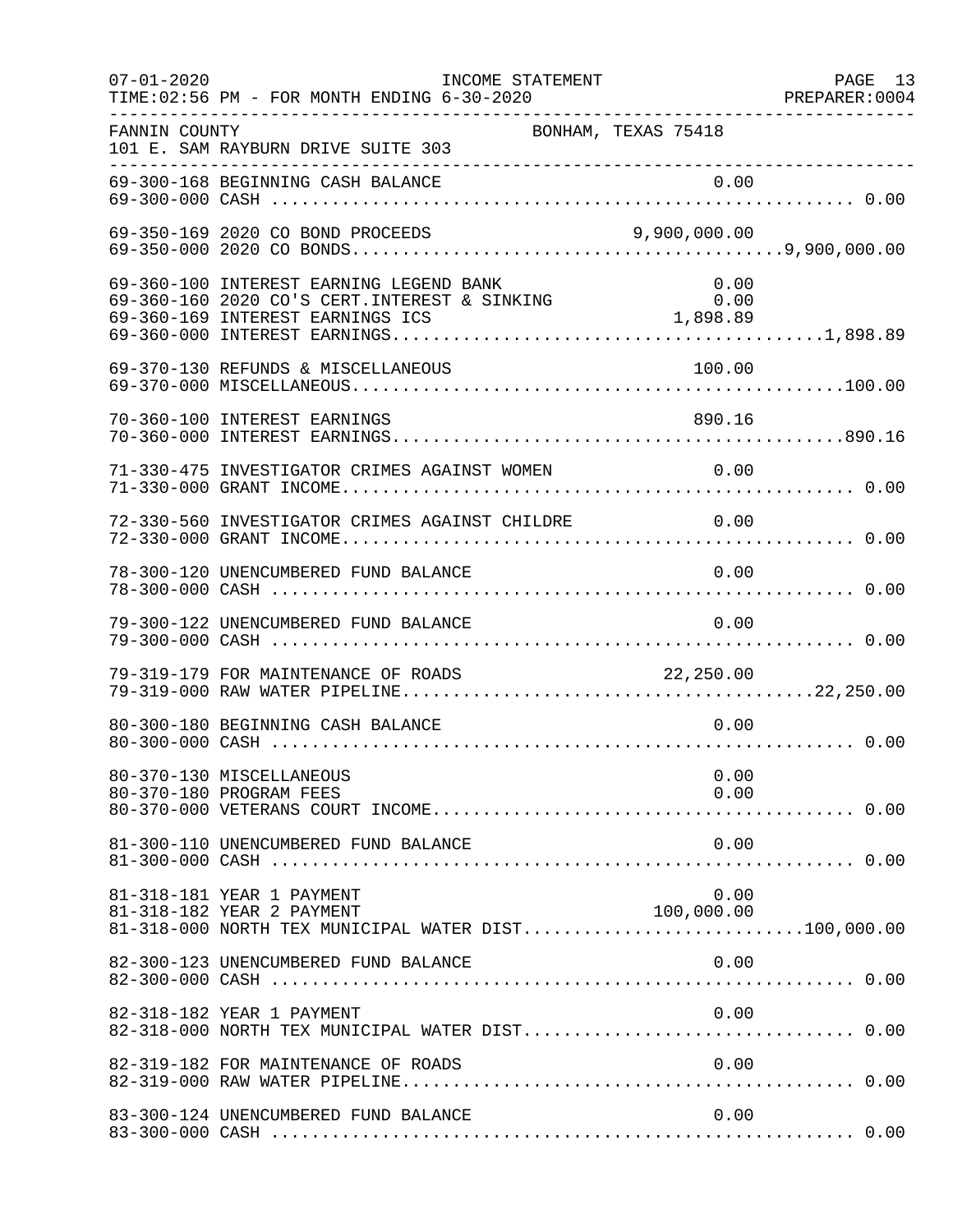FANNIN COUNTY BONHAM, TEXAS 75418
101 E. SAM RAYBURN DRIVE SUITE 303

| Account | Description | Detail | Total |
|---|---|---|---|
| 69-300-168 | BEGINNING CASH BALANCE | 0.00 | |
| 69-300-000 | CASH | | 0.00 |
| 69-350-169 | 2020 CO BOND PROCEEDS | 9,900,000.00 | |
| 69-350-000 | 2020 CO BONDS | | 9,900,000.00 |
| 69-360-100 | INTEREST EARNING LEGEND BANK | 0.00 | |
| 69-360-160 | 2020 CO'S CERT.INTEREST & SINKING | 0.00 | |
| 69-360-169 | INTEREST EARNINGS ICS | 1,898.89 | |
| 69-360-000 | INTEREST EARNINGS | | 1,898.89 |
| 69-370-130 | REFUNDS & MISCELLANEOUS | 100.00 | |
| 69-370-000 | MISCELLANEOUS | | 100.00 |
| 70-360-100 | INTEREST EARNINGS | 890.16 | |
| 70-360-000 | INTEREST EARNINGS | | 890.16 |
| 71-330-475 | INVESTIGATOR CRIMES AGAINST WOMEN | 0.00 | |
| 71-330-000 | GRANT INCOME | | 0.00 |
| 72-330-560 | INVESTIGATOR CRIMES AGAINST CHILDRE | 0.00 | |
| 72-330-000 | GRANT INCOME | | 0.00 |
| 78-300-120 | UNENCUMBERED FUND BALANCE | 0.00 | |
| 78-300-000 | CASH | | 0.00 |
| 79-300-122 | UNENCUMBERED FUND BALANCE | 0.00 | |
| 79-300-000 | CASH | | 0.00 |
| 79-319-179 | FOR MAINTENANCE OF ROADS | 22,250.00 | |
| 79-319-000 | RAW WATER PIPELINE | | 22,250.00 |
| 80-300-180 | BEGINNING CASH BALANCE | 0.00 | |
| 80-300-000 | CASH | | 0.00 |
| 80-370-130 | MISCELLANEOUS | 0.00 | |
| 80-370-180 | PROGRAM FEES | 0.00 | |
| 80-370-000 | VETERANS COURT INCOME | | 0.00 |
| 81-300-110 | UNENCUMBERED FUND BALANCE | 0.00 | |
| 81-300-000 | CASH | | 0.00 |
| 81-318-181 | YEAR 1 PAYMENT | 0.00 | |
| 81-318-182 | YEAR 2 PAYMENT | 100,000.00 | |
| 81-318-000 | NORTH TEX MUNICIPAL WATER DIST | | 100,000.00 |
| 82-300-123 | UNENCUMBERED FUND BALANCE | 0.00 | |
| 82-300-000 | CASH | | 0.00 |
| 82-318-182 | YEAR 1 PAYMENT | 0.00 | |
| 82-318-000 | NORTH TEX MUNICIPAL WATER DIST | | 0.00 |
| 82-319-182 | FOR MAINTENANCE OF ROADS | 0.00 | |
| 82-319-000 | RAW WATER PIPELINE | | 0.00 |
| 83-300-124 | UNENCUMBERED FUND BALANCE | 0.00 | |
| 83-300-000 | CASH | | 0.00 |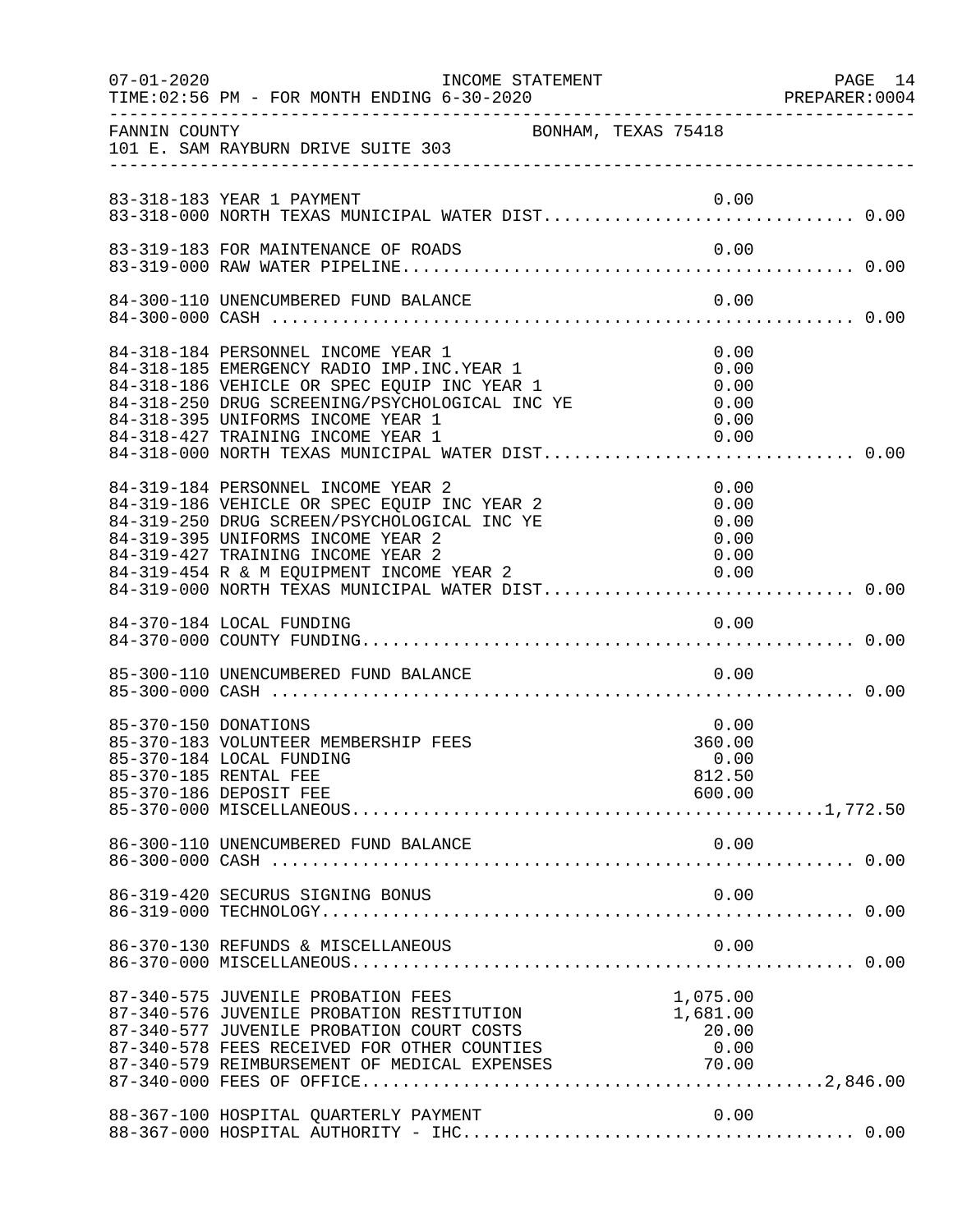FANNIN COUNTY — BONHAM, TEXAS 75418
101 E. SAM RAYBURN DRIVE SUITE 303

INCOME STATEMENT — FOR MONTH ENDING 6-30-2020

| Account | Description | Detail | Total |
|---|---|---|---|
| 83-318-183 | YEAR 1 PAYMENT | 0.00 | |
| 83-318-000 | NORTH TEXAS MUNICIPAL WATER DIST | | 0.00 |
| 83-319-183 | FOR MAINTENANCE OF ROADS | 0.00 | |
| 83-319-000 | RAW WATER PIPELINE | | 0.00 |
| 84-300-110 | UNENCUMBERED FUND BALANCE | 0.00 | |
| 84-300-000 | CASH | | 0.00 |
| 84-318-184 | PERSONNEL INCOME YEAR 1 | 0.00 | |
| 84-318-185 | EMERGENCY RADIO IMP.INC.YEAR 1 | 0.00 | |
| 84-318-186 | VEHICLE OR SPEC EQUIP INC YEAR 1 | 0.00 | |
| 84-318-250 | DRUG SCREENING/PSYCHOLOGICAL INC YE | 0.00 | |
| 84-318-395 | UNIFORMS INCOME YEAR 1 | 0.00 | |
| 84-318-427 | TRAINING INCOME YEAR 1 | 0.00 | |
| 84-318-000 | NORTH TEXAS MUNICIPAL WATER DIST | | 0.00 |
| 84-319-184 | PERSONNEL INCOME YEAR 2 | 0.00 | |
| 84-319-186 | VEHICLE OR SPEC EQUIP INC YEAR 2 | 0.00 | |
| 84-319-250 | DRUG SCREEN/PSYCHOLOGICAL INC YE | 0.00 | |
| 84-319-395 | UNIFORMS INCOME YEAR 2 | 0.00 | |
| 84-319-427 | TRAINING INCOME YEAR 2 | 0.00 | |
| 84-319-454 | R & M EQUIPMENT INCOME YEAR 2 | 0.00 | |
| 84-319-000 | NORTH TEXAS MUNICIPAL WATER DIST | | 0.00 |
| 84-370-184 | LOCAL FUNDING | 0.00 | |
| 84-370-000 | COUNTY FUNDING | | 0.00 |
| 85-300-110 | UNENCUMBERED FUND BALANCE | 0.00 | |
| 85-300-000 | CASH | | 0.00 |
| 85-370-150 | DONATIONS | 0.00 | |
| 85-370-183 | VOLUNTEER MEMBERSHIP FEES | 360.00 | |
| 85-370-184 | LOCAL FUNDING | 0.00 | |
| 85-370-185 | RENTAL FEE | 812.50 | |
| 85-370-186 | DEPOSIT FEE | 600.00 | |
| 85-370-000 | MISCELLANEOUS | | 1,772.50 |
| 86-300-110 | UNENCUMBERED FUND BALANCE | 0.00 | |
| 86-300-000 | CASH | | 0.00 |
| 86-319-420 | SECURUS SIGNING BONUS | 0.00 | |
| 86-319-000 | TECHNOLOGY | | 0.00 |
| 86-370-130 | REFUNDS & MISCELLANEOUS | 0.00 | |
| 86-370-000 | MISCELLANEOUS | | 0.00 |
| 87-340-575 | JUVENILE PROBATION FEES | 1,075.00 | |
| 87-340-576 | JUVENILE PROBATION RESTITUTION | 1,681.00 | |
| 87-340-577 | JUVENILE PROBATION COURT COSTS | 20.00 | |
| 87-340-578 | FEES RECEIVED FOR OTHER COUNTIES | 0.00 | |
| 87-340-579 | REIMBURSEMENT OF MEDICAL EXPENSES | 70.00 | |
| 87-340-000 | FEES OF OFFICE | | 2,846.00 |
| 88-367-100 | HOSPITAL QUARTERLY PAYMENT | 0.00 | |
| 88-367-000 | HOSPITAL AUTHORITY - IHC | | 0.00 |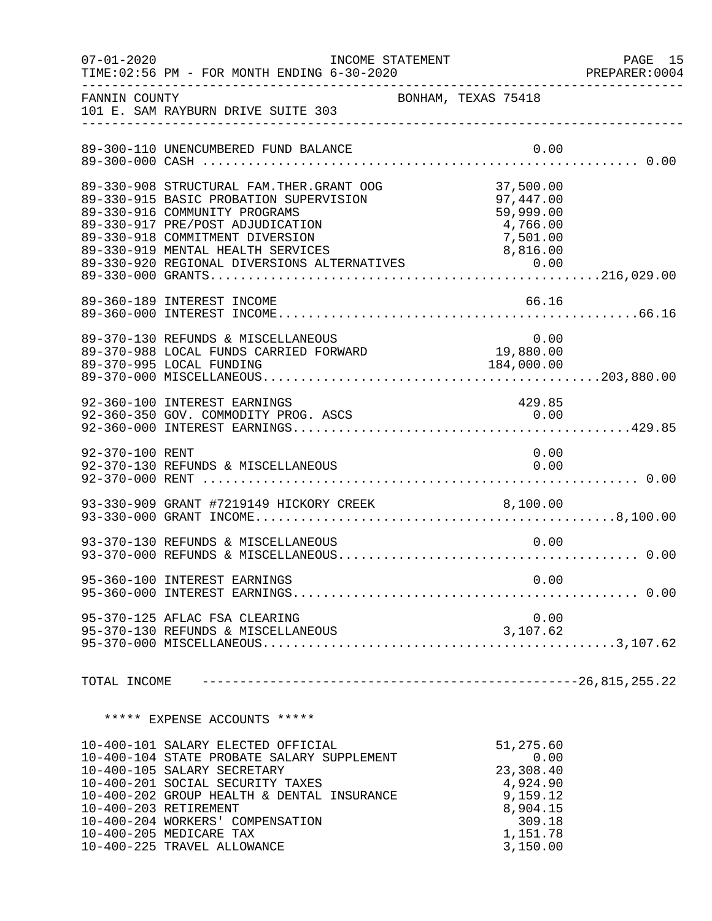07-01-2020 INCOME STATEMENT
TIME:02:56 PM - FOR MONTH ENDING 6-30-2020 PREPARER:0004

FANNIN COUNTY BONHAM, TEXAS 75418
101 E. SAM RAYBURN DRIVE SUITE 303

| Account | Description | Amount | Total |
|---|---|---|---|
| 89-300-110 | UNENCUMBERED FUND BALANCE | 0.00 | |
| 89-300-000 | CASH | | 0.00 |
| 89-330-908 | STRUCTURAL FAM.THER.GRANT OOG | 37,500.00 | |
| 89-330-915 | BASIC PROBATION SUPERVISION | 97,447.00 | |
| 89-330-916 | COMMUNITY PROGRAMS | 59,999.00 | |
| 89-330-917 | PRE/POST ADJUDICATION | 4,766.00 | |
| 89-330-918 | COMMITMENT DIVERSION | 7,501.00 | |
| 89-330-919 | MENTAL HEALTH SERVICES | 8,816.00 | |
| 89-330-920 | REGIONAL DIVERSIONS ALTERNATIVES | 0.00 | |
| 89-330-000 | GRANTS | | 216,029.00 |
| 89-360-189 | INTEREST INCOME | 66.16 | |
| 89-360-000 | INTEREST INCOME | | 66.16 |
| 89-370-130 | REFUNDS & MISCELLANEOUS | 0.00 | |
| 89-370-988 | LOCAL FUNDS CARRIED FORWARD | 19,880.00 | |
| 89-370-995 | LOCAL FUNDING | 184,000.00 | |
| 89-370-000 | MISCELLANEOUS | | 203,880.00 |
| 92-360-100 | INTEREST EARNINGS | 429.85 | |
| 92-360-350 | GOV. COMMODITY PROG. ASCS | 0.00 | |
| 92-360-000 | INTEREST EARNINGS | | 429.85 |
| 92-370-100 | RENT | 0.00 | |
| 92-370-130 | REFUNDS & MISCELLANEOUS | 0.00 | |
| 92-370-000 | RENT | | 0.00 |
| 93-330-909 | GRANT #7219149 HICKORY CREEK | 8,100.00 | |
| 93-330-000 | GRANT INCOME | | 8,100.00 |
| 93-370-130 | REFUNDS & MISCELLANEOUS | 0.00 | |
| 93-370-000 | REFUNDS & MISCELLANEOUS | | 0.00 |
| 95-360-100 | INTEREST EARNINGS | 0.00 | |
| 95-360-000 | INTEREST EARNINGS | | 0.00 |
| 95-370-125 | AFLAC FSA CLEARING | 0.00 | |
| 95-370-130 | REFUNDS & MISCELLANEOUS | 3,107.62 | |
| 95-370-000 | MISCELLANEOUS | | 3,107.62 |
| TOTAL INCOME | | | 26,815,255.22 |

***** EXPENSE ACCOUNTS *****

| Account | Description | Amount |
|---|---|---|
| 10-400-101 | SALARY ELECTED OFFICIAL | 51,275.60 |
| 10-400-104 | STATE PROBATE SALARY SUPPLEMENT | 0.00 |
| 10-400-105 | SALARY SECRETARY | 23,308.40 |
| 10-400-201 | SOCIAL SECURITY TAXES | 4,924.90 |
| 10-400-202 | GROUP HEALTH & DENTAL INSURANCE | 9,159.12 |
| 10-400-203 | RETIREMENT | 8,904.15 |
| 10-400-204 | WORKERS' COMPENSATION | 309.18 |
| 10-400-205 | MEDICARE TAX | 1,151.78 |
| 10-400-225 | TRAVEL ALLOWANCE | 3,150.00 |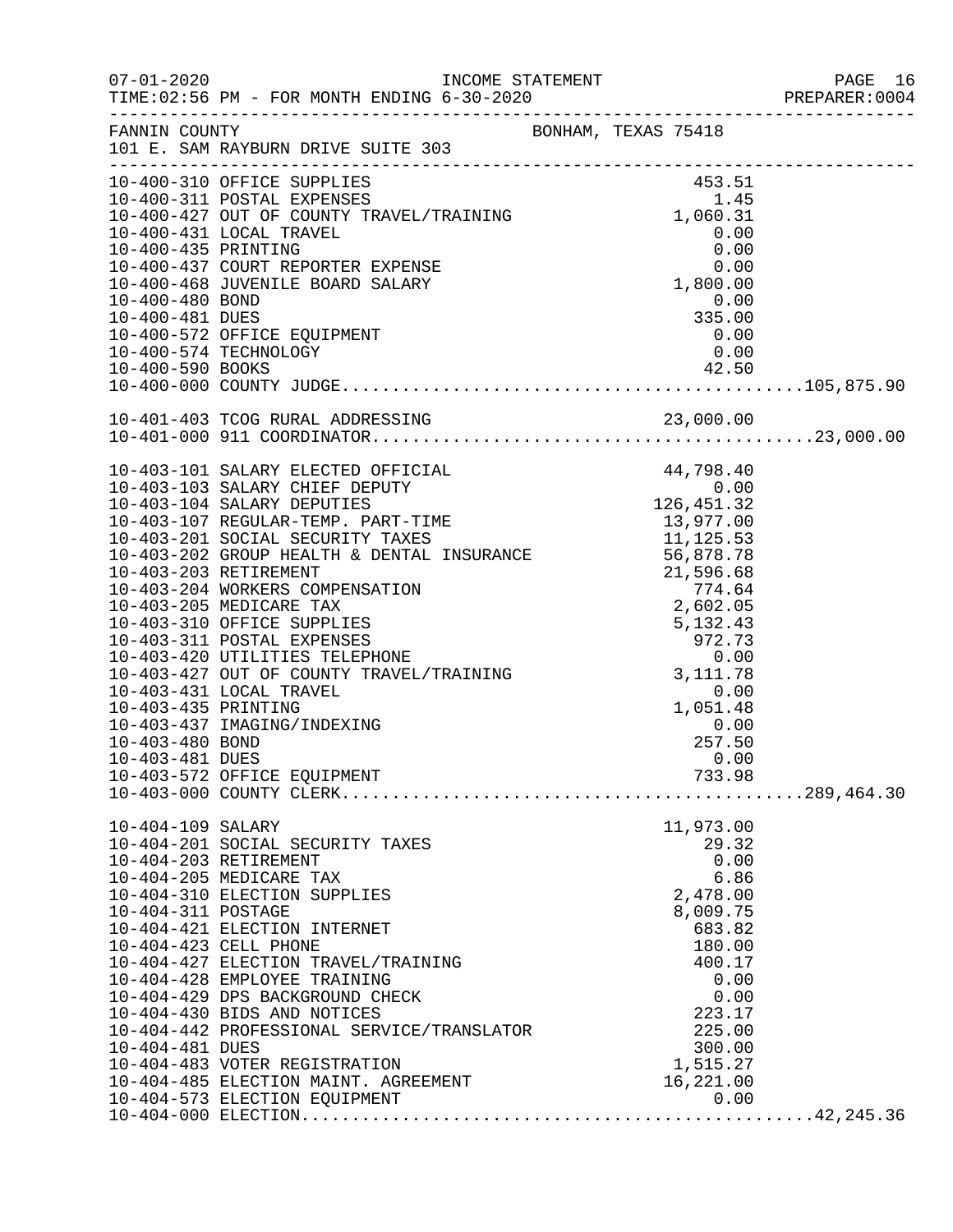FANNIN COUNTY BONHAM, TEXAS 75418
101 E. SAM RAYBURN DRIVE SUITE 303

INCOME STATEMENT — FOR MONTH ENDING 6-30-2020

| Account | Description | Amount | Total |
|---|---|---|---|
| 10-400-310 | OFFICE SUPPLIES | 453.51 | |
| 10-400-311 | POSTAL EXPENSES | 1.45 | |
| 10-400-427 | OUT OF COUNTY TRAVEL/TRAINING | 1,060.31 | |
| 10-400-431 | LOCAL TRAVEL | 0.00 | |
| 10-400-435 | PRINTING | 0.00 | |
| 10-400-437 | COURT REPORTER EXPENSE | 0.00 | |
| 10-400-468 | JUVENILE BOARD SALARY | 1,800.00 | |
| 10-400-480 | BOND | 0.00 | |
| 10-400-481 | DUES | 335.00 | |
| 10-400-572 | OFFICE EQUIPMENT | 0.00 | |
| 10-400-574 | TECHNOLOGY | 0.00 | |
| 10-400-590 | BOOKS | 42.50 | |
| 10-400-000 | COUNTY JUDGE | | 105,875.90 |
| 10-401-403 | TCOG RURAL ADDRESSING | 23,000.00 | |
| 10-401-000 | 911 COORDINATOR | | 23,000.00 |
| 10-403-101 | SALARY ELECTED OFFICIAL | 44,798.40 | |
| 10-403-103 | SALARY CHIEF DEPUTY | 0.00 | |
| 10-403-104 | SALARY DEPUTIES | 126,451.32 | |
| 10-403-107 | REGULAR-TEMP. PART-TIME | 13,977.00 | |
| 10-403-201 | SOCIAL SECURITY TAXES | 11,125.53 | |
| 10-403-202 | GROUP HEALTH & DENTAL INSURANCE | 56,878.78 | |
| 10-403-203 | RETIREMENT | 21,596.68 | |
| 10-403-204 | WORKERS COMPENSATION | 774.64 | |
| 10-403-205 | MEDICARE TAX | 2,602.05 | |
| 10-403-310 | OFFICE SUPPLIES | 5,132.43 | |
| 10-403-311 | POSTAL EXPENSES | 972.73 | |
| 10-403-420 | UTILITIES TELEPHONE | 0.00 | |
| 10-403-427 | OUT OF COUNTY TRAVEL/TRAINING | 3,111.78 | |
| 10-403-431 | LOCAL TRAVEL | 0.00 | |
| 10-403-435 | PRINTING | 1,051.48 | |
| 10-403-437 | IMAGING/INDEXING | 0.00 | |
| 10-403-480 | BOND | 257.50 | |
| 10-403-481 | DUES | 0.00 | |
| 10-403-572 | OFFICE EQUIPMENT | 733.98 | |
| 10-403-000 | COUNTY CLERK | | 289,464.30 |
| 10-404-109 | SALARY | 11,973.00 | |
| 10-404-201 | SOCIAL SECURITY TAXES | 29.32 | |
| 10-404-203 | RETIREMENT | 0.00 | |
| 10-404-205 | MEDICARE TAX | 6.86 | |
| 10-404-310 | ELECTION SUPPLIES | 2,478.00 | |
| 10-404-311 | POSTAGE | 8,009.75 | |
| 10-404-421 | ELECTION INTERNET | 683.82 | |
| 10-404-423 | CELL PHONE | 180.00 | |
| 10-404-427 | ELECTION TRAVEL/TRAINING | 400.17 | |
| 10-404-428 | EMPLOYEE TRAINING | 0.00 | |
| 10-404-429 | DPS BACKGROUND CHECK | 0.00 | |
| 10-404-430 | BIDS AND NOTICES | 223.17 | |
| 10-404-442 | PROFESSIONAL SERVICE/TRANSLATOR | 225.00 | |
| 10-404-481 | DUES | 300.00 | |
| 10-404-483 | VOTER REGISTRATION | 1,515.27 | |
| 10-404-485 | ELECTION MAINT. AGREEMENT | 16,221.00 | |
| 10-404-573 | ELECTION EQUIPMENT | 0.00 | |
| 10-404-000 | ELECTION | | 42,245.36 |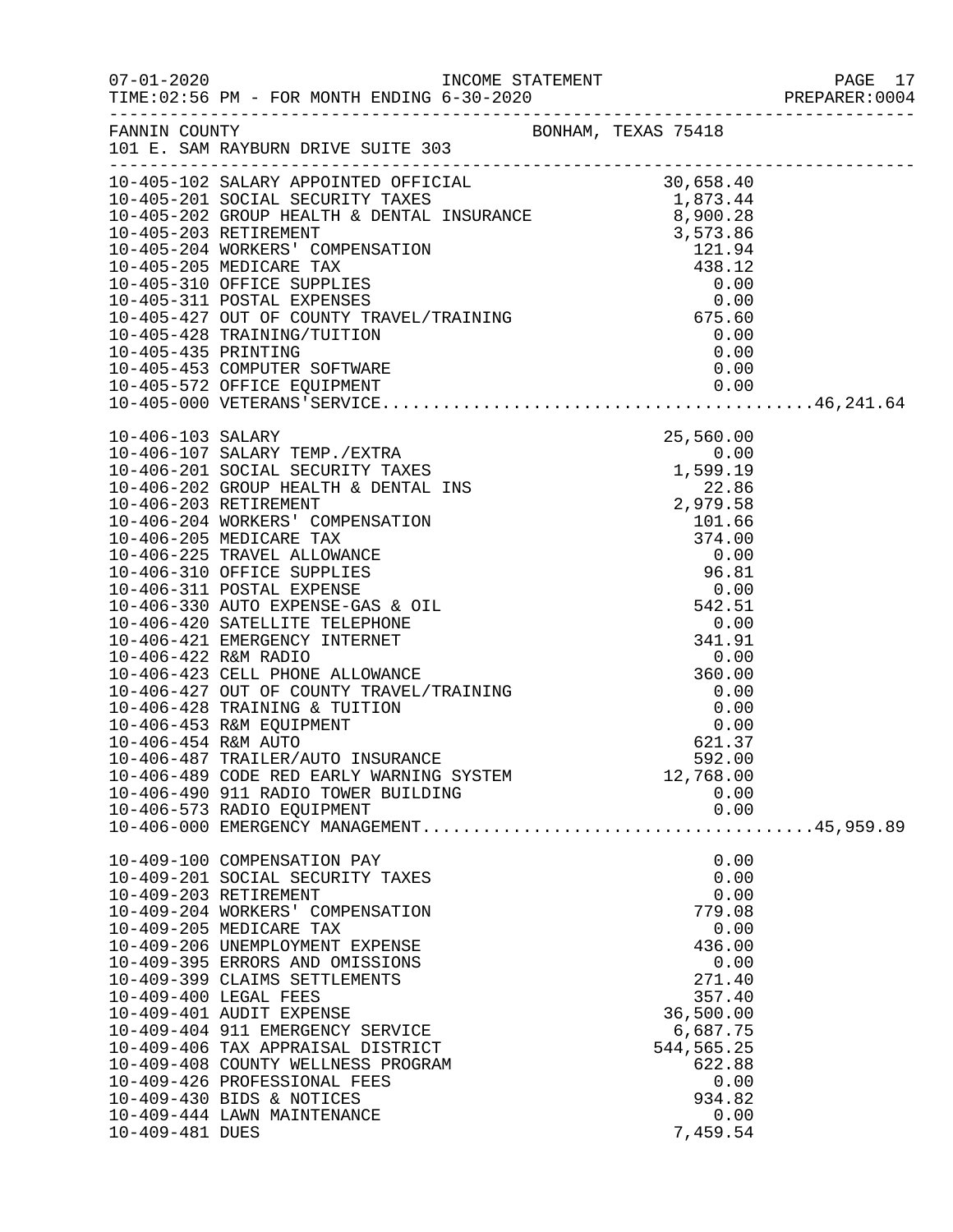FANNIN COUNTY BONHAM, TEXAS 75418
101 E. SAM RAYBURN DRIVE SUITE 303

| Account | Description | Amount | Total |
|---|---|---|---|
| 10-405-102 | SALARY APPOINTED OFFICIAL | 30,658.40 | |
| 10-405-201 | SOCIAL SECURITY TAXES | 1,873.44 | |
| 10-405-202 | GROUP HEALTH & DENTAL INSURANCE | 8,900.28 | |
| 10-405-203 | RETIREMENT | 3,573.86 | |
| 10-405-204 | WORKERS' COMPENSATION | 121.94 | |
| 10-405-205 | MEDICARE TAX | 438.12 | |
| 10-405-310 | OFFICE SUPPLIES | 0.00 | |
| 10-405-311 | POSTAL EXPENSES | 0.00 | |
| 10-405-427 | OUT OF COUNTY TRAVEL/TRAINING | 675.60 | |
| 10-405-428 | TRAINING/TUITION | 0.00 | |
| 10-405-435 | PRINTING | 0.00 | |
| 10-405-453 | COMPUTER SOFTWARE | 0.00 | |
| 10-405-572 | OFFICE EQUIPMENT | 0.00 | |
| 10-405-000 | VETERANS'SERVICE | | 46,241.64 |
| 10-406-103 | SALARY | 25,560.00 | |
| 10-406-107 | SALARY TEMP./EXTRA | 0.00 | |
| 10-406-201 | SOCIAL SECURITY TAXES | 1,599.19 | |
| 10-406-202 | GROUP HEALTH & DENTAL INS | 22.86 | |
| 10-406-203 | RETIREMENT | 2,979.58 | |
| 10-406-204 | WORKERS' COMPENSATION | 101.66 | |
| 10-406-205 | MEDICARE TAX | 374.00 | |
| 10-406-225 | TRAVEL ALLOWANCE | 0.00 | |
| 10-406-310 | OFFICE SUPPLIES | 96.81 | |
| 10-406-311 | POSTAL EXPENSE | 0.00 | |
| 10-406-330 | AUTO EXPENSE-GAS & OIL | 542.51 | |
| 10-406-420 | SATELLITE TELEPHONE | 0.00 | |
| 10-406-421 | EMERGENCY INTERNET | 341.91 | |
| 10-406-422 | R&M RADIO | 0.00 | |
| 10-406-423 | CELL PHONE ALLOWANCE | 360.00 | |
| 10-406-427 | OUT OF COUNTY TRAVEL/TRAINING | 0.00 | |
| 10-406-428 | TRAINING & TUITION | 0.00 | |
| 10-406-453 | R&M EQUIPMENT | 0.00 | |
| 10-406-454 | R&M AUTO | 621.37 | |
| 10-406-487 | TRAILER/AUTO INSURANCE | 592.00 | |
| 10-406-489 | CODE RED EARLY WARNING SYSTEM | 12,768.00 | |
| 10-406-490 | 911 RADIO TOWER BUILDING | 0.00 | |
| 10-406-573 | RADIO EQUIPMENT | 0.00 | |
| 10-406-000 | EMERGENCY MANAGEMENT | | 45,959.89 |
| 10-409-100 | COMPENSATION PAY | 0.00 | |
| 10-409-201 | SOCIAL SECURITY TAXES | 0.00 | |
| 10-409-203 | RETIREMENT | 0.00 | |
| 10-409-204 | WORKERS' COMPENSATION | 779.08 | |
| 10-409-205 | MEDICARE TAX | 0.00 | |
| 10-409-206 | UNEMPLOYMENT EXPENSE | 436.00 | |
| 10-409-395 | ERRORS AND OMISSIONS | 0.00 | |
| 10-409-399 | CLAIMS SETTLEMENTS | 271.40 | |
| 10-409-400 | LEGAL FEES | 357.40 | |
| 10-409-401 | AUDIT EXPENSE | 36,500.00 | |
| 10-409-404 | 911 EMERGENCY SERVICE | 6,687.75 | |
| 10-409-406 | TAX APPRAISAL DISTRICT | 544,565.25 | |
| 10-409-408 | COUNTY WELLNESS PROGRAM | 622.88 | |
| 10-409-426 | PROFESSIONAL FEES | 0.00 | |
| 10-409-430 | BIDS & NOTICES | 934.82 | |
| 10-409-444 | LAWN MAINTENANCE | 0.00 | |
| 10-409-481 | DUES | 7,459.54 | |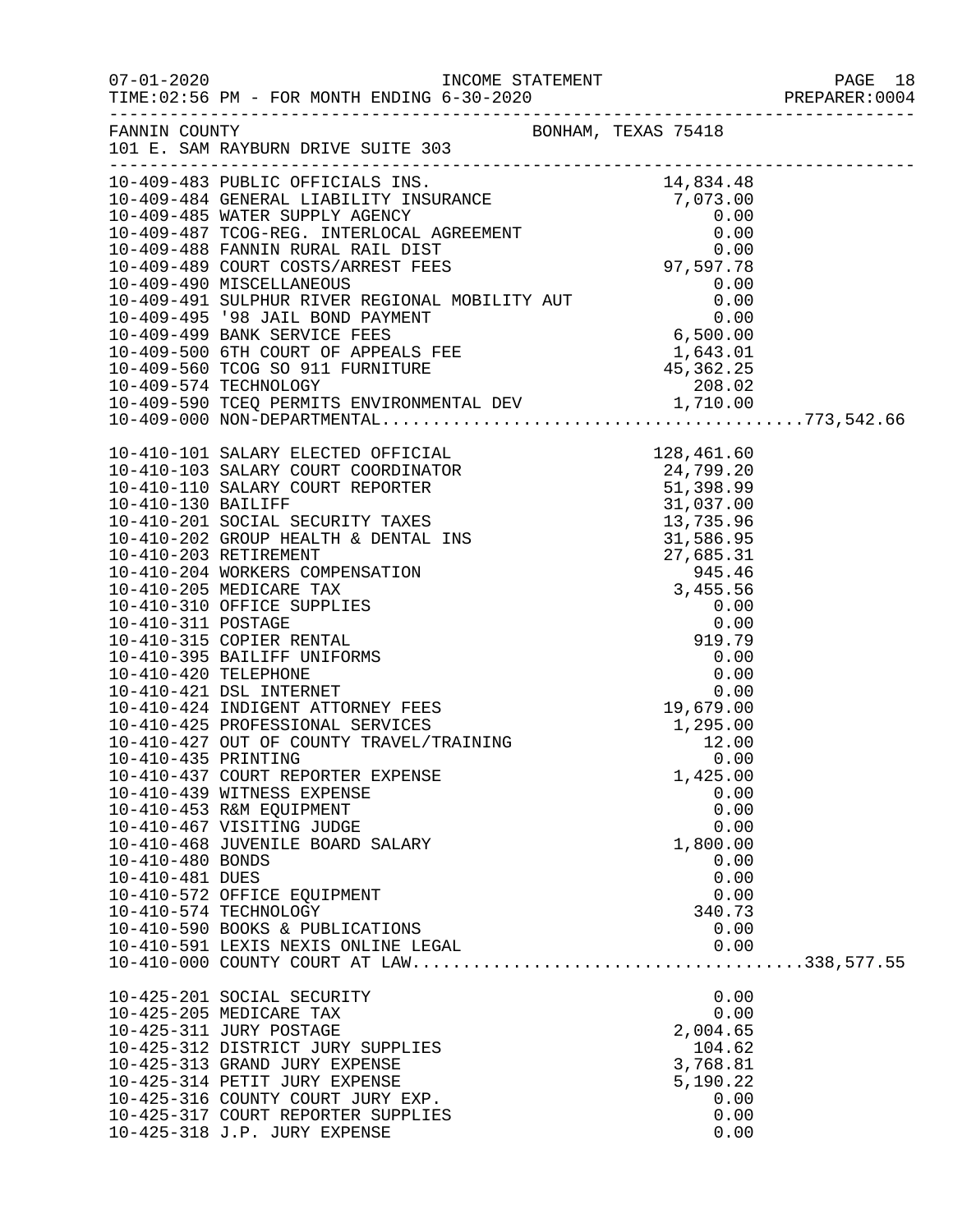FANNIN COUNTY — BONHAM, TEXAS 75418
101 E. SAM RAYBURN DRIVE SUITE 303

INCOME STATEMENT — FOR MONTH ENDING 6-30-2020

| Account | Description | Amount | Total |
|---|---|---|---|
| 10-409-483 | PUBLIC OFFICIALS INS. | 14,834.48 | |
| 10-409-484 | GENERAL LIABILITY INSURANCE | 7,073.00 | |
| 10-409-485 | WATER SUPPLY AGENCY | 0.00 | |
| 10-409-487 | TCOG-REG. INTERLOCAL AGREEMENT | 0.00 | |
| 10-409-488 | FANNIN RURAL RAIL DIST | 0.00 | |
| 10-409-489 | COURT COSTS/ARREST FEES | 97,597.78 | |
| 10-409-490 | MISCELLANEOUS | 0.00 | |
| 10-409-491 | SULPHUR RIVER REGIONAL MOBILITY AUT | 0.00 | |
| 10-409-495 | '98 JAIL BOND PAYMENT | 0.00 | |
| 10-409-499 | BANK SERVICE FEES | 6,500.00 | |
| 10-409-500 | 6TH COURT OF APPEALS FEE | 1,643.01 | |
| 10-409-560 | TCOG SO 911 FURNITURE | 45,362.25 | |
| 10-409-574 | TECHNOLOGY | 208.02 | |
| 10-409-590 | TCEQ PERMITS ENVIRONMENTAL DEV | 1,710.00 | |
| 10-409-000 | NON-DEPARTMENTAL | | 773,542.66 |
| 10-410-101 | SALARY ELECTED OFFICIAL | 128,461.60 | |
| 10-410-103 | SALARY COURT COORDINATOR | 24,799.20 | |
| 10-410-110 | SALARY COURT REPORTER | 51,398.99 | |
| 10-410-130 | BAILIFF | 31,037.00 | |
| 10-410-201 | SOCIAL SECURITY TAXES | 13,735.96 | |
| 10-410-202 | GROUP HEALTH & DENTAL INS | 31,586.95 | |
| 10-410-203 | RETIREMENT | 27,685.31 | |
| 10-410-204 | WORKERS COMPENSATION | 945.46 | |
| 10-410-205 | MEDICARE TAX | 3,455.56 | |
| 10-410-310 | OFFICE SUPPLIES | 0.00 | |
| 10-410-311 | POSTAGE | 0.00 | |
| 10-410-315 | COPIER RENTAL | 919.79 | |
| 10-410-395 | BAILIFF UNIFORMS | 0.00 | |
| 10-410-420 | TELEPHONE | 0.00 | |
| 10-410-421 | DSL INTERNET | 0.00 | |
| 10-410-424 | INDIGENT ATTORNEY FEES | 19,679.00 | |
| 10-410-425 | PROFESSIONAL SERVICES | 1,295.00 | |
| 10-410-427 | OUT OF COUNTY TRAVEL/TRAINING | 12.00 | |
| 10-410-435 | PRINTING | 0.00 | |
| 10-410-437 | COURT REPORTER EXPENSE | 1,425.00 | |
| 10-410-439 | WITNESS EXPENSE | 0.00 | |
| 10-410-453 | R&M EQUIPMENT | 0.00 | |
| 10-410-467 | VISITING JUDGE | 0.00 | |
| 10-410-468 | JUVENILE BOARD SALARY | 1,800.00 | |
| 10-410-480 | BONDS | 0.00 | |
| 10-410-481 | DUES | 0.00 | |
| 10-410-572 | OFFICE EQUIPMENT | 0.00 | |
| 10-410-574 | TECHNOLOGY | 340.73 | |
| 10-410-590 | BOOKS & PUBLICATIONS | 0.00 | |
| 10-410-591 | LEXIS NEXIS ONLINE LEGAL | 0.00 | |
| 10-410-000 | COUNTY COURT AT LAW | | 338,577.55 |
| 10-425-201 | SOCIAL SECURITY | 0.00 | |
| 10-425-205 | MEDICARE TAX | 0.00 | |
| 10-425-311 | JURY POSTAGE | 2,004.65 | |
| 10-425-312 | DISTRICT JURY SUPPLIES | 104.62 | |
| 10-425-313 | GRAND JURY EXPENSE | 3,768.81 | |
| 10-425-314 | PETIT JURY EXPENSE | 5,190.22 | |
| 10-425-316 | COUNTY COURT JURY EXP. | 0.00 | |
| 10-425-317 | COURT REPORTER SUPPLIES | 0.00 | |
| 10-425-318 | J.P. JURY EXPENSE | 0.00 | |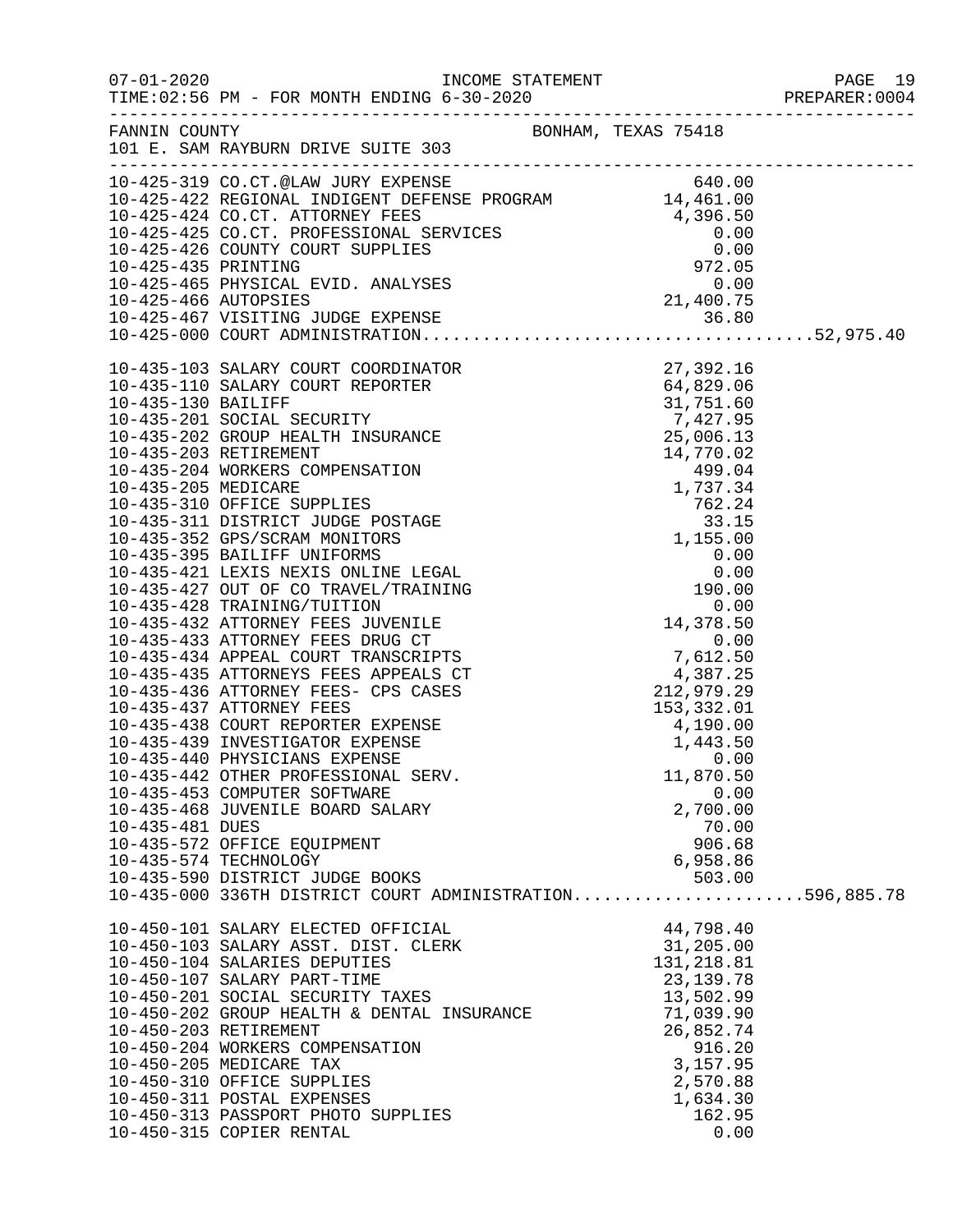FANNIN COUNTY                                    BONHAM, TEXAS 75418
101 E. SAM RAYBURN DRIVE SUITE 303

| Account | Description | Amount | Total |
|---|---|---|---|
| 10-425-319 | CO.CT.@LAW JURY EXPENSE | 640.00 | |
| 10-425-422 | REGIONAL INDIGENT DEFENSE PROGRAM | 14,461.00 | |
| 10-425-424 | CO.CT. ATTORNEY FEES | 4,396.50 | |
| 10-425-425 | CO.CT. PROFESSIONAL SERVICES | 0.00 | |
| 10-425-426 | COUNTY COURT SUPPLIES | 0.00 | |
| 10-425-435 | PRINTING | 972.05 | |
| 10-425-465 | PHYSICAL EVID. ANALYSES | 0.00 | |
| 10-425-466 | AUTOPSIES | 21,400.75 | |
| 10-425-467 | VISITING JUDGE EXPENSE | 36.80 | |
| 10-425-000 | COURT ADMINISTRATION | | 52,975.40 |
| 10-435-103 | SALARY COURT COORDINATOR | 27,392.16 | |
| 10-435-110 | SALARY COURT REPORTER | 64,829.06 | |
| 10-435-130 | BAILIFF | 31,751.60 | |
| 10-435-201 | SOCIAL SECURITY | 7,427.95 | |
| 10-435-202 | GROUP HEALTH INSURANCE | 25,006.13 | |
| 10-435-203 | RETIREMENT | 14,770.02 | |
| 10-435-204 | WORKERS COMPENSATION | 499.04 | |
| 10-435-205 | MEDICARE | 1,737.34 | |
| 10-435-310 | OFFICE SUPPLIES | 762.24 | |
| 10-435-311 | DISTRICT JUDGE POSTAGE | 33.15 | |
| 10-435-352 | GPS/SCRAM MONITORS | 1,155.00 | |
| 10-435-395 | BAILIFF UNIFORMS | 0.00 | |
| 10-435-421 | LEXIS NEXIS ONLINE LEGAL | 0.00 | |
| 10-435-427 | OUT OF CO TRAVEL/TRAINING | 190.00 | |
| 10-435-428 | TRAINING/TUITION | 0.00 | |
| 10-435-432 | ATTORNEY FEES JUVENILE | 14,378.50 | |
| 10-435-433 | ATTORNEY FEES DRUG CT | 0.00 | |
| 10-435-434 | APPEAL COURT TRANSCRIPTS | 7,612.50 | |
| 10-435-435 | ATTORNEYS FEES APPEALS CT | 4,387.25 | |
| 10-435-436 | ATTORNEY FEES- CPS CASES | 212,979.29 | |
| 10-435-437 | ATTORNEY FEES | 153,332.01 | |
| 10-435-438 | COURT REPORTER EXPENSE | 4,190.00 | |
| 10-435-439 | INVESTIGATOR EXPENSE | 1,443.50 | |
| 10-435-440 | PHYSICIANS EXPENSE | 0.00 | |
| 10-435-442 | OTHER PROFESSIONAL SERV. | 11,870.50 | |
| 10-435-453 | COMPUTER SOFTWARE | 0.00 | |
| 10-435-468 | JUVENILE BOARD SALARY | 2,700.00 | |
| 10-435-481 | DUES | 70.00 | |
| 10-435-572 | OFFICE EQUIPMENT | 906.68 | |
| 10-435-574 | TECHNOLOGY | 6,958.86 | |
| 10-435-590 | DISTRICT JUDGE BOOKS | 503.00 | |
| 10-435-000 | 336TH DISTRICT COURT ADMINISTRATION | | 596,885.78 |
| 10-450-101 | SALARY ELECTED OFFICIAL | 44,798.40 | |
| 10-450-103 | SALARY ASST. DIST. CLERK | 31,205.00 | |
| 10-450-104 | SALARIES DEPUTIES | 131,218.81 | |
| 10-450-107 | SALARY PART-TIME | 23,139.78 | |
| 10-450-201 | SOCIAL SECURITY TAXES | 13,502.99 | |
| 10-450-202 | GROUP HEALTH & DENTAL INSURANCE | 71,039.90 | |
| 10-450-203 | RETIREMENT | 26,852.74 | |
| 10-450-204 | WORKERS COMPENSATION | 916.20 | |
| 10-450-205 | MEDICARE TAX | 3,157.95 | |
| 10-450-310 | OFFICE SUPPLIES | 2,570.88 | |
| 10-450-311 | POSTAL EXPENSES | 1,634.30 | |
| 10-450-313 | PASSPORT PHOTO SUPPLIES | 162.95 | |
| 10-450-315 | COPIER RENTAL | 0.00 | |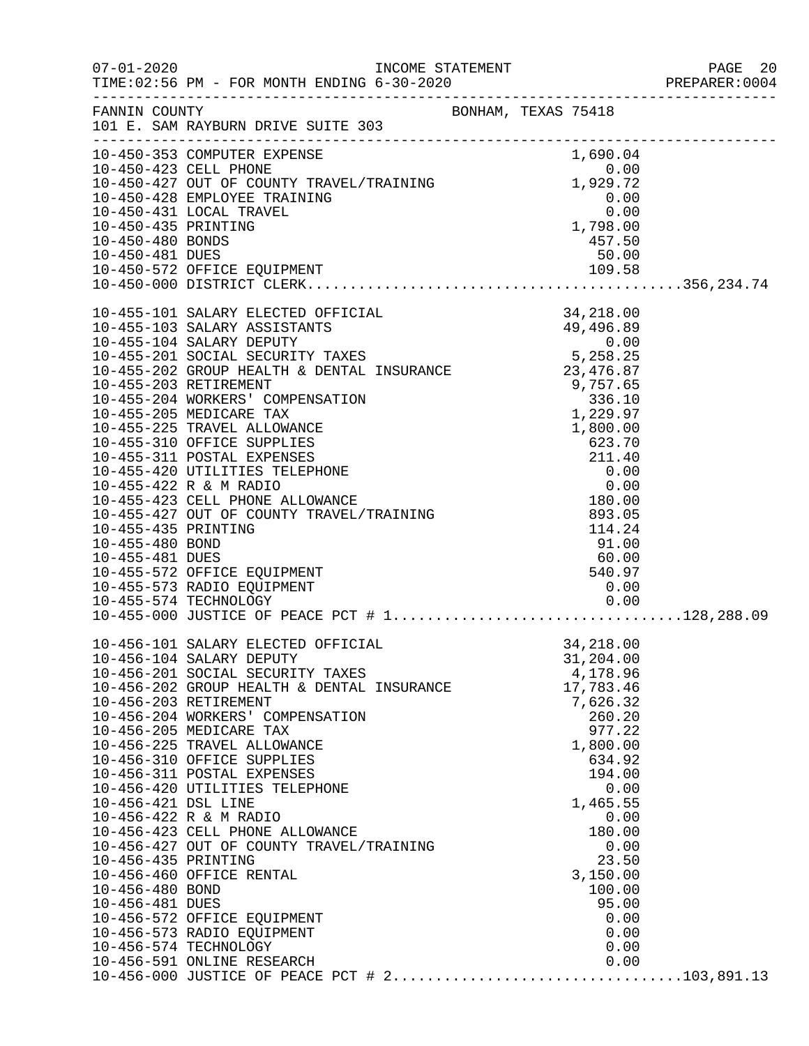FANNIN COUNTY BONHAM, TEXAS 75418
101 E. SAM RAYBURN DRIVE SUITE 303

| Account | Description | Amount | Total |
|---|---|---|---|
| 10-450-353 | COMPUTER EXPENSE | 1,690.04 | |
| 10-450-423 | CELL PHONE | 0.00 | |
| 10-450-427 | OUT OF COUNTY TRAVEL/TRAINING | 1,929.72 | |
| 10-450-428 | EMPLOYEE TRAINING | 0.00 | |
| 10-450-431 | LOCAL TRAVEL | 0.00 | |
| 10-450-435 | PRINTING | 1,798.00 | |
| 10-450-480 | BONDS | 457.50 | |
| 10-450-481 | DUES | 50.00 | |
| 10-450-572 | OFFICE EQUIPMENT | 109.58 | |
| 10-450-000 | DISTRICT CLERK | | 356,234.74 |
| 10-455-101 | SALARY ELECTED OFFICIAL | 34,218.00 | |
| 10-455-103 | SALARY ASSISTANTS | 49,496.89 | |
| 10-455-104 | SALARY DEPUTY | 0.00 | |
| 10-455-201 | SOCIAL SECURITY TAXES | 5,258.25 | |
| 10-455-202 | GROUP HEALTH & DENTAL INSURANCE | 23,476.87 | |
| 10-455-203 | RETIREMENT | 9,757.65 | |
| 10-455-204 | WORKERS' COMPENSATION | 336.10 | |
| 10-455-205 | MEDICARE TAX | 1,229.97 | |
| 10-455-225 | TRAVEL ALLOWANCE | 1,800.00 | |
| 10-455-310 | OFFICE SUPPLIES | 623.70 | |
| 10-455-311 | POSTAL EXPENSES | 211.40 | |
| 10-455-420 | UTILITIES TELEPHONE | 0.00 | |
| 10-455-422 | R & M RADIO | 0.00 | |
| 10-455-423 | CELL PHONE ALLOWANCE | 180.00 | |
| 10-455-427 | OUT OF COUNTY TRAVEL/TRAINING | 893.05 | |
| 10-455-435 | PRINTING | 114.24 | |
| 10-455-480 | BOND | 91.00 | |
| 10-455-481 | DUES | 60.00 | |
| 10-455-572 | OFFICE EQUIPMENT | 540.97 | |
| 10-455-573 | RADIO EQUIPMENT | 0.00 | |
| 10-455-574 | TECHNOLOGY | 0.00 | |
| 10-455-000 | JUSTICE OF PEACE PCT # 1 | | 128,288.09 |
| 10-456-101 | SALARY ELECTED OFFICIAL | 34,218.00 | |
| 10-456-104 | SALARY DEPUTY | 31,204.00 | |
| 10-456-201 | SOCIAL SECURITY TAXES | 4,178.96 | |
| 10-456-202 | GROUP HEALTH & DENTAL INSURANCE | 17,783.46 | |
| 10-456-203 | RETIREMENT | 7,626.32 | |
| 10-456-204 | WORKERS' COMPENSATION | 260.20 | |
| 10-456-205 | MEDICARE TAX | 977.22 | |
| 10-456-225 | TRAVEL ALLOWANCE | 1,800.00 | |
| 10-456-310 | OFFICE SUPPLIES | 634.92 | |
| 10-456-311 | POSTAL EXPENSES | 194.00 | |
| 10-456-420 | UTILITIES TELEPHONE | 0.00 | |
| 10-456-421 | DSL LINE | 1,465.55 | |
| 10-456-422 | R & M RADIO | 0.00 | |
| 10-456-423 | CELL PHONE ALLOWANCE | 180.00 | |
| 10-456-427 | OUT OF COUNTY TRAVEL/TRAINING | 0.00 | |
| 10-456-435 | PRINTING | 23.50 | |
| 10-456-460 | OFFICE RENTAL | 3,150.00 | |
| 10-456-480 | BOND | 100.00 | |
| 10-456-481 | DUES | 95.00 | |
| 10-456-572 | OFFICE EQUIPMENT | 0.00 | |
| 10-456-573 | RADIO EQUIPMENT | 0.00 | |
| 10-456-574 | TECHNOLOGY | 0.00 | |
| 10-456-591 | ONLINE RESEARCH | 0.00 | |
| 10-456-000 | JUSTICE OF PEACE PCT # 2 | | 103,891.13 |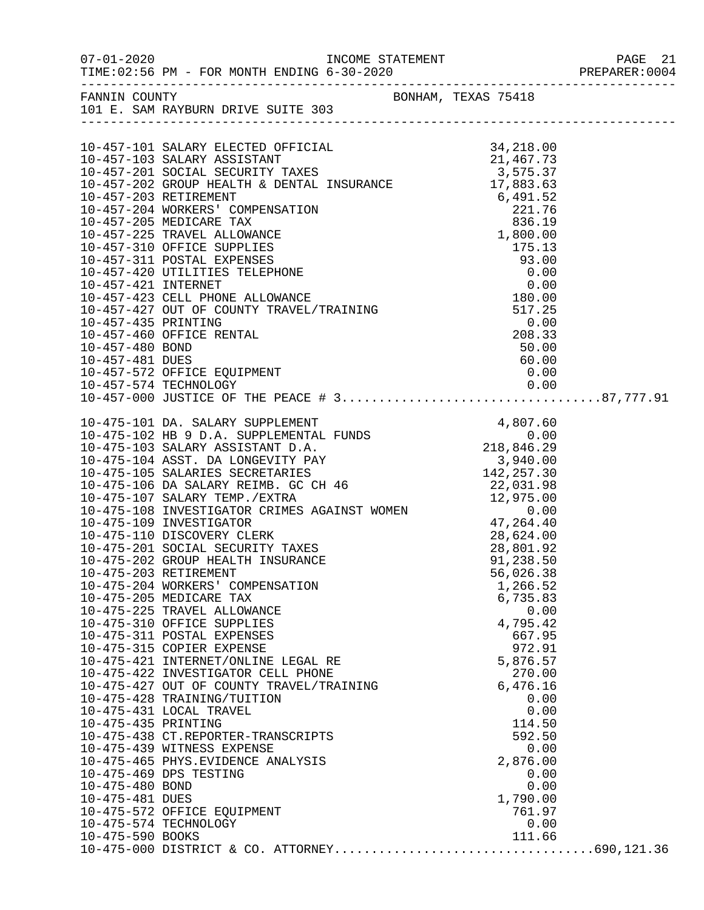FANNIN COUNTY — BONHAM, TEXAS 75418
101 E. SAM RAYBURN DRIVE SUITE 303

INCOME STATEMENT — FOR MONTH ENDING 6-30-2020

| Account | Description | Amount | Total |
|---|---|---|---|
| 10-457-101 | SALARY ELECTED OFFICIAL | 34,218.00 | |
| 10-457-103 | SALARY ASSISTANT | 21,467.73 | |
| 10-457-201 | SOCIAL SECURITY TAXES | 3,575.37 | |
| 10-457-202 | GROUP HEALTH & DENTAL INSURANCE | 17,883.63 | |
| 10-457-203 | RETIREMENT | 6,491.52 | |
| 10-457-204 | WORKERS' COMPENSATION | 221.76 | |
| 10-457-205 | MEDICARE TAX | 836.19 | |
| 10-457-225 | TRAVEL ALLOWANCE | 1,800.00 | |
| 10-457-310 | OFFICE SUPPLIES | 175.13 | |
| 10-457-311 | POSTAL EXPENSES | 93.00 | |
| 10-457-420 | UTILITIES TELEPHONE | 0.00 | |
| 10-457-421 | INTERNET | 0.00 | |
| 10-457-423 | CELL PHONE ALLOWANCE | 180.00 | |
| 10-457-427 | OUT OF COUNTY TRAVEL/TRAINING | 517.25 | |
| 10-457-435 | PRINTING | 0.00 | |
| 10-457-460 | OFFICE RENTAL | 208.33 | |
| 10-457-480 | BOND | 50.00 | |
| 10-457-481 | DUES | 60.00 | |
| 10-457-572 | OFFICE EQUIPMENT | 0.00 | |
| 10-457-574 | TECHNOLOGY | 0.00 | |
| 10-457-000 | JUSTICE OF THE PEACE # 3 | | 87,777.91 |
| 10-475-101 | DA. SALARY SUPPLEMENT | 4,807.60 | |
| 10-475-102 | HB 9 D.A. SUPPLEMENTAL FUNDS | 0.00 | |
| 10-475-103 | SALARY ASSISTANT D.A. | 218,846.29 | |
| 10-475-104 | ASST. DA LONGEVITY PAY | 3,940.00 | |
| 10-475-105 | SALARIES SECRETARIES | 142,257.30 | |
| 10-475-106 | DA SALARY REIMB. GC CH 46 | 22,031.98 | |
| 10-475-107 | SALARY TEMP./EXTRA | 12,975.00 | |
| 10-475-108 | INVESTIGATOR CRIMES AGAINST WOMEN | 0.00 | |
| 10-475-109 | INVESTIGATOR | 47,264.40 | |
| 10-475-110 | DISCOVERY CLERK | 28,624.00 | |
| 10-475-201 | SOCIAL SECURITY TAXES | 28,801.92 | |
| 10-475-202 | GROUP HEALTH INSURANCE | 91,238.50 | |
| 10-475-203 | RETIREMENT | 56,026.38 | |
| 10-475-204 | WORKERS' COMPENSATION | 1,266.52 | |
| 10-475-205 | MEDICARE TAX | 6,735.83 | |
| 10-475-225 | TRAVEL ALLOWANCE | 0.00 | |
| 10-475-310 | OFFICE SUPPLIES | 4,795.42 | |
| 10-475-311 | POSTAL EXPENSES | 667.95 | |
| 10-475-315 | COPIER EXPENSE | 972.91 | |
| 10-475-421 | INTERNET/ONLINE LEGAL RE | 5,876.57 | |
| 10-475-422 | INVESTIGATOR CELL PHONE | 270.00 | |
| 10-475-427 | OUT OF COUNTY TRAVEL/TRAINING | 6,476.16 | |
| 10-475-428 | TRAINING/TUITION | 0.00 | |
| 10-475-431 | LOCAL TRAVEL | 0.00 | |
| 10-475-435 | PRINTING | 114.50 | |
| 10-475-438 | CT.REPORTER-TRANSCRIPTS | 592.50 | |
| 10-475-439 | WITNESS EXPENSE | 0.00 | |
| 10-475-465 | PHYS.EVIDENCE ANALYSIS | 2,876.00 | |
| 10-475-469 | DPS TESTING | 0.00 | |
| 10-475-480 | BOND | 0.00 | |
| 10-475-481 | DUES | 1,790.00 | |
| 10-475-572 | OFFICE EQUIPMENT | 761.97 | |
| 10-475-574 | TECHNOLOGY | 0.00 | |
| 10-475-590 | BOOKS | 111.66 | |
| 10-475-000 | DISTRICT & CO. ATTORNEY | | 690,121.36 |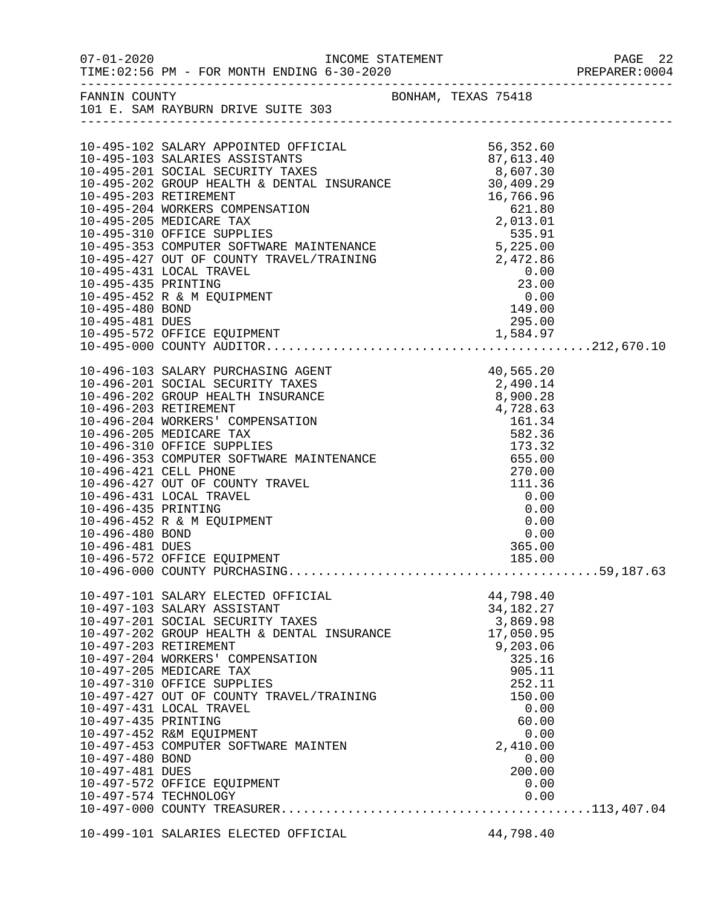FANNIN COUNTY BONHAM, TEXAS 75418
101 E. SAM RAYBURN DRIVE SUITE 303

| Account | Description | Amount | Total |
|---|---|---|---|
| 10-495-102 | SALARY APPOINTED OFFICIAL | 56,352.60 | |
| 10-495-103 | SALARIES ASSISTANTS | 87,613.40 | |
| 10-495-201 | SOCIAL SECURITY TAXES | 8,607.30 | |
| 10-495-202 | GROUP HEALTH & DENTAL INSURANCE | 30,409.29 | |
| 10-495-203 | RETIREMENT | 16,766.96 | |
| 10-495-204 | WORKERS COMPENSATION | 621.80 | |
| 10-495-205 | MEDICARE TAX | 2,013.01 | |
| 10-495-310 | OFFICE SUPPLIES | 535.91 | |
| 10-495-353 | COMPUTER SOFTWARE MAINTENANCE | 5,225.00 | |
| 10-495-427 | OUT OF COUNTY TRAVEL/TRAINING | 2,472.86 | |
| 10-495-431 | LOCAL TRAVEL | 0.00 | |
| 10-495-435 | PRINTING | 23.00 | |
| 10-495-452 | R & M EQUIPMENT | 0.00 | |
| 10-495-480 | BOND | 149.00 | |
| 10-495-481 | DUES | 295.00 | |
| 10-495-572 | OFFICE EQUIPMENT | 1,584.97 | |
| 10-495-000 | COUNTY AUDITOR | | 212,670.10 |
| 10-496-103 | SALARY PURCHASING AGENT | 40,565.20 | |
| 10-496-201 | SOCIAL SECURITY TAXES | 2,490.14 | |
| 10-496-202 | GROUP HEALTH INSURANCE | 8,900.28 | |
| 10-496-203 | RETIREMENT | 4,728.63 | |
| 10-496-204 | WORKERS' COMPENSATION | 161.34 | |
| 10-496-205 | MEDICARE TAX | 582.36 | |
| 10-496-310 | OFFICE SUPPLIES | 173.32 | |
| 10-496-353 | COMPUTER SOFTWARE MAINTENANCE | 655.00 | |
| 10-496-421 | CELL PHONE | 270.00 | |
| 10-496-427 | OUT OF COUNTY TRAVEL | 111.36 | |
| 10-496-431 | LOCAL TRAVEL | 0.00 | |
| 10-496-435 | PRINTING | 0.00 | |
| 10-496-452 | R & M EQUIPMENT | 0.00 | |
| 10-496-480 | BOND | 0.00 | |
| 10-496-481 | DUES | 365.00 | |
| 10-496-572 | OFFICE EQUIPMENT | 185.00 | |
| 10-496-000 | COUNTY PURCHASING | | 59,187.63 |
| 10-497-101 | SALARY ELECTED OFFICIAL | 44,798.40 | |
| 10-497-103 | SALARY ASSISTANT | 34,182.27 | |
| 10-497-201 | SOCIAL SECURITY TAXES | 3,869.98 | |
| 10-497-202 | GROUP HEALTH & DENTAL INSURANCE | 17,050.95 | |
| 10-497-203 | RETIREMENT | 9,203.06 | |
| 10-497-204 | WORKERS' COMPENSATION | 325.16 | |
| 10-497-205 | MEDICARE TAX | 905.11 | |
| 10-497-310 | OFFICE SUPPLIES | 252.11 | |
| 10-497-427 | OUT OF COUNTY TRAVEL/TRAINING | 150.00 | |
| 10-497-431 | LOCAL TRAVEL | 0.00 | |
| 10-497-435 | PRINTING | 60.00 | |
| 10-497-452 | R&M EQUIPMENT | 0.00 | |
| 10-497-453 | COMPUTER SOFTWARE MAINTEN | 2,410.00 | |
| 10-497-480 | BOND | 0.00 | |
| 10-497-481 | DUES | 200.00 | |
| 10-497-572 | OFFICE EQUIPMENT | 0.00 | |
| 10-497-574 | TECHNOLOGY | 0.00 | |
| 10-497-000 | COUNTY TREASURER | | 113,407.04 |
| 10-499-101 | SALARIES ELECTED OFFICIAL | 44,798.40 | |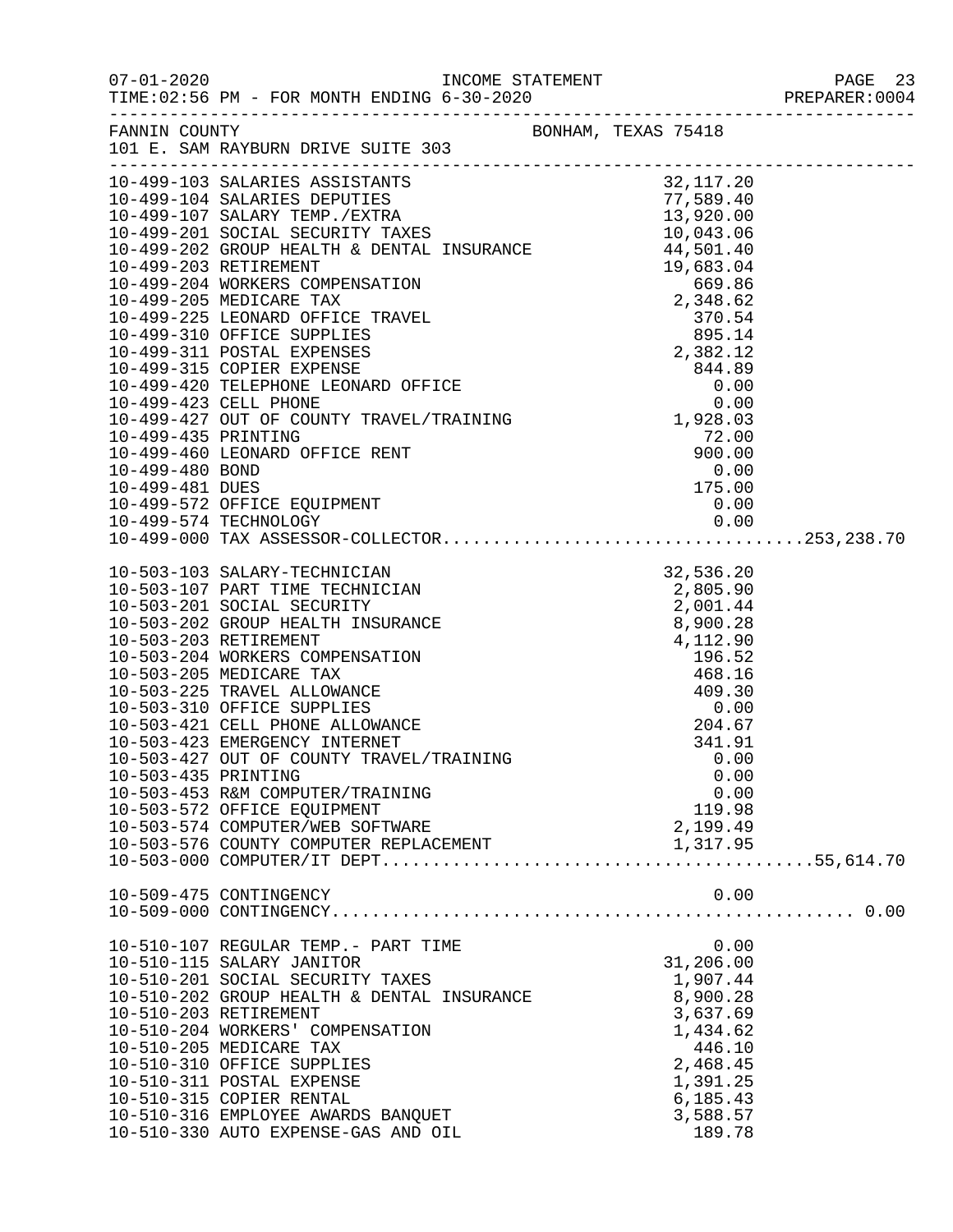FANNIN COUNTY — BONHAM, TEXAS 75418
101 E. SAM RAYBURN DRIVE SUITE 303

INCOME STATEMENT — FOR MONTH ENDING 6-30-2020

| Account | Description | Amount | Total |
|---|---|---|---|
| 10-499-103 | SALARIES ASSISTANTS | 32,117.20 | |
| 10-499-104 | SALARIES DEPUTIES | 77,589.40 | |
| 10-499-107 | SALARY TEMP./EXTRA | 13,920.00 | |
| 10-499-201 | SOCIAL SECURITY TAXES | 10,043.06 | |
| 10-499-202 | GROUP HEALTH & DENTAL INSURANCE | 44,501.40 | |
| 10-499-203 | RETIREMENT | 19,683.04 | |
| 10-499-204 | WORKERS COMPENSATION | 669.86 | |
| 10-499-205 | MEDICARE TAX | 2,348.62 | |
| 10-499-225 | LEONARD OFFICE TRAVEL | 370.54 | |
| 10-499-310 | OFFICE SUPPLIES | 895.14 | |
| 10-499-311 | POSTAL EXPENSES | 2,382.12 | |
| 10-499-315 | COPIER EXPENSE | 844.89 | |
| 10-499-420 | TELEPHONE LEONARD OFFICE | 0.00 | |
| 10-499-423 | CELL PHONE | 0.00 | |
| 10-499-427 | OUT OF COUNTY TRAVEL/TRAINING | 1,928.03 | |
| 10-499-435 | PRINTING | 72.00 | |
| 10-499-460 | LEONARD OFFICE RENT | 900.00 | |
| 10-499-480 | BOND | 0.00 | |
| 10-499-481 | DUES | 175.00 | |
| 10-499-572 | OFFICE EQUIPMENT | 0.00 | |
| 10-499-574 | TECHNOLOGY | 0.00 | |
| 10-499-000 | TAX ASSESSOR-COLLECTOR | | 253,238.70 |
| 10-503-103 | SALARY-TECHNICIAN | 32,536.20 | |
| 10-503-107 | PART TIME TECHNICIAN | 2,805.90 | |
| 10-503-201 | SOCIAL SECURITY | 2,001.44 | |
| 10-503-202 | GROUP HEALTH INSURANCE | 8,900.28 | |
| 10-503-203 | RETIREMENT | 4,112.90 | |
| 10-503-204 | WORKERS COMPENSATION | 196.52 | |
| 10-503-205 | MEDICARE TAX | 468.16 | |
| 10-503-225 | TRAVEL ALLOWANCE | 409.30 | |
| 10-503-310 | OFFICE SUPPLIES | 0.00 | |
| 10-503-421 | CELL PHONE ALLOWANCE | 204.67 | |
| 10-503-423 | EMERGENCY INTERNET | 341.91 | |
| 10-503-427 | OUT OF COUNTY TRAVEL/TRAINING | 0.00 | |
| 10-503-435 | PRINTING | 0.00 | |
| 10-503-453 | R&M COMPUTER/TRAINING | 0.00 | |
| 10-503-572 | OFFICE EQUIPMENT | 119.98 | |
| 10-503-574 | COMPUTER/WEB SOFTWARE | 2,199.49 | |
| 10-503-576 | COUNTY COMPUTER REPLACEMENT | 1,317.95 | |
| 10-503-000 | COMPUTER/IT DEPT | | 55,614.70 |
| 10-509-475 | CONTINGENCY | 0.00 | |
| 10-509-000 | CONTINGENCY | | 0.00 |
| 10-510-107 | REGULAR TEMP.- PART TIME | 0.00 | |
| 10-510-115 | SALARY JANITOR | 31,206.00 | |
| 10-510-201 | SOCIAL SECURITY TAXES | 1,907.44 | |
| 10-510-202 | GROUP HEALTH & DENTAL INSURANCE | 8,900.28 | |
| 10-510-203 | RETIREMENT | 3,637.69 | |
| 10-510-204 | WORKERS' COMPENSATION | 1,434.62 | |
| 10-510-205 | MEDICARE TAX | 446.10 | |
| 10-510-310 | OFFICE SUPPLIES | 2,468.45 | |
| 10-510-311 | POSTAL EXPENSE | 1,391.25 | |
| 10-510-315 | COPIER RENTAL | 6,185.43 | |
| 10-510-316 | EMPLOYEE AWARDS BANQUET | 3,588.57 | |
| 10-510-330 | AUTO EXPENSE-GAS AND OIL | 189.78 | |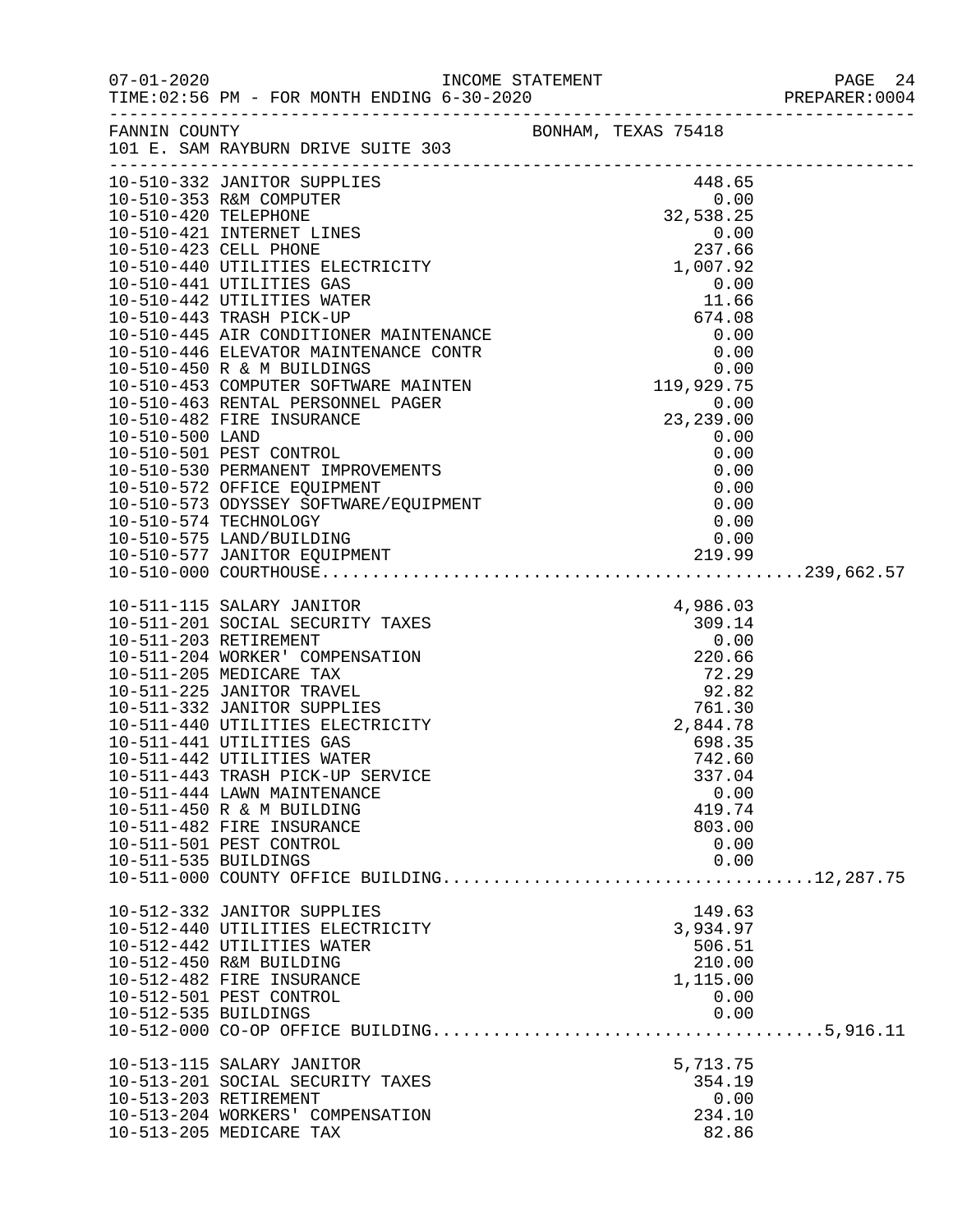FANNIN COUNTY — BONHAM, TEXAS 75418
101 E. SAM RAYBURN DRIVE SUITE 303

INCOME STATEMENT
TIME:02:56 PM - FOR MONTH ENDING 6-30-2020

| Account | Amount | Total |
|---|---|---|
| 10-510-332 JANITOR SUPPLIES | 448.65 | |
| 10-510-353 R&M COMPUTER | 0.00 | |
| 10-510-420 TELEPHONE | 32,538.25 | |
| 10-510-421 INTERNET LINES | 0.00 | |
| 10-510-423 CELL PHONE | 237.66 | |
| 10-510-440 UTILITIES ELECTRICITY | 1,007.92 | |
| 10-510-441 UTILITIES GAS | 0.00 | |
| 10-510-442 UTILITIES WATER | 11.66 | |
| 10-510-443 TRASH PICK-UP | 674.08 | |
| 10-510-445 AIR CONDITIONER MAINTENANCE | 0.00 | |
| 10-510-446 ELEVATOR MAINTENANCE CONTR | 0.00 | |
| 10-510-450 R & M BUILDINGS | 0.00 | |
| 10-510-453 COMPUTER SOFTWARE MAINTEN | 119,929.75 | |
| 10-510-463 RENTAL PERSONNEL PAGER | 0.00 | |
| 10-510-482 FIRE INSURANCE | 23,239.00 | |
| 10-510-500 LAND | 0.00 | |
| 10-510-501 PEST CONTROL | 0.00 | |
| 10-510-530 PERMANENT IMPROVEMENTS | 0.00 | |
| 10-510-572 OFFICE EQUIPMENT | 0.00 | |
| 10-510-573 ODYSSEY SOFTWARE/EQUIPMENT | 0.00 | |
| 10-510-574 TECHNOLOGY | 0.00 | |
| 10-510-575 LAND/BUILDING | 0.00 | |
| 10-510-577 JANITOR EQUIPMENT | 219.99 | |
| 10-510-000 COURTHOUSE | | 239,662.57 |
| 10-511-115 SALARY JANITOR | 4,986.03 | |
| 10-511-201 SOCIAL SECURITY TAXES | 309.14 | |
| 10-511-203 RETIREMENT | 0.00 | |
| 10-511-204 WORKER' COMPENSATION | 220.66 | |
| 10-511-205 MEDICARE TAX | 72.29 | |
| 10-511-225 JANITOR TRAVEL | 92.82 | |
| 10-511-332 JANITOR SUPPLIES | 761.30 | |
| 10-511-440 UTILITIES ELECTRICITY | 2,844.78 | |
| 10-511-441 UTILITIES GAS | 698.35 | |
| 10-511-442 UTILITIES WATER | 742.60 | |
| 10-511-443 TRASH PICK-UP SERVICE | 337.04 | |
| 10-511-444 LAWN MAINTENANCE | 0.00 | |
| 10-511-450 R & M BUILDING | 419.74 | |
| 10-511-482 FIRE INSURANCE | 803.00 | |
| 10-511-501 PEST CONTROL | 0.00 | |
| 10-511-535 BUILDINGS | 0.00 | |
| 10-511-000 COUNTY OFFICE BUILDING | | 12,287.75 |
| 10-512-332 JANITOR SUPPLIES | 149.63 | |
| 10-512-440 UTILITIES ELECTRICITY | 3,934.97 | |
| 10-512-442 UTILITIES WATER | 506.51 | |
| 10-512-450 R&M BUILDING | 210.00 | |
| 10-512-482 FIRE INSURANCE | 1,115.00 | |
| 10-512-501 PEST CONTROL | 0.00 | |
| 10-512-535 BUILDINGS | 0.00 | |
| 10-512-000 CO-OP OFFICE BUILDING | | 5,916.11 |
| 10-513-115 SALARY JANITOR | 5,713.75 | |
| 10-513-201 SOCIAL SECURITY TAXES | 354.19 | |
| 10-513-203 RETIREMENT | 0.00 | |
| 10-513-204 WORKERS' COMPENSATION | 234.10 | |
| 10-513-205 MEDICARE TAX | 82.86 | |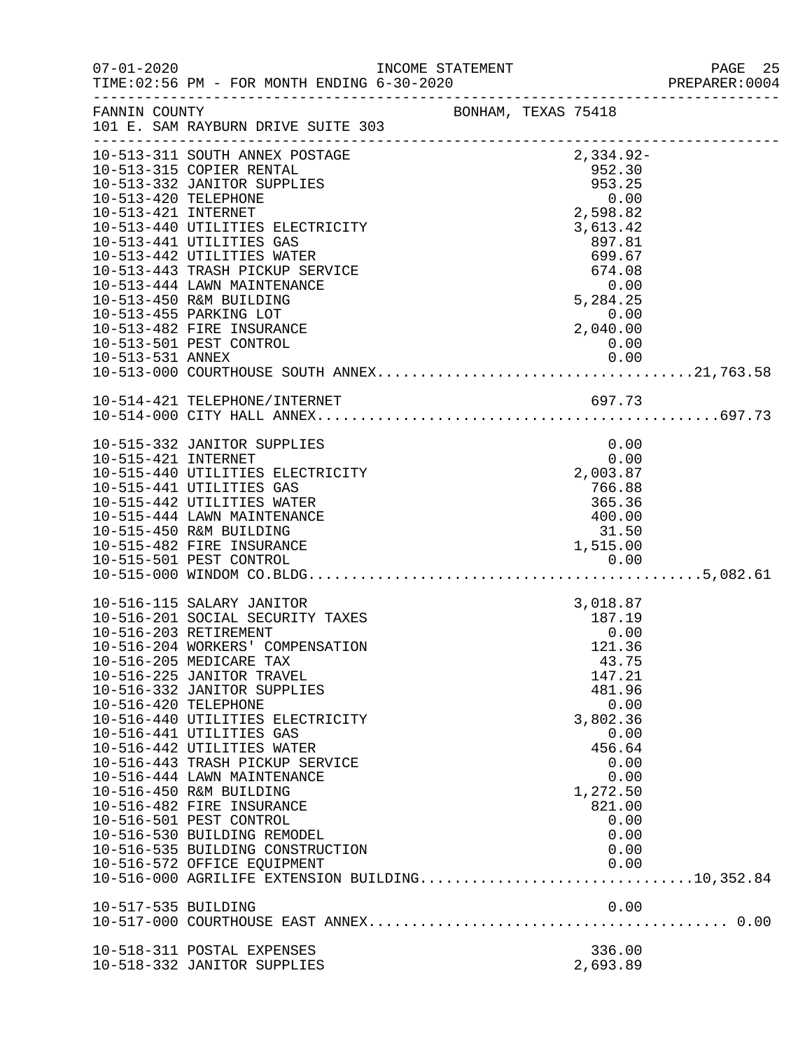FANNIN COUNTY BONHAM, TEXAS 75418
101 E. SAM RAYBURN DRIVE SUITE 303

| Account | Description | Amount | Total |
|---|---|---|---|
| 10-513-311 | SOUTH ANNEX POSTAGE | 2,334.92- | |
| 10-513-315 | COPIER RENTAL | 952.30 | |
| 10-513-332 | JANITOR SUPPLIES | 953.25 | |
| 10-513-420 | TELEPHONE | 0.00 | |
| 10-513-421 | INTERNET | 2,598.82 | |
| 10-513-440 | UTILITIES ELECTRICITY | 3,613.42 | |
| 10-513-441 | UTILITIES GAS | 897.81 | |
| 10-513-442 | UTILITIES WATER | 699.67 | |
| 10-513-443 | TRASH PICKUP SERVICE | 674.08 | |
| 10-513-444 | LAWN MAINTENANCE | 0.00 | |
| 10-513-450 | R&M BUILDING | 5,284.25 | |
| 10-513-455 | PARKING LOT | 0.00 | |
| 10-513-482 | FIRE INSURANCE | 2,040.00 | |
| 10-513-501 | PEST CONTROL | 0.00 | |
| 10-513-531 | ANNEX | 0.00 | |
| 10-513-000 | COURTHOUSE SOUTH ANNEX | | 21,763.58 |
| 10-514-421 | TELEPHONE/INTERNET | 697.73 | |
| 10-514-000 | CITY HALL ANNEX | | 697.73 |
| 10-515-332 | JANITOR SUPPLIES | 0.00 | |
| 10-515-421 | INTERNET | 0.00 | |
| 10-515-440 | UTILITIES ELECTRICITY | 2,003.87 | |
| 10-515-441 | UTILITIES GAS | 766.88 | |
| 10-515-442 | UTILITIES WATER | 365.36 | |
| 10-515-444 | LAWN MAINTENANCE | 400.00 | |
| 10-515-450 | R&M BUILDING | 31.50 | |
| 10-515-482 | FIRE INSURANCE | 1,515.00 | |
| 10-515-501 | PEST CONTROL | 0.00 | |
| 10-515-000 | WINDOM CO.BLDG | | 5,082.61 |
| 10-516-115 | SALARY JANITOR | 3,018.87 | |
| 10-516-201 | SOCIAL SECURITY TAXES | 187.19 | |
| 10-516-203 | RETIREMENT | 0.00 | |
| 10-516-204 | WORKERS' COMPENSATION | 121.36 | |
| 10-516-205 | MEDICARE TAX | 43.75 | |
| 10-516-225 | JANITOR TRAVEL | 147.21 | |
| 10-516-332 | JANITOR SUPPLIES | 481.96 | |
| 10-516-420 | TELEPHONE | 0.00 | |
| 10-516-440 | UTILITIES ELECTRICITY | 3,802.36 | |
| 10-516-441 | UTILITIES GAS | 0.00 | |
| 10-516-442 | UTILITIES WATER | 456.64 | |
| 10-516-443 | TRASH PICKUP SERVICE | 0.00 | |
| 10-516-444 | LAWN MAINTENANCE | 0.00 | |
| 10-516-450 | R&M BUILDING | 1,272.50 | |
| 10-516-482 | FIRE INSURANCE | 821.00 | |
| 10-516-501 | PEST CONTROL | 0.00 | |
| 10-516-530 | BUILDING REMODEL | 0.00 | |
| 10-516-535 | BUILDING CONSTRUCTION | 0.00 | |
| 10-516-572 | OFFICE EQUIPMENT | 0.00 | |
| 10-516-000 | AGRILIFE EXTENSION BUILDING | | 10,352.84 |
| 10-517-535 | BUILDING | 0.00 | |
| 10-517-000 | COURTHOUSE EAST ANNEX | | 0.00 |
| 10-518-311 | POSTAL EXPENSES | 336.00 | |
| 10-518-332 | JANITOR SUPPLIES | 2,693.89 | |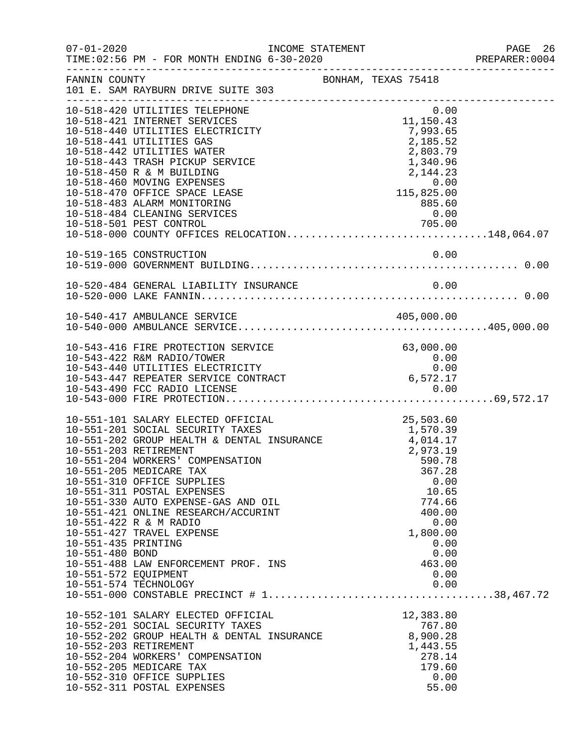FANNIN COUNTY  BONHAM, TEXAS 75418
101 E. SAM RAYBURN DRIVE SUITE 303

INCOME STATEMENT
TIME:02:56 PM - FOR MONTH ENDING 6-30-2020

| Account | Description | Amount | Total |
|---|---|---|---|
| 10-518-420 | UTILITIES TELEPHONE | 0.00 | |
| 10-518-421 | INTERNET SERVICES | 11,150.43 | |
| 10-518-440 | UTILITIES ELECTRICITY | 7,993.65 | |
| 10-518-441 | UTILITIES GAS | 2,185.52 | |
| 10-518-442 | UTILITIES WATER | 2,803.79 | |
| 10-518-443 | TRASH PICKUP SERVICE | 1,340.96 | |
| 10-518-450 | R & M BUILDING | 2,144.23 | |
| 10-518-460 | MOVING EXPENSES | 0.00 | |
| 10-518-470 | OFFICE SPACE LEASE | 115,825.00 | |
| 10-518-483 | ALARM MONITORING | 885.60 | |
| 10-518-484 | CLEANING SERVICES | 0.00 | |
| 10-518-501 | PEST CONTROL | 705.00 | |
| 10-518-000 | COUNTY OFFICES RELOCATION | | 148,064.07 |
| 10-519-165 | CONSTRUCTION | 0.00 | |
| 10-519-000 | GOVERNMENT BUILDING | | 0.00 |
| 10-520-484 | GENERAL LIABILITY INSURANCE | 0.00 | |
| 10-520-000 | LAKE FANNIN | | 0.00 |
| 10-540-417 | AMBULANCE SERVICE | 405,000.00 | |
| 10-540-000 | AMBULANCE SERVICE | | 405,000.00 |
| 10-543-416 | FIRE PROTECTION SERVICE | 63,000.00 | |
| 10-543-422 | R&M RADIO/TOWER | 0.00 | |
| 10-543-440 | UTILITIES ELECTRICITY | 0.00 | |
| 10-543-447 | REPEATER SERVICE CONTRACT | 6,572.17 | |
| 10-543-490 | FCC RADIO LICENSE | 0.00 | |
| 10-543-000 | FIRE PROTECTION | | 69,572.17 |
| 10-551-101 | SALARY ELECTED OFFICIAL | 25,503.60 | |
| 10-551-201 | SOCIAL SECURITY TAXES | 1,570.39 | |
| 10-551-202 | GROUP HEALTH & DENTAL INSURANCE | 4,014.17 | |
| 10-551-203 | RETIREMENT | 2,973.19 | |
| 10-551-204 | WORKERS' COMPENSATION | 590.78 | |
| 10-551-205 | MEDICARE TAX | 367.28 | |
| 10-551-310 | OFFICE SUPPLIES | 0.00 | |
| 10-551-311 | POSTAL EXPENSES | 10.65 | |
| 10-551-330 | AUTO EXPENSE-GAS AND OIL | 774.66 | |
| 10-551-421 | ONLINE RESEARCH/ACCURINT | 400.00 | |
| 10-551-422 | R & M RADIO | 0.00 | |
| 10-551-427 | TRAVEL EXPENSE | 1,800.00 | |
| 10-551-435 | PRINTING | 0.00 | |
| 10-551-480 | BOND | 0.00 | |
| 10-551-488 | LAW ENFORCEMENT PROF. INS | 463.00 | |
| 10-551-572 | EQUIPMENT | 0.00 | |
| 10-551-574 | TECHNOLOGY | 0.00 | |
| 10-551-000 | CONSTABLE PRECINCT # 1 | | 38,467.72 |
| 10-552-101 | SALARY ELECTED OFFICIAL | 12,383.80 | |
| 10-552-201 | SOCIAL SECURITY TAXES | 767.80 | |
| 10-552-202 | GROUP HEALTH & DENTAL INSURANCE | 8,900.28 | |
| 10-552-203 | RETIREMENT | 1,443.55 | |
| 10-552-204 | WORKERS' COMPENSATION | 278.14 | |
| 10-552-205 | MEDICARE TAX | 179.60 | |
| 10-552-310 | OFFICE SUPPLIES | 0.00 | |
| 10-552-311 | POSTAL EXPENSES | 55.00 | |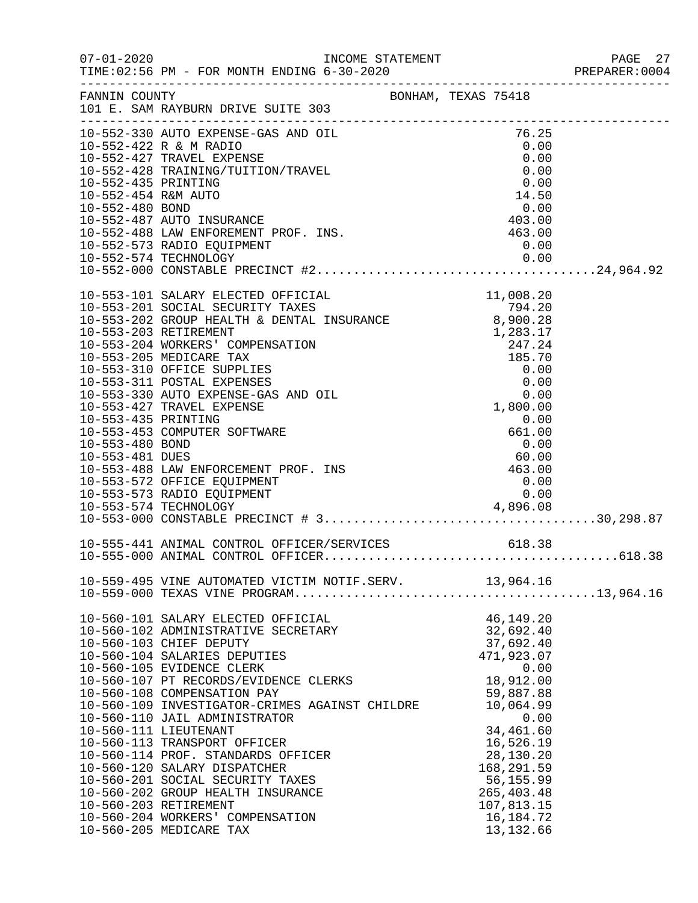FANNIN COUNTY — BONHAM, TEXAS 75418
101 E. SAM RAYBURN DRIVE SUITE 303

INCOME STATEMENT — FOR MONTH ENDING 6-30-2020

| Account | Description | Amount | Total |
|---|---|---|---|
| 10-552-330 | AUTO EXPENSE-GAS AND OIL | 76.25 | |
| 10-552-422 | R & M RADIO | 0.00 | |
| 10-552-427 | TRAVEL EXPENSE | 0.00 | |
| 10-552-428 | TRAINING/TUITION/TRAVEL | 0.00 | |
| 10-552-435 | PRINTING | 0.00 | |
| 10-552-454 | R&M AUTO | 14.50 | |
| 10-552-480 | BOND | 0.00 | |
| 10-552-487 | AUTO INSURANCE | 403.00 | |
| 10-552-488 | LAW ENFOREMENT PROF. INS. | 463.00 | |
| 10-552-573 | RADIO EQUIPMENT | 0.00 | |
| 10-552-574 | TECHNOLOGY | 0.00 | |
| 10-552-000 | CONSTABLE PRECINCT #2 | | 24,964.92 |
| 10-553-101 | SALARY ELECTED OFFICIAL | 11,008.20 | |
| 10-553-201 | SOCIAL SECURITY TAXES | 794.20 | |
| 10-553-202 | GROUP HEALTH & DENTAL INSURANCE | 8,900.28 | |
| 10-553-203 | RETIREMENT | 1,283.17 | |
| 10-553-204 | WORKERS' COMPENSATION | 247.24 | |
| 10-553-205 | MEDICARE TAX | 185.70 | |
| 10-553-310 | OFFICE SUPPLIES | 0.00 | |
| 10-553-311 | POSTAL EXPENSES | 0.00 | |
| 10-553-330 | AUTO EXPENSE-GAS AND OIL | 0.00 | |
| 10-553-427 | TRAVEL EXPENSE | 1,800.00 | |
| 10-553-435 | PRINTING | 0.00 | |
| 10-553-453 | COMPUTER SOFTWARE | 661.00 | |
| 10-553-480 | BOND | 0.00 | |
| 10-553-481 | DUES | 60.00 | |
| 10-553-488 | LAW ENFORCEMENT PROF. INS | 463.00 | |
| 10-553-572 | OFFICE EQUIPMENT | 0.00 | |
| 10-553-573 | RADIO EQUIPMENT | 0.00 | |
| 10-553-574 | TECHNOLOGY | 4,896.08 | |
| 10-553-000 | CONSTABLE PRECINCT # 3 | | 30,298.87 |
| 10-555-441 | ANIMAL CONTROL OFFICER/SERVICES | 618.38 | |
| 10-555-000 | ANIMAL CONTROL OFFICER | | 618.38 |
| 10-559-495 | VINE AUTOMATED VICTIM NOTIF.SERV. | 13,964.16 | |
| 10-559-000 | TEXAS VINE PROGRAM | | 13,964.16 |
| 10-560-101 | SALARY ELECTED OFFICIAL | 46,149.20 | |
| 10-560-102 | ADMINISTRATIVE SECRETARY | 32,692.40 | |
| 10-560-103 | CHIEF DEPUTY | 37,692.40 | |
| 10-560-104 | SALARIES DEPUTIES | 471,923.07 | |
| 10-560-105 | EVIDENCE CLERK | 0.00 | |
| 10-560-107 | PT RECORDS/EVIDENCE CLERKS | 18,912.00 | |
| 10-560-108 | COMPENSATION PAY | 59,887.88 | |
| 10-560-109 | INVESTIGATOR-CRIMES AGAINST CHILDRE | 10,064.99 | |
| 10-560-110 | JAIL ADMINISTRATOR | 0.00 | |
| 10-560-111 | LIEUTENANT | 34,461.60 | |
| 10-560-113 | TRANSPORT OFFICER | 16,526.19 | |
| 10-560-114 | PROF. STANDARDS OFFICER | 28,130.20 | |
| 10-560-120 | SALARY DISPATCHER | 168,291.59 | |
| 10-560-201 | SOCIAL SECURITY TAXES | 56,155.99 | |
| 10-560-202 | GROUP HEALTH INSURANCE | 265,403.48 | |
| 10-560-203 | RETIREMENT | 107,813.15 | |
| 10-560-204 | WORKERS' COMPENSATION | 16,184.72 | |
| 10-560-205 | MEDICARE TAX | 13,132.66 | |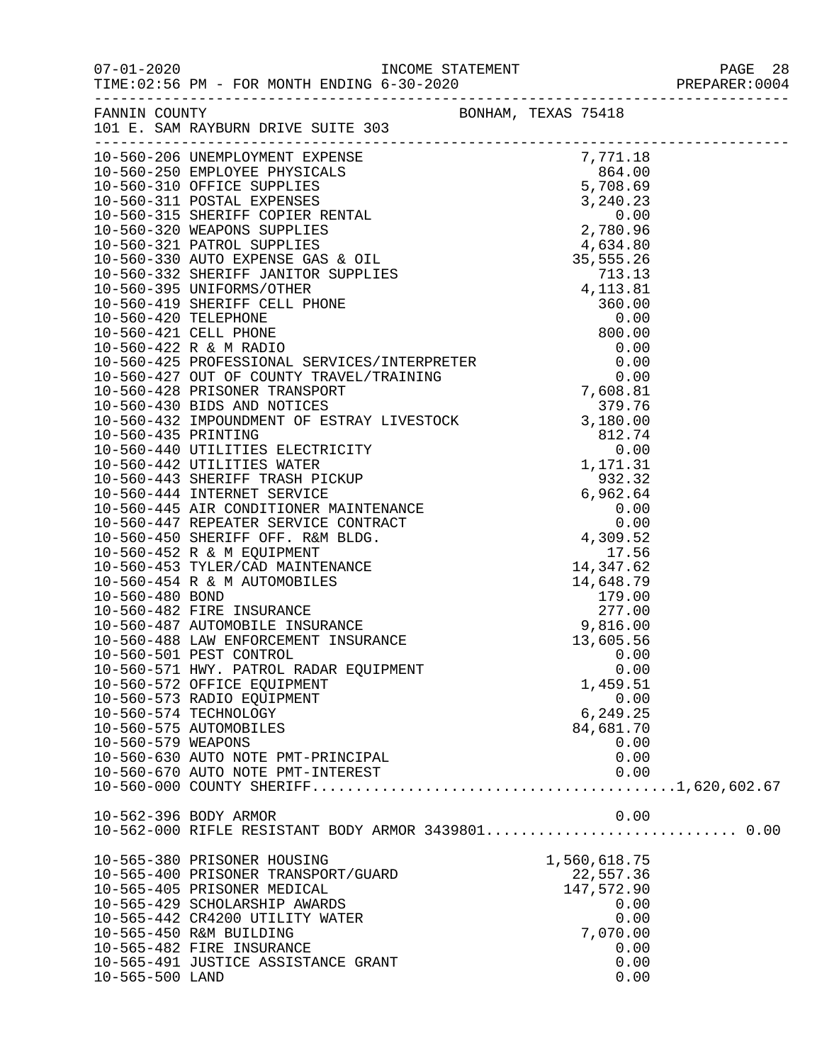07-01-2020 INCOME STATEMENT
TIME:02:56 PM - FOR MONTH ENDING 6-30-2020 PREPARER:0004

FANNIN COUNTY BONHAM, TEXAS 75418
101 E. SAM RAYBURN DRIVE SUITE 303

| Account | Description | Amount | Total |
|---|---|---|---|
| 10-560-206 | UNEMPLOYMENT EXPENSE | 7,771.18 | |
| 10-560-250 | EMPLOYEE PHYSICALS | 864.00 | |
| 10-560-310 | OFFICE SUPPLIES | 5,708.69 | |
| 10-560-311 | POSTAL EXPENSES | 3,240.23 | |
| 10-560-315 | SHERIFF COPIER RENTAL | 0.00 | |
| 10-560-320 | WEAPONS SUPPLIES | 2,780.96 | |
| 10-560-321 | PATROL SUPPLIES | 4,634.80 | |
| 10-560-330 | AUTO EXPENSE GAS & OIL | 35,555.26 | |
| 10-560-332 | SHERIFF JANITOR SUPPLIES | 713.13 | |
| 10-560-395 | UNIFORMS/OTHER | 4,113.81 | |
| 10-560-419 | SHERIFF CELL PHONE | 360.00 | |
| 10-560-420 | TELEPHONE | 0.00 | |
| 10-560-421 | CELL PHONE | 800.00 | |
| 10-560-422 | R & M RADIO | 0.00 | |
| 10-560-425 | PROFESSIONAL SERVICES/INTERPRETER | 0.00 | |
| 10-560-427 | OUT OF COUNTY TRAVEL/TRAINING | 0.00 | |
| 10-560-428 | PRISONER TRANSPORT | 7,608.81 | |
| 10-560-430 | BIDS AND NOTICES | 379.76 | |
| 10-560-432 | IMPOUNDMENT OF ESTRAY LIVESTOCK | 3,180.00 | |
| 10-560-435 | PRINTING | 812.74 | |
| 10-560-440 | UTILITIES ELECTRICITY | 0.00 | |
| 10-560-442 | UTILITIES WATER | 1,171.31 | |
| 10-560-443 | SHERIFF TRASH PICKUP | 932.32 | |
| 10-560-444 | INTERNET SERVICE | 6,962.64 | |
| 10-560-445 | AIR CONDITIONER MAINTENANCE | 0.00 | |
| 10-560-447 | REPEATER SERVICE CONTRACT | 0.00 | |
| 10-560-450 | SHERIFF OFF. R&M BLDG. | 4,309.52 | |
| 10-560-452 | R & M EQUIPMENT | 17.56 | |
| 10-560-453 | TYLER/CAD MAINTENANCE | 14,347.62 | |
| 10-560-454 | R & M AUTOMOBILES | 14,648.79 | |
| 10-560-480 | BOND | 179.00 | |
| 10-560-482 | FIRE INSURANCE | 277.00 | |
| 10-560-487 | AUTOMOBILE INSURANCE | 9,816.00 | |
| 10-560-488 | LAW ENFORCEMENT INSURANCE | 13,605.56 | |
| 10-560-501 | PEST CONTROL | 0.00 | |
| 10-560-571 | HWY. PATROL RADAR EQUIPMENT | 0.00 | |
| 10-560-572 | OFFICE EQUIPMENT | 1,459.51 | |
| 10-560-573 | RADIO EQUIPMENT | 0.00 | |
| 10-560-574 | TECHNOLOGY | 6,249.25 | |
| 10-560-575 | AUTOMOBILES | 84,681.70 | |
| 10-560-579 | WEAPONS | 0.00 | |
| 10-560-630 | AUTO NOTE PMT-PRINCIPAL | 0.00 | |
| 10-560-670 | AUTO NOTE PMT-INTEREST | 0.00 | |
| 10-560-000 | COUNTY SHERIFF | | 1,620,602.67 |
| 10-562-396 | BODY ARMOR | 0.00 | |
| 10-562-000 | RIFLE RESISTANT BODY ARMOR 3439801 | | 0.00 |
| 10-565-380 | PRISONER HOUSING | 1,560,618.75 | |
| 10-565-400 | PRISONER TRANSPORT/GUARD | 22,557.36 | |
| 10-565-405 | PRISONER MEDICAL | 147,572.90 | |
| 10-565-429 | SCHOLARSHIP AWARDS | 0.00 | |
| 10-565-442 | CR4200 UTILITY WATER | 0.00 | |
| 10-565-450 | R&M BUILDING | 7,070.00 | |
| 10-565-482 | FIRE INSURANCE | 0.00 | |
| 10-565-491 | JUSTICE ASSISTANCE GRANT | 0.00 | |
| 10-565-500 | LAND | 0.00 | |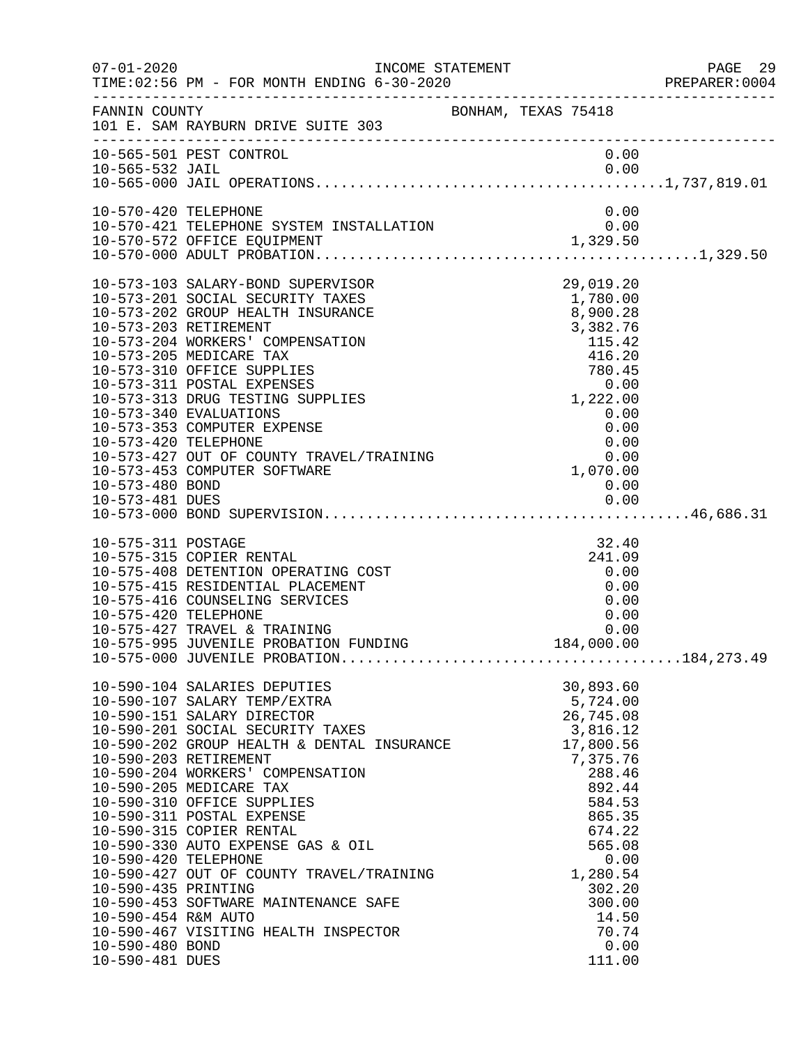FANNIN COUNTY BONHAM, TEXAS 75418
101 E. SAM RAYBURN DRIVE SUITE 303

| Account | Description | Amount | Total |
|---|---|---|---|
| 10-565-501 | PEST CONTROL | 0.00 | |
| 10-565-532 | JAIL | 0.00 | |
| 10-565-000 | JAIL OPERATIONS | | 1,737,819.01 |
| 10-570-420 | TELEPHONE | 0.00 | |
| 10-570-421 | TELEPHONE SYSTEM INSTALLATION | 0.00 | |
| 10-570-572 | OFFICE EQUIPMENT | 1,329.50 | |
| 10-570-000 | ADULT PROBATION | | 1,329.50 |
| 10-573-103 | SALARY-BOND SUPERVISOR | 29,019.20 | |
| 10-573-201 | SOCIAL SECURITY TAXES | 1,780.00 | |
| 10-573-202 | GROUP HEALTH INSURANCE | 8,900.28 | |
| 10-573-203 | RETIREMENT | 3,382.76 | |
| 10-573-204 | WORKERS' COMPENSATION | 115.42 | |
| 10-573-205 | MEDICARE TAX | 416.20 | |
| 10-573-310 | OFFICE SUPPLIES | 780.45 | |
| 10-573-311 | POSTAL EXPENSES | 0.00 | |
| 10-573-313 | DRUG TESTING SUPPLIES | 1,222.00 | |
| 10-573-340 | EVALUATIONS | 0.00 | |
| 10-573-353 | COMPUTER EXPENSE | 0.00 | |
| 10-573-420 | TELEPHONE | 0.00 | |
| 10-573-427 | OUT OF COUNTY TRAVEL/TRAINING | 0.00 | |
| 10-573-453 | COMPUTER SOFTWARE | 1,070.00 | |
| 10-573-480 | BOND | 0.00 | |
| 10-573-481 | DUES | 0.00 | |
| 10-573-000 | BOND SUPERVISION | | 46,686.31 |
| 10-575-311 | POSTAGE | 32.40 | |
| 10-575-315 | COPIER RENTAL | 241.09 | |
| 10-575-408 | DETENTION OPERATING COST | 0.00 | |
| 10-575-415 | RESIDENTIAL PLACEMENT | 0.00 | |
| 10-575-416 | COUNSELING SERVICES | 0.00 | |
| 10-575-420 | TELEPHONE | 0.00 | |
| 10-575-427 | TRAVEL & TRAINING | 0.00 | |
| 10-575-995 | JUVENILE PROBATION FUNDING | 184,000.00 | |
| 10-575-000 | JUVENILE PROBATION | | 184,273.49 |
| 10-590-104 | SALARIES DEPUTIES | 30,893.60 | |
| 10-590-107 | SALARY TEMP/EXTRA | 5,724.00 | |
| 10-590-151 | SALARY DIRECTOR | 26,745.08 | |
| 10-590-201 | SOCIAL SECURITY TAXES | 3,816.12 | |
| 10-590-202 | GROUP HEALTH & DENTAL INSURANCE | 17,800.56 | |
| 10-590-203 | RETIREMENT | 7,375.76 | |
| 10-590-204 | WORKERS' COMPENSATION | 288.46 | |
| 10-590-205 | MEDICARE TAX | 892.44 | |
| 10-590-310 | OFFICE SUPPLIES | 584.53 | |
| 10-590-311 | POSTAL EXPENSE | 865.35 | |
| 10-590-315 | COPIER RENTAL | 674.22 | |
| 10-590-330 | AUTO EXPENSE GAS & OIL | 565.08 | |
| 10-590-420 | TELEPHONE | 0.00 | |
| 10-590-427 | OUT OF COUNTY TRAVEL/TRAINING | 1,280.54 | |
| 10-590-435 | PRINTING | 302.20 | |
| 10-590-453 | SOFTWARE MAINTENANCE SAFE | 300.00 | |
| 10-590-454 | R&M AUTO | 14.50 | |
| 10-590-467 | VISITING HEALTH INSPECTOR | 70.74 | |
| 10-590-480 | BOND | 0.00 | |
| 10-590-481 | DUES | 111.00 | |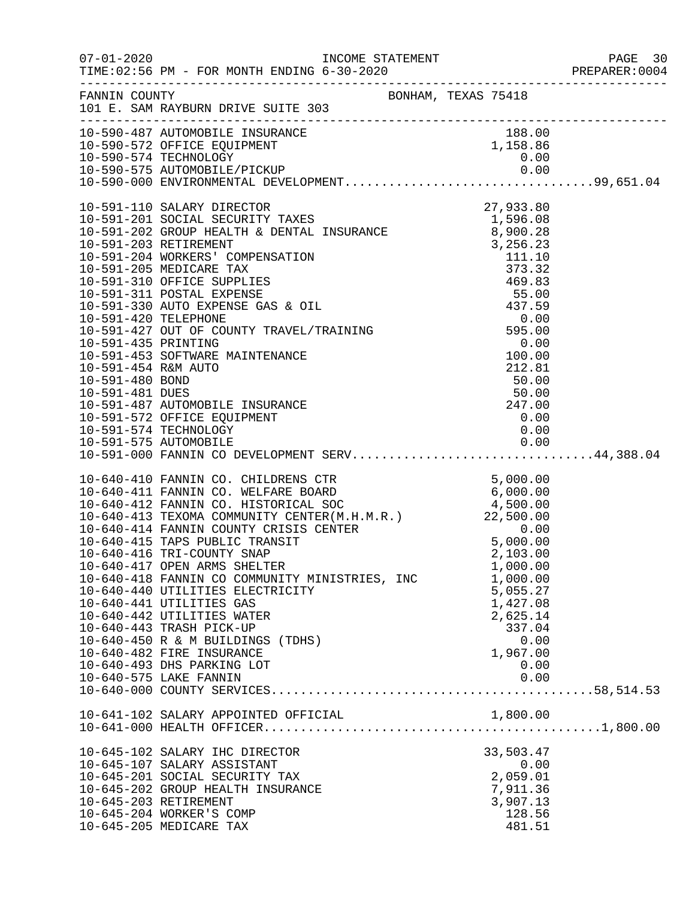FANNIN COUNTY — BONHAM, TEXAS 75418
101 E. SAM RAYBURN DRIVE SUITE 303

| Account | Description | Amount | Total |
|---|---|---|---|
| 10-590-487 | AUTOMOBILE INSURANCE | 188.00 | |
| 10-590-572 | OFFICE EQUIPMENT | 1,158.86 | |
| 10-590-574 | TECHNOLOGY | 0.00 | |
| 10-590-575 | AUTOMOBILE/PICKUP | 0.00 | |
| 10-590-000 | ENVIRONMENTAL DEVELOPMENT | | 99,651.04 |
| 10-591-110 | SALARY DIRECTOR | 27,933.80 | |
| 10-591-201 | SOCIAL SECURITY TAXES | 1,596.08 | |
| 10-591-202 | GROUP HEALTH & DENTAL INSURANCE | 8,900.28 | |
| 10-591-203 | RETIREMENT | 3,256.23 | |
| 10-591-204 | WORKERS' COMPENSATION | 111.10 | |
| 10-591-205 | MEDICARE TAX | 373.32 | |
| 10-591-310 | OFFICE SUPPLIES | 469.83 | |
| 10-591-311 | POSTAL EXPENSE | 55.00 | |
| 10-591-330 | AUTO EXPENSE GAS & OIL | 437.59 | |
| 10-591-420 | TELEPHONE | 0.00 | |
| 10-591-427 | OUT OF COUNTY TRAVEL/TRAINING | 595.00 | |
| 10-591-435 | PRINTING | 0.00 | |
| 10-591-453 | SOFTWARE MAINTENANCE | 100.00 | |
| 10-591-454 | R&M AUTO | 212.81 | |
| 10-591-480 | BOND | 50.00 | |
| 10-591-481 | DUES | 50.00 | |
| 10-591-487 | AUTOMOBILE INSURANCE | 247.00 | |
| 10-591-572 | OFFICE EQUIPMENT | 0.00 | |
| 10-591-574 | TECHNOLOGY | 0.00 | |
| 10-591-575 | AUTOMOBILE | 0.00 | |
| 10-591-000 | FANNIN CO DEVELOPMENT SERV | | 44,388.04 |
| 10-640-410 | FANNIN CO. CHILDRENS CTR | 5,000.00 | |
| 10-640-411 | FANNIN CO. WELFARE BOARD | 6,000.00 | |
| 10-640-412 | FANNIN CO. HISTORICAL SOC | 4,500.00 | |
| 10-640-413 | TEXOMA COMMUNITY CENTER(M.H.M.R.) | 22,500.00 | |
| 10-640-414 | FANNIN COUNTY CRISIS CENTER | 0.00 | |
| 10-640-415 | TAPS PUBLIC TRANSIT | 5,000.00 | |
| 10-640-416 | TRI-COUNTY SNAP | 2,103.00 | |
| 10-640-417 | OPEN ARMS SHELTER | 1,000.00 | |
| 10-640-418 | FANNIN CO COMMUNITY MINISTRIES, INC | 1,000.00 | |
| 10-640-440 | UTILITIES ELECTRICITY | 5,055.27 | |
| 10-640-441 | UTILITIES GAS | 1,427.08 | |
| 10-640-442 | UTILITIES WATER | 2,625.14 | |
| 10-640-443 | TRASH PICK-UP | 337.04 | |
| 10-640-450 | R & M BUILDINGS (TDHS) | 0.00 | |
| 10-640-482 | FIRE INSURANCE | 1,967.00 | |
| 10-640-493 | DHS PARKING LOT | 0.00 | |
| 10-640-575 | LAKE FANNIN | 0.00 | |
| 10-640-000 | COUNTY SERVICES | | 58,514.53 |
| 10-641-102 | SALARY APPOINTED OFFICIAL | 1,800.00 | |
| 10-641-000 | HEALTH OFFICER | | 1,800.00 |
| 10-645-102 | SALARY IHC DIRECTOR | 33,503.47 | |
| 10-645-107 | SALARY ASSISTANT | 0.00 | |
| 10-645-201 | SOCIAL SECURITY TAX | 2,059.01 | |
| 10-645-202 | GROUP HEALTH INSURANCE | 7,911.36 | |
| 10-645-203 | RETIREMENT | 3,907.13 | |
| 10-645-204 | WORKER'S COMP | 128.56 | |
| 10-645-205 | MEDICARE TAX | 481.51 | |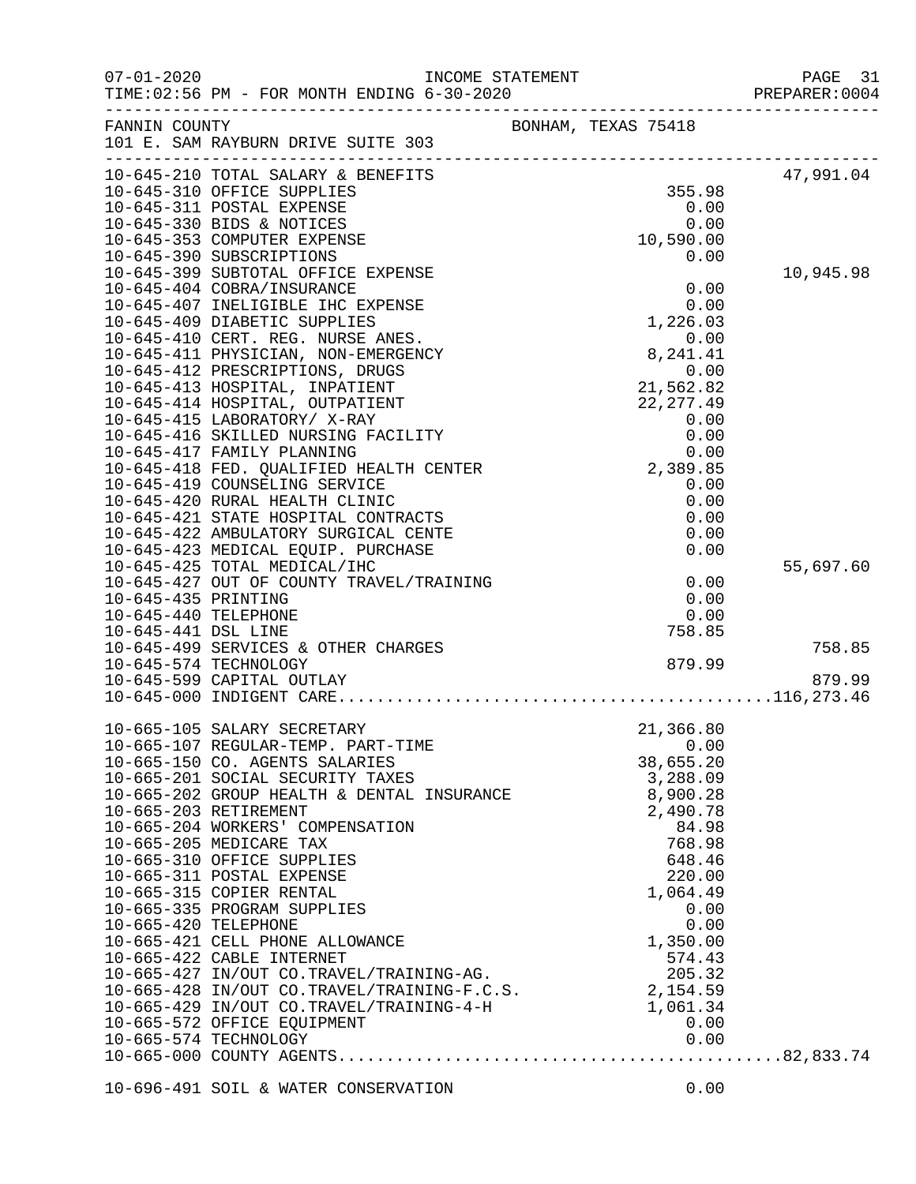FANNIN COUNTY BONHAM, TEXAS 75418
101 E. SAM RAYBURN DRIVE SUITE 303

| Account | Description | Amount | Total |
|---|---|---|---|
| 10-645-210 | TOTAL SALARY & BENEFITS | | 47,991.04 |
| 10-645-310 | OFFICE SUPPLIES | 355.98 | |
| 10-645-311 | POSTAL EXPENSE | 0.00 | |
| 10-645-330 | BIDS & NOTICES | 0.00 | |
| 10-645-353 | COMPUTER EXPENSE | 10,590.00 | |
| 10-645-390 | SUBSCRIPTIONS | 0.00 | |
| 10-645-399 | SUBTOTAL OFFICE EXPENSE | | 10,945.98 |
| 10-645-404 | COBRA/INSURANCE | 0.00 | |
| 10-645-407 | INELIGIBLE IHC EXPENSE | 0.00 | |
| 10-645-409 | DIABETIC SUPPLIES | 1,226.03 | |
| 10-645-410 | CERT. REG. NURSE ANES. | 0.00 | |
| 10-645-411 | PHYSICIAN, NON-EMERGENCY | 8,241.41 | |
| 10-645-412 | PRESCRIPTIONS, DRUGS | 0.00 | |
| 10-645-413 | HOSPITAL, INPATIENT | 21,562.82 | |
| 10-645-414 | HOSPITAL, OUTPATIENT | 22,277.49 | |
| 10-645-415 | LABORATORY/ X-RAY | 0.00 | |
| 10-645-416 | SKILLED NURSING FACILITY | 0.00 | |
| 10-645-417 | FAMILY PLANNING | 0.00 | |
| 10-645-418 | FED. QUALIFIED HEALTH CENTER | 2,389.85 | |
| 10-645-419 | COUNSELING SERVICE | 0.00 | |
| 10-645-420 | RURAL HEALTH CLINIC | 0.00 | |
| 10-645-421 | STATE HOSPITAL CONTRACTS | 0.00 | |
| 10-645-422 | AMBULATORY SURGICAL CENTE | 0.00 | |
| 10-645-423 | MEDICAL EQUIP. PURCHASE | 0.00 | |
| 10-645-425 | TOTAL MEDICAL/IHC | | 55,697.60 |
| 10-645-427 | OUT OF COUNTY TRAVEL/TRAINING | 0.00 | |
| 10-645-435 | PRINTING | 0.00 | |
| 10-645-440 | TELEPHONE | 0.00 | |
| 10-645-441 | DSL LINE | 758.85 | |
| 10-645-499 | SERVICES & OTHER CHARGES | | 758.85 |
| 10-645-574 | TECHNOLOGY | 879.99 | |
| 10-645-599 | CAPITAL OUTLAY | | 879.99 |
| 10-645-000 | INDIGENT CARE | | 116,273.46 |
| 10-665-105 | SALARY SECRETARY | 21,366.80 | |
| 10-665-107 | REGULAR-TEMP. PART-TIME | 0.00 | |
| 10-665-150 | CO. AGENTS SALARIES | 38,655.20 | |
| 10-665-201 | SOCIAL SECURITY TAXES | 3,288.09 | |
| 10-665-202 | GROUP HEALTH & DENTAL INSURANCE | 8,900.28 | |
| 10-665-203 | RETIREMENT | 2,490.78 | |
| 10-665-204 | WORKERS' COMPENSATION | 84.98 | |
| 10-665-205 | MEDICARE TAX | 768.98 | |
| 10-665-310 | OFFICE SUPPLIES | 648.46 | |
| 10-665-311 | POSTAL EXPENSE | 220.00 | |
| 10-665-315 | COPIER RENTAL | 1,064.49 | |
| 10-665-335 | PROGRAM SUPPLIES | 0.00 | |
| 10-665-420 | TELEPHONE | 0.00 | |
| 10-665-421 | CELL PHONE ALLOWANCE | 1,350.00 | |
| 10-665-422 | CABLE INTERNET | 574.43 | |
| 10-665-427 | IN/OUT CO.TRAVEL/TRAINING-AG. | 205.32 | |
| 10-665-428 | IN/OUT CO.TRAVEL/TRAINING-F.C.S. | 2,154.59 | |
| 10-665-429 | IN/OUT CO.TRAVEL/TRAINING-4-H | 1,061.34 | |
| 10-665-572 | OFFICE EQUIPMENT | 0.00 | |
| 10-665-574 | TECHNOLOGY | 0.00 | |
| 10-665-000 | COUNTY AGENTS | | 82,833.74 |
| 10-696-491 | SOIL & WATER CONSERVATION | 0.00 | |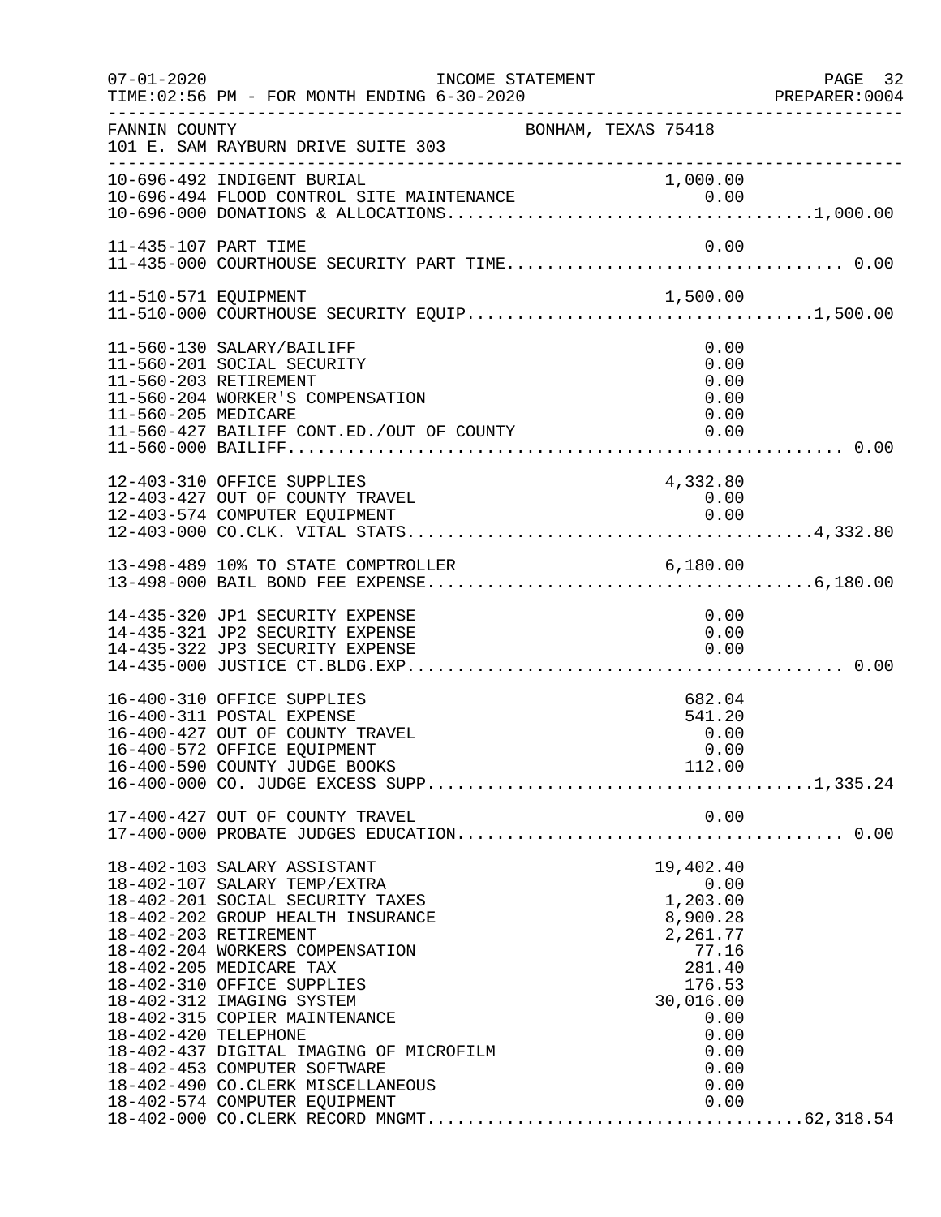07-01-2020 INCOME STATEMENT
TIME:02:56 PM - FOR MONTH ENDING 6-30-2020

FANNIN COUNTY BONHAM, TEXAS 75418
101 E. SAM RAYBURN DRIVE SUITE 303

| Account | Description | Amount | Total |
|---|---|---|---|
| 10-696-492 | INDIGENT BURIAL | 1,000.00 | |
| 10-696-494 | FLOOD CONTROL SITE MAINTENANCE | 0.00 | |
| 10-696-000 | DONATIONS & ALLOCATIONS | | 1,000.00 |
| 11-435-107 | PART TIME | 0.00 | |
| 11-435-000 | COURTHOUSE SECURITY PART TIME | | 0.00 |
| 11-510-571 | EQUIPMENT | 1,500.00 | |
| 11-510-000 | COURTHOUSE SECURITY EQUIP | | 1,500.00 |
| 11-560-130 | SALARY/BAILIFF | 0.00 | |
| 11-560-201 | SOCIAL SECURITY | 0.00 | |
| 11-560-203 | RETIREMENT | 0.00 | |
| 11-560-204 | WORKER'S COMPENSATION | 0.00 | |
| 11-560-205 | MEDICARE | 0.00 | |
| 11-560-427 | BAILIFF CONT.ED./OUT OF COUNTY | 0.00 | |
| 11-560-000 | BAILIFF | | 0.00 |
| 12-403-310 | OFFICE SUPPLIES | 4,332.80 | |
| 12-403-427 | OUT OF COUNTY TRAVEL | 0.00 | |
| 12-403-574 | COMPUTER EQUIPMENT | 0.00 | |
| 12-403-000 | CO.CLK. VITAL STATS | | 4,332.80 |
| 13-498-489 | 10% TO STATE COMPTROLLER | 6,180.00 | |
| 13-498-000 | BAIL BOND FEE EXPENSE | | 6,180.00 |
| 14-435-320 | JP1 SECURITY EXPENSE | 0.00 | |
| 14-435-321 | JP2 SECURITY EXPENSE | 0.00 | |
| 14-435-322 | JP3 SECURITY EXPENSE | 0.00 | |
| 14-435-000 | JUSTICE CT.BLDG.EXP | | 0.00 |
| 16-400-310 | OFFICE SUPPLIES | 682.04 | |
| 16-400-311 | POSTAL EXPENSE | 541.20 | |
| 16-400-427 | OUT OF COUNTY TRAVEL | 0.00 | |
| 16-400-572 | OFFICE EQUIPMENT | 0.00 | |
| 16-400-590 | COUNTY JUDGE BOOKS | 112.00 | |
| 16-400-000 | CO. JUDGE EXCESS SUPP | | 1,335.24 |
| 17-400-427 | OUT OF COUNTY TRAVEL | 0.00 | |
| 17-400-000 | PROBATE JUDGES EDUCATION | | 0.00 |
| 18-402-103 | SALARY ASSISTANT | 19,402.40 | |
| 18-402-107 | SALARY TEMP/EXTRA | 0.00 | |
| 18-402-201 | SOCIAL SECURITY TAXES | 1,203.00 | |
| 18-402-202 | GROUP HEALTH INSURANCE | 8,900.28 | |
| 18-402-203 | RETIREMENT | 2,261.77 | |
| 18-402-204 | WORKERS COMPENSATION | 77.16 | |
| 18-402-205 | MEDICARE TAX | 281.40 | |
| 18-402-310 | OFFICE SUPPLIES | 176.53 | |
| 18-402-312 | IMAGING SYSTEM | 30,016.00 | |
| 18-402-315 | COPIER MAINTENANCE | 0.00 | |
| 18-402-420 | TELEPHONE | 0.00 | |
| 18-402-437 | DIGITAL IMAGING OF MICROFILM | 0.00 | |
| 18-402-453 | COMPUTER SOFTWARE | 0.00 | |
| 18-402-490 | CO.CLERK MISCELLANEOUS | 0.00 | |
| 18-402-574 | COMPUTER EQUIPMENT | 0.00 | |
| 18-402-000 | CO.CLERK RECORD MNGMT | | 62,318.54 |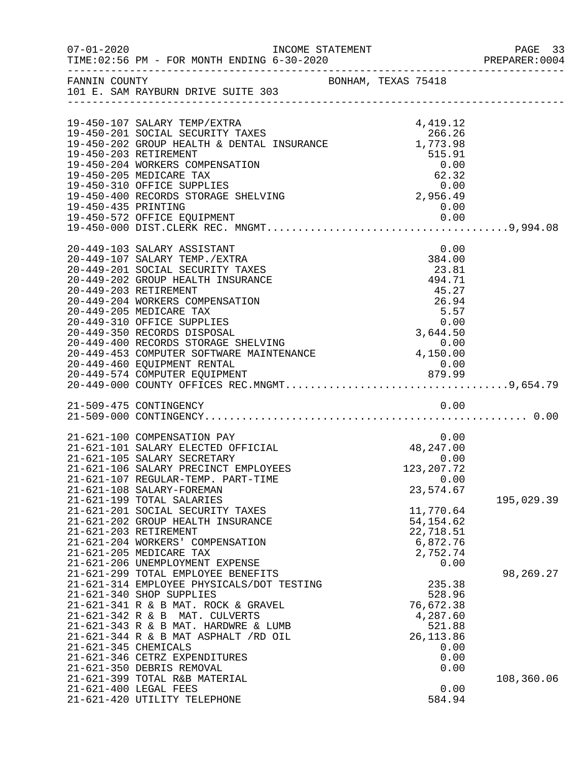FANNIN COUNTY — BONHAM, TEXAS 75418
101 E. SAM RAYBURN DRIVE SUITE 303

INCOME STATEMENT — TIME:02:56 PM - FOR MONTH ENDING 6-30-2020

| Account | Description | Amount | Total |
|---|---|---|---|
| 19-450-107 | SALARY TEMP/EXTRA | 4,419.12 | |
| 19-450-201 | SOCIAL SECURITY TAXES | 266.26 | |
| 19-450-202 | GROUP HEALTH & DENTAL INSURANCE | 1,773.98 | |
| 19-450-203 | RETIREMENT | 515.91 | |
| 19-450-204 | WORKERS COMPENSATION | 0.00 | |
| 19-450-205 | MEDICARE TAX | 62.32 | |
| 19-450-310 | OFFICE SUPPLIES | 0.00 | |
| 19-450-400 | RECORDS STORAGE SHELVING | 2,956.49 | |
| 19-450-435 | PRINTING | 0.00 | |
| 19-450-572 | OFFICE EQUIPMENT | 0.00 | |
| 19-450-000 | DIST.CLERK REC. MNGMT. | | 9,994.08 |
| 20-449-103 | SALARY ASSISTANT | 0.00 | |
| 20-449-107 | SALARY TEMP./EXTRA | 384.00 | |
| 20-449-201 | SOCIAL SECURITY TAXES | 23.81 | |
| 20-449-202 | GROUP HEALTH INSURANCE | 494.71 | |
| 20-449-203 | RETIREMENT | 45.27 | |
| 20-449-204 | WORKERS COMPENSATION | 26.94 | |
| 20-449-205 | MEDICARE TAX | 5.57 | |
| 20-449-310 | OFFICE SUPPLIES | 0.00 | |
| 20-449-350 | RECORDS DISPOSAL | 3,644.50 | |
| 20-449-400 | RECORDS STORAGE SHELVING | 0.00 | |
| 20-449-453 | COMPUTER SOFTWARE MAINTENANCE | 4,150.00 | |
| 20-449-460 | EQUIPMENT RENTAL | 0.00 | |
| 20-449-574 | COMPUTER EQUIPMENT | 879.99 | |
| 20-449-000 | COUNTY OFFICES REC.MNGMT. | | 9,654.79 |
| 21-509-475 | CONTINGENCY | 0.00 | |
| 21-509-000 | CONTINGENCY | | 0.00 |
| 21-621-100 | COMPENSATION PAY | 0.00 | |
| 21-621-101 | SALARY ELECTED OFFICIAL | 48,247.00 | |
| 21-621-105 | SALARY SECRETARY | 0.00 | |
| 21-621-106 | SALARY PRECINCT EMPLOYEES | 123,207.72 | |
| 21-621-107 | REGULAR-TEMP. PART-TIME | 0.00 | |
| 21-621-108 | SALARY-FOREMAN | 23,574.67 | |
| 21-621-199 | TOTAL SALARIES | | 195,029.39 |
| 21-621-201 | SOCIAL SECURITY TAXES | 11,770.64 | |
| 21-621-202 | GROUP HEALTH INSURANCE | 54,154.62 | |
| 21-621-203 | RETIREMENT | 22,718.51 | |
| 21-621-204 | WORKERS' COMPENSATION | 6,872.76 | |
| 21-621-205 | MEDICARE TAX | 2,752.74 | |
| 21-621-206 | UNEMPLOYMENT EXPENSE | 0.00 | |
| 21-621-299 | TOTAL EMPLOYEE BENEFITS | | 98,269.27 |
| 21-621-314 | EMPLOYEE PHYSICALS/DOT TESTING | 235.38 | |
| 21-621-340 | SHOP SUPPLIES | 528.96 | |
| 21-621-341 | R & B MAT. ROCK & GRAVEL | 76,672.38 | |
| 21-621-342 | R & B MAT. CULVERTS | 4,287.60 | |
| 21-621-343 | R & B MAT. HARDWRE & LUMB | 521.88 | |
| 21-621-344 | R & B MAT ASPHALT /RD OIL | 26,113.86 | |
| 21-621-345 | CHEMICALS | 0.00 | |
| 21-621-346 | CETRZ EXPENDITURES | 0.00 | |
| 21-621-350 | DEBRIS REMOVAL | 0.00 | |
| 21-621-399 | TOTAL R&B MATERIAL | | 108,360.06 |
| 21-621-400 | LEGAL FEES | 0.00 | |
| 21-621-420 | UTILITY TELEPHONE | 584.94 | |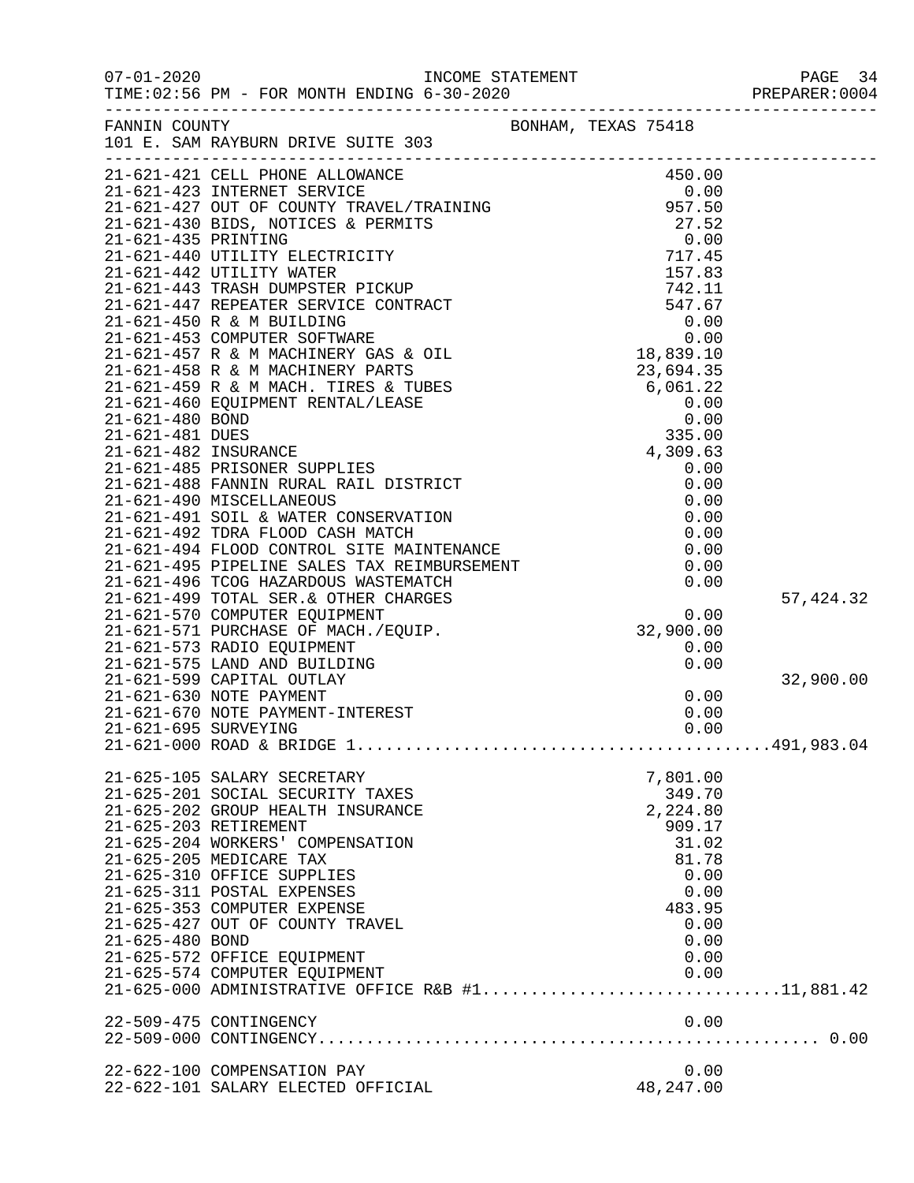FANNIN COUNTY — BONHAM, TEXAS 75418
101 E. SAM RAYBURN DRIVE SUITE 303

INCOME STATEMENT
TIME:02:56 PM - FOR MONTH ENDING 6-30-2020

| Account | Description | Amount | Total |
|---|---|---|---|
| 21-621-421 | CELL PHONE ALLOWANCE | 450.00 | |
| 21-621-423 | INTERNET SERVICE | 0.00 | |
| 21-621-427 | OUT OF COUNTY TRAVEL/TRAINING | 957.50 | |
| 21-621-430 | BIDS, NOTICES & PERMITS | 27.52 | |
| 21-621-435 | PRINTING | 0.00 | |
| 21-621-440 | UTILITY ELECTRICITY | 717.45 | |
| 21-621-442 | UTILITY WATER | 157.83 | |
| 21-621-443 | TRASH DUMPSTER PICKUP | 742.11 | |
| 21-621-447 | REPEATER SERVICE CONTRACT | 547.67 | |
| 21-621-450 | R & M BUILDING | 0.00 | |
| 21-621-453 | COMPUTER SOFTWARE | 0.00 | |
| 21-621-457 | R & M MACHINERY GAS & OIL | 18,839.10 | |
| 21-621-458 | R & M MACHINERY PARTS | 23,694.35 | |
| 21-621-459 | R & M MACH. TIRES & TUBES | 6,061.22 | |
| 21-621-460 | EQUIPMENT RENTAL/LEASE | 0.00 | |
| 21-621-480 | BOND | 0.00 | |
| 21-621-481 | DUES | 335.00 | |
| 21-621-482 | INSURANCE | 4,309.63 | |
| 21-621-485 | PRISONER SUPPLIES | 0.00 | |
| 21-621-488 | FANNIN RURAL RAIL DISTRICT | 0.00 | |
| 21-621-490 | MISCELLANEOUS | 0.00 | |
| 21-621-491 | SOIL & WATER CONSERVATION | 0.00 | |
| 21-621-492 | TDRA FLOOD CASH MATCH | 0.00 | |
| 21-621-494 | FLOOD CONTROL SITE MAINTENANCE | 0.00 | |
| 21-621-495 | PIPELINE SALES TAX REIMBURSEMENT | 0.00 | |
| 21-621-496 | TCOG HAZARDOUS WASTEMATCH | 0.00 | |
| 21-621-499 | TOTAL SER.& OTHER CHARGES | | 57,424.32 |
| 21-621-570 | COMPUTER EQUIPMENT | 0.00 | |
| 21-621-571 | PURCHASE OF MACH./EQUIP. | 32,900.00 | |
| 21-621-573 | RADIO EQUIPMENT | 0.00 | |
| 21-621-575 | LAND AND BUILDING | 0.00 | |
| 21-621-599 | CAPITAL OUTLAY | | 32,900.00 |
| 21-621-630 | NOTE PAYMENT | 0.00 | |
| 21-621-670 | NOTE PAYMENT-INTEREST | 0.00 | |
| 21-621-695 | SURVEYING | 0.00 | |
| 21-621-000 | ROAD & BRIDGE 1 | | 491,983.04 |
| 21-625-105 | SALARY SECRETARY | 7,801.00 | |
| 21-625-201 | SOCIAL SECURITY TAXES | 349.70 | |
| 21-625-202 | GROUP HEALTH INSURANCE | 2,224.80 | |
| 21-625-203 | RETIREMENT | 909.17 | |
| 21-625-204 | WORKERS' COMPENSATION | 31.02 | |
| 21-625-205 | MEDICARE TAX | 81.78 | |
| 21-625-310 | OFFICE SUPPLIES | 0.00 | |
| 21-625-311 | POSTAL EXPENSES | 0.00 | |
| 21-625-353 | COMPUTER EXPENSE | 483.95 | |
| 21-625-427 | OUT OF COUNTY TRAVEL | 0.00 | |
| 21-625-480 | BOND | 0.00 | |
| 21-625-572 | OFFICE EQUIPMENT | 0.00 | |
| 21-625-574 | COMPUTER EQUIPMENT | 0.00 | |
| 21-625-000 | ADMINISTRATIVE OFFICE R&B #1 | | 11,881.42 |
| 22-509-475 | CONTINGENCY | 0.00 | |
| 22-509-000 | CONTINGENCY | | 0.00 |
| 22-622-100 | COMPENSATION PAY | 0.00 | |
| 22-622-101 | SALARY ELECTED OFFICIAL | 48,247.00 | |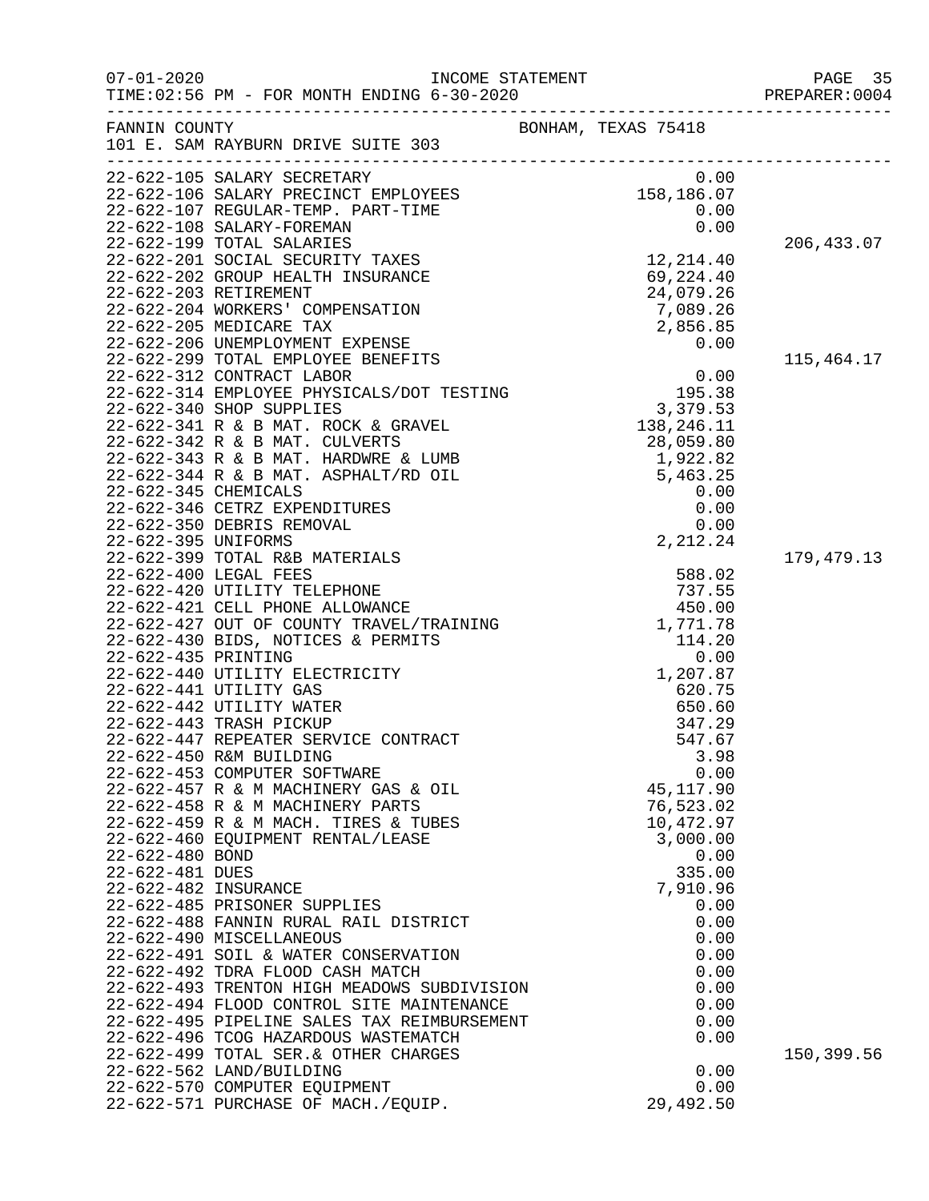07-01-2020 INCOME STATEMENT
TIME:02:56 PM - FOR MONTH ENDING 6-30-2020

FANNIN COUNTY BONHAM, TEXAS 75418
101 E. SAM RAYBURN DRIVE SUITE 303

| Account | Description | Amount | Total |
|---|---|---|---|
| 22-622-105 | SALARY SECRETARY | 0.00 | |
| 22-622-106 | SALARY PRECINCT EMPLOYEES | 158,186.07 | |
| 22-622-107 | REGULAR-TEMP. PART-TIME | 0.00 | |
| 22-622-108 | SALARY-FOREMAN | 0.00 | |
| 22-622-199 | TOTAL SALARIES | | 206,433.07 |
| 22-622-201 | SOCIAL SECURITY TAXES | 12,214.40 | |
| 22-622-202 | GROUP HEALTH INSURANCE | 69,224.40 | |
| 22-622-203 | RETIREMENT | 24,079.26 | |
| 22-622-204 | WORKERS' COMPENSATION | 7,089.26 | |
| 22-622-205 | MEDICARE TAX | 2,856.85 | |
| 22-622-206 | UNEMPLOYMENT EXPENSE | 0.00 | |
| 22-622-299 | TOTAL EMPLOYEE BENEFITS | | 115,464.17 |
| 22-622-312 | CONTRACT LABOR | 0.00 | |
| 22-622-314 | EMPLOYEE PHYSICALS/DOT TESTING | 195.38 | |
| 22-622-340 | SHOP SUPPLIES | 3,379.53 | |
| 22-622-341 | R & B MAT. ROCK & GRAVEL | 138,246.11 | |
| 22-622-342 | R & B MAT. CULVERTS | 28,059.80 | |
| 22-622-343 | R & B MAT. HARDWRE & LUMB | 1,922.82 | |
| 22-622-344 | R & B MAT. ASPHALT/RD OIL | 5,463.25 | |
| 22-622-345 | CHEMICALS | 0.00 | |
| 22-622-346 | CETRZ EXPENDITURES | 0.00 | |
| 22-622-350 | DEBRIS REMOVAL | 0.00 | |
| 22-622-395 | UNIFORMS | 2,212.24 | |
| 22-622-399 | TOTAL R&B MATERIALS | | 179,479.13 |
| 22-622-400 | LEGAL FEES | 588.02 | |
| 22-622-420 | UTILITY TELEPHONE | 737.55 | |
| 22-622-421 | CELL PHONE ALLOWANCE | 450.00 | |
| 22-622-427 | OUT OF COUNTY TRAVEL/TRAINING | 1,771.78 | |
| 22-622-430 | BIDS, NOTICES & PERMITS | 114.20 | |
| 22-622-435 | PRINTING | 0.00 | |
| 22-622-440 | UTILITY ELECTRICITY | 1,207.87 | |
| 22-622-441 | UTILITY GAS | 620.75 | |
| 22-622-442 | UTILITY WATER | 650.60 | |
| 22-622-443 | TRASH PICKUP | 347.29 | |
| 22-622-447 | REPEATER SERVICE CONTRACT | 547.67 | |
| 22-622-450 | R&M BUILDING | 3.98 | |
| 22-622-453 | COMPUTER SOFTWARE | 0.00 | |
| 22-622-457 | R & M MACHINERY GAS & OIL | 45,117.90 | |
| 22-622-458 | R & M MACHINERY PARTS | 76,523.02 | |
| 22-622-459 | R & M MACH. TIRES & TUBES | 10,472.97 | |
| 22-622-460 | EQUIPMENT RENTAL/LEASE | 3,000.00 | |
| 22-622-480 | BOND | 0.00 | |
| 22-622-481 | DUES | 335.00 | |
| 22-622-482 | INSURANCE | 7,910.96 | |
| 22-622-485 | PRISONER SUPPLIES | 0.00 | |
| 22-622-488 | FANNIN RURAL RAIL DISTRICT | 0.00 | |
| 22-622-490 | MISCELLANEOUS | 0.00 | |
| 22-622-491 | SOIL & WATER CONSERVATION | 0.00 | |
| 22-622-492 | TDRA FLOOD CASH MATCH | 0.00 | |
| 22-622-493 | TRENTON HIGH MEADOWS SUBDIVISION | 0.00 | |
| 22-622-494 | FLOOD CONTROL SITE MAINTENANCE | 0.00 | |
| 22-622-495 | PIPELINE SALES TAX REIMBURSEMENT | 0.00 | |
| 22-622-496 | TCOG HAZARDOUS WASTEMATCH | 0.00 | |
| 22-622-499 | TOTAL SER.& OTHER CHARGES | | 150,399.56 |
| 22-622-562 | LAND/BUILDING | 0.00 | |
| 22-622-570 | COMPUTER EQUIPMENT | 0.00 | |
| 22-622-571 | PURCHASE OF MACH./EQUIP. | 29,492.50 | |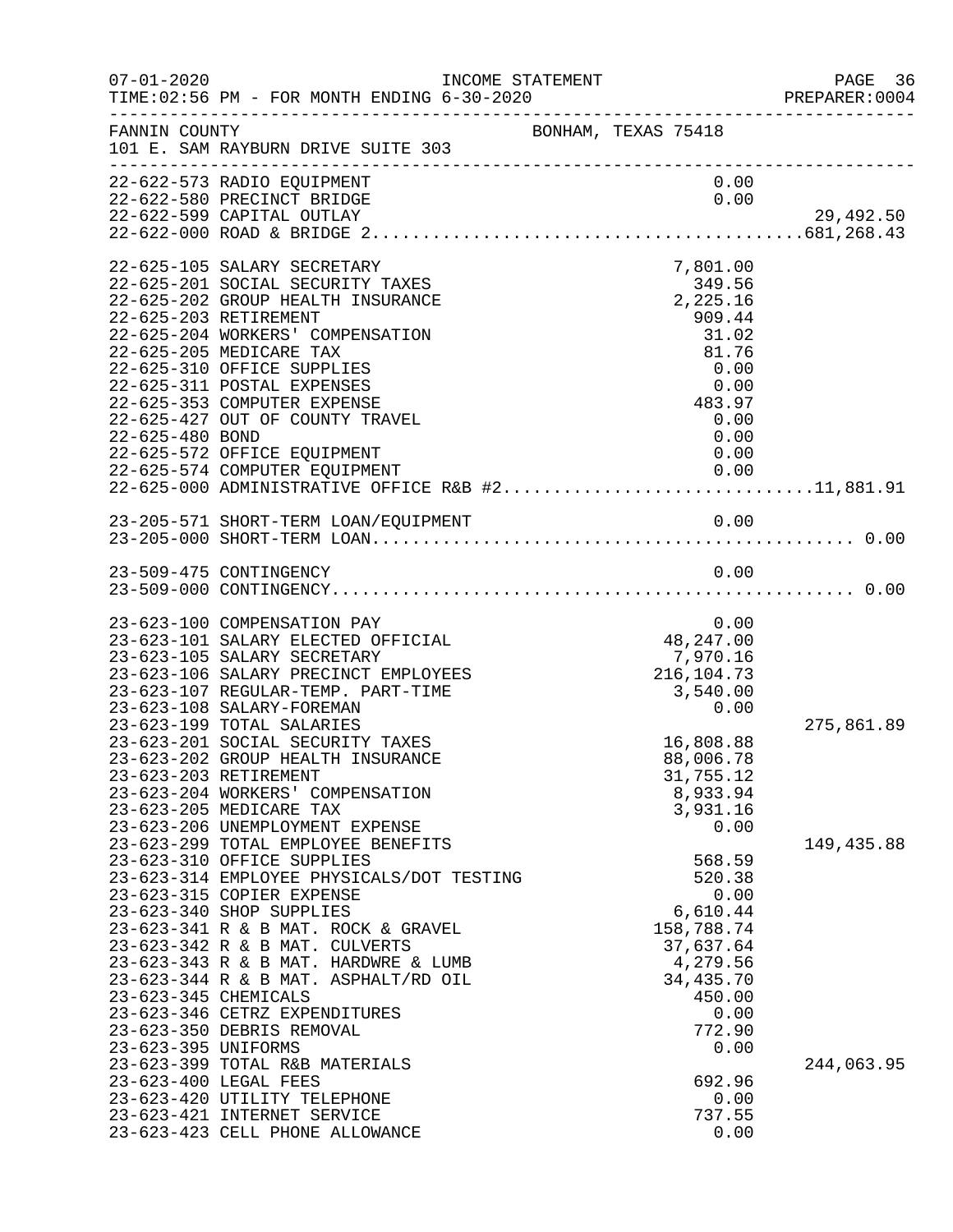FANNIN COUNTY BONHAM, TEXAS 75418
101 E. SAM RAYBURN DRIVE SUITE 303

INCOME STATEMENT — FOR MONTH ENDING 6-30-2020

| Account | Description | Amount | Total |
|---|---|---|---|
| 22-622-573 | RADIO EQUIPMENT | 0.00 | |
| 22-622-580 | PRECINCT BRIDGE | 0.00 | |
| 22-622-599 | CAPITAL OUTLAY | | 29,492.50 |
| 22-622-000 | ROAD & BRIDGE 2 | | 681,268.43 |
| 22-625-105 | SALARY SECRETARY | 7,801.00 | |
| 22-625-201 | SOCIAL SECURITY TAXES | 349.56 | |
| 22-625-202 | GROUP HEALTH INSURANCE | 2,225.16 | |
| 22-625-203 | RETIREMENT | 909.44 | |
| 22-625-204 | WORKERS' COMPENSATION | 31.02 | |
| 22-625-205 | MEDICARE TAX | 81.76 | |
| 22-625-310 | OFFICE SUPPLIES | 0.00 | |
| 22-625-311 | POSTAL EXPENSES | 0.00 | |
| 22-625-353 | COMPUTER EXPENSE | 483.97 | |
| 22-625-427 | OUT OF COUNTY TRAVEL | 0.00 | |
| 22-625-480 | BOND | 0.00 | |
| 22-625-572 | OFFICE EQUIPMENT | 0.00 | |
| 22-625-574 | COMPUTER EQUIPMENT | 0.00 | |
| 22-625-000 | ADMINISTRATIVE OFFICE R&B #2 | | 11,881.91 |
| 23-205-571 | SHORT-TERM LOAN/EQUIPMENT | 0.00 | |
| 23-205-000 | SHORT-TERM LOAN | | 0.00 |
| 23-509-475 | CONTINGENCY | 0.00 | |
| 23-509-000 | CONTINGENCY | | 0.00 |
| 23-623-100 | COMPENSATION PAY | 0.00 | |
| 23-623-101 | SALARY ELECTED OFFICIAL | 48,247.00 | |
| 23-623-105 | SALARY SECRETARY | 7,970.16 | |
| 23-623-106 | SALARY PRECINCT EMPLOYEES | 216,104.73 | |
| 23-623-107 | REGULAR-TEMP. PART-TIME | 3,540.00 | |
| 23-623-108 | SALARY-FOREMAN | 0.00 | |
| 23-623-199 | TOTAL SALARIES | | 275,861.89 |
| 23-623-201 | SOCIAL SECURITY TAXES | 16,808.88 | |
| 23-623-202 | GROUP HEALTH INSURANCE | 88,006.78 | |
| 23-623-203 | RETIREMENT | 31,755.12 | |
| 23-623-204 | WORKERS' COMPENSATION | 8,933.94 | |
| 23-623-205 | MEDICARE TAX | 3,931.16 | |
| 23-623-206 | UNEMPLOYMENT EXPENSE | 0.00 | |
| 23-623-299 | TOTAL EMPLOYEE BENEFITS | | 149,435.88 |
| 23-623-310 | OFFICE SUPPLIES | 568.59 | |
| 23-623-314 | EMPLOYEE PHYSICALS/DOT TESTING | 520.38 | |
| 23-623-315 | COPIER EXPENSE | 0.00 | |
| 23-623-340 | SHOP SUPPLIES | 6,610.44 | |
| 23-623-341 | R & B MAT. ROCK & GRAVEL | 158,788.74 | |
| 23-623-342 | R & B MAT. CULVERTS | 37,637.64 | |
| 23-623-343 | R & B MAT. HARDWRE & LUMB | 4,279.56 | |
| 23-623-344 | R & B MAT. ASPHALT/RD OIL | 34,435.70 | |
| 23-623-345 | CHEMICALS | 450.00 | |
| 23-623-346 | CETRZ EXPENDITURES | 0.00 | |
| 23-623-350 | DEBRIS REMOVAL | 772.90 | |
| 23-623-395 | UNIFORMS | 0.00 | |
| 23-623-399 | TOTAL R&B MATERIALS | | 244,063.95 |
| 23-623-400 | LEGAL FEES | 692.96 | |
| 23-623-420 | UTILITY TELEPHONE | 0.00 | |
| 23-623-421 | INTERNET SERVICE | 737.55 | |
| 23-623-423 | CELL PHONE ALLOWANCE | 0.00 | |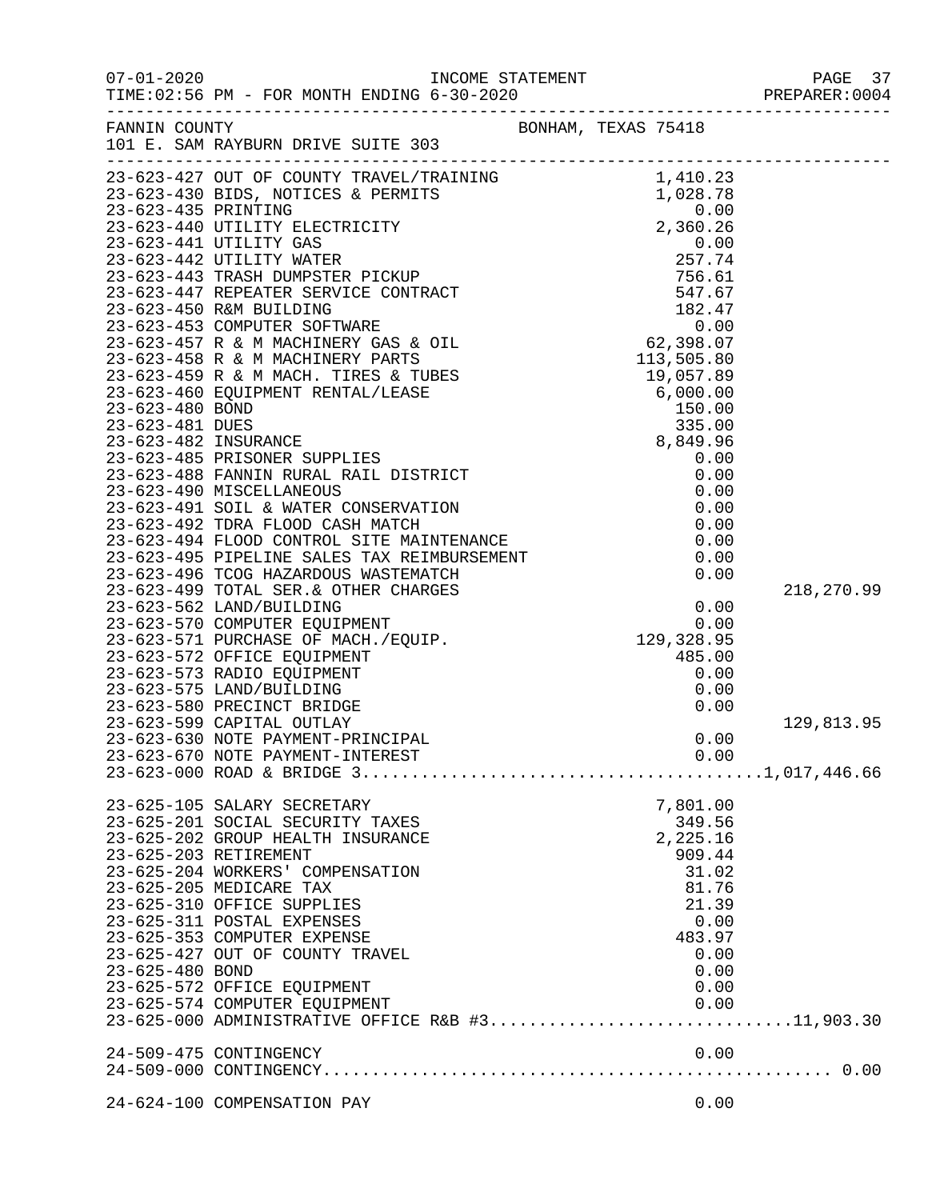07-01-2020 INCOME STATEMENT
TIME:02:56 PM - FOR MONTH ENDING 6-30-2020 PREPARER:0004

FANNIN COUNTY BONHAM, TEXAS 75418
101 E. SAM RAYBURN DRIVE SUITE 303

| Account | Description | Amount | Total |
|---|---|---|---|
| 23-623-427 | OUT OF COUNTY TRAVEL/TRAINING | 1,410.23 | |
| 23-623-430 | BIDS, NOTICES & PERMITS | 1,028.78 | |
| 23-623-435 | PRINTING | 0.00 | |
| 23-623-440 | UTILITY ELECTRICITY | 2,360.26 | |
| 23-623-441 | UTILITY GAS | 0.00 | |
| 23-623-442 | UTILITY WATER | 257.74 | |
| 23-623-443 | TRASH DUMPSTER PICKUP | 756.61 | |
| 23-623-447 | REPEATER SERVICE CONTRACT | 547.67 | |
| 23-623-450 | R&M BUILDING | 182.47 | |
| 23-623-453 | COMPUTER SOFTWARE | 0.00 | |
| 23-623-457 | R & M MACHINERY GAS & OIL | 62,398.07 | |
| 23-623-458 | R & M MACHINERY PARTS | 113,505.80 | |
| 23-623-459 | R & M MACH. TIRES & TUBES | 19,057.89 | |
| 23-623-460 | EQUIPMENT RENTAL/LEASE | 6,000.00 | |
| 23-623-480 | BOND | 150.00 | |
| 23-623-481 | DUES | 335.00 | |
| 23-623-482 | INSURANCE | 8,849.96 | |
| 23-623-485 | PRISONER SUPPLIES | 0.00 | |
| 23-623-488 | FANNIN RURAL RAIL DISTRICT | 0.00 | |
| 23-623-490 | MISCELLANEOUS | 0.00 | |
| 23-623-491 | SOIL & WATER CONSERVATION | 0.00 | |
| 23-623-492 | TDRA FLOOD CASH MATCH | 0.00 | |
| 23-623-494 | FLOOD CONTROL SITE MAINTENANCE | 0.00 | |
| 23-623-495 | PIPELINE SALES TAX REIMBURSEMENT | 0.00 | |
| 23-623-496 | TCOG HAZARDOUS WASTEMATCH | 0.00 | |
| 23-623-499 | TOTAL SER.& OTHER CHARGES | | 218,270.99 |
| 23-623-562 | LAND/BUILDING | 0.00 | |
| 23-623-570 | COMPUTER EQUIPMENT | 0.00 | |
| 23-623-571 | PURCHASE OF MACH./EQUIP. | 129,328.95 | |
| 23-623-572 | OFFICE EQUIPMENT | 485.00 | |
| 23-623-573 | RADIO EQUIPMENT | 0.00 | |
| 23-623-575 | LAND/BUILDING | 0.00 | |
| 23-623-580 | PRECINCT BRIDGE | 0.00 | |
| 23-623-599 | CAPITAL OUTLAY | | 129,813.95 |
| 23-623-630 | NOTE PAYMENT-PRINCIPAL | 0.00 | |
| 23-623-670 | NOTE PAYMENT-INTEREST | 0.00 | |
| 23-623-000 | ROAD & BRIDGE 3 | | 1,017,446.66 |
| 23-625-105 | SALARY SECRETARY | 7,801.00 | |
| 23-625-201 | SOCIAL SECURITY TAXES | 349.56 | |
| 23-625-202 | GROUP HEALTH INSURANCE | 2,225.16 | |
| 23-625-203 | RETIREMENT | 909.44 | |
| 23-625-204 | WORKERS' COMPENSATION | 31.02 | |
| 23-625-205 | MEDICARE TAX | 81.76 | |
| 23-625-310 | OFFICE SUPPLIES | 21.39 | |
| 23-625-311 | POSTAL EXPENSES | 0.00 | |
| 23-625-353 | COMPUTER EXPENSE | 483.97 | |
| 23-625-427 | OUT OF COUNTY TRAVEL | 0.00 | |
| 23-625-480 | BOND | 0.00 | |
| 23-625-572 | OFFICE EQUIPMENT | 0.00 | |
| 23-625-574 | COMPUTER EQUIPMENT | 0.00 | |
| 23-625-000 | ADMINISTRATIVE OFFICE R&B #3 | | 11,903.30 |
| 24-509-475 | CONTINGENCY | 0.00 | |
| 24-509-000 | CONTINGENCY | | 0.00 |
| 24-624-100 | COMPENSATION PAY | 0.00 | |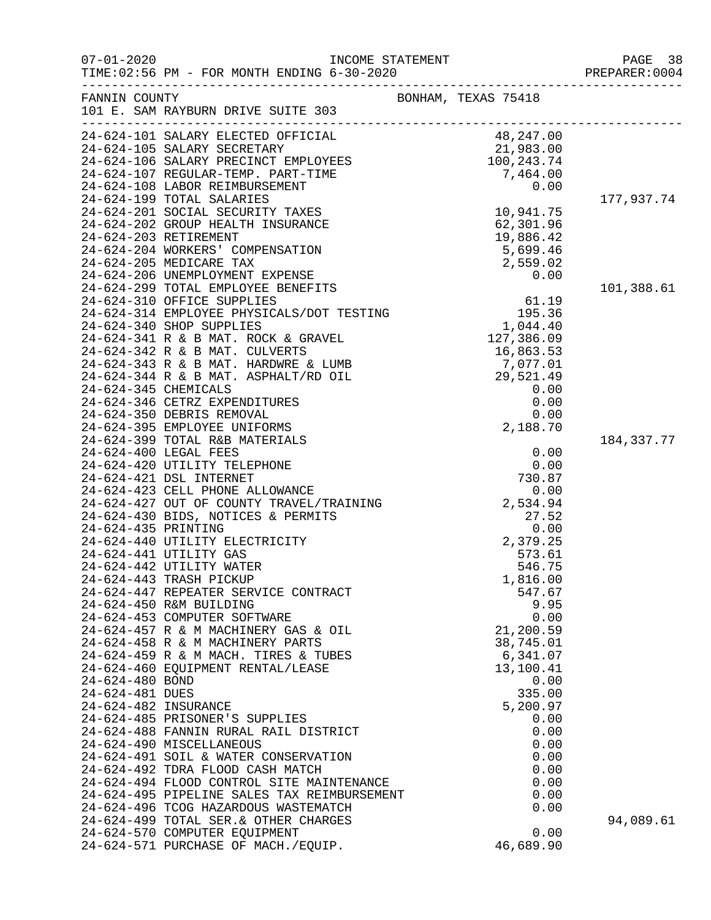07-01-2020 INCOME STATEMENT
TIME:02:56 PM - FOR MONTH ENDING 6-30-2020

PREPARER:0004

FANNIN COUNTY BONHAM, TEXAS 75418
101 E. SAM RAYBURN DRIVE SUITE 303

| Account | Description | Amount | Total |
|---|---|---|---|
| 24-624-101 | SALARY ELECTED OFFICIAL | 48,247.00 | |
| 24-624-105 | SALARY SECRETARY | 21,983.00 | |
| 24-624-106 | SALARY PRECINCT EMPLOYEES | 100,243.74 | |
| 24-624-107 | REGULAR-TEMP. PART-TIME | 7,464.00 | |
| 24-624-108 | LABOR REIMBURSEMENT | 0.00 | |
| 24-624-199 | TOTAL SALARIES | | 177,937.74 |
| 24-624-201 | SOCIAL SECURITY TAXES | 10,941.75 | |
| 24-624-202 | GROUP HEALTH INSURANCE | 62,301.96 | |
| 24-624-203 | RETIREMENT | 19,886.42 | |
| 24-624-204 | WORKERS' COMPENSATION | 5,699.46 | |
| 24-624-205 | MEDICARE TAX | 2,559.02 | |
| 24-624-206 | UNEMPLOYMENT EXPENSE | 0.00 | |
| 24-624-299 | TOTAL EMPLOYEE BENEFITS | | 101,388.61 |
| 24-624-310 | OFFICE SUPPLIES | 61.19 | |
| 24-624-314 | EMPLOYEE PHYSICALS/DOT TESTING | 195.36 | |
| 24-624-340 | SHOP SUPPLIES | 1,044.40 | |
| 24-624-341 | R & B MAT. ROCK & GRAVEL | 127,386.09 | |
| 24-624-342 | R & B MAT. CULVERTS | 16,863.53 | |
| 24-624-343 | R & B MAT. HARDWRE & LUMB | 7,077.01 | |
| 24-624-344 | R & B MAT. ASPHALT/RD OIL | 29,521.49 | |
| 24-624-345 | CHEMICALS | 0.00 | |
| 24-624-346 | CETRZ EXPENDITURES | 0.00 | |
| 24-624-350 | DEBRIS REMOVAL | 0.00 | |
| 24-624-395 | EMPLOYEE UNIFORMS | 2,188.70 | |
| 24-624-399 | TOTAL R&B MATERIALS | | 184,337.77 |
| 24-624-400 | LEGAL FEES | 0.00 | |
| 24-624-420 | UTILITY TELEPHONE | 0.00 | |
| 24-624-421 | DSL INTERNET | 730.87 | |
| 24-624-423 | CELL PHONE ALLOWANCE | 0.00 | |
| 24-624-427 | OUT OF COUNTY TRAVEL/TRAINING | 2,534.94 | |
| 24-624-430 | BIDS, NOTICES & PERMITS | 27.52 | |
| 24-624-435 | PRINTING | 0.00 | |
| 24-624-440 | UTILITY ELECTRICITY | 2,379.25 | |
| 24-624-441 | UTILITY GAS | 573.61 | |
| 24-624-442 | UTILITY WATER | 546.75 | |
| 24-624-443 | TRASH PICKUP | 1,816.00 | |
| 24-624-447 | REPEATER SERVICE CONTRACT | 547.67 | |
| 24-624-450 | R&M BUILDING | 9.95 | |
| 24-624-453 | COMPUTER SOFTWARE | 0.00 | |
| 24-624-457 | R & M MACHINERY GAS & OIL | 21,200.59 | |
| 24-624-458 | R & M MACHINERY PARTS | 38,745.01 | |
| 24-624-459 | R & M MACH. TIRES & TUBES | 6,341.07 | |
| 24-624-460 | EQUIPMENT RENTAL/LEASE | 13,100.41 | |
| 24-624-480 | BOND | 0.00 | |
| 24-624-481 | DUES | 335.00 | |
| 24-624-482 | INSURANCE | 5,200.97 | |
| 24-624-485 | PRISONER'S SUPPLIES | 0.00 | |
| 24-624-488 | FANNIN RURAL RAIL DISTRICT | 0.00 | |
| 24-624-490 | MISCELLANEOUS | 0.00 | |
| 24-624-491 | SOIL & WATER CONSERVATION | 0.00 | |
| 24-624-492 | TDRA FLOOD CASH MATCH | 0.00 | |
| 24-624-494 | FLOOD CONTROL SITE MAINTENANCE | 0.00 | |
| 24-624-495 | PIPELINE SALES TAX REIMBURSEMENT | 0.00 | |
| 24-624-496 | TCOG HAZARDOUS WASTEMATCH | 0.00 | |
| 24-624-499 | TOTAL SER.& OTHER CHARGES | | 94,089.61 |
| 24-624-570 | COMPUTER EQUIPMENT | 0.00 | |
| 24-624-571 | PURCHASE OF MACH./EQUIP. | 46,689.90 | |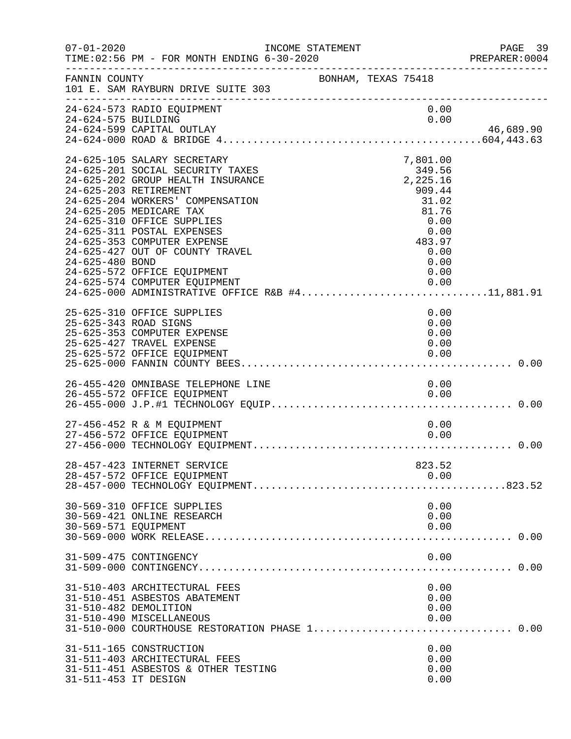FANNIN COUNTY — BONHAM, TEXAS 75418
101 E. SAM RAYBURN DRIVE SUITE 303

INCOME STATEMENT
FOR MONTH ENDING 6-30-2020

| Account | Description | Amount | Total |
|---|---|---|---|
| 24-624-573 | RADIO EQUIPMENT | 0.00 | |
| 24-624-575 | BUILDING | 0.00 | |
| 24-624-599 | CAPITAL OUTLAY | | 46,689.90 |
| 24-624-000 | ROAD & BRIDGE 4 | | 604,443.63 |
| 24-625-105 | SALARY SECRETARY | 7,801.00 | |
| 24-625-201 | SOCIAL SECURITY TAXES | 349.56 | |
| 24-625-202 | GROUP HEALTH INSURANCE | 2,225.16 | |
| 24-625-203 | RETIREMENT | 909.44 | |
| 24-625-204 | WORKERS' COMPENSATION | 31.02 | |
| 24-625-205 | MEDICARE TAX | 81.76 | |
| 24-625-310 | OFFICE SUPPLIES | 0.00 | |
| 24-625-311 | POSTAL EXPENSES | 0.00 | |
| 24-625-353 | COMPUTER EXPENSE | 483.97 | |
| 24-625-427 | OUT OF COUNTY TRAVEL | 0.00 | |
| 24-625-480 | BOND | 0.00 | |
| 24-625-572 | OFFICE EQUIPMENT | 0.00 | |
| 24-625-574 | COMPUTER EQUIPMENT | 0.00 | |
| 24-625-000 | ADMINISTRATIVE OFFICE R&B #4 | | 11,881.91 |
| 25-625-310 | OFFICE SUPPLIES | 0.00 | |
| 25-625-343 | ROAD SIGNS | 0.00 | |
| 25-625-353 | COMPUTER EXPENSE | 0.00 | |
| 25-625-427 | TRAVEL EXPENSE | 0.00 | |
| 25-625-572 | OFFICE EQUIPMENT | 0.00 | |
| 25-625-000 | FANNIN COUNTY BEES | | 0.00 |
| 26-455-420 | OMNIBASE TELEPHONE LINE | 0.00 | |
| 26-455-572 | OFFICE EQUIPMENT | 0.00 | |
| 26-455-000 | J.P.#1 TECHNOLOGY EQUIP | | 0.00 |
| 27-456-452 | R & M EQUIPMENT | 0.00 | |
| 27-456-572 | OFFICE EQUIPMENT | 0.00 | |
| 27-456-000 | TECHNOLOGY EQUIPMENT | | 0.00 |
| 28-457-423 | INTERNET SERVICE | 823.52 | |
| 28-457-572 | OFFICE EQUIPMENT | 0.00 | |
| 28-457-000 | TECHNOLOGY EQUIPMENT | | 823.52 |
| 30-569-310 | OFFICE SUPPLIES | 0.00 | |
| 30-569-421 | ONLINE RESEARCH | 0.00 | |
| 30-569-571 | EQUIPMENT | 0.00 | |
| 30-569-000 | WORK RELEASE | | 0.00 |
| 31-509-475 | CONTINGENCY | 0.00 | |
| 31-509-000 | CONTINGENCY | | 0.00 |
| 31-510-403 | ARCHITECTURAL FEES | 0.00 | |
| 31-510-451 | ASBESTOS ABATEMENT | 0.00 | |
| 31-510-482 | DEMOLITION | 0.00 | |
| 31-510-490 | MISCELLANEOUS | 0.00 | |
| 31-510-000 | COURTHOUSE RESTORATION PHASE 1 | | 0.00 |
| 31-511-165 | CONSTRUCTION | 0.00 | |
| 31-511-403 | ARCHITECTURAL FEES | 0.00 | |
| 31-511-451 | ASBESTOS & OTHER TESTING | 0.00 | |
| 31-511-453 | IT DESIGN | 0.00 | |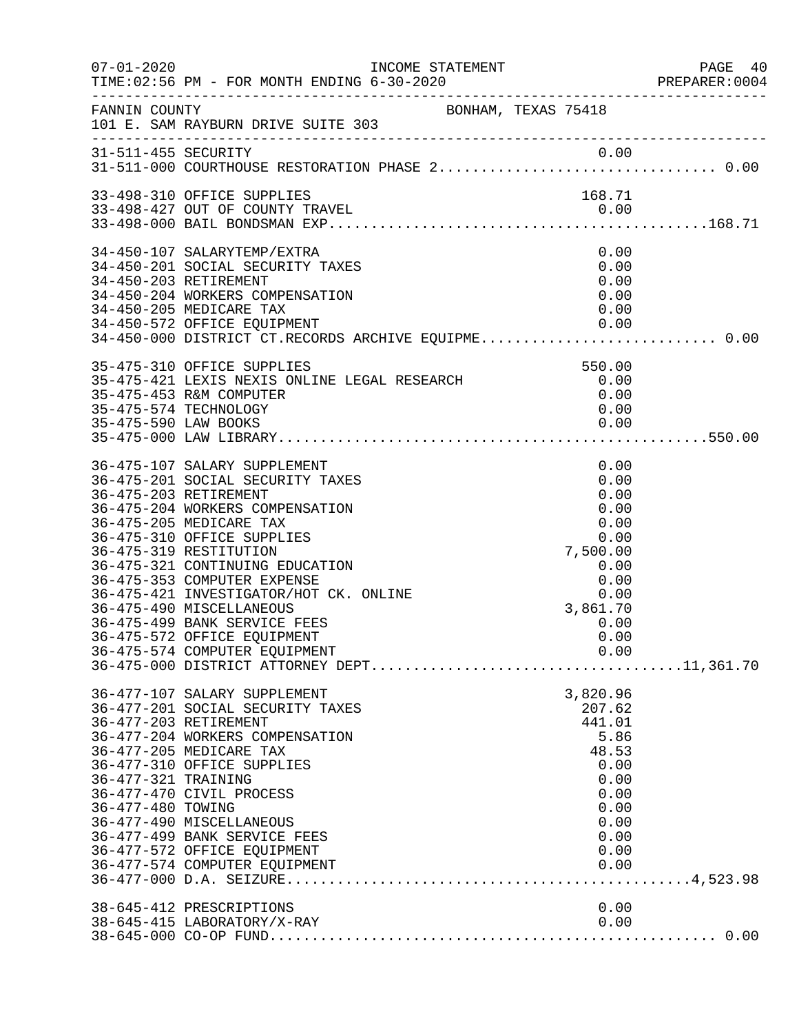FANNIN COUNTY BONHAM, TEXAS 75418
101 E. SAM RAYBURN DRIVE SUITE 303

INCOME STATEMENT
TIME:02:56 PM - FOR MONTH ENDING 6-30-2020

| Account | Description | Amount | Total |
|---|---|---|---|
| 31-511-455 | SECURITY | 0.00 | |
| 31-511-000 | COURTHOUSE RESTORATION PHASE 2 | | 0.00 |
| 33-498-310 | OFFICE SUPPLIES | 168.71 | |
| 33-498-427 | OUT OF COUNTY TRAVEL | 0.00 | |
| 33-498-000 | BAIL BONDSMAN EXP | | 168.71 |
| 34-450-107 | SALARYTEMP/EXTRA | 0.00 | |
| 34-450-201 | SOCIAL SECURITY TAXES | 0.00 | |
| 34-450-203 | RETIREMENT | 0.00 | |
| 34-450-204 | WORKERS COMPENSATION | 0.00 | |
| 34-450-205 | MEDICARE TAX | 0.00 | |
| 34-450-572 | OFFICE EQUIPMENT | 0.00 | |
| 34-450-000 | DISTRICT CT.RECORDS ARCHIVE EQUIPME | | 0.00 |
| 35-475-310 | OFFICE SUPPLIES | 550.00 | |
| 35-475-421 | LEXIS NEXIS ONLINE LEGAL RESEARCH | 0.00 | |
| 35-475-453 | R&M COMPUTER | 0.00 | |
| 35-475-574 | TECHNOLOGY | 0.00 | |
| 35-475-590 | LAW BOOKS | 0.00 | |
| 35-475-000 | LAW LIBRARY | | 550.00 |
| 36-475-107 | SALARY SUPPLEMENT | 0.00 | |
| 36-475-201 | SOCIAL SECURITY TAXES | 0.00 | |
| 36-475-203 | RETIREMENT | 0.00 | |
| 36-475-204 | WORKERS COMPENSATION | 0.00 | |
| 36-475-205 | MEDICARE TAX | 0.00 | |
| 36-475-310 | OFFICE SUPPLIES | 0.00 | |
| 36-475-319 | RESTITUTION | 7,500.00 | |
| 36-475-321 | CONTINUING EDUCATION | 0.00 | |
| 36-475-353 | COMPUTER EXPENSE | 0.00 | |
| 36-475-421 | INVESTIGATOR/HOT CK. ONLINE | 0.00 | |
| 36-475-490 | MISCELLANEOUS | 3,861.70 | |
| 36-475-499 | BANK SERVICE FEES | 0.00 | |
| 36-475-572 | OFFICE EQUIPMENT | 0.00 | |
| 36-475-574 | COMPUTER EQUIPMENT | 0.00 | |
| 36-475-000 | DISTRICT ATTORNEY DEPT | | 11,361.70 |
| 36-477-107 | SALARY SUPPLEMENT | 3,820.96 | |
| 36-477-201 | SOCIAL SECURITY TAXES | 207.62 | |
| 36-477-203 | RETIREMENT | 441.01 | |
| 36-477-204 | WORKERS COMPENSATION | 5.86 | |
| 36-477-205 | MEDICARE TAX | 48.53 | |
| 36-477-310 | OFFICE SUPPLIES | 0.00 | |
| 36-477-321 | TRAINING | 0.00 | |
| 36-477-470 | CIVIL PROCESS | 0.00 | |
| 36-477-480 | TOWING | 0.00 | |
| 36-477-490 | MISCELLANEOUS | 0.00 | |
| 36-477-499 | BANK SERVICE FEES | 0.00 | |
| 36-477-572 | OFFICE EQUIPMENT | 0.00 | |
| 36-477-574 | COMPUTER EQUIPMENT | 0.00 | |
| 36-477-000 | D.A. SEIZURE | | 4,523.98 |
| 38-645-412 | PRESCRIPTIONS | 0.00 | |
| 38-645-415 | LABORATORY/X-RAY | 0.00 | |
| 38-645-000 | CO-OP FUND | | 0.00 |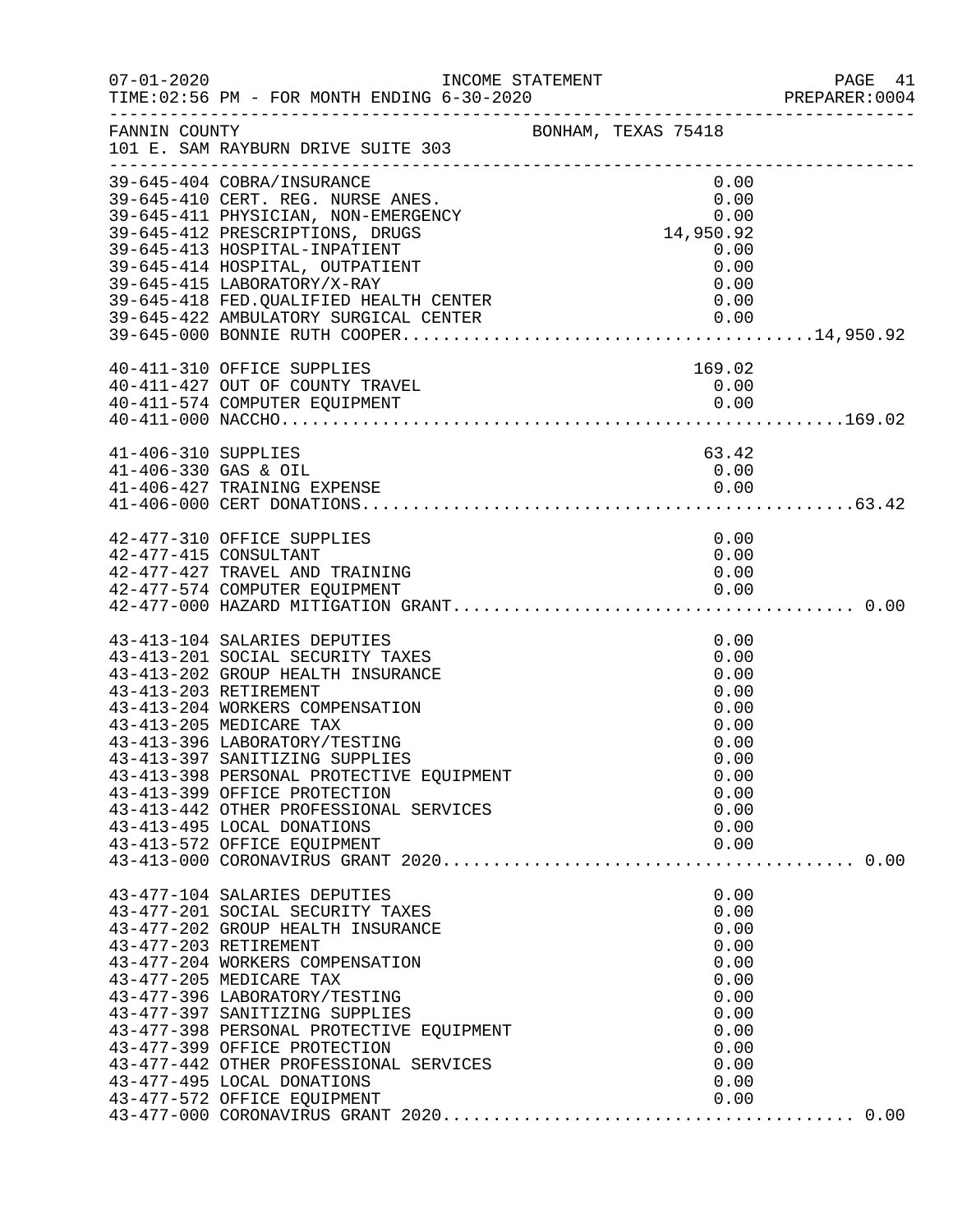FANNIN COUNTY BONHAM, TEXAS 75418
101 E. SAM RAYBURN DRIVE SUITE 303

INCOME STATEMENT
TIME:02:56 PM - FOR MONTH ENDING 6-30-2020

| Account | Description | Amount | Total |
|---|---|---|---|
| 39-645-404 | COBRA/INSURANCE | 0.00 | |
| 39-645-410 | CERT. REG. NURSE ANES. | 0.00 | |
| 39-645-411 | PHYSICIAN, NON-EMERGENCY | 0.00 | |
| 39-645-412 | PRESCRIPTIONS, DRUGS | 14,950.92 | |
| 39-645-413 | HOSPITAL-INPATIENT | 0.00 | |
| 39-645-414 | HOSPITAL, OUTPATIENT | 0.00 | |
| 39-645-415 | LABORATORY/X-RAY | 0.00 | |
| 39-645-418 | FED.QUALIFIED HEALTH CENTER | 0.00 | |
| 39-645-422 | AMBULATORY SURGICAL CENTER | 0.00 | |
| 39-645-000 | BONNIE RUTH COOPER | | 14,950.92 |
| 40-411-310 | OFFICE SUPPLIES | 169.02 | |
| 40-411-427 | OUT OF COUNTY TRAVEL | 0.00 | |
| 40-411-574 | COMPUTER EQUIPMENT | 0.00 | |
| 40-411-000 | NACCHO | | 169.02 |
| 41-406-310 | SUPPLIES | 63.42 | |
| 41-406-330 | GAS & OIL | 0.00 | |
| 41-406-427 | TRAINING EXPENSE | 0.00 | |
| 41-406-000 | CERT DONATIONS | | 63.42 |
| 42-477-310 | OFFICE SUPPLIES | 0.00 | |
| 42-477-415 | CONSULTANT | 0.00 | |
| 42-477-427 | TRAVEL AND TRAINING | 0.00 | |
| 42-477-574 | COMPUTER EQUIPMENT | 0.00 | |
| 42-477-000 | HAZARD MITIGATION GRANT | | 0.00 |
| 43-413-104 | SALARIES DEPUTIES | 0.00 | |
| 43-413-201 | SOCIAL SECURITY TAXES | 0.00 | |
| 43-413-202 | GROUP HEALTH INSURANCE | 0.00 | |
| 43-413-203 | RETIREMENT | 0.00 | |
| 43-413-204 | WORKERS COMPENSATION | 0.00 | |
| 43-413-205 | MEDICARE TAX | 0.00 | |
| 43-413-396 | LABORATORY/TESTING | 0.00 | |
| 43-413-397 | SANITIZING SUPPLIES | 0.00 | |
| 43-413-398 | PERSONAL PROTECTIVE EQUIPMENT | 0.00 | |
| 43-413-399 | OFFICE PROTECTION | 0.00 | |
| 43-413-442 | OTHER PROFESSIONAL SERVICES | 0.00 | |
| 43-413-495 | LOCAL DONATIONS | 0.00 | |
| 43-413-572 | OFFICE EQUIPMENT | 0.00 | |
| 43-413-000 | CORONAVIRUS GRANT 2020 | | 0.00 |
| 43-477-104 | SALARIES DEPUTIES | 0.00 | |
| 43-477-201 | SOCIAL SECURITY TAXES | 0.00 | |
| 43-477-202 | GROUP HEALTH INSURANCE | 0.00 | |
| 43-477-203 | RETIREMENT | 0.00 | |
| 43-477-204 | WORKERS COMPENSATION | 0.00 | |
| 43-477-205 | MEDICARE TAX | 0.00 | |
| 43-477-396 | LABORATORY/TESTING | 0.00 | |
| 43-477-397 | SANITIZING SUPPLIES | 0.00 | |
| 43-477-398 | PERSONAL PROTECTIVE EQUIPMENT | 0.00 | |
| 43-477-399 | OFFICE PROTECTION | 0.00 | |
| 43-477-442 | OTHER PROFESSIONAL SERVICES | 0.00 | |
| 43-477-495 | LOCAL DONATIONS | 0.00 | |
| 43-477-572 | OFFICE EQUIPMENT | 0.00 | |
| 43-477-000 | CORONAVIRUS GRANT 2020 | | 0.00 |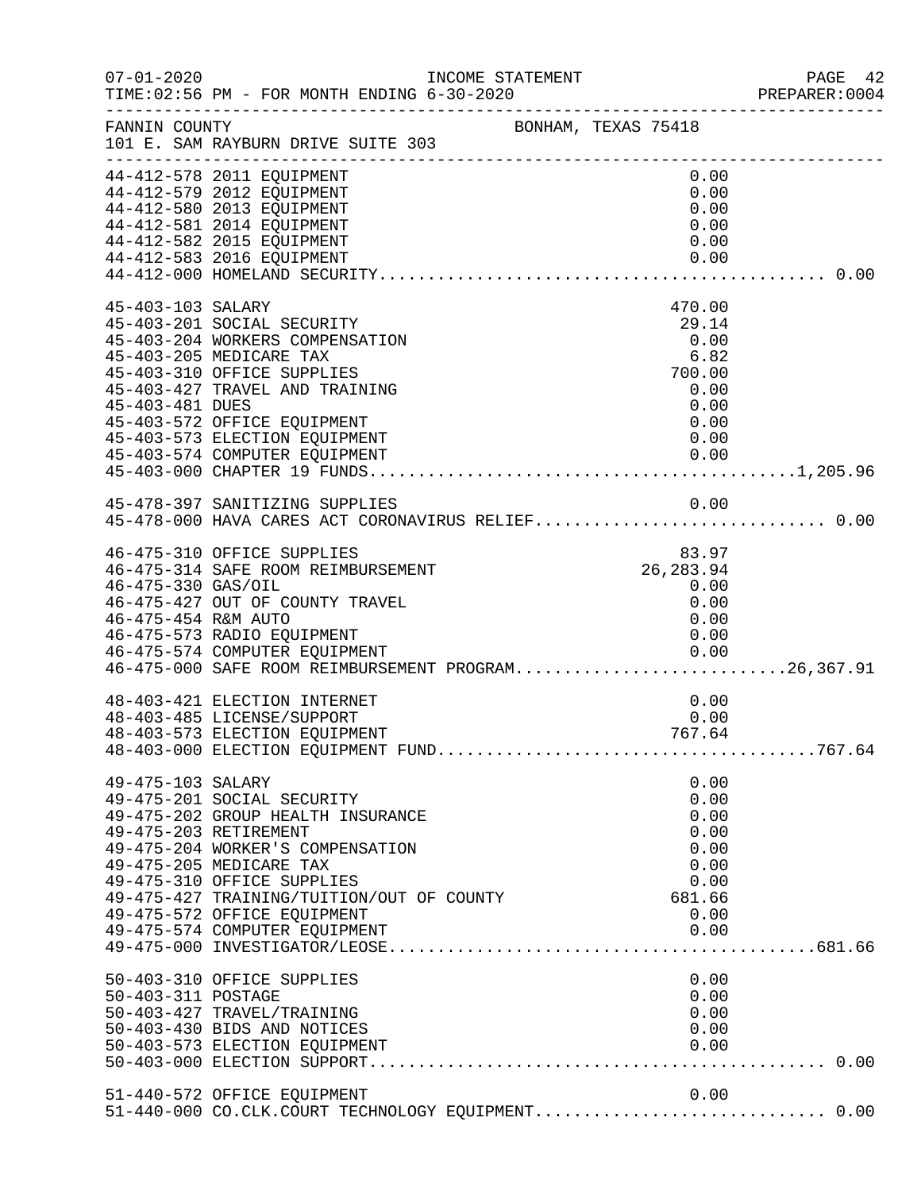FANNIN COUNTY BONHAM, TEXAS 75418
101 E. SAM RAYBURN DRIVE SUITE 303

| Account | Description | Amount | Total |
|---|---|---|---|
| 44-412-578 | 2011 EQUIPMENT | 0.00 | |
| 44-412-579 | 2012 EQUIPMENT | 0.00 | |
| 44-412-580 | 2013 EQUIPMENT | 0.00 | |
| 44-412-581 | 2014 EQUIPMENT | 0.00 | |
| 44-412-582 | 2015 EQUIPMENT | 0.00 | |
| 44-412-583 | 2016 EQUIPMENT | 0.00 | |
| 44-412-000 | HOMELAND SECURITY | | 0.00 |
| 45-403-103 | SALARY | 470.00 | |
| 45-403-201 | SOCIAL SECURITY | 29.14 | |
| 45-403-204 | WORKERS COMPENSATION | 0.00 | |
| 45-403-205 | MEDICARE TAX | 6.82 | |
| 45-403-310 | OFFICE SUPPLIES | 700.00 | |
| 45-403-427 | TRAVEL AND TRAINING | 0.00 | |
| 45-403-481 | DUES | 0.00 | |
| 45-403-572 | OFFICE EQUIPMENT | 0.00 | |
| 45-403-573 | ELECTION EQUIPMENT | 0.00 | |
| 45-403-574 | COMPUTER EQUIPMENT | 0.00 | |
| 45-403-000 | CHAPTER 19 FUNDS | | 1,205.96 |
| 45-478-397 | SANITIZING SUPPLIES | 0.00 | |
| 45-478-000 | HAVA CARES ACT CORONAVIRUS RELIEF | | 0.00 |
| 46-475-310 | OFFICE SUPPLIES | 83.97 | |
| 46-475-314 | SAFE ROOM REIMBURSEMENT | 26,283.94 | |
| 46-475-330 | GAS/OIL | 0.00 | |
| 46-475-427 | OUT OF COUNTY TRAVEL | 0.00 | |
| 46-475-454 | R&M AUTO | 0.00 | |
| 46-475-573 | RADIO EQUIPMENT | 0.00 | |
| 46-475-574 | COMPUTER EQUIPMENT | 0.00 | |
| 46-475-000 | SAFE ROOM REIMBURSEMENT PROGRAM | | 26,367.91 |
| 48-403-421 | ELECTION INTERNET | 0.00 | |
| 48-403-485 | LICENSE/SUPPORT | 0.00 | |
| 48-403-573 | ELECTION EQUIPMENT | 767.64 | |
| 48-403-000 | ELECTION EQUIPMENT FUND | | 767.64 |
| 49-475-103 | SALARY | 0.00 | |
| 49-475-201 | SOCIAL SECURITY | 0.00 | |
| 49-475-202 | GROUP HEALTH INSURANCE | 0.00 | |
| 49-475-203 | RETIREMENT | 0.00 | |
| 49-475-204 | WORKER'S COMPENSATION | 0.00 | |
| 49-475-205 | MEDICARE TAX | 0.00 | |
| 49-475-310 | OFFICE SUPPLIES | 0.00 | |
| 49-475-427 | TRAINING/TUITION/OUT OF COUNTY | 681.66 | |
| 49-475-572 | OFFICE EQUIPMENT | 0.00 | |
| 49-475-574 | COMPUTER EQUIPMENT | 0.00 | |
| 49-475-000 | INVESTIGATOR/LEOSE | | 681.66 |
| 50-403-310 | OFFICE SUPPLIES | 0.00 | |
| 50-403-311 | POSTAGE | 0.00 | |
| 50-403-427 | TRAVEL/TRAINING | 0.00 | |
| 50-403-430 | BIDS AND NOTICES | 0.00 | |
| 50-403-573 | ELECTION EQUIPMENT | 0.00 | |
| 50-403-000 | ELECTION SUPPORT | | 0.00 |
| 51-440-572 | OFFICE EQUIPMENT | 0.00 | |
| 51-440-000 | CO.CLK.COURT TECHNOLOGY EQUIPMENT | | 0.00 |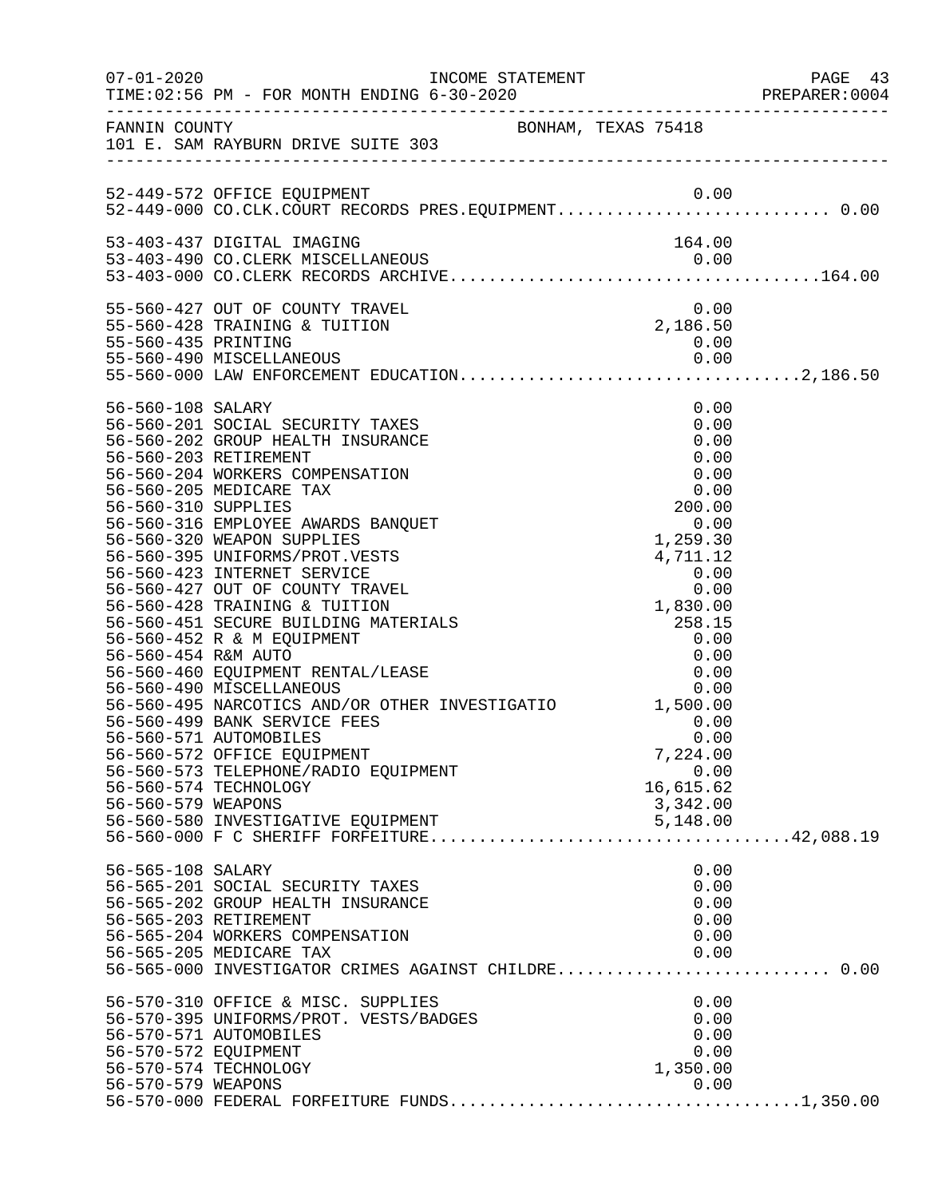FANNIN COUNTY — BONHAM, TEXAS 75418
101 E. SAM RAYBURN DRIVE SUITE 303

| Account | Description | Amount | Total |
|---|---|---|---|
| 52-449-572 | OFFICE EQUIPMENT | 0.00 | |
| 52-449-000 | CO.CLK.COURT RECORDS PRES.EQUIPMENT | | 0.00 |
| 53-403-437 | DIGITAL IMAGING | 164.00 | |
| 53-403-490 | CO.CLERK MISCELLANEOUS | 0.00 | |
| 53-403-000 | CO.CLERK RECORDS ARCHIVE | | 164.00 |
| 55-560-427 | OUT OF COUNTY TRAVEL | 0.00 | |
| 55-560-428 | TRAINING & TUITION | 2,186.50 | |
| 55-560-435 | PRINTING | 0.00 | |
| 55-560-490 | MISCELLANEOUS | 0.00 | |
| 55-560-000 | LAW ENFORCEMENT EDUCATION | | 2,186.50 |
| 56-560-108 | SALARY | 0.00 | |
| 56-560-201 | SOCIAL SECURITY TAXES | 0.00 | |
| 56-560-202 | GROUP HEALTH INSURANCE | 0.00 | |
| 56-560-203 | RETIREMENT | 0.00 | |
| 56-560-204 | WORKERS COMPENSATION | 0.00 | |
| 56-560-205 | MEDICARE TAX | 0.00 | |
| 56-560-310 | SUPPLIES | 200.00 | |
| 56-560-316 | EMPLOYEE AWARDS BANQUET | 0.00 | |
| 56-560-320 | WEAPON SUPPLIES | 1,259.30 | |
| 56-560-395 | UNIFORMS/PROT.VESTS | 4,711.12 | |
| 56-560-423 | INTERNET SERVICE | 0.00 | |
| 56-560-427 | OUT OF COUNTY TRAVEL | 0.00 | |
| 56-560-428 | TRAINING & TUITION | 1,830.00 | |
| 56-560-451 | SECURE BUILDING MATERIALS | 258.15 | |
| 56-560-452 | R & M EQUIPMENT | 0.00 | |
| 56-560-454 | R&M AUTO | 0.00 | |
| 56-560-460 | EQUIPMENT RENTAL/LEASE | 0.00 | |
| 56-560-490 | MISCELLANEOUS | 0.00 | |
| 56-560-495 | NARCOTICS AND/OR OTHER INVESTIGATIO | 1,500.00 | |
| 56-560-499 | BANK SERVICE FEES | 0.00 | |
| 56-560-571 | AUTOMOBILES | 0.00 | |
| 56-560-572 | OFFICE EQUIPMENT | 7,224.00 | |
| 56-560-573 | TELEPHONE/RADIO EQUIPMENT | 0.00 | |
| 56-560-574 | TECHNOLOGY | 16,615.62 | |
| 56-560-579 | WEAPONS | 3,342.00 | |
| 56-560-580 | INVESTIGATIVE EQUIPMENT | 5,148.00 | |
| 56-560-000 | F C SHERIFF FORFEITURE | | 42,088.19 |
| 56-565-108 | SALARY | 0.00 | |
| 56-565-201 | SOCIAL SECURITY TAXES | 0.00 | |
| 56-565-202 | GROUP HEALTH INSURANCE | 0.00 | |
| 56-565-203 | RETIREMENT | 0.00 | |
| 56-565-204 | WORKERS COMPENSATION | 0.00 | |
| 56-565-205 | MEDICARE TAX | 0.00 | |
| 56-565-000 | INVESTIGATOR CRIMES AGAINST CHILDRE | | 0.00 |
| 56-570-310 | OFFICE & MISC. SUPPLIES | 0.00 | |
| 56-570-395 | UNIFORMS/PROT. VESTS/BADGES | 0.00 | |
| 56-570-571 | AUTOMOBILES | 0.00 | |
| 56-570-572 | EQUIPMENT | 0.00 | |
| 56-570-574 | TECHNOLOGY | 1,350.00 | |
| 56-570-579 | WEAPONS | 0.00 | |
| 56-570-000 | FEDERAL FORFEITURE FUNDS | | 1,350.00 |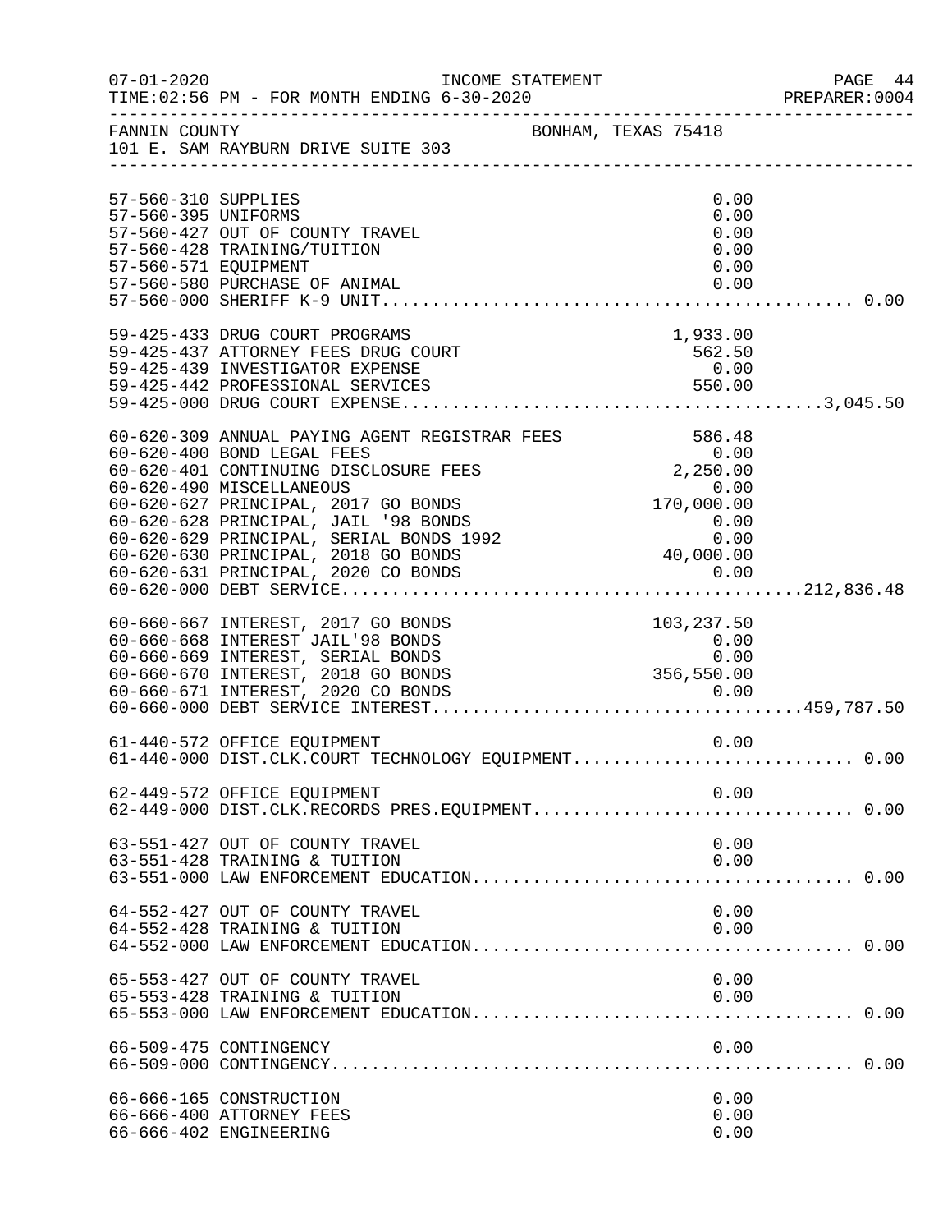FANNIN COUNTY　　　　　　　　　　　　　　BONHAM, TEXAS 75418
101 E. SAM RAYBURN DRIVE SUITE 303

| Account | Description | Amount | Total |
|---|---|---|---|
| 57-560-310 | SUPPLIES | 0.00 | |
| 57-560-395 | UNIFORMS | 0.00 | |
| 57-560-427 | OUT OF COUNTY TRAVEL | 0.00 | |
| 57-560-428 | TRAINING/TUITION | 0.00 | |
| 57-560-571 | EQUIPMENT | 0.00 | |
| 57-560-580 | PURCHASE OF ANIMAL | 0.00 | |
| 57-560-000 | SHERIFF K-9 UNIT | | 0.00 |
| 59-425-433 | DRUG COURT PROGRAMS | 1,933.00 | |
| 59-425-437 | ATTORNEY FEES DRUG COURT | 562.50 | |
| 59-425-439 | INVESTIGATOR EXPENSE | 0.00 | |
| 59-425-442 | PROFESSIONAL SERVICES | 550.00 | |
| 59-425-000 | DRUG COURT EXPENSE | | 3,045.50 |
| 60-620-309 | ANNUAL PAYING AGENT REGISTRAR FEES | 586.48 | |
| 60-620-400 | BOND LEGAL FEES | 0.00 | |
| 60-620-401 | CONTINUING DISCLOSURE FEES | 2,250.00 | |
| 60-620-490 | MISCELLANEOUS | 0.00 | |
| 60-620-627 | PRINCIPAL, 2017 GO BONDS | 170,000.00 | |
| 60-620-628 | PRINCIPAL, JAIL '98 BONDS | 0.00 | |
| 60-620-629 | PRINCIPAL, SERIAL BONDS 1992 | 0.00 | |
| 60-620-630 | PRINCIPAL, 2018 GO BONDS | 40,000.00 | |
| 60-620-631 | PRINCIPAL, 2020 CO BONDS | 0.00 | |
| 60-620-000 | DEBT SERVICE | | 212,836.48 |
| 60-660-667 | INTEREST, 2017 GO BONDS | 103,237.50 | |
| 60-660-668 | INTEREST JAIL'98 BONDS | 0.00 | |
| 60-660-669 | INTEREST, SERIAL BONDS | 0.00 | |
| 60-660-670 | INTEREST, 2018 GO BONDS | 356,550.00 | |
| 60-660-671 | INTEREST, 2020 CO BONDS | 0.00 | |
| 60-660-000 | DEBT SERVICE INTEREST | | 459,787.50 |
| 61-440-572 | OFFICE EQUIPMENT | 0.00 | |
| 61-440-000 | DIST.CLK.COURT TECHNOLOGY EQUIPMENT | | 0.00 |
| 62-449-572 | OFFICE EQUIPMENT | 0.00 | |
| 62-449-000 | DIST.CLK.RECORDS PRES.EQUIPMENT | | 0.00 |
| 63-551-427 | OUT OF COUNTY TRAVEL | 0.00 | |
| 63-551-428 | TRAINING & TUITION | 0.00 | |
| 63-551-000 | LAW ENFORCEMENT EDUCATION | | 0.00 |
| 64-552-427 | OUT OF COUNTY TRAVEL | 0.00 | |
| 64-552-428 | TRAINING & TUITION | 0.00 | |
| 64-552-000 | LAW ENFORCEMENT EDUCATION | | 0.00 |
| 65-553-427 | OUT OF COUNTY TRAVEL | 0.00 | |
| 65-553-428 | TRAINING & TUITION | 0.00 | |
| 65-553-000 | LAW ENFORCEMENT EDUCATION | | 0.00 |
| 66-509-475 | CONTINGENCY | 0.00 | |
| 66-509-000 | CONTINGENCY | | 0.00 |
| 66-666-165 | CONSTRUCTION | 0.00 | |
| 66-666-400 | ATTORNEY FEES | 0.00 | |
| 66-666-402 | ENGINEERING | 0.00 | |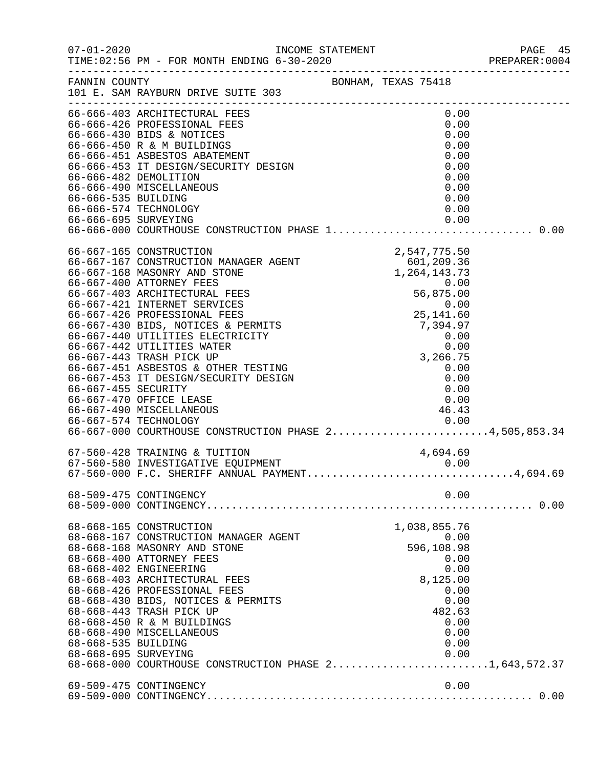07-01-2020 INCOME STATEMENT PAGE 45
TIME:02:56 PM - FOR MONTH ENDING 6-30-2020 PREPARER:0004

FANNIN COUNTY BONHAM, TEXAS 75418
101 E. SAM RAYBURN DRIVE SUITE 303

| Account | Description | Amount | Total |
|---|---|---|---|
| 66-666-403 | ARCHITECTURAL FEES | 0.00 | |
| 66-666-426 | PROFESSIONAL FEES | 0.00 | |
| 66-666-430 | BIDS & NOTICES | 0.00 | |
| 66-666-450 | R & M BUILDINGS | 0.00 | |
| 66-666-451 | ASBESTOS ABATEMENT | 0.00 | |
| 66-666-453 | IT DESIGN/SECURITY DESIGN | 0.00 | |
| 66-666-482 | DEMOLITION | 0.00 | |
| 66-666-490 | MISCELLANEOUS | 0.00 | |
| 66-666-535 | BUILDING | 0.00 | |
| 66-666-574 | TECHNOLOGY | 0.00 | |
| 66-666-695 | SURVEYING | 0.00 | |
| 66-666-000 | COURTHOUSE CONSTRUCTION PHASE 1 | | 0.00 |
| 66-667-165 | CONSTRUCTION | 2,547,775.50 | |
| 66-667-167 | CONSTRUCTION MANAGER AGENT | 601,209.36 | |
| 66-667-168 | MASONRY AND STONE | 1,264,143.73 | |
| 66-667-400 | ATTORNEY FEES | 0.00 | |
| 66-667-403 | ARCHITECTURAL FEES | 56,875.00 | |
| 66-667-421 | INTERNET SERVICES | 0.00 | |
| 66-667-426 | PROFESSIONAL FEES | 25,141.60 | |
| 66-667-430 | BIDS, NOTICES & PERMITS | 7,394.97 | |
| 66-667-440 | UTILITIES ELECTRICITY | 0.00 | |
| 66-667-442 | UTILITIES WATER | 0.00 | |
| 66-667-443 | TRASH PICK UP | 3,266.75 | |
| 66-667-451 | ASBESTOS & OTHER TESTING | 0.00 | |
| 66-667-453 | IT DESIGN/SECURITY DESIGN | 0.00 | |
| 66-667-455 | SECURITY | 0.00 | |
| 66-667-470 | OFFICE LEASE | 0.00 | |
| 66-667-490 | MISCELLANEOUS | 46.43 | |
| 66-667-574 | TECHNOLOGY | 0.00 | |
| 66-667-000 | COURTHOUSE CONSTRUCTION PHASE 2 | | 4,505,853.34 |
| 67-560-428 | TRAINING & TUITION | 4,694.69 | |
| 67-560-580 | INVESTIGATIVE EQUIPMENT | 0.00 | |
| 67-560-000 | F.C. SHERIFF ANNUAL PAYMENT | | 4,694.69 |
| 68-509-475 | CONTINGENCY | 0.00 | |
| 68-509-000 | CONTINGENCY | | 0.00 |
| 68-668-165 | CONSTRUCTION | 1,038,855.76 | |
| 68-668-167 | CONSTRUCTION MANAGER AGENT | 0.00 | |
| 68-668-168 | MASONRY AND STONE | 596,108.98 | |
| 68-668-400 | ATTORNEY FEES | 0.00 | |
| 68-668-402 | ENGINEERING | 0.00 | |
| 68-668-403 | ARCHITECTURAL FEES | 8,125.00 | |
| 68-668-426 | PROFESSIONAL FEES | 0.00 | |
| 68-668-430 | BIDS, NOTICES & PERMITS | 0.00 | |
| 68-668-443 | TRASH PICK UP | 482.63 | |
| 68-668-450 | R & M BUILDINGS | 0.00 | |
| 68-668-490 | MISCELLANEOUS | 0.00 | |
| 68-668-535 | BUILDING | 0.00 | |
| 68-668-695 | SURVEYING | 0.00 | |
| 68-668-000 | COURTHOUSE CONSTRUCTION PHASE 2 | | 1,643,572.37 |
| 69-509-475 | CONTINGENCY | 0.00 | |
| 69-509-000 | CONTINGENCY | | 0.00 |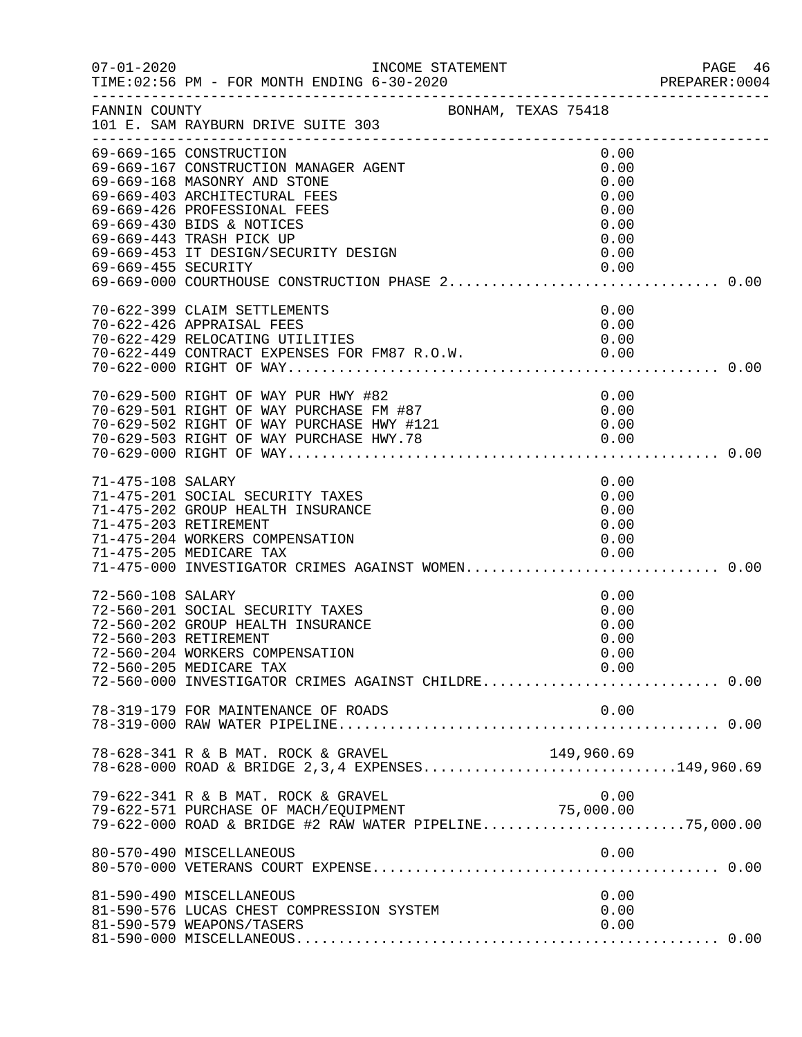FANNIN COUNTY — BONHAM, TEXAS 75418
101 E. SAM RAYBURN DRIVE SUITE 303

INCOME STATEMENT — FOR MONTH ENDING 6-30-2020

| Account | Description | Amount | Total |
|---|---|---|---|
| 69-669-165 | CONSTRUCTION | 0.00 | |
| 69-669-167 | CONSTRUCTION MANAGER AGENT | 0.00 | |
| 69-669-168 | MASONRY AND STONE | 0.00 | |
| 69-669-403 | ARCHITECTURAL FEES | 0.00 | |
| 69-669-426 | PROFESSIONAL FEES | 0.00 | |
| 69-669-430 | BIDS & NOTICES | 0.00 | |
| 69-669-443 | TRASH PICK UP | 0.00 | |
| 69-669-453 | IT DESIGN/SECURITY DESIGN | 0.00 | |
| 69-669-455 | SECURITY | 0.00 | |
| 69-669-000 | COURTHOUSE CONSTRUCTION PHASE 2 | | 0.00 |
| 70-622-399 | CLAIM SETTLEMENTS | 0.00 | |
| 70-622-426 | APPRAISAL FEES | 0.00 | |
| 70-622-429 | RELOCATING UTILITIES | 0.00 | |
| 70-622-449 | CONTRACT EXPENSES FOR FM87 R.O.W. | 0.00 | |
| 70-622-000 | RIGHT OF WAY | | 0.00 |
| 70-629-500 | RIGHT OF WAY PUR HWY #82 | 0.00 | |
| 70-629-501 | RIGHT OF WAY PURCHASE FM #87 | 0.00 | |
| 70-629-502 | RIGHT OF WAY PURCHASE HWY #121 | 0.00 | |
| 70-629-503 | RIGHT OF WAY PURCHASE HWY.78 | 0.00 | |
| 70-629-000 | RIGHT OF WAY | | 0.00 |
| 71-475-108 | SALARY | 0.00 | |
| 71-475-201 | SOCIAL SECURITY TAXES | 0.00 | |
| 71-475-202 | GROUP HEALTH INSURANCE | 0.00 | |
| 71-475-203 | RETIREMENT | 0.00 | |
| 71-475-204 | WORKERS COMPENSATION | 0.00 | |
| 71-475-205 | MEDICARE TAX | 0.00 | |
| 71-475-000 | INVESTIGATOR CRIMES AGAINST WOMEN | | 0.00 |
| 72-560-108 | SALARY | 0.00 | |
| 72-560-201 | SOCIAL SECURITY TAXES | 0.00 | |
| 72-560-202 | GROUP HEALTH INSURANCE | 0.00 | |
| 72-560-203 | RETIREMENT | 0.00 | |
| 72-560-204 | WORKERS COMPENSATION | 0.00 | |
| 72-560-205 | MEDICARE TAX | 0.00 | |
| 72-560-000 | INVESTIGATOR CRIMES AGAINST CHILDRE | | 0.00 |
| 78-319-179 | FOR MAINTENANCE OF ROADS | 0.00 | |
| 78-319-000 | RAW WATER PIPELINE | | 0.00 |
| 78-628-341 | R & B MAT. ROCK & GRAVEL | 149,960.69 | |
| 78-628-000 | ROAD & BRIDGE 2,3,4 EXPENSES | | 149,960.69 |
| 79-622-341 | R & B MAT. ROCK & GRAVEL | 0.00 | |
| 79-622-571 | PURCHASE OF MACH/EQUIPMENT | 75,000.00 | |
| 79-622-000 | ROAD & BRIDGE #2 RAW WATER PIPELINE | | 75,000.00 |
| 80-570-490 | MISCELLANEOUS | 0.00 | |
| 80-570-000 | VETERANS COURT EXPENSE | | 0.00 |
| 81-590-490 | MISCELLANEOUS | 0.00 | |
| 81-590-576 | LUCAS CHEST COMPRESSION SYSTEM | 0.00 | |
| 81-590-579 | WEAPONS/TASERS | 0.00 | |
| 81-590-000 | MISCELLANEOUS | | 0.00 |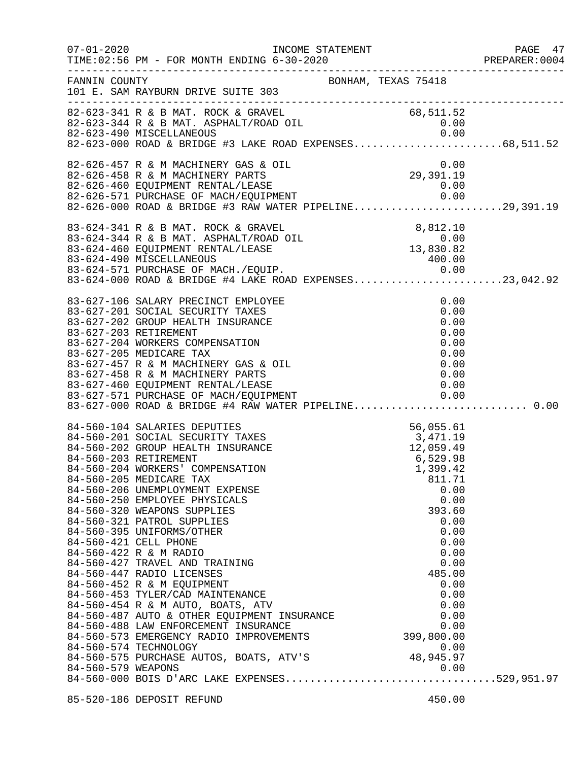07-01-2020 INCOME STATEMENT
TIME:02:56 PM - FOR MONTH ENDING 6-30-2020

FANNIN COUNTY BONHAM, TEXAS 75418
101 E. SAM RAYBURN DRIVE SUITE 303

| Account | Description | Amount | Total |
|---|---|---|---|
| 82-623-341 | R & B MAT. ROCK & GRAVEL | 68,511.52 | |
| 82-623-344 | R & B MAT. ASPHALT/ROAD OIL | 0.00 | |
| 82-623-490 | MISCELLANEOUS | 0.00 | |
| 82-623-000 | ROAD & BRIDGE #3 LAKE ROAD EXPENSES | | 68,511.52 |
| | | | |
| 82-626-457 | R & M MACHINERY GAS & OIL | 0.00 | |
| 82-626-458 | R & M MACHINERY PARTS | 29,391.19 | |
| 82-626-460 | EQUIPMENT RENTAL/LEASE | 0.00 | |
| 82-626-571 | PURCHASE OF MACH/EQUIPMENT | 0.00 | |
| 82-626-000 | ROAD & BRIDGE #3 RAW WATER PIPELINE | | 29,391.19 |
| | | | |
| 83-624-341 | R & B MAT. ROCK & GRAVEL | 8,812.10 | |
| 83-624-344 | R & B MAT. ASPHALT/ROAD OIL | 0.00 | |
| 83-624-460 | EQUIPMENT RENTAL/LEASE | 13,830.82 | |
| 83-624-490 | MISCELLANEOUS | 400.00 | |
| 83-624-571 | PURCHASE OF MACH./EQUIP. | 0.00 | |
| 83-624-000 | ROAD & BRIDGE #4 LAKE ROAD EXPENSES | | 23,042.92 |
| | | | |
| 83-627-106 | SALARY PRECINCT EMPLOYEE | 0.00 | |
| 83-627-201 | SOCIAL SECURITY TAXES | 0.00 | |
| 83-627-202 | GROUP HEALTH INSURANCE | 0.00 | |
| 83-627-203 | RETIREMENT | 0.00 | |
| 83-627-204 | WORKERS COMPENSATION | 0.00 | |
| 83-627-205 | MEDICARE TAX | 0.00 | |
| 83-627-457 | R & M MACHINERY GAS & OIL | 0.00 | |
| 83-627-458 | R & M MACHINERY PARTS | 0.00 | |
| 83-627-460 | EQUIPMENT RENTAL/LEASE | 0.00 | |
| 83-627-571 | PURCHASE OF MACH/EQUIPMENT | 0.00 | |
| 83-627-000 | ROAD & BRIDGE #4 RAW WATER PIPELINE | | 0.00 |
| | | | |
| 84-560-104 | SALARIES DEPUTIES | 56,055.61 | |
| 84-560-201 | SOCIAL SECURITY TAXES | 3,471.19 | |
| 84-560-202 | GROUP HEALTH INSURANCE | 12,059.49 | |
| 84-560-203 | RETIREMENT | 6,529.98 | |
| 84-560-204 | WORKERS' COMPENSATION | 1,399.42 | |
| 84-560-205 | MEDICARE TAX | 811.71 | |
| 84-560-206 | UNEMPLOYMENT EXPENSE | 0.00 | |
| 84-560-250 | EMPLOYEE PHYSICALS | 0.00 | |
| 84-560-320 | WEAPONS SUPPLIES | 393.60 | |
| 84-560-321 | PATROL SUPPLIES | 0.00 | |
| 84-560-395 | UNIFORMS/OTHER | 0.00 | |
| 84-560-421 | CELL PHONE | 0.00 | |
| 84-560-422 | R & M RADIO | 0.00 | |
| 84-560-427 | TRAVEL AND TRAINING | 0.00 | |
| 84-560-447 | RADIO LICENSES | 485.00 | |
| 84-560-452 | R & M EQUIPMENT | 0.00 | |
| 84-560-453 | TYLER/CAD MAINTENANCE | 0.00 | |
| 84-560-454 | R & M AUTO, BOATS, ATV | 0.00 | |
| 84-560-487 | AUTO & OTHER EQUIPMENT INSURANCE | 0.00 | |
| 84-560-488 | LAW ENFORCEMENT INSURANCE | 0.00 | |
| 84-560-573 | EMERGENCY RADIO IMPROVEMENTS | 399,800.00 | |
| 84-560-574 | TECHNOLOGY | 0.00 | |
| 84-560-575 | PURCHASE AUTOS, BOATS, ATV'S | 48,945.97 | |
| 84-560-579 | WEAPONS | 0.00 | |
| 84-560-000 | BOIS D'ARC LAKE EXPENSES | | 529,951.97 |
| | | | |
| 85-520-186 | DEPOSIT REFUND | 450.00 | |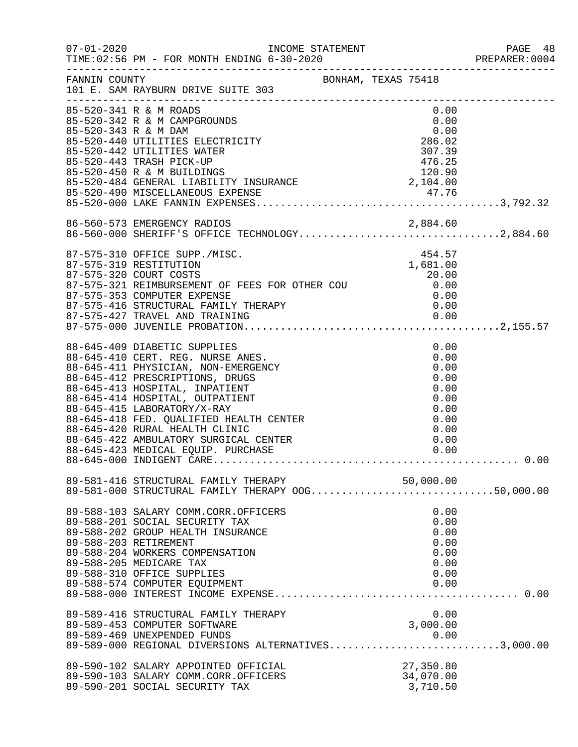07-01-2020 INCOME STATEMENT PAGE 48
TIME:02:56 PM - FOR MONTH ENDING 6-30-2020 PREPARER:0004

FANNIN COUNTY BONHAM, TEXAS 75418
101 E. SAM RAYBURN DRIVE SUITE 303

| Account | Description | Amount | Total |
|---|---|---|---|
| 85-520-341 | R & M ROADS | 0.00 | |
| 85-520-342 | R & M CAMPGROUNDS | 0.00 | |
| 85-520-343 | R & M DAM | 0.00 | |
| 85-520-440 | UTILITIES ELECTRICITY | 286.02 | |
| 85-520-442 | UTILITIES WATER | 307.39 | |
| 85-520-443 | TRASH PICK-UP | 476.25 | |
| 85-520-450 | R & M BUILDINGS | 120.90 | |
| 85-520-484 | GENERAL LIABILITY INSURANCE | 2,104.00 | |
| 85-520-490 | MISCELLANEOUS EXPENSE | 47.76 | |
| 85-520-000 | LAKE FANNIN EXPENSES | | 3,792.32 |
| 86-560-573 | EMERGENCY RADIOS | 2,884.60 | |
| 86-560-000 | SHERIFF'S OFFICE TECHNOLOGY | | 2,884.60 |
| 87-575-310 | OFFICE SUPP./MISC. | 454.57 | |
| 87-575-319 | RESTITUTION | 1,681.00 | |
| 87-575-320 | COURT COSTS | 20.00 | |
| 87-575-321 | REIMBURSEMENT OF FEES FOR OTHER COU | 0.00 | |
| 87-575-353 | COMPUTER EXPENSE | 0.00 | |
| 87-575-416 | STRUCTURAL FAMILY THERAPY | 0.00 | |
| 87-575-427 | TRAVEL AND TRAINING | 0.00 | |
| 87-575-000 | JUVENILE PROBATION | | 2,155.57 |
| 88-645-409 | DIABETIC SUPPLIES | 0.00 | |
| 88-645-410 | CERT. REG. NURSE ANES. | 0.00 | |
| 88-645-411 | PHYSICIAN, NON-EMERGENCY | 0.00 | |
| 88-645-412 | PRESCRIPTIONS, DRUGS | 0.00 | |
| 88-645-413 | HOSPITAL, INPATIENT | 0.00 | |
| 88-645-414 | HOSPITAL, OUTPATIENT | 0.00 | |
| 88-645-415 | LABORATORY/X-RAY | 0.00 | |
| 88-645-418 | FED. QUALIFIED HEALTH CENTER | 0.00 | |
| 88-645-420 | RURAL HEALTH CLINIC | 0.00 | |
| 88-645-422 | AMBULATORY SURGICAL CENTER | 0.00 | |
| 88-645-423 | MEDICAL EQUIP. PURCHASE | 0.00 | |
| 88-645-000 | INDIGENT CARE | | 0.00 |
| 89-581-416 | STRUCTURAL FAMILY THERAPY | 50,000.00 | |
| 89-581-000 | STRUCTURAL FAMILY THERAPY OOG | | 50,000.00 |
| 89-588-103 | SALARY COMM.CORR.OFFICERS | 0.00 | |
| 89-588-201 | SOCIAL SECURITY TAX | 0.00 | |
| 89-588-202 | GROUP HEALTH INSURANCE | 0.00 | |
| 89-588-203 | RETIREMENT | 0.00 | |
| 89-588-204 | WORKERS COMPENSATION | 0.00 | |
| 89-588-205 | MEDICARE TAX | 0.00 | |
| 89-588-310 | OFFICE SUPPLIES | 0.00 | |
| 89-588-574 | COMPUTER EQUIPMENT | 0.00 | |
| 89-588-000 | INTEREST INCOME EXPENSE | | 0.00 |
| 89-589-416 | STRUCTURAL FAMILY THERAPY | 0.00 | |
| 89-589-453 | COMPUTER SOFTWARE | 3,000.00 | |
| 89-589-469 | UNEXPENDED FUNDS | 0.00 | |
| 89-589-000 | REGIONAL DIVERSIONS ALTERNATIVES | | 3,000.00 |
| 89-590-102 | SALARY APPOINTED OFFICIAL | 27,350.80 | |
| 89-590-103 | SALARY COMM.CORR.OFFICERS | 34,070.00 | |
| 89-590-201 | SOCIAL SECURITY TAX | 3,710.50 | |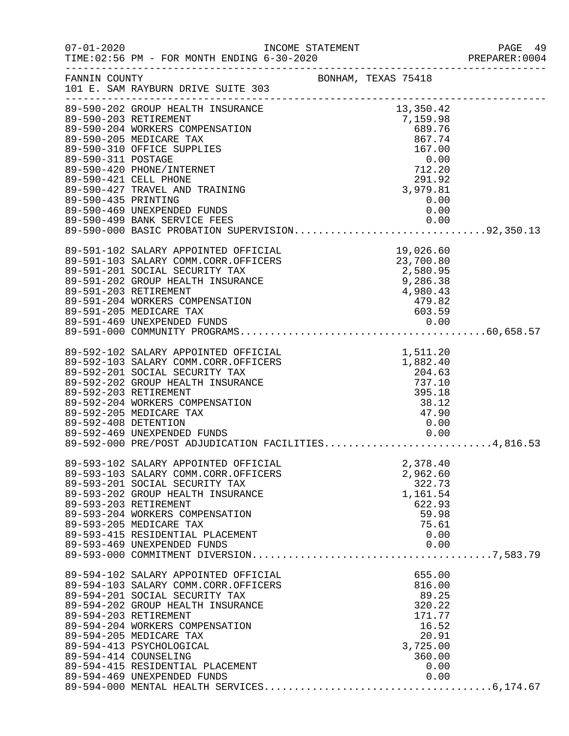FANNIN COUNTY　　　　BONHAM, TEXAS 75418

101 E. SAM RAYBURN DRIVE SUITE 303

| Account | Description | Amount | Total |
|---|---|---|---|
| 89-590-202 | GROUP HEALTH INSURANCE | 13,350.42 | |
| 89-590-203 | RETIREMENT | 7,159.98 | |
| 89-590-204 | WORKERS COMPENSATION | 689.76 | |
| 89-590-205 | MEDICARE TAX | 867.74 | |
| 89-590-310 | OFFICE SUPPLIES | 167.00 | |
| 89-590-311 | POSTAGE | 0.00 | |
| 89-590-420 | PHONE/INTERNET | 712.20 | |
| 89-590-421 | CELL PHONE | 291.92 | |
| 89-590-427 | TRAVEL AND TRAINING | 3,979.81 | |
| 89-590-435 | PRINTING | 0.00 | |
| 89-590-469 | UNEXPENDED FUNDS | 0.00 | |
| 89-590-499 | BANK SERVICE FEES | 0.00 | |
| 89-590-000 | BASIC PROBATION SUPERVISION | | 92,350.13 |
| 89-591-102 | SALARY APPOINTED OFFICIAL | 19,026.60 | |
| 89-591-103 | SALARY COMM.CORR.OFFICERS | 23,700.80 | |
| 89-591-201 | SOCIAL SECURITY TAX | 2,580.95 | |
| 89-591-202 | GROUP HEALTH INSURANCE | 9,286.38 | |
| 89-591-203 | RETIREMENT | 4,980.43 | |
| 89-591-204 | WORKERS COMPENSATION | 479.82 | |
| 89-591-205 | MEDICARE TAX | 603.59 | |
| 89-591-469 | UNEXPENDED FUNDS | 0.00 | |
| 89-591-000 | COMMUNITY PROGRAMS | | 60,658.57 |
| 89-592-102 | SALARY APPOINTED OFFICIAL | 1,511.20 | |
| 89-592-103 | SALARY COMM.CORR.OFFICERS | 1,882.40 | |
| 89-592-201 | SOCIAL SECURITY TAX | 204.63 | |
| 89-592-202 | GROUP HEALTH INSURANCE | 737.10 | |
| 89-592-203 | RETIREMENT | 395.18 | |
| 89-592-204 | WORKERS COMPENSATION | 38.12 | |
| 89-592-205 | MEDICARE TAX | 47.90 | |
| 89-592-408 | DETENTION | 0.00 | |
| 89-592-469 | UNEXPENDED FUNDS | 0.00 | |
| 89-592-000 | PRE/POST ADJUDICATION FACILITIES | | 4,816.53 |
| 89-593-102 | SALARY APPOINTED OFFICIAL | 2,378.40 | |
| 89-593-103 | SALARY COMM.CORR.OFFICERS | 2,962.60 | |
| 89-593-201 | SOCIAL SECURITY TAX | 322.73 | |
| 89-593-202 | GROUP HEALTH INSURANCE | 1,161.54 | |
| 89-593-203 | RETIREMENT | 622.93 | |
| 89-593-204 | WORKERS COMPENSATION | 59.98 | |
| 89-593-205 | MEDICARE TAX | 75.61 | |
| 89-593-415 | RESIDENTIAL PLACEMENT | 0.00 | |
| 89-593-469 | UNEXPENDED FUNDS | 0.00 | |
| 89-593-000 | COMMITMENT DIVERSION | | 7,583.79 |
| 89-594-102 | SALARY APPOINTED OFFICIAL | 655.00 | |
| 89-594-103 | SALARY COMM.CORR.OFFICERS | 816.00 | |
| 89-594-201 | SOCIAL SECURITY TAX | 89.25 | |
| 89-594-202 | GROUP HEALTH INSURANCE | 320.22 | |
| 89-594-203 | RETIREMENT | 171.77 | |
| 89-594-204 | WORKERS COMPENSATION | 16.52 | |
| 89-594-205 | MEDICARE TAX | 20.91 | |
| 89-594-413 | PSYCHOLOGICAL | 3,725.00 | |
| 89-594-414 | COUNSELING | 360.00 | |
| 89-594-415 | RESIDENTIAL PLACEMENT | 0.00 | |
| 89-594-469 | UNEXPENDED FUNDS | 0.00 | |
| 89-594-000 | MENTAL HEALTH SERVICES | | 6,174.67 |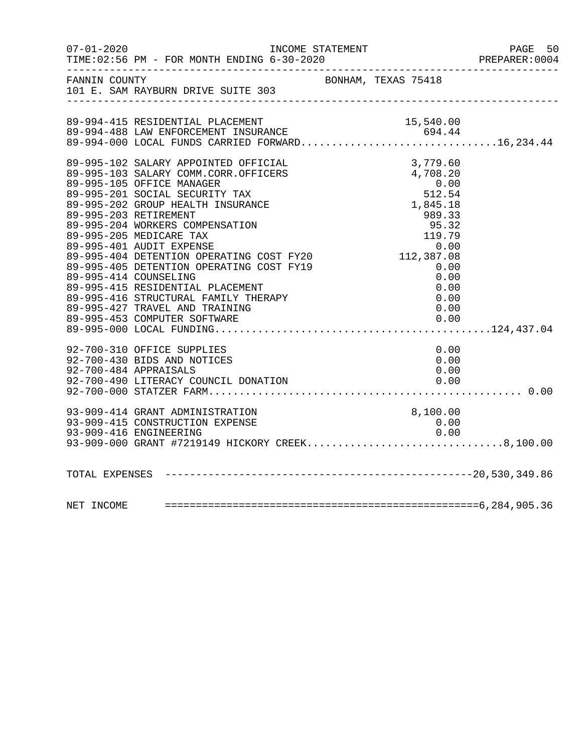FANNIN COUNTY BONHAM, TEXAS 75418
101 E. SAM RAYBURN DRIVE SUITE 303

| Account | Description | Amount | Total |
|---|---|---|---|
| 89-994-415 | RESIDENTIAL PLACEMENT | 15,540.00 | |
| 89-994-488 | LAW ENFORCEMENT INSURANCE | 694.44 | |
| 89-994-000 | LOCAL FUNDS CARRIED FORWARD | | 16,234.44 |
| 89-995-102 | SALARY APPOINTED OFFICIAL | 3,779.60 | |
| 89-995-103 | SALARY COMM.CORR.OFFICERS | 4,708.20 | |
| 89-995-105 | OFFICE MANAGER | 0.00 | |
| 89-995-201 | SOCIAL SECURITY TAX | 512.54 | |
| 89-995-202 | GROUP HEALTH INSURANCE | 1,845.18 | |
| 89-995-203 | RETIREMENT | 989.33 | |
| 89-995-204 | WORKERS COMPENSATION | 95.32 | |
| 89-995-205 | MEDICARE TAX | 119.79 | |
| 89-995-401 | AUDIT EXPENSE | 0.00 | |
| 89-995-404 | DETENTION OPERATING COST FY20 | 112,387.08 | |
| 89-995-405 | DETENTION OPERATING COST FY19 | 0.00 | |
| 89-995-414 | COUNSELING | 0.00 | |
| 89-995-415 | RESIDENTIAL PLACEMENT | 0.00 | |
| 89-995-416 | STRUCTURAL FAMILY THERAPY | 0.00 | |
| 89-995-427 | TRAVEL AND TRAINING | 0.00 | |
| 89-995-453 | COMPUTER SOFTWARE | 0.00 | |
| 89-995-000 | LOCAL FUNDING | | 124,437.04 |
| 92-700-310 | OFFICE SUPPLIES | 0.00 | |
| 92-700-430 | BIDS AND NOTICES | 0.00 | |
| 92-700-484 | APPRAISALS | 0.00 | |
| 92-700-490 | LITERACY COUNCIL DONATION | 0.00 | |
| 92-700-000 | STATZER FARM | | 0.00 |
| 93-909-414 | GRANT ADMINISTRATION | 8,100.00 | |
| 93-909-415 | CONSTRUCTION EXPENSE | 0.00 | |
| 93-909-416 | ENGINEERING | 0.00 | |
| 93-909-000 | GRANT #7219149 HICKORY CREEK | | 8,100.00 |

| | |
|---|---|
| TOTAL EXPENSES | 20,530,349.86 |
| NET INCOME | 6,284,905.36 |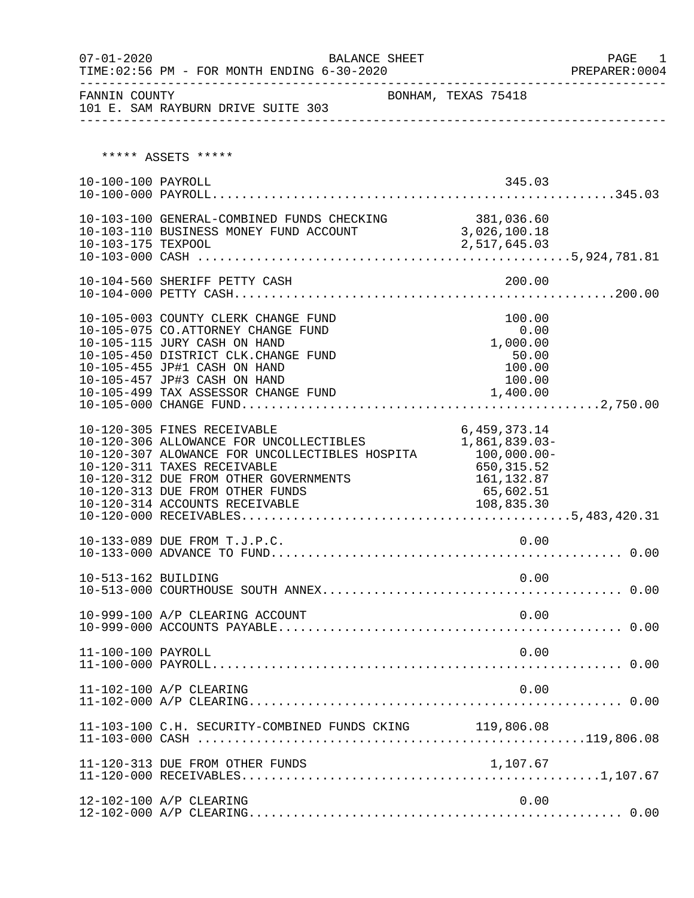BALANCE SHEET

FOR MONTH ENDING 6-30-2020

FANNIN COUNTY
101 E. SAM RAYBURN DRIVE SUITE 303
BONHAM, TEXAS 75418

***** ASSETS *****

| Account | Description | Amount | Total |
|---|---|---|---|
| 10-100-100 | PAYROLL | 345.03 | |
| 10-100-000 | PAYROLL | | 345.03 |
| 10-103-100 | GENERAL-COMBINED FUNDS CHECKING | 381,036.60 | |
| 10-103-110 | BUSINESS MONEY FUND ACCOUNT | 3,026,100.18 | |
| 10-103-175 | TEXPOOL | 2,517,645.03 | |
| 10-103-000 | CASH | | 5,924,781.81 |
| 10-104-560 | SHERIFF PETTY CASH | 200.00 | |
| 10-104-000 | PETTY CASH | | 200.00 |
| 10-105-003 | COUNTY CLERK CHANGE FUND | 100.00 | |
| 10-105-075 | CO.ATTORNEY CHANGE FUND | 0.00 | |
| 10-105-115 | JURY CASH ON HAND | 1,000.00 | |
| 10-105-450 | DISTRICT CLK.CHANGE FUND | 50.00 | |
| 10-105-455 | JP#1 CASH ON HAND | 100.00 | |
| 10-105-457 | JP#3 CASH ON HAND | 100.00 | |
| 10-105-499 | TAX ASSESSOR CHANGE FUND | 1,400.00 | |
| 10-105-000 | CHANGE FUND | | 2,750.00 |
| 10-120-305 | FINES RECEIVABLE | 6,459,373.14 | |
| 10-120-306 | ALLOWANCE FOR UNCOLLECTIBLES | 1,861,839.03- | |
| 10-120-307 | ALOWANCE FOR UNCOLLECTIBLES HOSPITA | 100,000.00- | |
| 10-120-311 | TAXES RECEIVABLE | 650,315.52 | |
| 10-120-312 | DUE FROM OTHER GOVERNMENTS | 161,132.87 | |
| 10-120-313 | DUE FROM OTHER FUNDS | 65,602.51 | |
| 10-120-314 | ACCOUNTS RECEIVABLE | 108,835.30 | |
| 10-120-000 | RECEIVABLES | | 5,483,420.31 |
| 10-133-089 | DUE FROM T.J.P.C. | 0.00 | |
| 10-133-000 | ADVANCE TO FUND | | 0.00 |
| 10-513-162 | BUILDING | 0.00 | |
| 10-513-000 | COURTHOUSE SOUTH ANNEX | | 0.00 |
| 10-999-100 | A/P CLEARING ACCOUNT | 0.00 | |
| 10-999-000 | ACCOUNTS PAYABLE | | 0.00 |
| 11-100-100 | PAYROLL | 0.00 | |
| 11-100-000 | PAYROLL | | 0.00 |
| 11-102-100 | A/P CLEARING | 0.00 | |
| 11-102-000 | A/P CLEARING | | 0.00 |
| 11-103-100 | C.H. SECURITY-COMBINED FUNDS CKING | 119,806.08 | |
| 11-103-000 | CASH | | 119,806.08 |
| 11-120-313 | DUE FROM OTHER FUNDS | 1,107.67 | |
| 11-120-000 | RECEIVABLES | | 1,107.67 |
| 12-102-100 | A/P CLEARING | 0.00 | |
| 12-102-000 | A/P CLEARING | | 0.00 |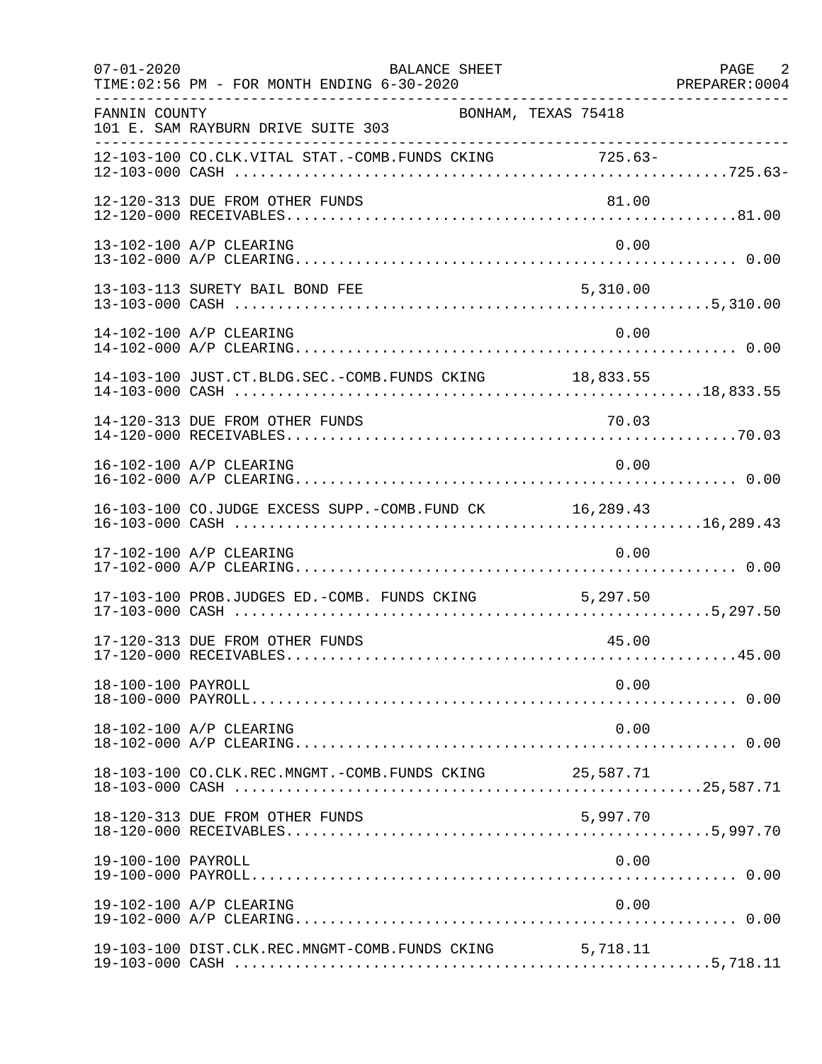BALANCE SHEET

07-01-2020 TIME:02:56 PM - FOR MONTH ENDING 6-30-2020 PREPARER:0004

FANNIN COUNTY BONHAM, TEXAS 75418
101 E. SAM RAYBURN DRIVE SUITE 303

| Account | Description | Amount | Total |
|---|---|---|---|
| 12-103-100 | CO.CLK.VITAL STAT.-COMB.FUNDS CKING | 725.63- | |
| 12-103-000 | CASH | | 725.63- |
| 12-120-313 | DUE FROM OTHER FUNDS | 81.00 | |
| 12-120-000 | RECEIVABLES | | 81.00 |
| 13-102-100 | A/P CLEARING | 0.00 | |
| 13-102-000 | A/P CLEARING | | 0.00 |
| 13-103-113 | SURETY BAIL BOND FEE | 5,310.00 | |
| 13-103-000 | CASH | | 5,310.00 |
| 14-102-100 | A/P CLEARING | 0.00 | |
| 14-102-000 | A/P CLEARING | | 0.00 |
| 14-103-100 | JUST.CT.BLDG.SEC.-COMB.FUNDS CKING | 18,833.55 | |
| 14-103-000 | CASH | | 18,833.55 |
| 14-120-313 | DUE FROM OTHER FUNDS | 70.03 | |
| 14-120-000 | RECEIVABLES | | 70.03 |
| 16-102-100 | A/P CLEARING | 0.00 | |
| 16-102-000 | A/P CLEARING | | 0.00 |
| 16-103-100 | CO.JUDGE EXCESS SUPP.-COMB.FUND CK | 16,289.43 | |
| 16-103-000 | CASH | | 16,289.43 |
| 17-102-100 | A/P CLEARING | 0.00 | |
| 17-102-000 | A/P CLEARING | | 0.00 |
| 17-103-100 | PROB.JUDGES ED.-COMB. FUNDS CKING | 5,297.50 | |
| 17-103-000 | CASH | | 5,297.50 |
| 17-120-313 | DUE FROM OTHER FUNDS | 45.00 | |
| 17-120-000 | RECEIVABLES | | 45.00 |
| 18-100-100 | PAYROLL | 0.00 | |
| 18-100-000 | PAYROLL | | 0.00 |
| 18-102-100 | A/P CLEARING | 0.00 | |
| 18-102-000 | A/P CLEARING | | 0.00 |
| 18-103-100 | CO.CLK.REC.MNGMT.-COMB.FUNDS CKING | 25,587.71 | |
| 18-103-000 | CASH | | 25,587.71 |
| 18-120-313 | DUE FROM OTHER FUNDS | 5,997.70 | |
| 18-120-000 | RECEIVABLES | | 5,997.70 |
| 19-100-100 | PAYROLL | 0.00 | |
| 19-100-000 | PAYROLL | | 0.00 |
| 19-102-100 | A/P CLEARING | 0.00 | |
| 19-102-000 | A/P CLEARING | | 0.00 |
| 19-103-100 | DIST.CLK.REC.MNGMT-COMB.FUNDS CKING | 5,718.11 | |
| 19-103-000 | CASH | | 5,718.11 |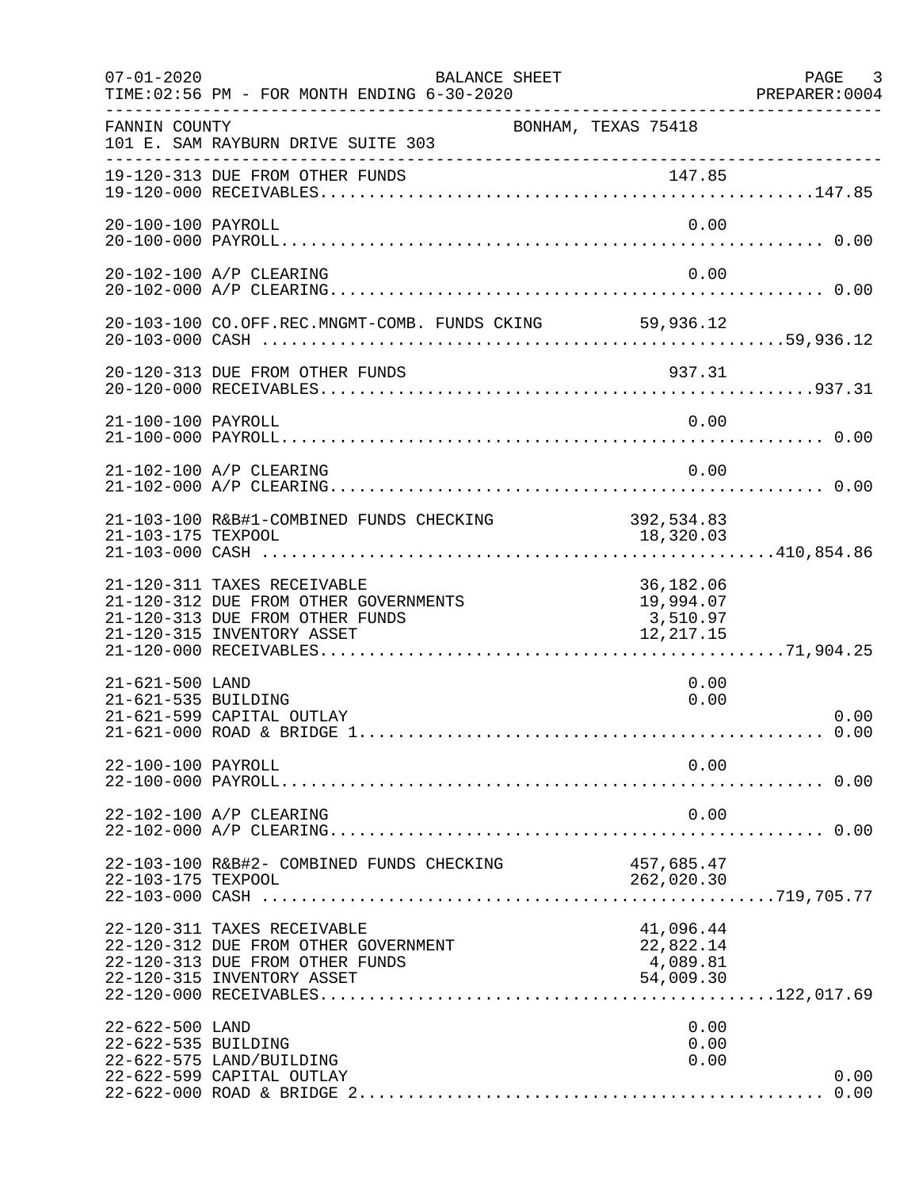07-01-2020 BALANCE SHEET
TIME:02:56 PM - FOR MONTH ENDING 6-30-2020 PREPARER:0004

FANNIN COUNTY BONHAM, TEXAS 75418
101 E. SAM RAYBURN DRIVE SUITE 303

| Account | Description | Detail | Total |
|---|---|---|---|
| 19-120-313 | DUE FROM OTHER FUNDS | 147.85 | |
| 19-120-000 | RECEIVABLES | | 147.85 |
| 20-100-100 | PAYROLL | 0.00 | |
| 20-100-000 | PAYROLL | | 0.00 |
| 20-102-100 | A/P CLEARING | 0.00 | |
| 20-102-000 | A/P CLEARING | | 0.00 |
| 20-103-100 | CO.OFF.REC.MNGMT-COMB. FUNDS CKING | 59,936.12 | |
| 20-103-000 | CASH | | 59,936.12 |
| 20-120-313 | DUE FROM OTHER FUNDS | 937.31 | |
| 20-120-000 | RECEIVABLES | | 937.31 |
| 21-100-100 | PAYROLL | 0.00 | |
| 21-100-000 | PAYROLL | | 0.00 |
| 21-102-100 | A/P CLEARING | 0.00 | |
| 21-102-000 | A/P CLEARING | | 0.00 |
| 21-103-100 | R&B#1-COMBINED FUNDS CHECKING | 392,534.83 | |
| 21-103-175 | TEXPOOL | 18,320.03 | |
| 21-103-000 | CASH | | 410,854.86 |
| 21-120-311 | TAXES RECEIVABLE | 36,182.06 | |
| 21-120-312 | DUE FROM OTHER GOVERNMENTS | 19,994.07 | |
| 21-120-313 | DUE FROM OTHER FUNDS | 3,510.97 | |
| 21-120-315 | INVENTORY ASSET | 12,217.15 | |
| 21-120-000 | RECEIVABLES | | 71,904.25 |
| 21-621-500 | LAND | 0.00 | |
| 21-621-535 | BUILDING | 0.00 | |
| 21-621-599 | CAPITAL OUTLAY | | 0.00 |
| 21-621-000 | ROAD & BRIDGE 1 | | 0.00 |
| 22-100-100 | PAYROLL | 0.00 | |
| 22-100-000 | PAYROLL | | 0.00 |
| 22-102-100 | A/P CLEARING | 0.00 | |
| 22-102-000 | A/P CLEARING | | 0.00 |
| 22-103-100 | R&B#2- COMBINED FUNDS CHECKING | 457,685.47 | |
| 22-103-175 | TEXPOOL | 262,020.30 | |
| 22-103-000 | CASH | | 719,705.77 |
| 22-120-311 | TAXES RECEIVABLE | 41,096.44 | |
| 22-120-312 | DUE FROM OTHER GOVERNMENT | 22,822.14 | |
| 22-120-313 | DUE FROM OTHER FUNDS | 4,089.81 | |
| 22-120-315 | INVENTORY ASSET | 54,009.30 | |
| 22-120-000 | RECEIVABLES | | 122,017.69 |
| 22-622-500 | LAND | 0.00 | |
| 22-622-535 | BUILDING | 0.00 | |
| 22-622-575 | LAND/BUILDING | 0.00 | |
| 22-622-599 | CAPITAL OUTLAY | | 0.00 |
| 22-622-000 | ROAD & BRIDGE 2 | | 0.00 |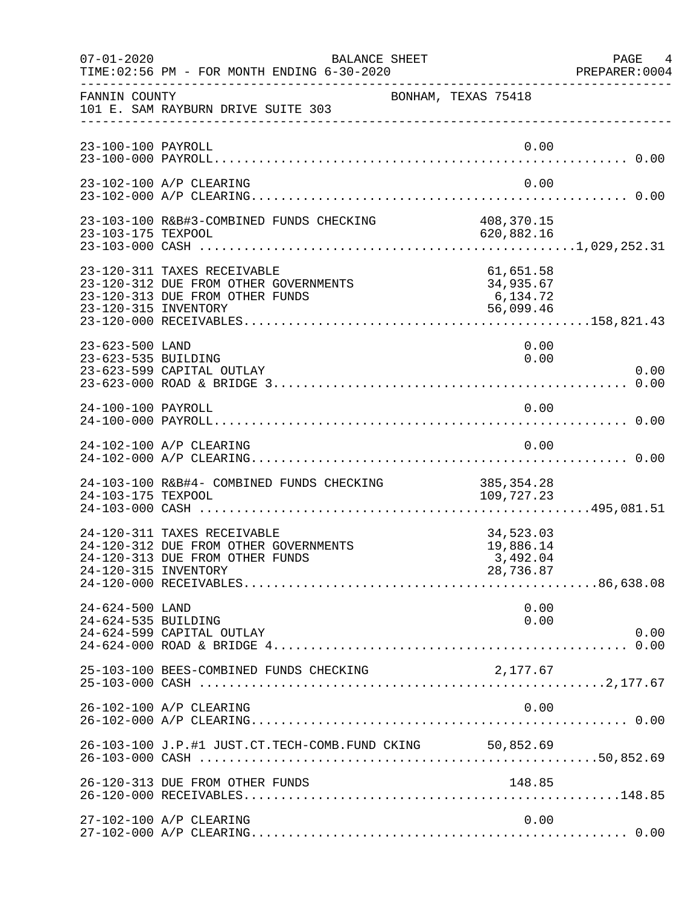FANNIN COUNTY — BONHAM, TEXAS 75418
101 E. SAM RAYBURN DRIVE SUITE 303

BALANCE SHEET — FOR MONTH ENDING 6-30-2020

| Account | Description | Detail | Total |
|---|---|---|---|
| 23-100-100 | PAYROLL | 0.00 | |
| 23-100-000 | PAYROLL | | 0.00 |
| 23-102-100 | A/P CLEARING | 0.00 | |
| 23-102-000 | A/P CLEARING | | 0.00 |
| 23-103-100 | R&B#3-COMBINED FUNDS CHECKING | 408,370.15 | |
| 23-103-175 | TEXPOOL | 620,882.16 | |
| 23-103-000 | CASH | | 1,029,252.31 |
| 23-120-311 | TAXES RECEIVABLE | 61,651.58 | |
| 23-120-312 | DUE FROM OTHER GOVERNMENTS | 34,935.67 | |
| 23-120-313 | DUE FROM OTHER FUNDS | 6,134.72 | |
| 23-120-315 | INVENTORY | 56,099.46 | |
| 23-120-000 | RECEIVABLES | | 158,821.43 |
| 23-623-500 | LAND | 0.00 | |
| 23-623-535 | BUILDING | 0.00 | |
| 23-623-599 | CAPITAL OUTLAY | | 0.00 |
| 23-623-000 | ROAD & BRIDGE 3 | | 0.00 |
| 24-100-100 | PAYROLL | 0.00 | |
| 24-100-000 | PAYROLL | | 0.00 |
| 24-102-100 | A/P CLEARING | 0.00 | |
| 24-102-000 | A/P CLEARING | | 0.00 |
| 24-103-100 | R&B#4- COMBINED FUNDS CHECKING | 385,354.28 | |
| 24-103-175 | TEXPOOL | 109,727.23 | |
| 24-103-000 | CASH | | 495,081.51 |
| 24-120-311 | TAXES RECEIVABLE | 34,523.03 | |
| 24-120-312 | DUE FROM OTHER GOVERNMENTS | 19,886.14 | |
| 24-120-313 | DUE FROM OTHER FUNDS | 3,492.04 | |
| 24-120-315 | INVENTORY | 28,736.87 | |
| 24-120-000 | RECEIVABLES | | 86,638.08 |
| 24-624-500 | LAND | 0.00 | |
| 24-624-535 | BUILDING | 0.00 | |
| 24-624-599 | CAPITAL OUTLAY | | 0.00 |
| 24-624-000 | ROAD & BRIDGE 4 | | 0.00 |
| 25-103-100 | BEES-COMBINED FUNDS CHECKING | 2,177.67 | |
| 25-103-000 | CASH | | 2,177.67 |
| 26-102-100 | A/P CLEARING | 0.00 | |
| 26-102-000 | A/P CLEARING | | 0.00 |
| 26-103-100 | J.P.#1 JUST.CT.TECH-COMB.FUND CKING | 50,852.69 | |
| 26-103-000 | CASH | | 50,852.69 |
| 26-120-313 | DUE FROM OTHER FUNDS | 148.85 | |
| 26-120-000 | RECEIVABLES | | 148.85 |
| 27-102-100 | A/P CLEARING | 0.00 | |
| 27-102-000 | A/P CLEARING | | 0.00 |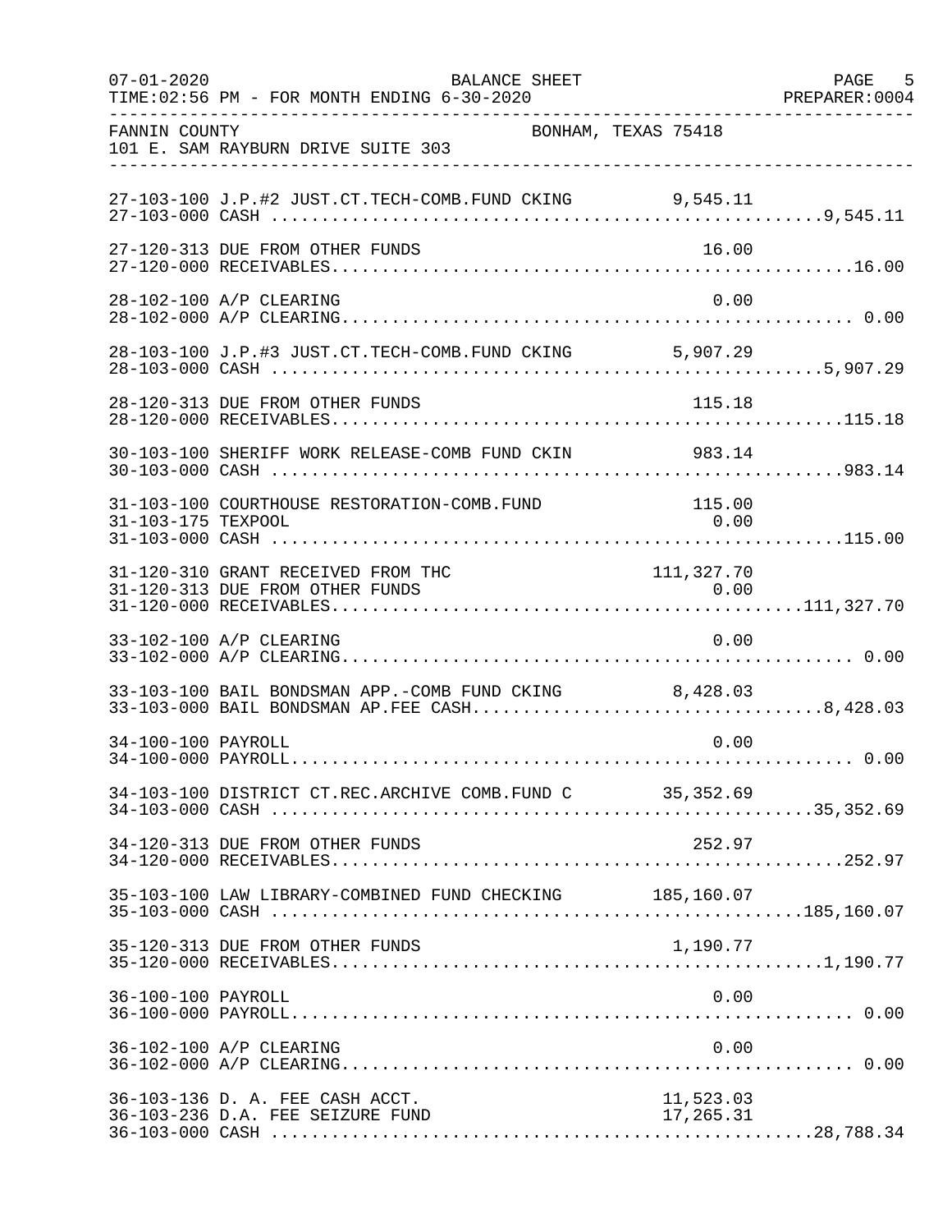07-01-2020 BALANCE SHEET PAGE 5
TIME:02:56 PM - FOR MONTH ENDING 6-30-2020 PREPARER:0004

FANNIN COUNTY BONHAM, TEXAS 75418
101 E. SAM RAYBURN DRIVE SUITE 303

| Account | Description | Amount | Total |
|---|---|---|---|
| 27-103-100 | J.P.#2 JUST.CT.TECH-COMB.FUND CKING | 9,545.11 | |
| 27-103-000 | CASH | | 9,545.11 |
| 27-120-313 | DUE FROM OTHER FUNDS | 16.00 | |
| 27-120-000 | RECEIVABLES | | 16.00 |
| 28-102-100 | A/P CLEARING | 0.00 | |
| 28-102-000 | A/P CLEARING | | 0.00 |
| 28-103-100 | J.P.#3 JUST.CT.TECH-COMB.FUND CKING | 5,907.29 | |
| 28-103-000 | CASH | | 5,907.29 |
| 28-120-313 | DUE FROM OTHER FUNDS | 115.18 | |
| 28-120-000 | RECEIVABLES | | 115.18 |
| 30-103-100 | SHERIFF WORK RELEASE-COMB FUND CKIN | 983.14 | |
| 30-103-000 | CASH | | 983.14 |
| 31-103-100 | COURTHOUSE RESTORATION-COMB.FUND | 115.00 | |
| 31-103-175 | TEXPOOL | 0.00 | |
| 31-103-000 | CASH | | 115.00 |
| 31-120-310 | GRANT RECEIVED FROM THC | 111,327.70 | |
| 31-120-313 | DUE FROM OTHER FUNDS | 0.00 | |
| 31-120-000 | RECEIVABLES | | 111,327.70 |
| 33-102-100 | A/P CLEARING | 0.00 | |
| 33-102-000 | A/P CLEARING | | 0.00 |
| 33-103-100 | BAIL BONDSMAN APP.-COMB FUND CKING | 8,428.03 | |
| 33-103-000 | BAIL BONDSMAN AP.FEE CASH | | 8,428.03 |
| 34-100-100 | PAYROLL | 0.00 | |
| 34-100-000 | PAYROLL | | 0.00 |
| 34-103-100 | DISTRICT CT.REC.ARCHIVE COMB.FUND C | 35,352.69 | |
| 34-103-000 | CASH | | 35,352.69 |
| 34-120-313 | DUE FROM OTHER FUNDS | 252.97 | |
| 34-120-000 | RECEIVABLES | | 252.97 |
| 35-103-100 | LAW LIBRARY-COMBINED FUND CHECKING | 185,160.07 | |
| 35-103-000 | CASH | | 185,160.07 |
| 35-120-313 | DUE FROM OTHER FUNDS | 1,190.77 | |
| 35-120-000 | RECEIVABLES | | 1,190.77 |
| 36-100-100 | PAYROLL | 0.00 | |
| 36-100-000 | PAYROLL | | 0.00 |
| 36-102-100 | A/P CLEARING | 0.00 | |
| 36-102-000 | A/P CLEARING | | 0.00 |
| 36-103-136 | D. A. FEE CASH ACCT. | 11,523.03 | |
| 36-103-236 | D.A. FEE SEIZURE FUND | 17,265.31 | |
| 36-103-000 | CASH | | 28,788.34 |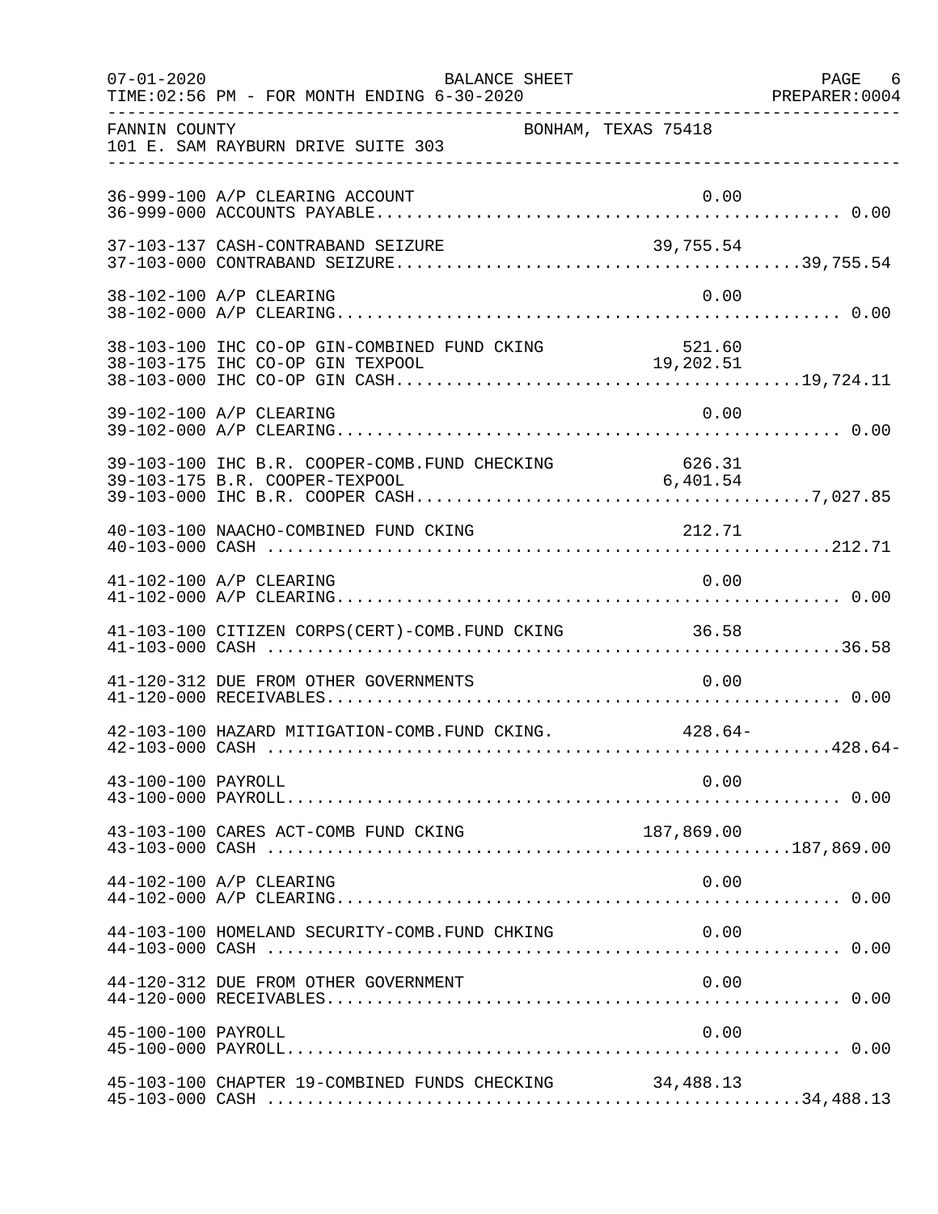FANNIN COUNTY — BONHAM, TEXAS 75418
101 E. SAM RAYBURN DRIVE SUITE 303

BALANCE SHEET — FOR MONTH ENDING 6-30-2020

| Account | Description | Detail | Total |
|---|---|---|---|
| 36-999-100 | A/P CLEARING ACCOUNT | 0.00 | |
| 36-999-000 | ACCOUNTS PAYABLE | | 0.00 |
| 37-103-137 | CASH-CONTRABAND SEIZURE | 39,755.54 | |
| 37-103-000 | CONTRABAND SEIZURE | | 39,755.54 |
| 38-102-100 | A/P CLEARING | 0.00 | |
| 38-102-000 | A/P CLEARING | | 0.00 |
| 38-103-100 | IHC CO-OP GIN-COMBINED FUND CKING | 521.60 | |
| 38-103-175 | IHC CO-OP GIN TEXPOOL | 19,202.51 | |
| 38-103-000 | IHC CO-OP GIN CASH | | 19,724.11 |
| 39-102-100 | A/P CLEARING | 0.00 | |
| 39-102-000 | A/P CLEARING | | 0.00 |
| 39-103-100 | IHC B.R. COOPER-COMB.FUND CHECKING | 626.31 | |
| 39-103-175 | B.R. COOPER-TEXPOOL | 6,401.54 | |
| 39-103-000 | IHC B.R. COOPER CASH | | 7,027.85 |
| 40-103-100 | NAACHO-COMBINED FUND CKING | 212.71 | |
| 40-103-000 | CASH | | 212.71 |
| 41-102-100 | A/P CLEARING | 0.00 | |
| 41-102-000 | A/P CLEARING | | 0.00 |
| 41-103-100 | CITIZEN CORPS(CERT)-COMB.FUND CKING | 36.58 | |
| 41-103-000 | CASH | | 36.58 |
| 41-120-312 | DUE FROM OTHER GOVERNMENTS | 0.00 | |
| 41-120-000 | RECEIVABLES | | 0.00 |
| 42-103-100 | HAZARD MITIGATION-COMB.FUND CKING. | 428.64- | |
| 42-103-000 | CASH | | 428.64- |
| 43-100-100 | PAYROLL | 0.00 | |
| 43-100-000 | PAYROLL | | 0.00 |
| 43-103-100 | CARES ACT-COMB FUND CKING | 187,869.00 | |
| 43-103-000 | CASH | | 187,869.00 |
| 44-102-100 | A/P CLEARING | 0.00 | |
| 44-102-000 | A/P CLEARING | | 0.00 |
| 44-103-100 | HOMELAND SECURITY-COMB.FUND CHKING | 0.00 | |
| 44-103-000 | CASH | | 0.00 |
| 44-120-312 | DUE FROM OTHER GOVERNMENT | 0.00 | |
| 44-120-000 | RECEIVABLES | | 0.00 |
| 45-100-100 | PAYROLL | 0.00 | |
| 45-100-000 | PAYROLL | | 0.00 |
| 45-103-100 | CHAPTER 19-COMBINED FUNDS CHECKING | 34,488.13 | |
| 45-103-000 | CASH | | 34,488.13 |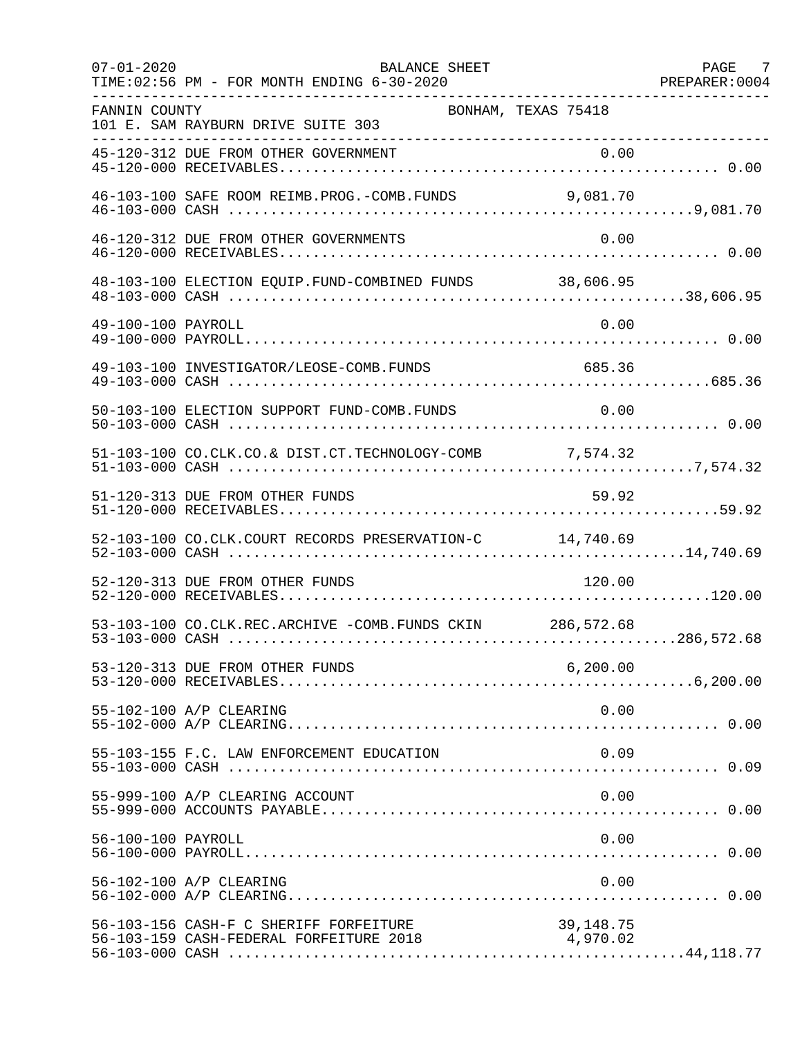FANNIN COUNTY — BONHAM, TEXAS 75418
101 E. SAM RAYBURN DRIVE SUITE 303

BALANCE SHEET
TIME:02:56 PM - FOR MONTH ENDING 6-30-2020

| Account | Description | Amount | Total |
|---|---|---|---|
| 45-120-312 | DUE FROM OTHER GOVERNMENT | 0.00 | |
| 45-120-000 | RECEIVABLES | | 0.00 |
| 46-103-100 | SAFE ROOM REIMB.PROG.-COMB.FUNDS | 9,081.70 | |
| 46-103-000 | CASH | | 9,081.70 |
| 46-120-312 | DUE FROM OTHER GOVERNMENTS | 0.00 | |
| 46-120-000 | RECEIVABLES | | 0.00 |
| 48-103-100 | ELECTION EQUIP.FUND-COMBINED FUNDS | 38,606.95 | |
| 48-103-000 | CASH | | 38,606.95 |
| 49-100-100 | PAYROLL | 0.00 | |
| 49-100-000 | PAYROLL | | 0.00 |
| 49-103-100 | INVESTIGATOR/LEOSE-COMB.FUNDS | 685.36 | |
| 49-103-000 | CASH | | 685.36 |
| 50-103-100 | ELECTION SUPPORT FUND-COMB.FUNDS | 0.00 | |
| 50-103-000 | CASH | | 0.00 |
| 51-103-100 | CO.CLK.CO.& DIST.CT.TECHNOLOGY-COMB | 7,574.32 | |
| 51-103-000 | CASH | | 7,574.32 |
| 51-120-313 | DUE FROM OTHER FUNDS | 59.92 | |
| 51-120-000 | RECEIVABLES | | 59.92 |
| 52-103-100 | CO.CLK.COURT RECORDS PRESERVATION-C | 14,740.69 | |
| 52-103-000 | CASH | | 14,740.69 |
| 52-120-313 | DUE FROM OTHER FUNDS | 120.00 | |
| 52-120-000 | RECEIVABLES | | 120.00 |
| 53-103-100 | CO.CLK.REC.ARCHIVE -COMB.FUNDS CKIN | 286,572.68 | |
| 53-103-000 | CASH | | 286,572.68 |
| 53-120-313 | DUE FROM OTHER FUNDS | 6,200.00 | |
| 53-120-000 | RECEIVABLES | | 6,200.00 |
| 55-102-100 | A/P CLEARING | 0.00 | |
| 55-102-000 | A/P CLEARING | | 0.00 |
| 55-103-155 | F.C. LAW ENFORCEMENT EDUCATION | 0.09 | |
| 55-103-000 | CASH | | 0.09 |
| 55-999-100 | A/P CLEARING ACCOUNT | 0.00 | |
| 55-999-000 | ACCOUNTS PAYABLE | | 0.00 |
| 56-100-100 | PAYROLL | 0.00 | |
| 56-100-000 | PAYROLL | | 0.00 |
| 56-102-100 | A/P CLEARING | 0.00 | |
| 56-102-000 | A/P CLEARING | | 0.00 |
| 56-103-156 | CASH-F C SHERIFF FORFEITURE | 39,148.75 | |
| 56-103-159 | CASH-FEDERAL FORFEITURE 2018 | 4,970.02 | |
| 56-103-000 | CASH | | 44,118.77 |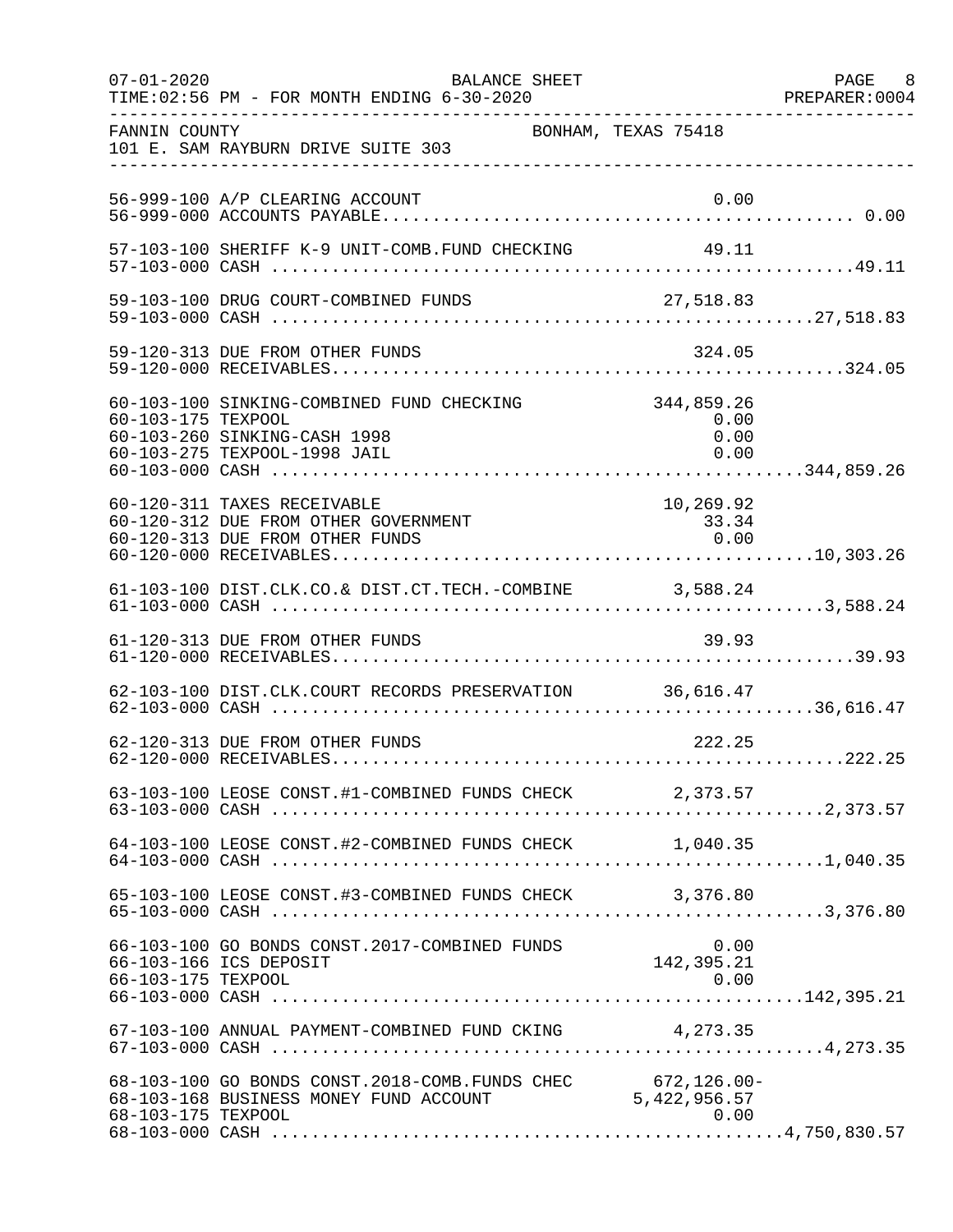FANNIN COUNTY — BONHAM, TEXAS 75418
101 E. SAM RAYBURN DRIVE SUITE 303

BALANCE SHEET — FOR MONTH ENDING 6-30-2020

| Account | Description | Amount | Total |
|---|---|---|---|
| 56-999-100 | A/P CLEARING ACCOUNT | 0.00 | |
| 56-999-000 | ACCOUNTS PAYABLE | | 0.00 |
| 57-103-100 | SHERIFF K-9 UNIT-COMB.FUND CHECKING | 49.11 | |
| 57-103-000 | CASH | | 49.11 |
| 59-103-100 | DRUG COURT-COMBINED FUNDS | 27,518.83 | |
| 59-103-000 | CASH | | 27,518.83 |
| 59-120-313 | DUE FROM OTHER FUNDS | 324.05 | |
| 59-120-000 | RECEIVABLES | | 324.05 |
| 60-103-100 | SINKING-COMBINED FUND CHECKING | 344,859.26 | |
| 60-103-175 | TEXPOOL | 0.00 | |
| 60-103-260 | SINKING-CASH 1998 | 0.00 | |
| 60-103-275 | TEXPOOL-1998 JAIL | 0.00 | |
| 60-103-000 | CASH | | 344,859.26 |
| 60-120-311 | TAXES RECEIVABLE | 10,269.92 | |
| 60-120-312 | DUE FROM OTHER GOVERNMENT | 33.34 | |
| 60-120-313 | DUE FROM OTHER FUNDS | 0.00 | |
| 60-120-000 | RECEIVABLES | | 10,303.26 |
| 61-103-100 | DIST.CLK.CO.& DIST.CT.TECH.-COMBINE | 3,588.24 | |
| 61-103-000 | CASH | | 3,588.24 |
| 61-120-313 | DUE FROM OTHER FUNDS | 39.93 | |
| 61-120-000 | RECEIVABLES | | 39.93 |
| 62-103-100 | DIST.CLK.COURT RECORDS PRESERVATION | 36,616.47 | |
| 62-103-000 | CASH | | 36,616.47 |
| 62-120-313 | DUE FROM OTHER FUNDS | 222.25 | |
| 62-120-000 | RECEIVABLES | | 222.25 |
| 63-103-100 | LEOSE CONST.#1-COMBINED FUNDS CHECK | 2,373.57 | |
| 63-103-000 | CASH | | 2,373.57 |
| 64-103-100 | LEOSE CONST.#2-COMBINED FUNDS CHECK | 1,040.35 | |
| 64-103-000 | CASH | | 1,040.35 |
| 65-103-100 | LEOSE CONST.#3-COMBINED FUNDS CHECK | 3,376.80 | |
| 65-103-000 | CASH | | 3,376.80 |
| 66-103-100 | GO BONDS CONST.2017-COMBINED FUNDS | 0.00 | |
| 66-103-166 | ICS DEPOSIT | 142,395.21 | |
| 66-103-175 | TEXPOOL | 0.00 | |
| 66-103-000 | CASH | | 142,395.21 |
| 67-103-100 | ANNUAL PAYMENT-COMBINED FUND CKING | 4,273.35 | |
| 67-103-000 | CASH | | 4,273.35 |
| 68-103-100 | GO BONDS CONST.2018-COMB.FUNDS CHEC | 672,126.00- | |
| 68-103-168 | BUSINESS MONEY FUND ACCOUNT | 5,422,956.57 | |
| 68-103-175 | TEXPOOL | 0.00 | |
| 68-103-000 | CASH | | 4,750,830.57 |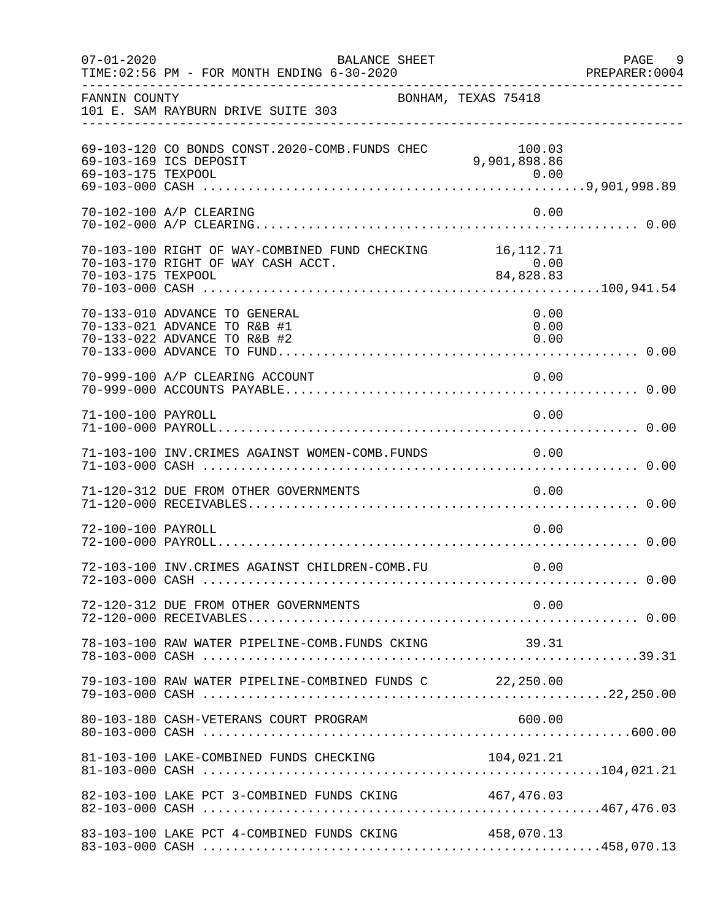FANNIN COUNTY BONHAM, TEXAS 75418
101 E. SAM RAYBURN DRIVE SUITE 303

| Account | Description | Detail | Total |
|---|---|---|---|
| 69-103-120 | CO BONDS CONST.2020-COMB.FUNDS CHEC | 100.03 | |
| 69-103-169 | ICS DEPOSIT | 9,901,898.86 | |
| 69-103-175 | TEXPOOL | 0.00 | |
| 69-103-000 | CASH | | 9,901,998.89 |
| 70-102-100 | A/P CLEARING | 0.00 | |
| 70-102-000 | A/P CLEARING | | 0.00 |
| 70-103-100 | RIGHT OF WAY-COMBINED FUND CHECKING | 16,112.71 | |
| 70-103-170 | RIGHT OF WAY CASH ACCT. | 0.00 | |
| 70-103-175 | TEXPOOL | 84,828.83 | |
| 70-103-000 | CASH | | 100,941.54 |
| 70-133-010 | ADVANCE TO GENERAL | 0.00 | |
| 70-133-021 | ADVANCE TO R&B #1 | 0.00 | |
| 70-133-022 | ADVANCE TO R&B #2 | 0.00 | |
| 70-133-000 | ADVANCE TO FUND | | 0.00 |
| 70-999-100 | A/P CLEARING ACCOUNT | 0.00 | |
| 70-999-000 | ACCOUNTS PAYABLE | | 0.00 |
| 71-100-100 | PAYROLL | 0.00 | |
| 71-100-000 | PAYROLL | | 0.00 |
| 71-103-100 | INV.CRIMES AGAINST WOMEN-COMB.FUNDS | 0.00 | |
| 71-103-000 | CASH | | 0.00 |
| 71-120-312 | DUE FROM OTHER GOVERNMENTS | 0.00 | |
| 71-120-000 | RECEIVABLES | | 0.00 |
| 72-100-100 | PAYROLL | 0.00 | |
| 72-100-000 | PAYROLL | | 0.00 |
| 72-103-100 | INV.CRIMES AGAINST CHILDREN-COMB.FU | 0.00 | |
| 72-103-000 | CASH | | 0.00 |
| 72-120-312 | DUE FROM OTHER GOVERNMENTS | 0.00 | |
| 72-120-000 | RECEIVABLES | | 0.00 |
| 78-103-100 | RAW WATER PIPELINE-COMB.FUNDS CKING | 39.31 | |
| 78-103-000 | CASH | | 39.31 |
| 79-103-100 | RAW WATER PIPELINE-COMBINED FUNDS C | 22,250.00 | |
| 79-103-000 | CASH | | 22,250.00 |
| 80-103-180 | CASH-VETERANS COURT PROGRAM | 600.00 | |
| 80-103-000 | CASH | | 600.00 |
| 81-103-100 | LAKE-COMBINED FUNDS CHECKING | 104,021.21 | |
| 81-103-000 | CASH | | 104,021.21 |
| 82-103-100 | LAKE PCT 3-COMBINED FUNDS CKING | 467,476.03 | |
| 82-103-000 | CASH | | 467,476.03 |
| 83-103-100 | LAKE PCT 4-COMBINED FUNDS CKING | 458,070.13 | |
| 83-103-000 | CASH | | 458,070.13 |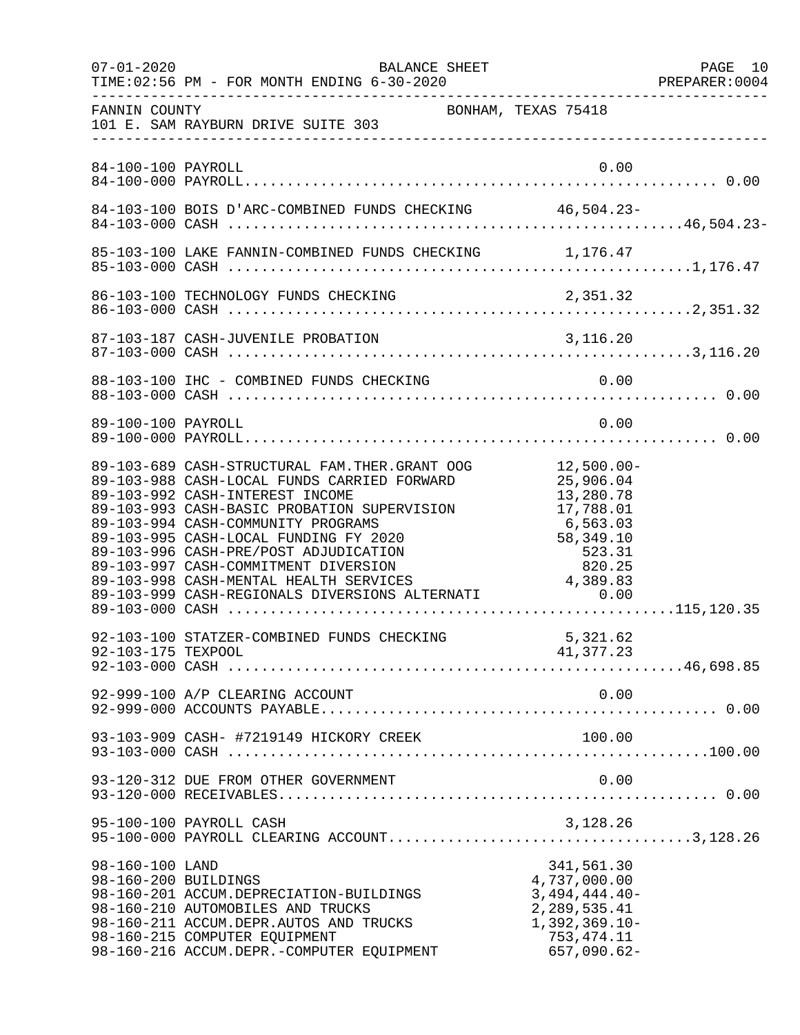FANNIN COUNTY — BONHAM, TEXAS 75418
101 E. SAM RAYBURN DRIVE SUITE 303

BALANCE SHEET
TIME:02:56 PM - FOR MONTH ENDING 6-30-2020

| Account | Description | Amount | Total |
|---|---|---|---|
| 84-100-100 | PAYROLL | 0.00 | |
| 84-100-000 | PAYROLL | | 0.00 |
| 84-103-100 | BOIS D'ARC-COMBINED FUNDS CHECKING | 46,504.23- | |
| 84-103-000 | CASH | | 46,504.23- |
| 85-103-100 | LAKE FANNIN-COMBINED FUNDS CHECKING | 1,176.47 | |
| 85-103-000 | CASH | | 1,176.47 |
| 86-103-100 | TECHNOLOGY FUNDS CHECKING | 2,351.32 | |
| 86-103-000 | CASH | | 2,351.32 |
| 87-103-187 | CASH-JUVENILE PROBATION | 3,116.20 | |
| 87-103-000 | CASH | | 3,116.20 |
| 88-103-100 | IHC - COMBINED FUNDS CHECKING | 0.00 | |
| 88-103-000 | CASH | | 0.00 |
| 89-100-100 | PAYROLL | 0.00 | |
| 89-100-000 | PAYROLL | | 0.00 |
| 89-103-689 | CASH-STRUCTURAL FAM.THER.GRANT OOG | 12,500.00- | |
| 89-103-988 | CASH-LOCAL FUNDS CARRIED FORWARD | 25,906.04 | |
| 89-103-992 | CASH-INTEREST INCOME | 13,280.78 | |
| 89-103-993 | CASH-BASIC PROBATION SUPERVISION | 17,788.01 | |
| 89-103-994 | CASH-COMMUNITY PROGRAMS | 6,563.03 | |
| 89-103-995 | CASH-LOCAL FUNDING FY 2020 | 58,349.10 | |
| 89-103-996 | CASH-PRE/POST ADJUDICATION | 523.31 | |
| 89-103-997 | CASH-COMMITMENT DIVERSION | 820.25 | |
| 89-103-998 | CASH-MENTAL HEALTH SERVICES | 4,389.83 | |
| 89-103-999 | CASH-REGIONALS DIVERSIONS ALTERNATI | 0.00 | |
| 89-103-000 | CASH | | 115,120.35 |
| 92-103-100 | STATZER-COMBINED FUNDS CHECKING | 5,321.62 | |
| 92-103-175 | TEXPOOL | 41,377.23 | |
| 92-103-000 | CASH | | 46,698.85 |
| 92-999-100 | A/P CLEARING ACCOUNT | 0.00 | |
| 92-999-000 | ACCOUNTS PAYABLE | | 0.00 |
| 93-103-909 | CASH- #7219149 HICKORY CREEK | 100.00 | |
| 93-103-000 | CASH | | 100.00 |
| 93-120-312 | DUE FROM OTHER GOVERNMENT | 0.00 | |
| 93-120-000 | RECEIVABLES | | 0.00 |
| 95-100-100 | PAYROLL CASH | 3,128.26 | |
| 95-100-000 | PAYROLL CLEARING ACCOUNT | | 3,128.26 |
| 98-160-100 | LAND | 341,561.30 | |
| 98-160-200 | BUILDINGS | 4,737,000.00 | |
| 98-160-201 | ACCUM.DEPRECIATION-BUILDINGS | 3,494,444.40- | |
| 98-160-210 | AUTOMOBILES AND TRUCKS | 2,289,535.41 | |
| 98-160-211 | ACCUM.DEPR.AUTOS AND TRUCKS | 1,392,369.10- | |
| 98-160-215 | COMPUTER EQUIPMENT | 753,474.11 | |
| 98-160-216 | ACCUM.DEPR.-COMPUTER EQUIPMENT | 657,090.62- | |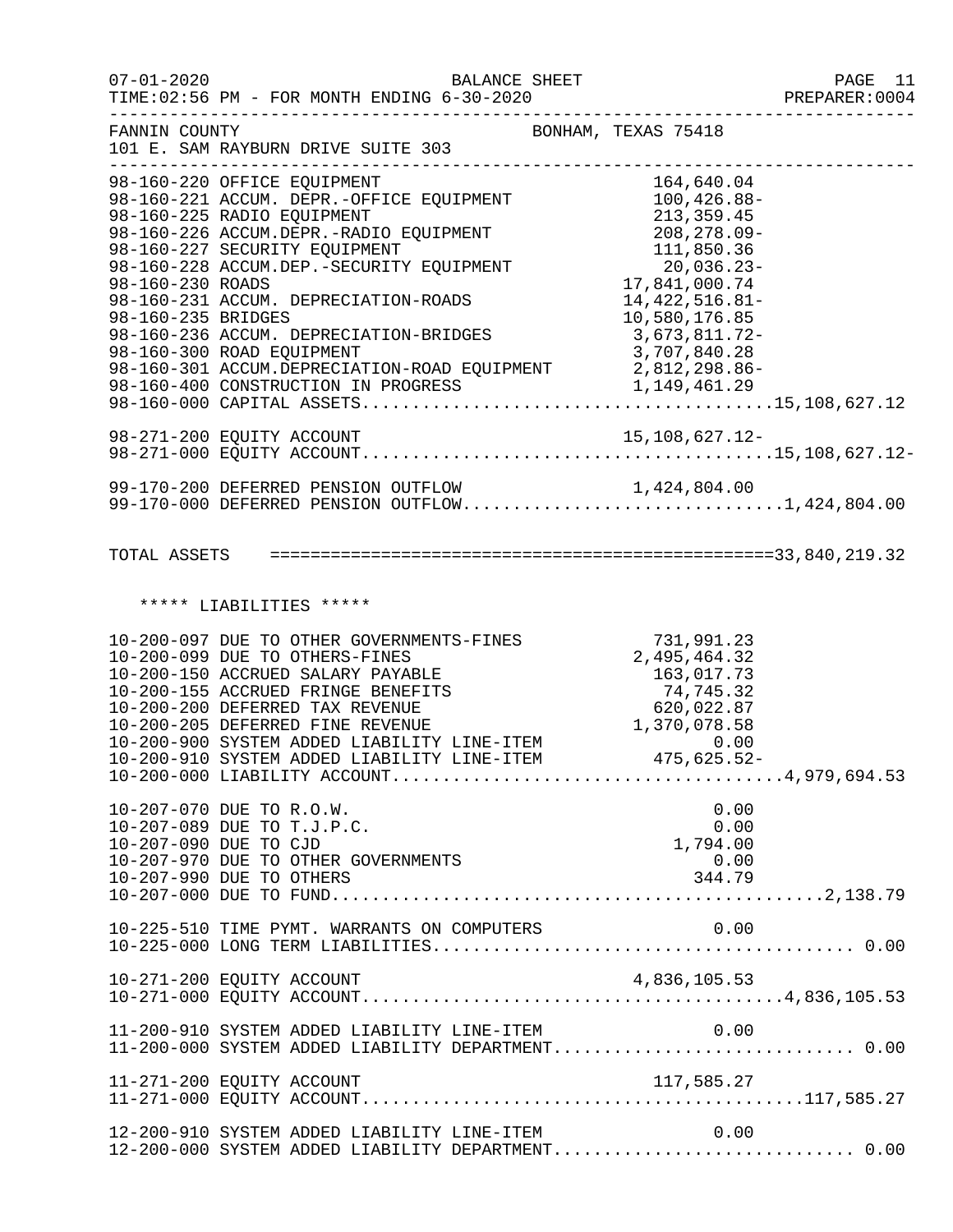FANNIN COUNTY — BONHAM, TEXAS 75418
101 E. SAM RAYBURN DRIVE SUITE 303

BALANCE SHEET — FOR MONTH ENDING 6-30-2020

| Account | Description | Amount | Total |
|---|---|---|---|
| 98-160-220 | OFFICE EQUIPMENT | 164,640.04 | |
| 98-160-221 | ACCUM. DEPR.-OFFICE EQUIPMENT | 100,426.88- | |
| 98-160-225 | RADIO EQUIPMENT | 213,359.45 | |
| 98-160-226 | ACCUM.DEPR.-RADIO EQUIPMENT | 208,278.09- | |
| 98-160-227 | SECURITY EQUIPMENT | 111,850.36 | |
| 98-160-228 | ACCUM.DEP.-SECURITY EQUIPMENT | 20,036.23- | |
| 98-160-230 | ROADS | 17,841,000.74 | |
| 98-160-231 | ACCUM. DEPRECIATION-ROADS | 14,422,516.81- | |
| 98-160-235 | BRIDGES | 10,580,176.85 | |
| 98-160-236 | ACCUM. DEPRECIATION-BRIDGES | 3,673,811.72- | |
| 98-160-300 | ROAD EQUIPMENT | 3,707,840.28 | |
| 98-160-301 | ACCUM.DEPRECIATION-ROAD EQUIPMENT | 2,812,298.86- | |
| 98-160-400 | CONSTRUCTION IN PROGRESS | 1,149,461.29 | |
| 98-160-000 | CAPITAL ASSETS | | 15,108,627.12 |
| 98-271-200 | EQUITY ACCOUNT | 15,108,627.12- | |
| 98-271-000 | EQUITY ACCOUNT | | 15,108,627.12- |
| 99-170-200 | DEFERRED PENSION OUTFLOW | 1,424,804.00 | |
| 99-170-000 | DEFERRED PENSION OUTFLOW | | 1,424,804.00 |
| | **TOTAL ASSETS** | | **33,840,219.32** |

***** LIABILITIES *****

| Account | Description | Amount | Total |
|---|---|---|---|
| 10-200-097 | DUE TO OTHER GOVERNMENTS-FINES | 731,991.23 | |
| 10-200-099 | DUE TO OTHERS-FINES | 2,495,464.32 | |
| 10-200-150 | ACCRUED SALARY PAYABLE | 163,017.73 | |
| 10-200-155 | ACCRUED FRINGE BENEFITS | 74,745.32 | |
| 10-200-200 | DEFERRED TAX REVENUE | 620,022.87 | |
| 10-200-205 | DEFERRED FINE REVENUE | 1,370,078.58 | |
| 10-200-900 | SYSTEM ADDED LIABILITY LINE-ITEM | 0.00 | |
| 10-200-910 | SYSTEM ADDED LIABILITY LINE-ITEM | 475,625.52- | |
| 10-200-000 | LIABILITY ACCOUNT | | 4,979,694.53 |
| 10-207-070 | DUE TO R.O.W. | 0.00 | |
| 10-207-089 | DUE TO T.J.P.C. | 0.00 | |
| 10-207-090 | DUE TO CJD | 1,794.00 | |
| 10-207-970 | DUE TO OTHER GOVERNMENTS | 0.00 | |
| 10-207-990 | DUE TO OTHERS | 344.79 | |
| 10-207-000 | DUE TO FUND | | 2,138.79 |
| 10-225-510 | TIME PYMT. WARRANTS ON COMPUTERS | 0.00 | |
| 10-225-000 | LONG TERM LIABILITIES | | 0.00 |
| 10-271-200 | EQUITY ACCOUNT | 4,836,105.53 | |
| 10-271-000 | EQUITY ACCOUNT | | 4,836,105.53 |
| 11-200-910 | SYSTEM ADDED LIABILITY LINE-ITEM | 0.00 | |
| 11-200-000 | SYSTEM ADDED LIABILITY DEPARTMENT | | 0.00 |
| 11-271-200 | EQUITY ACCOUNT | 117,585.27 | |
| 11-271-000 | EQUITY ACCOUNT | | 117,585.27 |
| 12-200-910 | SYSTEM ADDED LIABILITY LINE-ITEM | 0.00 | |
| 12-200-000 | SYSTEM ADDED LIABILITY DEPARTMENT | | 0.00 |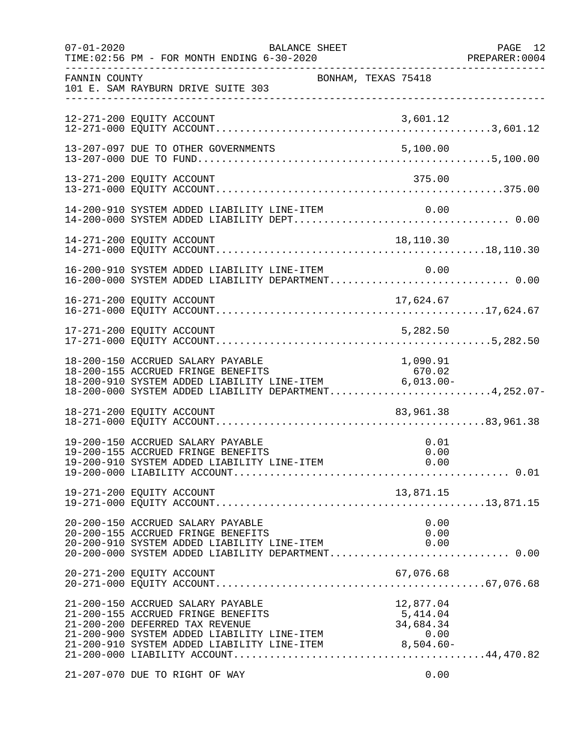FANNIN COUNTY — BONHAM, TEXAS 75418
101 E. SAM RAYBURN DRIVE SUITE 303

BALANCE SHEET
TIME:02:56 PM - FOR MONTH ENDING 6-30-2020

| Account | Description | Amount | Total |
|---|---|---|---|
| 12-271-200 | EQUITY ACCOUNT | 3,601.12 | |
| 12-271-000 | EQUITY ACCOUNT | | 3,601.12 |
| 13-207-097 | DUE TO OTHER GOVERNMENTS | 5,100.00 | |
| 13-207-000 | DUE TO FUND | | 5,100.00 |
| 13-271-200 | EQUITY ACCOUNT | 375.00 | |
| 13-271-000 | EQUITY ACCOUNT | | 375.00 |
| 14-200-910 | SYSTEM ADDED LIABILITY LINE-ITEM | 0.00 | |
| 14-200-000 | SYSTEM ADDED LIABILITY DEPT | | 0.00 |
| 14-271-200 | EQUITY ACCOUNT | 18,110.30 | |
| 14-271-000 | EQUITY ACCOUNT | | 18,110.30 |
| 16-200-910 | SYSTEM ADDED LIABILITY LINE-ITEM | 0.00 | |
| 16-200-000 | SYSTEM ADDED LIABILITY DEPARTMENT | | 0.00 |
| 16-271-200 | EQUITY ACCOUNT | 17,624.67 | |
| 16-271-000 | EQUITY ACCOUNT | | 17,624.67 |
| 17-271-200 | EQUITY ACCOUNT | 5,282.50 | |
| 17-271-000 | EQUITY ACCOUNT | | 5,282.50 |
| 18-200-150 | ACCRUED SALARY PAYABLE | 1,090.91 | |
| 18-200-155 | ACCRUED FRINGE BENEFITS | 670.02 | |
| 18-200-910 | SYSTEM ADDED LIABILITY LINE-ITEM | 6,013.00- | |
| 18-200-000 | SYSTEM ADDED LIABILITY DEPARTMENT | | 4,252.07- |
| 18-271-200 | EQUITY ACCOUNT | 83,961.38 | |
| 18-271-000 | EQUITY ACCOUNT | | 83,961.38 |
| 19-200-150 | ACCRUED SALARY PAYABLE | 0.01 | |
| 19-200-155 | ACCRUED FRINGE BENEFITS | 0.00 | |
| 19-200-910 | SYSTEM ADDED LIABILITY LINE-ITEM | 0.00 | |
| 19-200-000 | LIABILITY ACCOUNT | | 0.01 |
| 19-271-200 | EQUITY ACCOUNT | 13,871.15 | |
| 19-271-000 | EQUITY ACCOUNT | | 13,871.15 |
| 20-200-150 | ACCRUED SALARY PAYABLE | 0.00 | |
| 20-200-155 | ACCRUED FRINGE BENEFITS | 0.00 | |
| 20-200-910 | SYSTEM ADDED LIABILITY LINE-ITEM | 0.00 | |
| 20-200-000 | SYSTEM ADDED LIABILITY DEPARTMENT | | 0.00 |
| 20-271-200 | EQUITY ACCOUNT | 67,076.68 | |
| 20-271-000 | EQUITY ACCOUNT | | 67,076.68 |
| 21-200-150 | ACCRUED SALARY PAYABLE | 12,877.04 | |
| 21-200-155 | ACCRUED FRINGE BENEFITS | 5,414.04 | |
| 21-200-200 | DEFERRED TAX REVENUE | 34,684.34 | |
| 21-200-900 | SYSTEM ADDED LIABILITY LINE-ITEM | 0.00 | |
| 21-200-910 | SYSTEM ADDED LIABILITY LINE-ITEM | 8,504.60- | |
| 21-200-000 | LIABILITY ACCOUNT | | 44,470.82 |
| 21-207-070 | DUE TO RIGHT OF WAY | 0.00 | |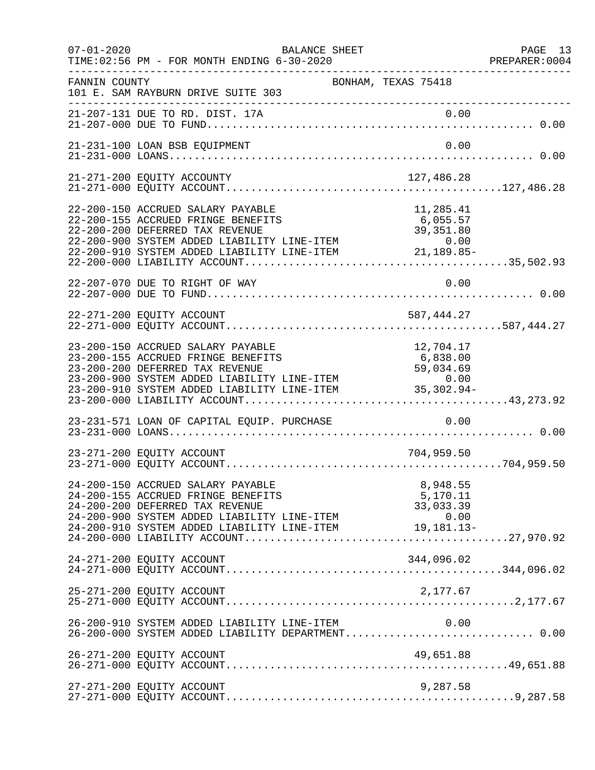FANNIN COUNTY — BONHAM, TEXAS 75418
101 E. SAM RAYBURN DRIVE SUITE 303

BALANCE SHEET — FOR MONTH ENDING 6-30-2020

| Account | Description | Amount | Total |
|---|---|---|---|
| 21-207-131 | DUE TO RD. DIST. 17A | 0.00 | |
| 21-207-000 | DUE TO FUND | | 0.00 |
| 21-231-100 | LOAN BSB EQUIPMENT | 0.00 | |
| 21-231-000 | LOANS | | 0.00 |
| 21-271-200 | EQUITY ACCOUNTY | 127,486.28 | |
| 21-271-000 | EQUITY ACCOUNT | | 127,486.28 |
| 22-200-150 | ACCRUED SALARY PAYABLE | 11,285.41 | |
| 22-200-155 | ACCRUED FRINGE BENEFITS | 6,055.57 | |
| 22-200-200 | DEFERRED TAX REVENUE | 39,351.80 | |
| 22-200-900 | SYSTEM ADDED LIABILITY LINE-ITEM | 0.00 | |
| 22-200-910 | SYSTEM ADDED LIABILITY LINE-ITEM | 21,189.85- | |
| 22-200-000 | LIABILITY ACCOUNT | | 35,502.93 |
| 22-207-070 | DUE TO RIGHT OF WAY | 0.00 | |
| 22-207-000 | DUE TO FUND | | 0.00 |
| 22-271-200 | EQUITY ACCOUNT | 587,444.27 | |
| 22-271-000 | EQUITY ACCOUNT | | 587,444.27 |
| 23-200-150 | ACCRUED SALARY PAYABLE | 12,704.17 | |
| 23-200-155 | ACCRUED FRINGE BENEFITS | 6,838.00 | |
| 23-200-200 | DEFERRED TAX REVENUE | 59,034.69 | |
| 23-200-900 | SYSTEM ADDED LIABILITY LINE-ITEM | 0.00 | |
| 23-200-910 | SYSTEM ADDED LIABILITY LINE-ITEM | 35,302.94- | |
| 23-200-000 | LIABILITY ACCOUNT | | 43,273.92 |
| 23-231-571 | LOAN OF CAPITAL EQUIP. PURCHASE | 0.00 | |
| 23-231-000 | LOANS | | 0.00 |
| 23-271-200 | EQUITY ACCOUNT | 704,959.50 | |
| 23-271-000 | EQUITY ACCOUNT | | 704,959.50 |
| 24-200-150 | ACCRUED SALARY PAYABLE | 8,948.55 | |
| 24-200-155 | ACCRUED FRINGE BENEFITS | 5,170.11 | |
| 24-200-200 | DEFERRED TAX REVENUE | 33,033.39 | |
| 24-200-900 | SYSTEM ADDED LIABILITY LINE-ITEM | 0.00 | |
| 24-200-910 | SYSTEM ADDED LIABILITY LINE-ITEM | 19,181.13- | |
| 24-200-000 | LIABILITY ACCOUNT | | 27,970.92 |
| 24-271-200 | EQUITY ACCOUNT | 344,096.02 | |
| 24-271-000 | EQUITY ACCOUNT | | 344,096.02 |
| 25-271-200 | EQUITY ACCOUNT | 2,177.67 | |
| 25-271-000 | EQUITY ACCOUNT | | 2,177.67 |
| 26-200-910 | SYSTEM ADDED LIABILITY LINE-ITEM | 0.00 | |
| 26-200-000 | SYSTEM ADDED LIABILITY DEPARTMENT | | 0.00 |
| 26-271-200 | EQUITY ACCOUNT | 49,651.88 | |
| 26-271-000 | EQUITY ACCOUNT | | 49,651.88 |
| 27-271-200 | EQUITY ACCOUNT | 9,287.58 | |
| 27-271-000 | EQUITY ACCOUNT | | 9,287.58 |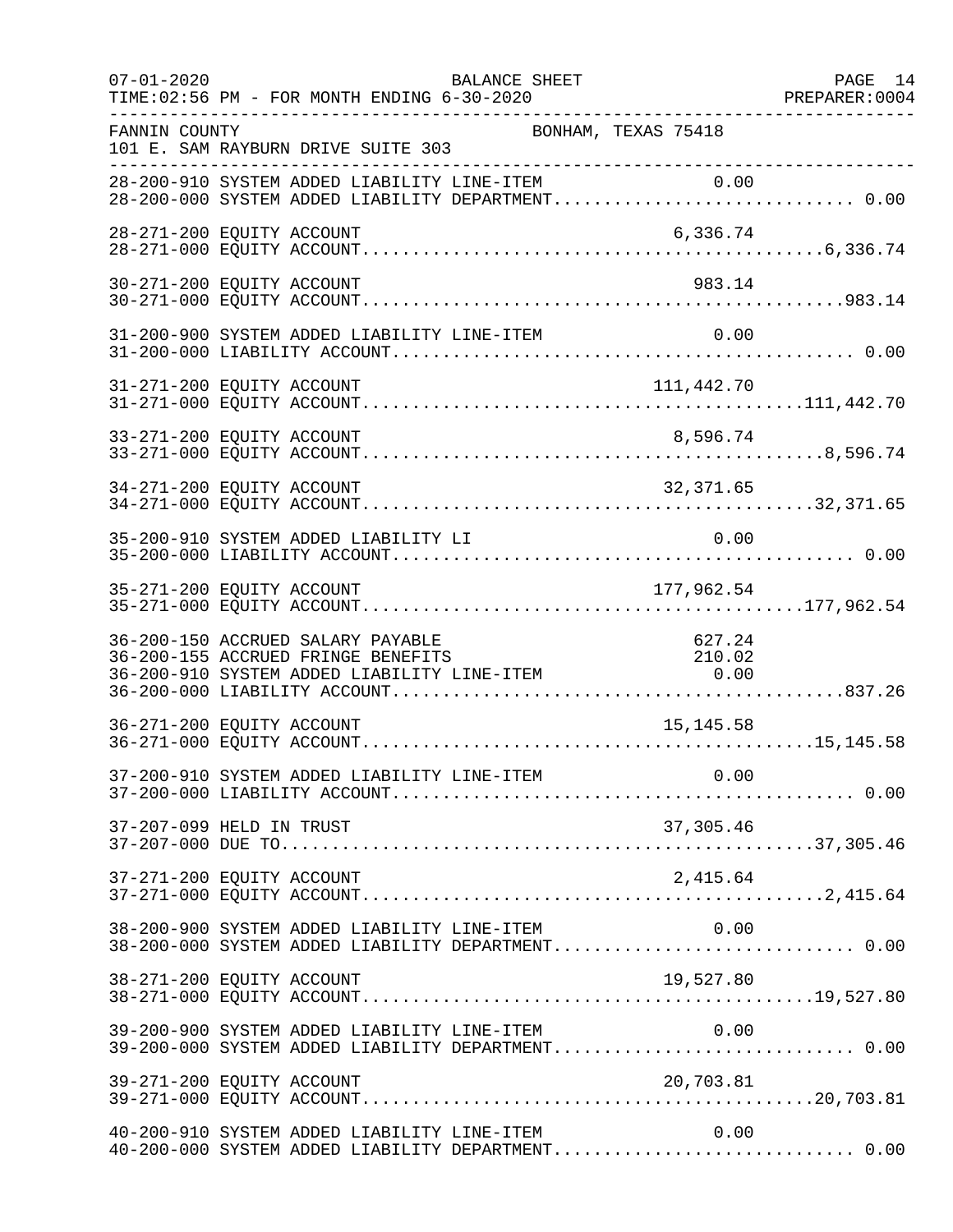FANNIN COUNTY                                    BONHAM, TEXAS 75418
101 E. SAM RAYBURN DRIVE SUITE 303

| Account | Description | Line Item | Total |
|---|---|---|---|
| 28-200-910 | SYSTEM ADDED LIABILITY LINE-ITEM | 0.00 | |
| 28-200-000 | SYSTEM ADDED LIABILITY DEPARTMENT | | 0.00 |
| 28-271-200 | EQUITY ACCOUNT | 6,336.74 | |
| 28-271-000 | EQUITY ACCOUNT | | 6,336.74 |
| 30-271-200 | EQUITY ACCOUNT | 983.14 | |
| 30-271-000 | EQUITY ACCOUNT | | 983.14 |
| 31-200-900 | SYSTEM ADDED LIABILITY LINE-ITEM | 0.00 | |
| 31-200-000 | LIABILITY ACCOUNT | | 0.00 |
| 31-271-200 | EQUITY ACCOUNT | 111,442.70 | |
| 31-271-000 | EQUITY ACCOUNT | | 111,442.70 |
| 33-271-200 | EQUITY ACCOUNT | 8,596.74 | |
| 33-271-000 | EQUITY ACCOUNT | | 8,596.74 |
| 34-271-200 | EQUITY ACCOUNT | 32,371.65 | |
| 34-271-000 | EQUITY ACCOUNT | | 32,371.65 |
| 35-200-910 | SYSTEM ADDED LIABILITY LI | 0.00 | |
| 35-200-000 | LIABILITY ACCOUNT | | 0.00 |
| 35-271-200 | EQUITY ACCOUNT | 177,962.54 | |
| 35-271-000 | EQUITY ACCOUNT | | 177,962.54 |
| 36-200-150 | ACCRUED SALARY PAYABLE | 627.24 | |
| 36-200-155 | ACCRUED FRINGE BENEFITS | 210.02 | |
| 36-200-910 | SYSTEM ADDED LIABILITY LINE-ITEM | 0.00 | |
| 36-200-000 | LIABILITY ACCOUNT | | 837.26 |
| 36-271-200 | EQUITY ACCOUNT | 15,145.58 | |
| 36-271-000 | EQUITY ACCOUNT | | 15,145.58 |
| 37-200-910 | SYSTEM ADDED LIABILITY LINE-ITEM | 0.00 | |
| 37-200-000 | LIABILITY ACCOUNT | | 0.00 |
| 37-207-099 | HELD IN TRUST | 37,305.46 | |
| 37-207-000 | DUE TO | | 37,305.46 |
| 37-271-200 | EQUITY ACCOUNT | 2,415.64 | |
| 37-271-000 | EQUITY ACCOUNT | | 2,415.64 |
| 38-200-900 | SYSTEM ADDED LIABILITY LINE-ITEM | 0.00 | |
| 38-200-000 | SYSTEM ADDED LIABILITY DEPARTMENT | | 0.00 |
| 38-271-200 | EQUITY ACCOUNT | 19,527.80 | |
| 38-271-000 | EQUITY ACCOUNT | | 19,527.80 |
| 39-200-900 | SYSTEM ADDED LIABILITY LINE-ITEM | 0.00 | |
| 39-200-000 | SYSTEM ADDED LIABILITY DEPARTMENT | | 0.00 |
| 39-271-200 | EQUITY ACCOUNT | 20,703.81 | |
| 39-271-000 | EQUITY ACCOUNT | | 20,703.81 |
| 40-200-910 | SYSTEM ADDED LIABILITY LINE-ITEM | 0.00 | |
| 40-200-000 | SYSTEM ADDED LIABILITY DEPARTMENT | | 0.00 |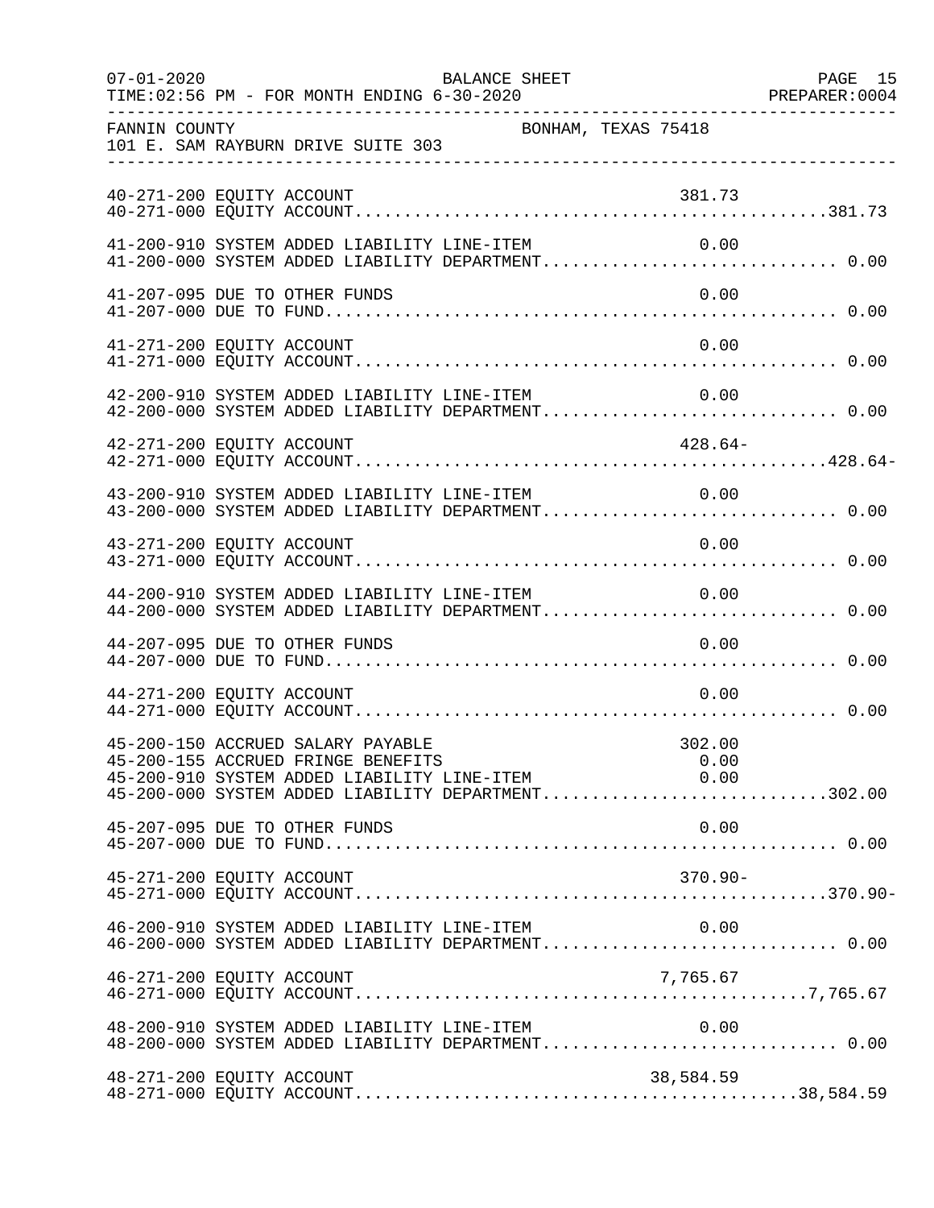FANNIN COUNTY BONHAM, TEXAS 75418
101 E. SAM RAYBURN DRIVE SUITE 303

```
40-271-200 EQUITY ACCOUNT                                          381.73
40-271-000 EQUITY ACCOUNT...............................................381.73

41-200-910 SYSTEM ADDED LIABILITY LINE-ITEM                          0.00
41-200-000 SYSTEM ADDED LIABILITY DEPARTMENT............................ 0.00

41-207-095 DUE TO OTHER FUNDS                                        0.00
41-207-000 DUE TO FUND.................................................. 0.00

41-271-200 EQUITY ACCOUNT                                            0.00
41-271-000 EQUITY ACCOUNT............................................... 0.00

42-200-910 SYSTEM ADDED LIABILITY LINE-ITEM                          0.00
42-200-000 SYSTEM ADDED LIABILITY DEPARTMENT............................ 0.00

42-271-200 EQUITY ACCOUNT                                          428.64-
42-271-000 EQUITY ACCOUNT..............................................428.64-

43-200-910 SYSTEM ADDED LIABILITY LINE-ITEM                          0.00
43-200-000 SYSTEM ADDED LIABILITY DEPARTMENT............................ 0.00

43-271-200 EQUITY ACCOUNT                                            0.00
43-271-000 EQUITY ACCOUNT............................................... 0.00

44-200-910 SYSTEM ADDED LIABILITY LINE-ITEM                          0.00
44-200-000 SYSTEM ADDED LIABILITY DEPARTMENT............................ 0.00

44-207-095 DUE TO OTHER FUNDS                                        0.00
44-207-000 DUE TO FUND.................................................. 0.00

44-271-200 EQUITY ACCOUNT                                            0.00
44-271-000 EQUITY ACCOUNT............................................... 0.00

45-200-150 ACCRUED SALARY PAYABLE                                  302.00
45-200-155 ACCRUED FRINGE BENEFITS                                   0.00
45-200-910 SYSTEM ADDED LIABILITY LINE-ITEM                          0.00
45-200-000 SYSTEM ADDED LIABILITY DEPARTMENT...........................302.00

45-207-095 DUE TO OTHER FUNDS                                        0.00
45-207-000 DUE TO FUND.................................................. 0.00

45-271-200 EQUITY ACCOUNT                                          370.90-
45-271-000 EQUITY ACCOUNT..............................................370.90-

46-200-910 SYSTEM ADDED LIABILITY LINE-ITEM                          0.00
46-200-000 SYSTEM ADDED LIABILITY DEPARTMENT............................ 0.00

46-271-200 EQUITY ACCOUNT                                        7,765.67
46-271-000 EQUITY ACCOUNT.............................................7,765.67

48-200-910 SYSTEM ADDED LIABILITY LINE-ITEM                          0.00
48-200-000 SYSTEM ADDED LIABILITY DEPARTMENT............................ 0.00

48-271-200 EQUITY ACCOUNT                                       38,584.59
48-271-000 EQUITY ACCOUNT............................................38,584.59
```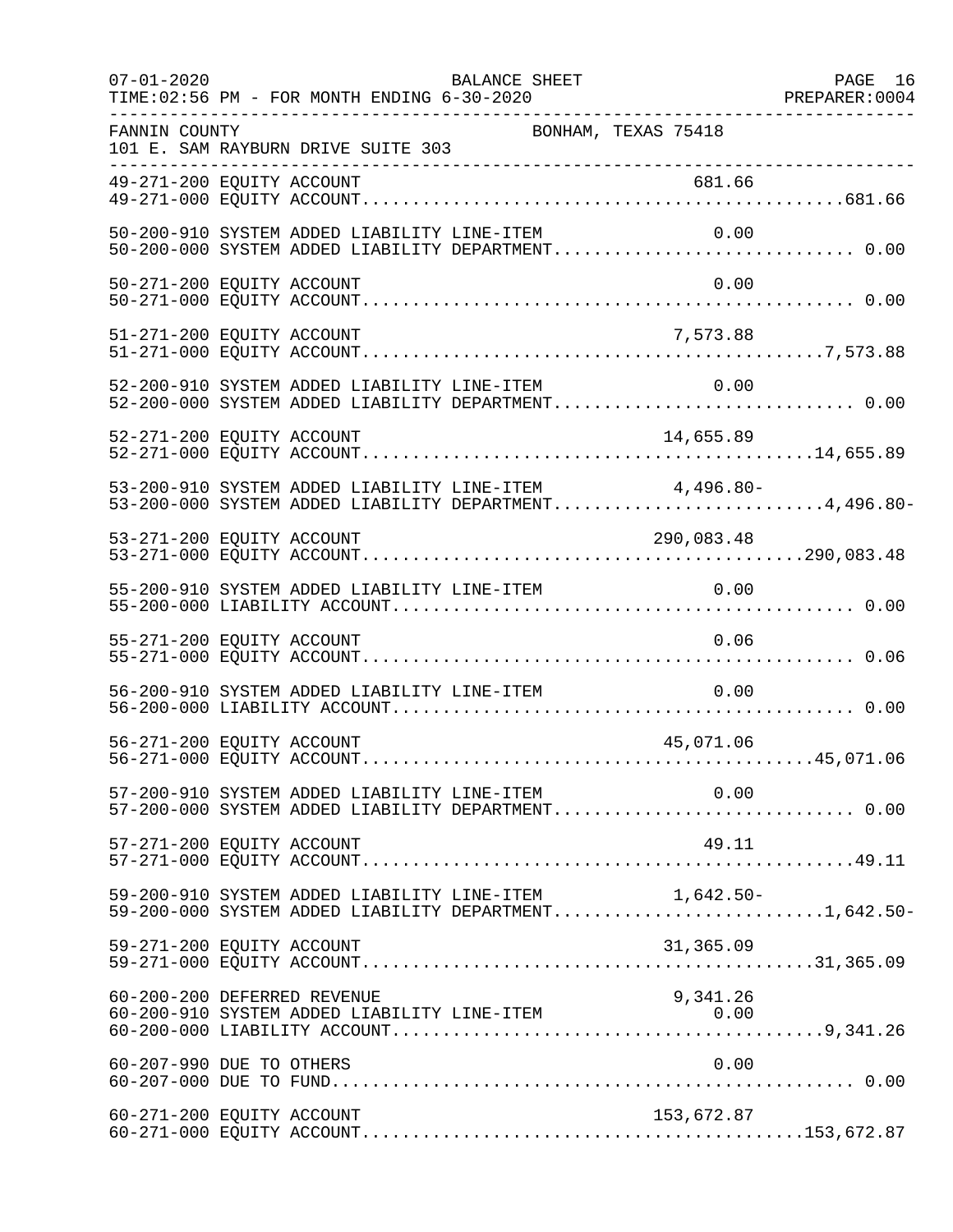FANNIN COUNTY    BONHAM, TEXAS 75418
101 E. SAM RAYBURN DRIVE SUITE 303

| Account | Description | Line-Item Amount | Total |
|---|---|---|---|
| 49-271-200 | EQUITY ACCOUNT | 681.66 | |
| 49-271-000 | EQUITY ACCOUNT | | 681.66 |
| 50-200-910 | SYSTEM ADDED LIABILITY LINE-ITEM | 0.00 | |
| 50-200-000 | SYSTEM ADDED LIABILITY DEPARTMENT | | 0.00 |
| 50-271-200 | EQUITY ACCOUNT | 0.00 | |
| 50-271-000 | EQUITY ACCOUNT | | 0.00 |
| 51-271-200 | EQUITY ACCOUNT | 7,573.88 | |
| 51-271-000 | EQUITY ACCOUNT | | 7,573.88 |
| 52-200-910 | SYSTEM ADDED LIABILITY LINE-ITEM | 0.00 | |
| 52-200-000 | SYSTEM ADDED LIABILITY DEPARTMENT | | 0.00 |
| 52-271-200 | EQUITY ACCOUNT | 14,655.89 | |
| 52-271-000 | EQUITY ACCOUNT | | 14,655.89 |
| 53-200-910 | SYSTEM ADDED LIABILITY LINE-ITEM | 4,496.80- | |
| 53-200-000 | SYSTEM ADDED LIABILITY DEPARTMENT | | 4,496.80- |
| 53-271-200 | EQUITY ACCOUNT | 290,083.48 | |
| 53-271-000 | EQUITY ACCOUNT | | 290,083.48 |
| 55-200-910 | SYSTEM ADDED LIABILITY LINE-ITEM | 0.00 | |
| 55-200-000 | LIABILITY ACCOUNT | | 0.00 |
| 55-271-200 | EQUITY ACCOUNT | 0.06 | |
| 55-271-000 | EQUITY ACCOUNT | | 0.06 |
| 56-200-910 | SYSTEM ADDED LIABILITY LINE-ITEM | 0.00 | |
| 56-200-000 | LIABILITY ACCOUNT | | 0.00 |
| 56-271-200 | EQUITY ACCOUNT | 45,071.06 | |
| 56-271-000 | EQUITY ACCOUNT | | 45,071.06 |
| 57-200-910 | SYSTEM ADDED LIABILITY LINE-ITEM | 0.00 | |
| 57-200-000 | SYSTEM ADDED LIABILITY DEPARTMENT | | 0.00 |
| 57-271-200 | EQUITY ACCOUNT | 49.11 | |
| 57-271-000 | EQUITY ACCOUNT | | 49.11 |
| 59-200-910 | SYSTEM ADDED LIABILITY LINE-ITEM | 1,642.50- | |
| 59-200-000 | SYSTEM ADDED LIABILITY DEPARTMENT | | 1,642.50- |
| 59-271-200 | EQUITY ACCOUNT | 31,365.09 | |
| 59-271-000 | EQUITY ACCOUNT | | 31,365.09 |
| 60-200-200 | DEFERRED REVENUE | 9,341.26 | |
| 60-200-910 | SYSTEM ADDED LIABILITY LINE-ITEM | 0.00 | |
| 60-200-000 | LIABILITY ACCOUNT | | 9,341.26 |
| 60-207-990 | DUE TO OTHERS | 0.00 | |
| 60-207-000 | DUE TO FUND | | 0.00 |
| 60-271-200 | EQUITY ACCOUNT | 153,672.87 | |
| 60-271-000 | EQUITY ACCOUNT | | 153,672.87 |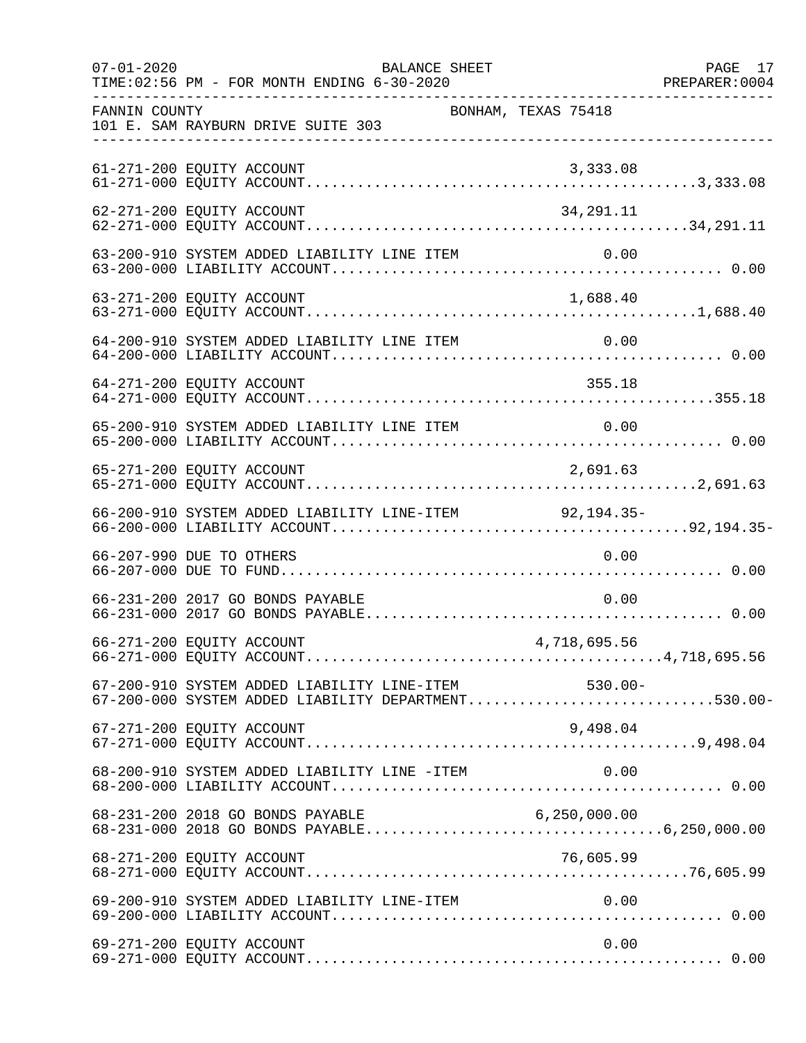FANNIN COUNTY BONHAM, TEXAS 75418
101 E. SAM RAYBURN DRIVE SUITE 303

| Account | Amount | Total |
|---|---|---|
| 61-271-200 EQUITY ACCOUNT | 3,333.08 | |
| 61-271-000 EQUITY ACCOUNT | | 3,333.08 |
| 62-271-200 EQUITY ACCOUNT | 34,291.11 | |
| 62-271-000 EQUITY ACCOUNT | | 34,291.11 |
| 63-200-910 SYSTEM ADDED LIABILITY LINE ITEM | 0.00 | |
| 63-200-000 LIABILITY ACCOUNT | | 0.00 |
| 63-271-200 EQUITY ACCOUNT | 1,688.40 | |
| 63-271-000 EQUITY ACCOUNT | | 1,688.40 |
| 64-200-910 SYSTEM ADDED LIABILITY LINE ITEM | 0.00 | |
| 64-200-000 LIABILITY ACCOUNT | | 0.00 |
| 64-271-200 EQUITY ACCOUNT | 355.18 | |
| 64-271-000 EQUITY ACCOUNT | | 355.18 |
| 65-200-910 SYSTEM ADDED LIABILITY LINE ITEM | 0.00 | |
| 65-200-000 LIABILITY ACCOUNT | | 0.00 |
| 65-271-200 EQUITY ACCOUNT | 2,691.63 | |
| 65-271-000 EQUITY ACCOUNT | | 2,691.63 |
| 66-200-910 SYSTEM ADDED LIABILITY LINE-ITEM | 92,194.35- | |
| 66-200-000 LIABILITY ACCOUNT | | 92,194.35- |
| 66-207-990 DUE TO OTHERS | 0.00 | |
| 66-207-000 DUE TO FUND | | 0.00 |
| 66-231-200 2017 GO BONDS PAYABLE | 0.00 | |
| 66-231-000 2017 GO BONDS PAYABLE | | 0.00 |
| 66-271-200 EQUITY ACCOUNT | 4,718,695.56 | |
| 66-271-000 EQUITY ACCOUNT | | 4,718,695.56 |
| 67-200-910 SYSTEM ADDED LIABILITY LINE-ITEM | 530.00- | |
| 67-200-000 SYSTEM ADDED LIABILITY DEPARTMENT | | 530.00- |
| 67-271-200 EQUITY ACCOUNT | 9,498.04 | |
| 67-271-000 EQUITY ACCOUNT | | 9,498.04 |
| 68-200-910 SYSTEM ADDED LIABILITY LINE -ITEM | 0.00 | |
| 68-200-000 LIABILITY ACCOUNT | | 0.00 |
| 68-231-200 2018 GO BONDS PAYABLE | 6,250,000.00 | |
| 68-231-000 2018 GO BONDS PAYABLE | | 6,250,000.00 |
| 68-271-200 EQUITY ACCOUNT | 76,605.99 | |
| 68-271-000 EQUITY ACCOUNT | | 76,605.99 |
| 69-200-910 SYSTEM ADDED LIABILITY LINE-ITEM | 0.00 | |
| 69-200-000 LIABILITY ACCOUNT | | 0.00 |
| 69-271-200 EQUITY ACCOUNT | 0.00 | |
| 69-271-000 EQUITY ACCOUNT | | 0.00 |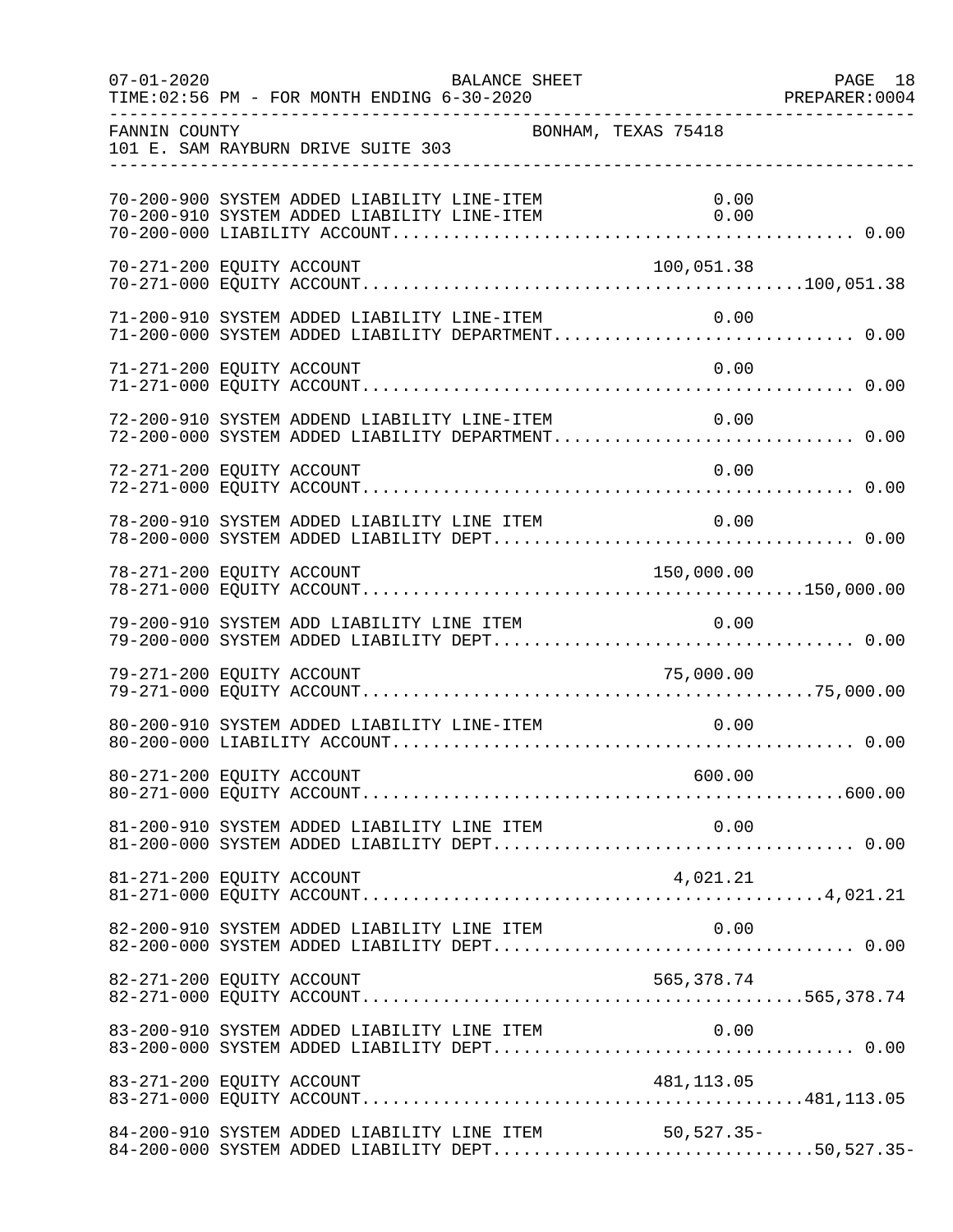FANNIN COUNTY — BONHAM, TEXAS 75418
101 E. SAM RAYBURN DRIVE SUITE 303

BALANCE SHEET
07-01-2020 TIME:02:56 PM - FOR MONTH ENDING 6-30-2020
PREPARER:0004

| Account | Description | Line Amount | Total |
|---|---|---|---|
| 70-200-900 | SYSTEM ADDED LIABILITY LINE-ITEM | 0.00 | |
| 70-200-910 | SYSTEM ADDED LIABILITY LINE-ITEM | 0.00 | |
| 70-200-000 | LIABILITY ACCOUNT | | 0.00 |
| 70-271-200 | EQUITY ACCOUNT | 100,051.38 | |
| 70-271-000 | EQUITY ACCOUNT | | 100,051.38 |
| 71-200-910 | SYSTEM ADDED LIABILITY LINE-ITEM | 0.00 | |
| 71-200-000 | SYSTEM ADDED LIABILITY DEPARTMENT | | 0.00 |
| 71-271-200 | EQUITY ACCOUNT | 0.00 | |
| 71-271-000 | EQUITY ACCOUNT | | 0.00 |
| 72-200-910 | SYSTEM ADDEND LIABILITY LINE-ITEM | 0.00 | |
| 72-200-000 | SYSTEM ADDED LIABILITY DEPARTMENT | | 0.00 |
| 72-271-200 | EQUITY ACCOUNT | 0.00 | |
| 72-271-000 | EQUITY ACCOUNT | | 0.00 |
| 78-200-910 | SYSTEM ADDED LIABILITY LINE ITEM | 0.00 | |
| 78-200-000 | SYSTEM ADDED LIABILITY DEPT | | 0.00 |
| 78-271-200 | EQUITY ACCOUNT | 150,000.00 | |
| 78-271-000 | EQUITY ACCOUNT | | 150,000.00 |
| 79-200-910 | SYSTEM ADD LIABILITY LINE ITEM | 0.00 | |
| 79-200-000 | SYSTEM ADDED LIABILITY DEPT | | 0.00 |
| 79-271-200 | EQUITY ACCOUNT | 75,000.00 | |
| 79-271-000 | EQUITY ACCOUNT | | 75,000.00 |
| 80-200-910 | SYSTEM ADDED LIABILITY LINE-ITEM | 0.00 | |
| 80-200-000 | LIABILITY ACCOUNT | | 0.00 |
| 80-271-200 | EQUITY ACCOUNT | 600.00 | |
| 80-271-000 | EQUITY ACCOUNT | | 600.00 |
| 81-200-910 | SYSTEM ADDED LIABILITY LINE ITEM | 0.00 | |
| 81-200-000 | SYSTEM ADDED LIABILITY DEPT | | 0.00 |
| 81-271-200 | EQUITY ACCOUNT | 4,021.21 | |
| 81-271-000 | EQUITY ACCOUNT | | 4,021.21 |
| 82-200-910 | SYSTEM ADDED LIABILITY LINE ITEM | 0.00 | |
| 82-200-000 | SYSTEM ADDED LIABILITY DEPT | | 0.00 |
| 82-271-200 | EQUITY ACCOUNT | 565,378.74 | |
| 82-271-000 | EQUITY ACCOUNT | | 565,378.74 |
| 83-200-910 | SYSTEM ADDED LIABILITY LINE ITEM | 0.00 | |
| 83-200-000 | SYSTEM ADDED LIABILITY DEPT | | 0.00 |
| 83-271-200 | EQUITY ACCOUNT | 481,113.05 | |
| 83-271-000 | EQUITY ACCOUNT | | 481,113.05 |
| 84-200-910 | SYSTEM ADDED LIABILITY LINE ITEM | 50,527.35- | |
| 84-200-000 | SYSTEM ADDED LIABILITY DEPT | | 50,527.35- |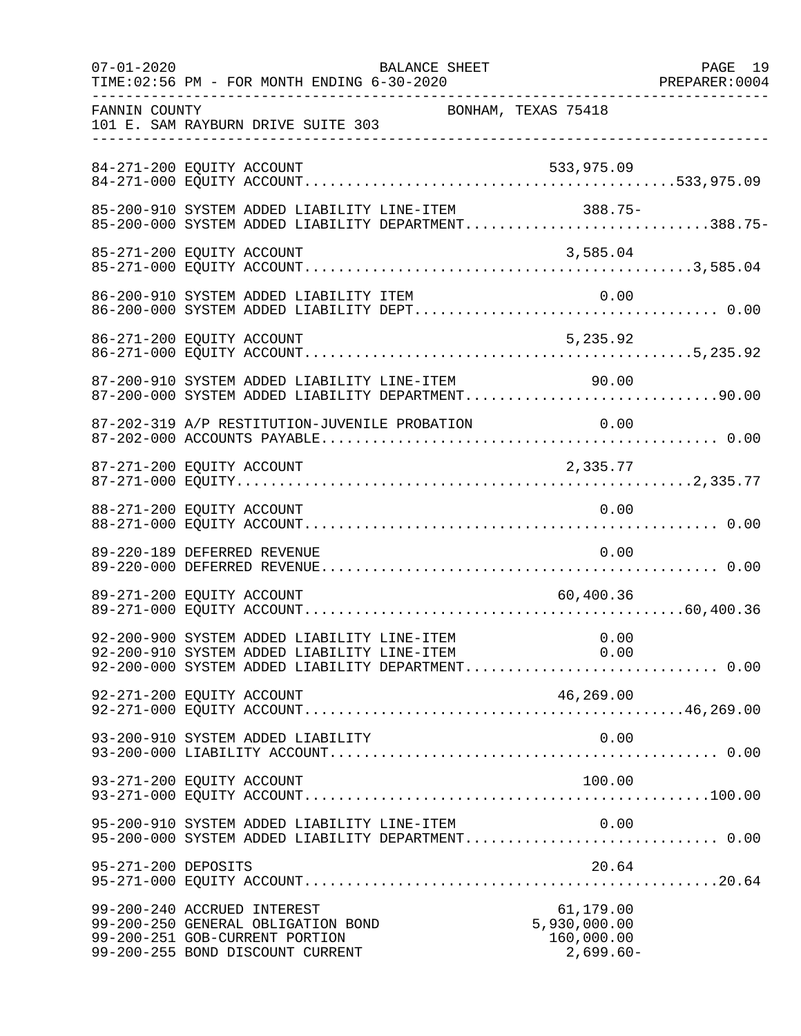FANNIN COUNTY BONHAM, TEXAS 75418
101 E. SAM RAYBURN DRIVE SUITE 303

| Account | Description | Amount | Total |
|---|---|---|---|
| 84-271-200 | EQUITY ACCOUNT | 533,975.09 | |
| 84-271-000 | EQUITY ACCOUNT | | 533,975.09 |
| 85-200-910 | SYSTEM ADDED LIABILITY LINE-ITEM | 388.75- | |
| 85-200-000 | SYSTEM ADDED LIABILITY DEPARTMENT | | 388.75- |
| 85-271-200 | EQUITY ACCOUNT | 3,585.04 | |
| 85-271-000 | EQUITY ACCOUNT | | 3,585.04 |
| 86-200-910 | SYSTEM ADDED LIABILITY ITEM | 0.00 | |
| 86-200-000 | SYSTEM ADDED LIABILITY DEPT | | 0.00 |
| 86-271-200 | EQUITY ACCOUNT | 5,235.92 | |
| 86-271-000 | EQUITY ACCOUNT | | 5,235.92 |
| 87-200-910 | SYSTEM ADDED LIABILITY LINE-ITEM | 90.00 | |
| 87-200-000 | SYSTEM ADDED LIABILITY DEPARTMENT | | 90.00 |
| 87-202-319 | A/P RESTITUTION-JUVENILE PROBATION | 0.00 | |
| 87-202-000 | ACCOUNTS PAYABLE | | 0.00 |
| 87-271-200 | EQUITY ACCOUNT | 2,335.77 | |
| 87-271-000 | EQUITY | | 2,335.77 |
| 88-271-200 | EQUITY ACCOUNT | 0.00 | |
| 88-271-000 | EQUITY ACCOUNT | | 0.00 |
| 89-220-189 | DEFERRED REVENUE | 0.00 | |
| 89-220-000 | DEFERRED REVENUE | | 0.00 |
| 89-271-200 | EQUITY ACCOUNT | 60,400.36 | |
| 89-271-000 | EQUITY ACCOUNT | | 60,400.36 |
| 92-200-900 | SYSTEM ADDED LIABILITY LINE-ITEM | 0.00 | |
| 92-200-910 | SYSTEM ADDED LIABILITY LINE-ITEM | 0.00 | |
| 92-200-000 | SYSTEM ADDED LIABILITY DEPARTMENT | | 0.00 |
| 92-271-200 | EQUITY ACCOUNT | 46,269.00 | |
| 92-271-000 | EQUITY ACCOUNT | | 46,269.00 |
| 93-200-910 | SYSTEM ADDED LIABILITY | 0.00 | |
| 93-200-000 | LIABILITY ACCOUNT | | 0.00 |
| 93-271-200 | EQUITY ACCOUNT | 100.00 | |
| 93-271-000 | EQUITY ACCOUNT | | 100.00 |
| 95-200-910 | SYSTEM ADDED LIABILITY LINE-ITEM | 0.00 | |
| 95-200-000 | SYSTEM ADDED LIABILITY DEPARTMENT | | 0.00 |
| 95-271-200 | DEPOSITS | 20.64 | |
| 95-271-000 | EQUITY ACCOUNT | | 20.64 |
| 99-200-240 | ACCRUED INTEREST | 61,179.00 | |
| 99-200-250 | GENERAL OBLIGATION BOND | 5,930,000.00 | |
| 99-200-251 | GOB-CURRENT PORTION | 160,000.00 | |
| 99-200-255 | BOND DISCOUNT CURRENT | 2,699.60- | |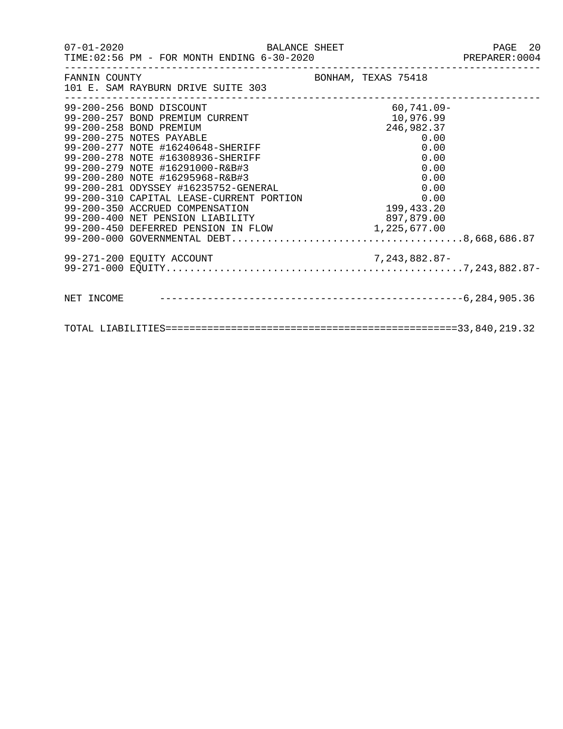FANNIN COUNTY — BONHAM, TEXAS 75418

101 E. SAM RAYBURN DRIVE SUITE 303

| | | | |
|---|---|---|---|
| 99-200-256 | BOND DISCOUNT | 60,741.09- | |
| 99-200-257 | BOND PREMIUM CURRENT | 10,976.99 | |
| 99-200-258 | BOND PREMIUM | 246,982.37 | |
| 99-200-275 | NOTES PAYABLE | 0.00 | |
| 99-200-277 | NOTE #16240648-SHERIFF | 0.00 | |
| 99-200-278 | NOTE #16308936-SHERIFF | 0.00 | |
| 99-200-279 | NOTE #16291000-R&B#3 | 0.00 | |
| 99-200-280 | NOTE #16295968-R&B#3 | 0.00 | |
| 99-200-281 | ODYSSEY #16235752-GENERAL | 0.00 | |
| 99-200-310 | CAPITAL LEASE-CURRENT PORTION | 0.00 | |
| 99-200-350 | ACCRUED COMPENSATION | 199,433.20 | |
| 99-200-400 | NET PENSION LIABILITY | 897,879.00 | |
| 99-200-450 | DEFERRED PENSION IN FLOW | 1,225,677.00 | |
| 99-200-000 | GOVERNMENTAL DEBT | | 8,668,686.87 |
| 99-271-200 | EQUITY ACCOUNT | 7,243,882.87- | |
| 99-271-000 | EQUITY | | 7,243,882.87- |
| | NET INCOME | | 6,284,905.36 |
| | TOTAL LIABILITIES | | 33,840,219.32 |